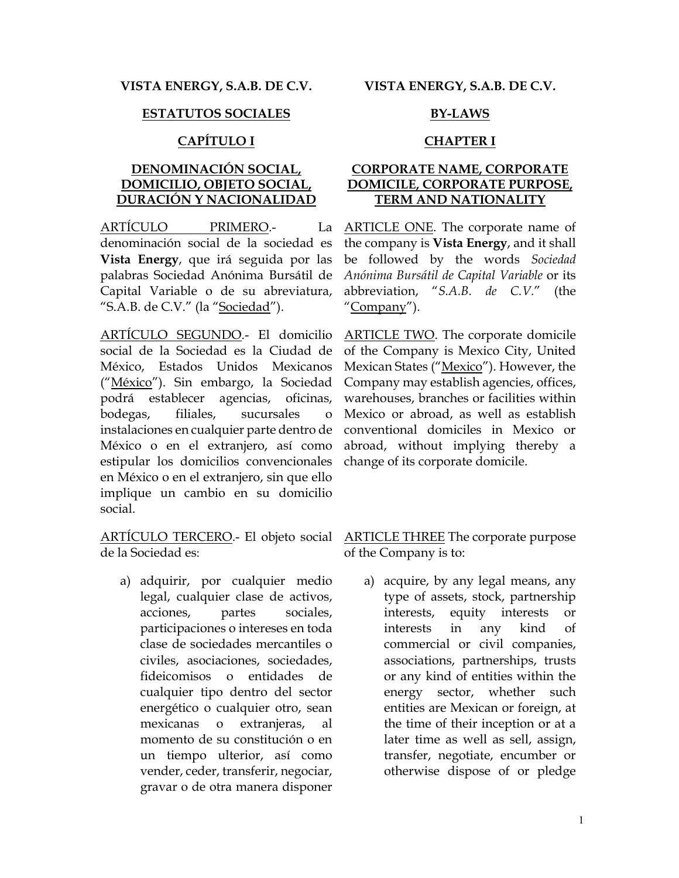**VISTA ENERGY, S.A.B. DE C.V.**

**ESTATUTOS SOCIALES**

**CAPÍTULO I**

**DENOMINACIÓN SOCIAL, DOMICILIO, OBJETO SOCIAL, DURACIÓN Y NACIONALIDAD**

ARTÍCULO PRIMERO.- La denominación social de la sociedad es **Vista Energy**, que irá seguida por las palabras Sociedad Anónima Bursátil de Capital Variable o de su abreviatura, "S.A.B. de C.V." (la "Sociedad").

ARTÍCULO SEGUNDO.- El domicilio social de la Sociedad es la Ciudad de México, Estados Unidos Mexicanos ("México"). Sin embargo, la Sociedad podrá establecer agencias, oficinas, bodegas, filiales, sucursales o instalaciones en cualquier parte dentro de México o en el extranjero, así como estipular los domicilios convencionales en México o en el extranjero, sin que ello implique un cambio en su domicilio social.

ARTÍCULO TERCERO.- El objeto social de la Sociedad es:

a) adquirir, por cualquier medio legal, cualquier clase de activos, acciones, partes sociales, participaciones o intereses en toda clase de sociedades mercantiles o civiles, asociaciones, sociedades, fideicomisos o entidades de cualquier tipo dentro del sector energético o cualquier otro, sean mexicanas o extranjeras, al momento de su constitución o en un tiempo ulterior, así como vender, ceder, transferir, negociar, gravar o de otra manera disponer

**VISTA ENERGY, S.A.B. DE C.V.**

**BY-LAWS**

**CHAPTER I**

**CORPORATE NAME, CORPORATE DOMICILE, CORPORATE PURPOSE, TERM AND NATIONALITY**

ARTICLE ONE. The corporate name of the company is **Vista Energy**, and it shall be followed by the words *Sociedad Anónima Bursátil de Capital Variable* or its abbreviation, "*S.A.B. de C.V.*" (the "Company").

ARTICLE TWO. The corporate domicile of the Company is Mexico City, United Mexican States ("Mexico"). However, the Company may establish agencies, offices, warehouses, branches or facilities within Mexico or abroad, as well as establish conventional domiciles in Mexico or abroad, without implying thereby a change of its corporate domicile.

ARTICLE THREE The corporate purpose of the Company is to:

a) acquire, by any legal means, any type of assets, stock, partnership interests, equity interests or interests in any kind of commercial or civil companies, associations, partnerships, trusts or any kind of entities within the energy sector, whether such entities are Mexican or foreign, at the time of their inception or at a later time as well as sell, assign, transfer, negotiate, encumber or otherwise dispose of or pledge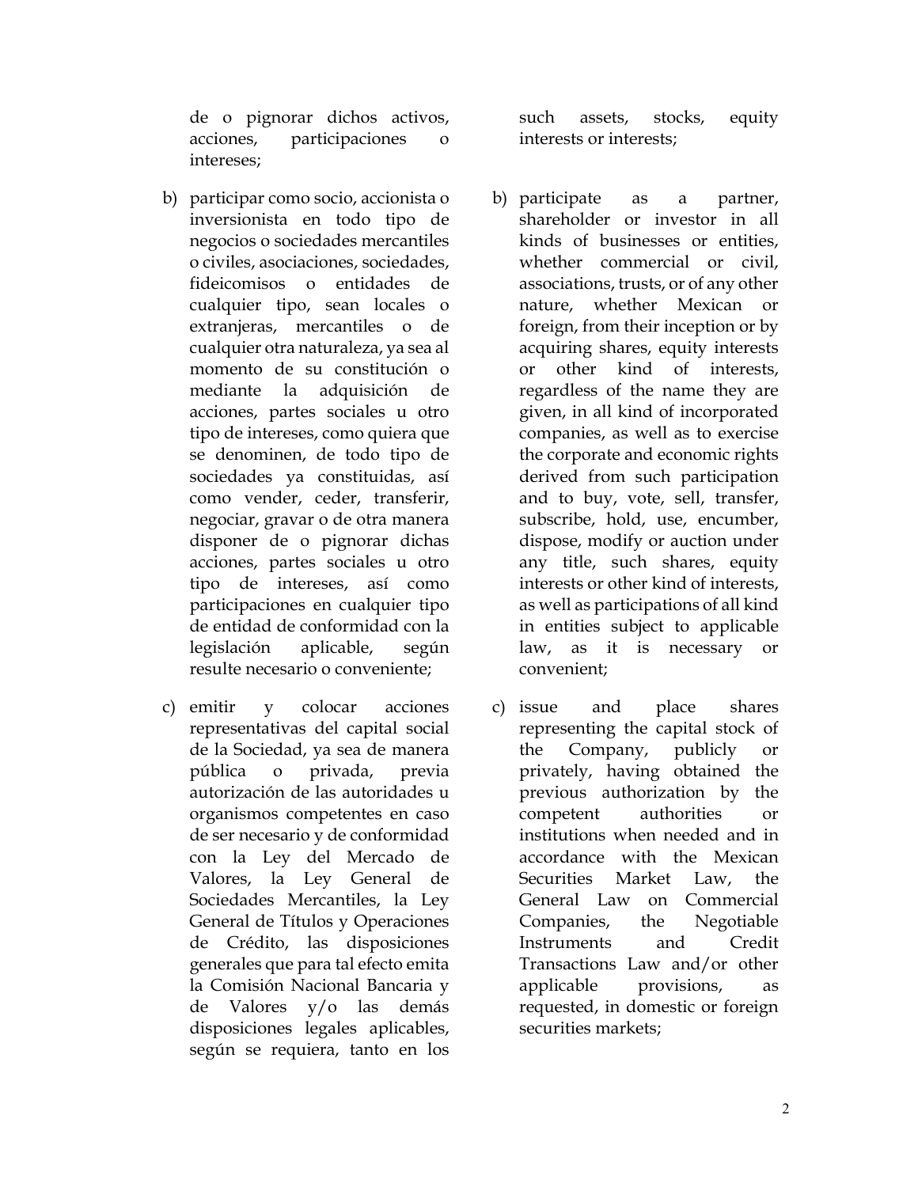de o pignorar dichos activos, acciones, participaciones o intereses;

b) participar como socio, accionista o inversionista en todo tipo de negocios o sociedades mercantiles o civiles, asociaciones, sociedades, fideicomisos o entidades de cualquier tipo, sean locales o extranjeras, mercantiles o de cualquier otra naturaleza, ya sea al momento de su constitución o mediante la adquisición de acciones, partes sociales u otro tipo de intereses, como quiera que se denominen, de todo tipo de sociedades ya constituidas, así como vender, ceder, transferir, negociar, gravar o de otra manera disponer de o pignorar dichas acciones, partes sociales u otro tipo de intereses, así como participaciones en cualquier tipo de entidad de conformidad con la legislación aplicable, según resulte necesario o conveniente;

c) emitir y colocar acciones representativas del capital social de la Sociedad, ya sea de manera pública o privada, previa autorización de las autoridades u organismos competentes en caso de ser necesario y de conformidad con la Ley del Mercado de Valores, la Ley General de Sociedades Mercantiles, la Ley General de Títulos y Operaciones de Crédito, las disposiciones generales que para tal efecto emita la Comisión Nacional Bancaria y de Valores y/o las demás disposiciones legales aplicables, según se requiera, tanto en los

such assets, stocks, equity interests or interests;

b) participate as a partner, shareholder or investor in all kinds of businesses or entities, whether commercial or civil, associations, trusts, or of any other nature, whether Mexican or foreign, from their inception or by acquiring shares, equity interests or other kind of interests, regardless of the name they are given, in all kind of incorporated companies, as well as to exercise the corporate and economic rights derived from such participation and to buy, vote, sell, transfer, subscribe, hold, use, encumber, dispose, modify or auction under any title, such shares, equity interests or other kind of interests, as well as participations of all kind in entities subject to applicable law, as it is necessary or convenient;

c) issue and place shares representing the capital stock of the Company, publicly or privately, having obtained the previous authorization by the competent authorities or institutions when needed and in accordance with the Mexican Securities Market Law, the General Law on Commercial Companies, the Negotiable Instruments and Credit Transactions Law and/or other applicable provisions, as requested, in domestic or foreign securities markets;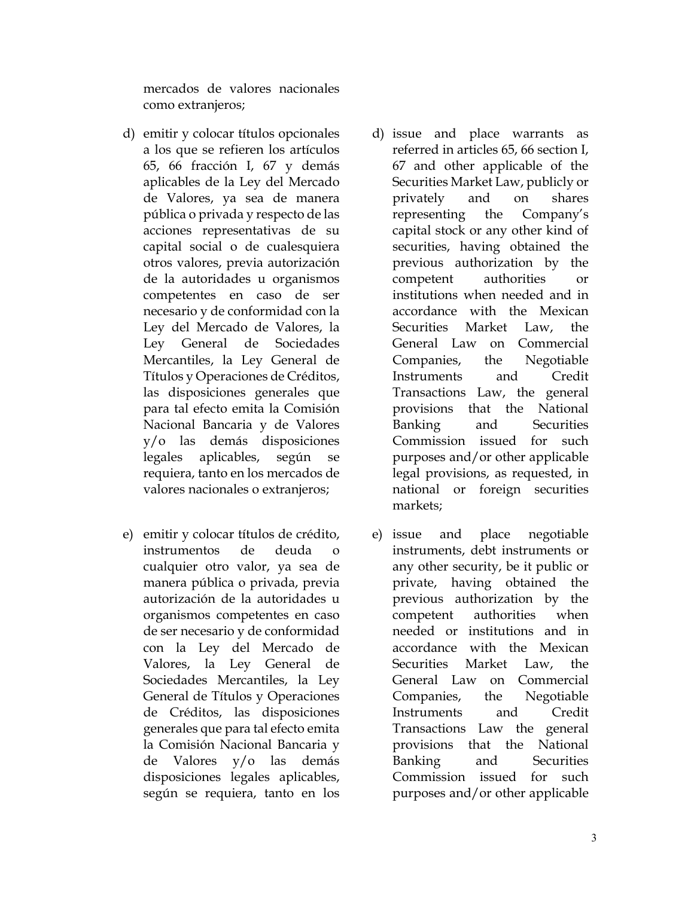mercados de valores nacionales como extranjeros;

d) emitir y colocar títulos opcionales a los que se refieren los artículos 65, 66 fracción I, 67 y demás aplicables de la Ley del Mercado de Valores, ya sea de manera pública o privada y respecto de las acciones representativas de su capital social o de cualesquiera otros valores, previa autorización de la autoridades u organismos competentes en caso de ser necesario y de conformidad con la Ley del Mercado de Valores, la Ley General de Sociedades Mercantiles, la Ley General de Títulos y Operaciones de Créditos, las disposiciones generales que para tal efecto emita la Comisión Nacional Bancaria y de Valores y/o las demás disposiciones legales aplicables, según se requiera, tanto en los mercados de valores nacionales o extranjeros;

e) emitir y colocar títulos de crédito, instrumentos de deuda o cualquier otro valor, ya sea de manera pública o privada, previa autorización de la autoridades u organismos competentes en caso de ser necesario y de conformidad con la Ley del Mercado de Valores, la Ley General de Sociedades Mercantiles, la Ley General de Títulos y Operaciones de Créditos, las disposiciones generales que para tal efecto emita la Comisión Nacional Bancaria y de Valores y/o las demás disposiciones legales aplicables, según se requiera, tanto en los

d) issue and place warrants as referred in articles 65, 66 section I, 67 and other applicable of the Securities Market Law, publicly or privately and on shares representing the Company's capital stock or any other kind of securities, having obtained the previous authorization by the competent authorities or institutions when needed and in accordance with the Mexican Securities Market Law, the General Law on Commercial Companies, the Negotiable Instruments and Credit Transactions Law, the general provisions that the National Banking and Securities Commission issued for such purposes and/or other applicable legal provisions, as requested, in national or foreign securities markets;

e) issue and place negotiable instruments, debt instruments or any other security, be it public or private, having obtained the previous authorization by the competent authorities when needed or institutions and in accordance with the Mexican Securities Market Law, the General Law on Commercial Companies, the Negotiable Instruments and Credit Transactions Law the general provisions that the National Banking and Securities Commission issued for such purposes and/or other applicable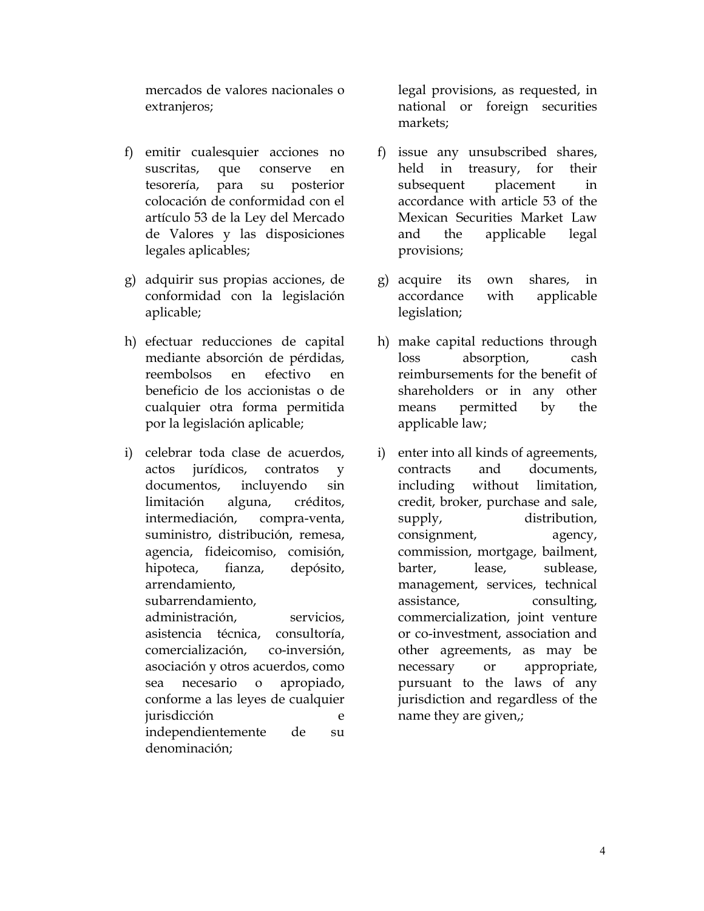mercados de valores nacionales o extranjeros;

f) emitir cualesquier acciones no suscritas, que conserve en tesorería, para su posterior colocación de conformidad con el artículo 53 de la Ley del Mercado de Valores y las disposiciones legales aplicables;

g) adquirir sus propias acciones, de conformidad con la legislación aplicable;

h) efectuar reducciones de capital mediante absorción de pérdidas, reembolsos en efectivo en beneficio de los accionistas o de cualquier otra forma permitida por la legislación aplicable;

i) celebrar toda clase de acuerdos, actos jurídicos, contratos y documentos, incluyendo sin limitación alguna, créditos, intermediación, compra-venta, suministro, distribución, remesa, agencia, fideicomiso, comisión, hipoteca, fianza, depósito, arrendamiento, subarrendamiento, administración, servicios, asistencia técnica, consultoría, comercialización, co-inversión, asociación y otros acuerdos, como sea necesario o apropiado, conforme a las leyes de cualquier jurisdicción e independientemente de su denominación;

legal provisions, as requested, in national or foreign securities markets;

f) issue any unsubscribed shares, held in treasury, for their subsequent placement in accordance with article 53 of the Mexican Securities Market Law and the applicable legal provisions;

g) acquire its own shares, in accordance with applicable legislation;

h) make capital reductions through loss absorption, cash reimbursements for the benefit of shareholders or in any other means permitted by the applicable law;

i) enter into all kinds of agreements, contracts and documents, including without limitation, credit, broker, purchase and sale, supply, distribution, consignment, agency, commission, mortgage, bailment, barter, lease, sublease, management, services, technical assistance, consulting, commercialization, joint venture or co-investment, association and other agreements, as may be necessary or appropriate, pursuant to the laws of any jurisdiction and regardless of the name they are given,;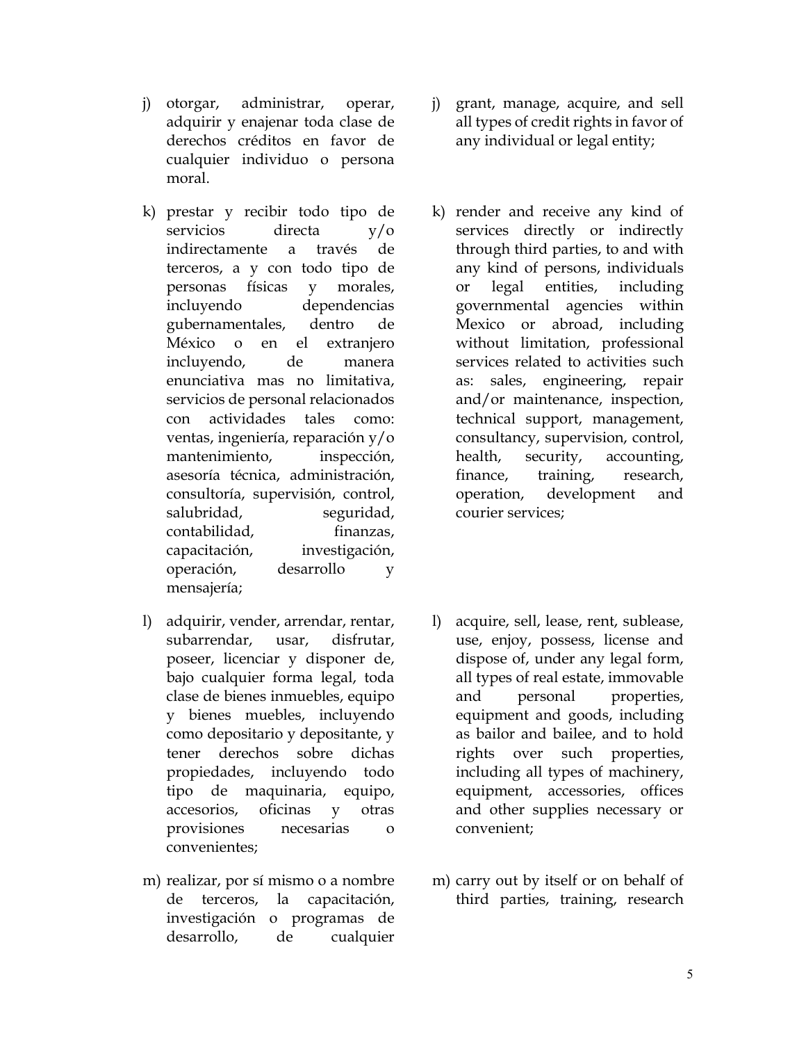j) otorgar, administrar, operar, adquirir y enajenar toda clase de derechos créditos en favor de cualquier individuo o persona moral.

j) grant, manage, acquire, and sell all types of credit rights in favor of any individual or legal entity;

k) prestar y recibir todo tipo de servicios directa y/o indirectamente a través de terceros, a y con todo tipo de personas físicas y morales, incluyendo dependencias gubernamentales, dentro de México o en el extranjero incluyendo, de manera enunciativa mas no limitativa, servicios de personal relacionados con actividades tales como: ventas, ingeniería, reparación y/o mantenimiento, inspección, asesoría técnica, administración, consultoría, supervisión, control, salubridad, seguridad, contabilidad, finanzas, capacitación, investigación, operación, desarrollo y mensajería;

k) render and receive any kind of services directly or indirectly through third parties, to and with any kind of persons, individuals or legal entities, including governmental agencies within Mexico or abroad, including without limitation, professional services related to activities such as: sales, engineering, repair and/or maintenance, inspection, technical support, management, consultancy, supervision, control, health, security, accounting, finance, training, research, operation, development and courier services;

l) adquirir, vender, arrendar, rentar, subarrendar, usar, disfrutar, poseer, licenciar y disponer de, bajo cualquier forma legal, toda clase de bienes inmuebles, equipo y bienes muebles, incluyendo como depositario y depositante, y tener derechos sobre dichas propiedades, incluyendo todo tipo de maquinaria, equipo, accesorios, oficinas y otras provisiones necesarias o convenientes;

l) acquire, sell, lease, rent, sublease, use, enjoy, possess, license and dispose of, under any legal form, all types of real estate, immovable and personal properties, equipment and goods, including as bailor and bailee, and to hold rights over such properties, including all types of machinery, equipment, accessories, offices and other supplies necessary or convenient;

m) realizar, por sí mismo o a nombre de terceros, la capacitación, investigación o programas de desarrollo, de cualquier

m) carry out by itself or on behalf of third parties, training, research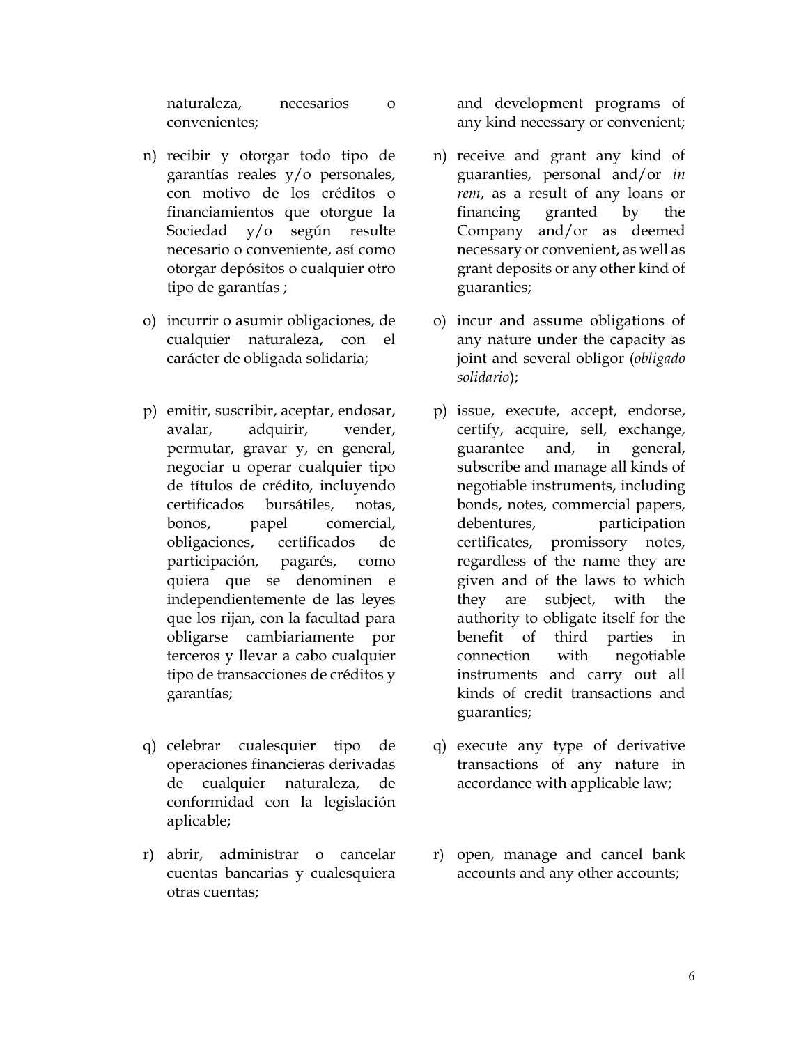| | |
|---|---|
| naturaleza, necesarios o convenientes; | and development programs of any kind necessary or convenient; |
| n) recibir y otorgar todo tipo de garantías reales y/o personales, con motivo de los créditos o financiamientos que otorgue la Sociedad y/o según resulte necesario o conveniente, así como otorgar depósitos o cualquier otro tipo de garantías ; | n) receive and grant any kind of guaranties, personal and/or *in rem*, as a result of any loans or financing granted by the Company and/or as deemed necessary or convenient, as well as grant deposits or any other kind of guaranties; |
| o) incurrir o asumir obligaciones, de cualquier naturaleza, con el carácter de obligada solidaria; | o) incur and assume obligations of any nature under the capacity as joint and several obligor (*obligado solidario*); |
| p) emitir, suscribir, aceptar, endosar, avalar, adquirir, vender, permutar, gravar y, en general, negociar u operar cualquier tipo de títulos de crédito, incluyendo certificados bursátiles, notas, bonos, papel comercial, obligaciones, certificados de participación, pagarés, como quiera que se denominen e independientemente de las leyes que los rijan, con la facultad para obligarse cambiariamente por terceros y llevar a cabo cualquier tipo de transacciones de créditos y garantías; | p) issue, execute, accept, endorse, certify, acquire, sell, exchange, guarantee and, in general, subscribe and manage all kinds of negotiable instruments, including bonds, notes, commercial papers, debentures, participation certificates, promissory notes, regardless of the name they are given and of the laws to which they are subject, with the authority to obligate itself for the benefit of third parties in connection with negotiable instruments and carry out all kinds of credit transactions and guaranties; |
| q) celebrar cualesquier tipo de operaciones financieras derivadas de cualquier naturaleza, de conformidad con la legislación aplicable; | q) execute any type of derivative transactions of any nature in accordance with applicable law; |
| r) abrir, administrar o cancelar cuentas bancarias y cualesquiera otras cuentas; | r) open, manage and cancel bank accounts and any other accounts; |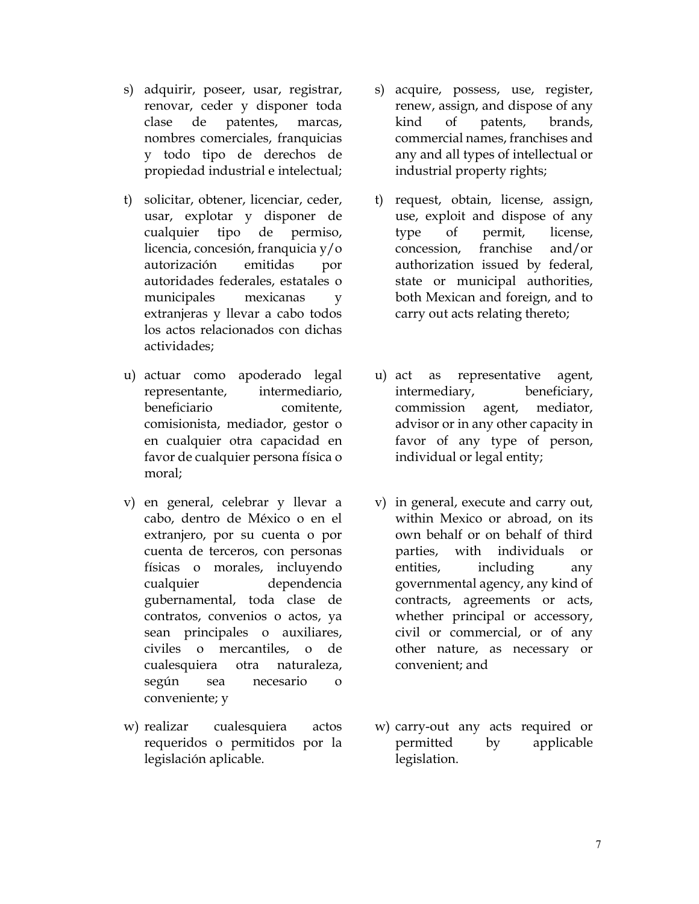s) adquirir, poseer, usar, registrar, renovar, ceder y disponer toda clase de patentes, marcas, nombres comerciales, franquicias y todo tipo de derechos de propiedad industrial e intelectual;

s) acquire, possess, use, register, renew, assign, and dispose of any kind of patents, brands, commercial names, franchises and any and all types of intellectual or industrial property rights;

t) solicitar, obtener, licenciar, ceder, usar, explotar y disponer de cualquier tipo de permiso, licencia, concesión, franquicia y/o autorización emitidas por autoridades federales, estatales o municipales mexicanas y extranjeras y llevar a cabo todos los actos relacionados con dichas actividades;

t) request, obtain, license, assign, use, exploit and dispose of any type of permit, license, concession, franchise and/or authorization issued by federal, state or municipal authorities, both Mexican and foreign, and to carry out acts relating thereto;

u) actuar como apoderado legal representante, intermediario, beneficiario comitente, comisionista, mediador, gestor o en cualquier otra capacidad en favor de cualquier persona física o moral;

u) act as representative agent, intermediary, beneficiary, commission agent, mediator, advisor or in any other capacity in favor of any type of person, individual or legal entity;

v) en general, celebrar y llevar a cabo, dentro de México o en el extranjero, por su cuenta o por cuenta de terceros, con personas físicas o morales, incluyendo cualquier dependencia gubernamental, toda clase de contratos, convenios o actos, ya sean principales o auxiliares, civiles o mercantiles, o de cualesquiera otra naturaleza, según sea necesario o conveniente; y

v) in general, execute and carry out, within Mexico or abroad, on its own behalf or on behalf of third parties, with individuals or entities, including any governmental agency, any kind of contracts, agreements or acts, whether principal or accessory, civil or commercial, or of any other nature, as necessary or convenient; and

w) realizar cualesquiera actos requeridos o permitidos por la legislación aplicable.

w) carry-out any acts required or permitted by applicable legislation.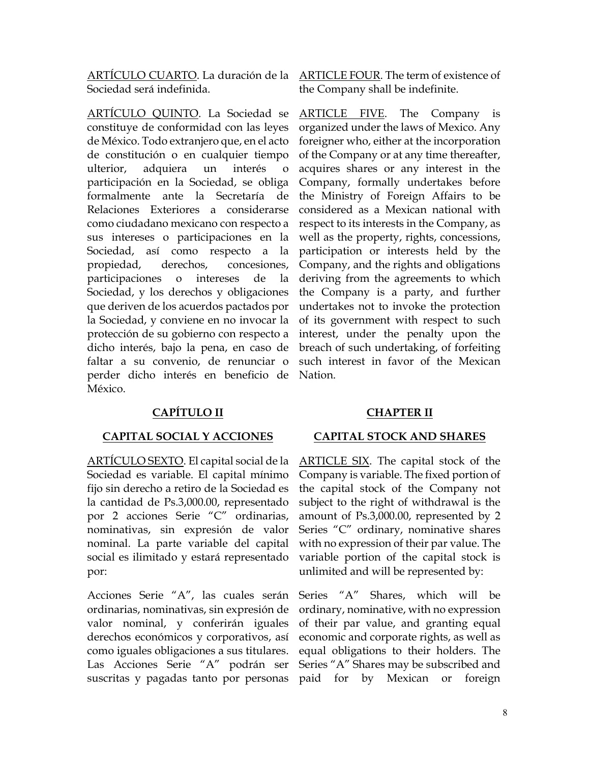ARTÍCULO CUARTO. La duración de la Sociedad será indefinida.

ARTICLE FOUR. The term of existence of the Company shall be indefinite.

ARTÍCULO QUINTO. La Sociedad se constituye de conformidad con las leyes de México. Todo extranjero que, en el acto de constitución o en cualquier tiempo ulterior, adquiera un interés o participación en la Sociedad, se obliga formalmente ante la Secretaría de Relaciones Exteriores a considerarse como ciudadano mexicano con respecto a sus intereses o participaciones en la Sociedad, así como respecto a la propiedad, derechos, concesiones, participaciones o intereses de la Sociedad, y los derechos y obligaciones que deriven de los acuerdos pactados por la Sociedad, y conviene en no invocar la protección de su gobierno con respecto a dicho interés, bajo la pena, en caso de faltar a su convenio, de renunciar o perder dicho interés en beneficio de México.

ARTICLE FIVE. The Company is organized under the laws of Mexico. Any foreigner who, either at the incorporation of the Company or at any time thereafter, acquires shares or any interest in the Company, formally undertakes before the Ministry of Foreign Affairs to be considered as a Mexican national with respect to its interests in the Company, as well as the property, rights, concessions, participation or interests held by the Company, and the rights and obligations deriving from the agreements to which the Company is a party, and further undertakes not to invoke the protection of its government with respect to such interest, under the penalty upon the breach of such undertaking, of forfeiting such interest in favor of the Mexican Nation.

## CAPÍTULO II

## CAPITAL SOCIAL Y ACCIONES

## CHAPTER II

## CAPITAL STOCK AND SHARES

ARTÍCULO SEXTO. El capital social de la Sociedad es variable. El capital mínimo fijo sin derecho a retiro de la Sociedad es la cantidad de Ps.3,000.00, representado por 2 acciones Serie "C" ordinarias, nominativas, sin expresión de valor nominal. La parte variable del capital social es ilimitado y estará representado por:

ARTICLE SIX. The capital stock of the Company is variable. The fixed portion of the capital stock of the Company not subject to the right of withdrawal is the amount of Ps.3,000.00, represented by 2 Series "C" ordinary, nominative shares with no expression of their par value. The variable portion of the capital stock is unlimited and will be represented by:

Acciones Serie "A", las cuales serán ordinarias, nominativas, sin expresión de valor nominal, y conferirán iguales derechos económicos y corporativos, así como iguales obligaciones a sus titulares. Las Acciones Serie "A" podrán ser suscritas y pagadas tanto por personas

Series "A" Shares, which will be ordinary, nominative, with no expression of their par value, and granting equal economic and corporate rights, as well as equal obligations to their holders. The Series "A" Shares may be subscribed and paid for by Mexican or foreign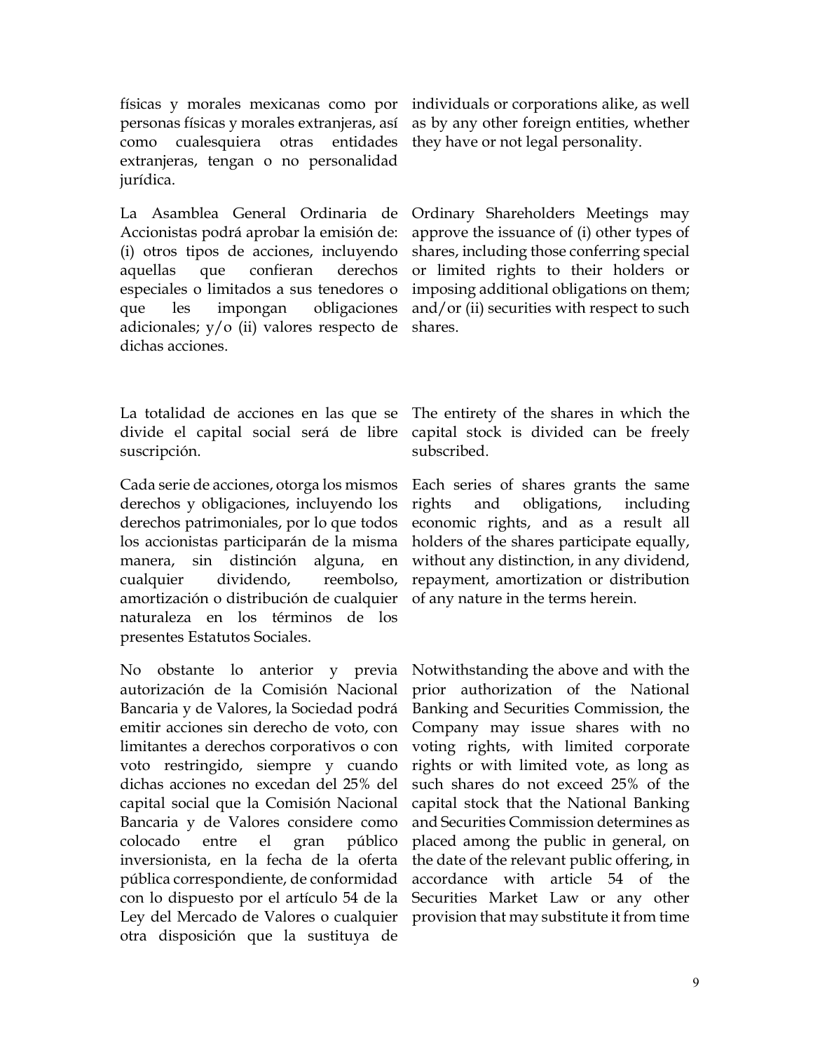| | |
|---|---|
| físicas y morales mexicanas como por personas físicas y morales extranjeras, así como cualesquiera otras entidades extranjeras, tengan o no personalidad jurídica. | individuals or corporations alike, as well as by any other foreign entities, whether they have or not legal personality. |
| La Asamblea General Ordinaria de Accionistas podrá aprobar la emisión de: (i) otros tipos de acciones, incluyendo aquellas que confieran derechos especiales o limitados a sus tenedores o que les impongan obligaciones adicionales; y/o (ii) valores respecto de dichas acciones. | Ordinary Shareholders Meetings may approve the issuance of (i) other types of shares, including those conferring special or limited rights to their holders or imposing additional obligations on them; and/or (ii) securities with respect to such shares. |
| La totalidad de acciones en las que se divide el capital social será de libre suscripción. | The entirety of the shares in which the capital stock is divided can be freely subscribed. |
| Cada serie de acciones, otorga los mismos derechos y obligaciones, incluyendo los derechos patrimoniales, por lo que todos los accionistas participarán de la misma manera, sin distinción alguna, en cualquier dividendo, reembolso, amortización o distribución de cualquier naturaleza en los términos de los presentes Estatutos Sociales. | Each series of shares grants the same rights and obligations, including economic rights, and as a result all holders of the shares participate equally, without any distinction, in any dividend, repayment, amortization or distribution of any nature in the terms herein. |
| No obstante lo anterior y previa autorización de la Comisión Nacional Bancaria y de Valores, la Sociedad podrá emitir acciones sin derecho de voto, con limitantes a derechos corporativos o con voto restringido, siempre y cuando dichas acciones no excedan del 25% del capital social que la Comisión Nacional Bancaria y de Valores considere como colocado entre el gran público inversionista, en la fecha de la oferta pública correspondiente, de conformidad con lo dispuesto por el artículo 54 de la Ley del Mercado de Valores o cualquier otra disposición que la sustituya de | Notwithstanding the above and with the prior authorization of the National Banking and Securities Commission, the Company may issue shares with no voting rights, with limited corporate rights or with limited vote, as long as such shares do not exceed 25% of the capital stock that the National Banking and Securities Commission determines as placed among the public in general, on the date of the relevant public offering, in accordance with article 54 of the Securities Market Law or any other provision that may substitute it from time |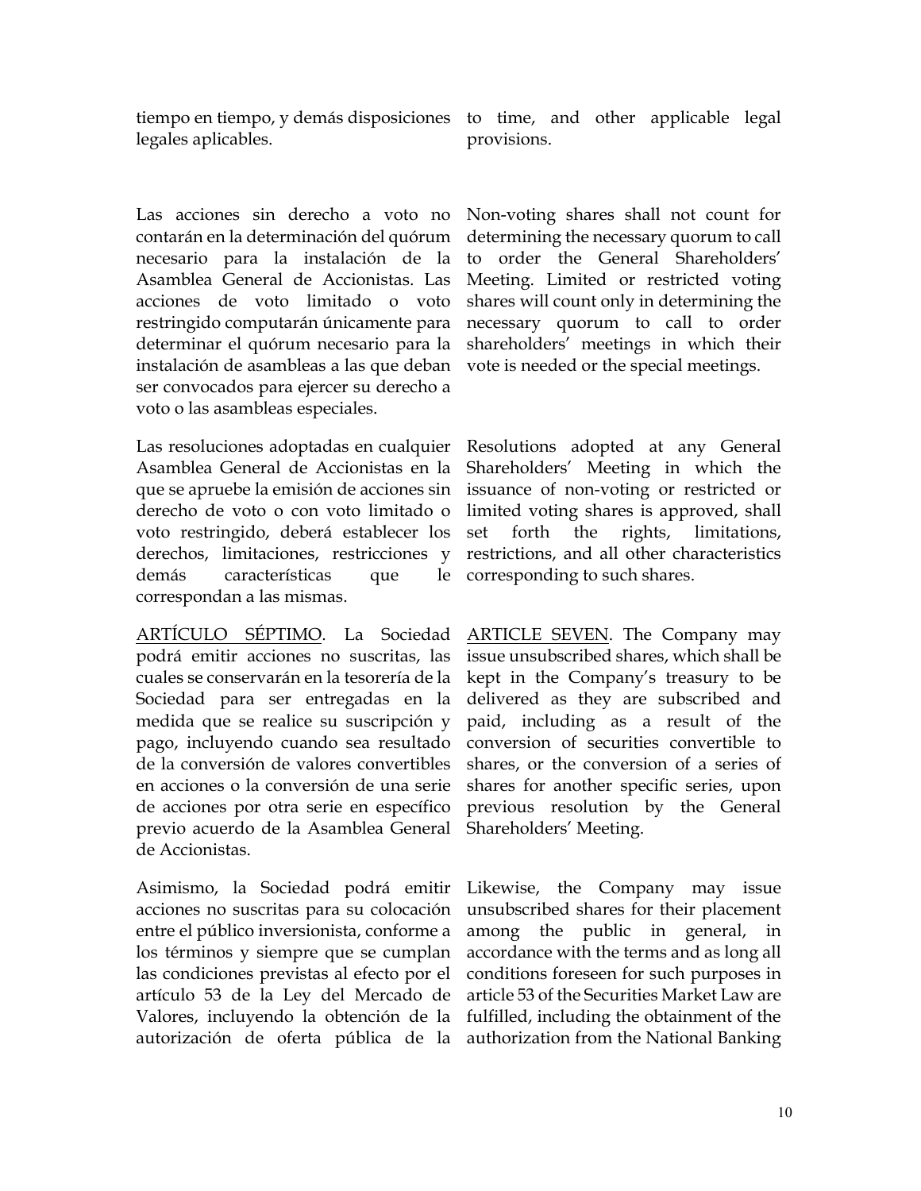| | |
|---|---|
| tiempo en tiempo, y demás disposiciones legales aplicables. | to time, and other applicable legal provisions. |
| Las acciones sin derecho a voto no contarán en la determinación del quórum necesario para la instalación de la Asamblea General de Accionistas. Las acciones de voto limitado o voto restringido computarán únicamente para determinar el quórum necesario para la instalación de asambleas a las que deban ser convocados para ejercer su derecho a voto o las asambleas especiales. | Non-voting shares shall not count for determining the necessary quorum to call to order the General Shareholders' Meeting. Limited or restricted voting shares will count only in determining the necessary quorum to call to order shareholders' meetings in which their vote is needed or the special meetings. |
| Las resoluciones adoptadas en cualquier Asamblea General de Accionistas en la que se apruebe la emisión de acciones sin derecho de voto o con voto limitado o voto restringido, deberá establecer los derechos, limitaciones, restricciones y demás características que le correspondan a las mismas. | Resolutions adopted at any General Shareholders' Meeting in which the issuance of non-voting or restricted or limited voting shares is approved, shall set forth the rights, limitations, restrictions, and all other characteristics corresponding to such shares. |
| <u>ARTÍCULO SÉPTIMO</u>. La Sociedad podrá emitir acciones no suscritas, las cuales se conservarán en la tesorería de la Sociedad para ser entregadas en la medida que se realice su suscripción y pago, incluyendo cuando sea resultado de la conversión de valores convertibles en acciones o la conversión de una serie de acciones por otra serie en específico previo acuerdo de la Asamblea General de Accionistas. | <u>ARTICLE SEVEN</u>. The Company may issue unsubscribed shares, which shall be kept in the Company's treasury to be delivered as they are subscribed and paid, including as a result of the conversion of securities convertible to shares, or the conversion of a series of shares for another specific series, upon previous resolution by the General Shareholders' Meeting. |
| Asimismo, la Sociedad podrá emitir acciones no suscritas para su colocación entre el público inversionista, conforme a los términos y siempre que se cumplan las condiciones previstas al efecto por el artículo 53 de la Ley del Mercado de Valores, incluyendo la obtención de la autorización de oferta pública de la | Likewise, the Company may issue unsubscribed shares for their placement among the public in general, in accordance with the terms and as long all conditions foreseen for such purposes in article 53 of the Securities Market Law are fulfilled, including the obtainment of the authorization from the National Banking |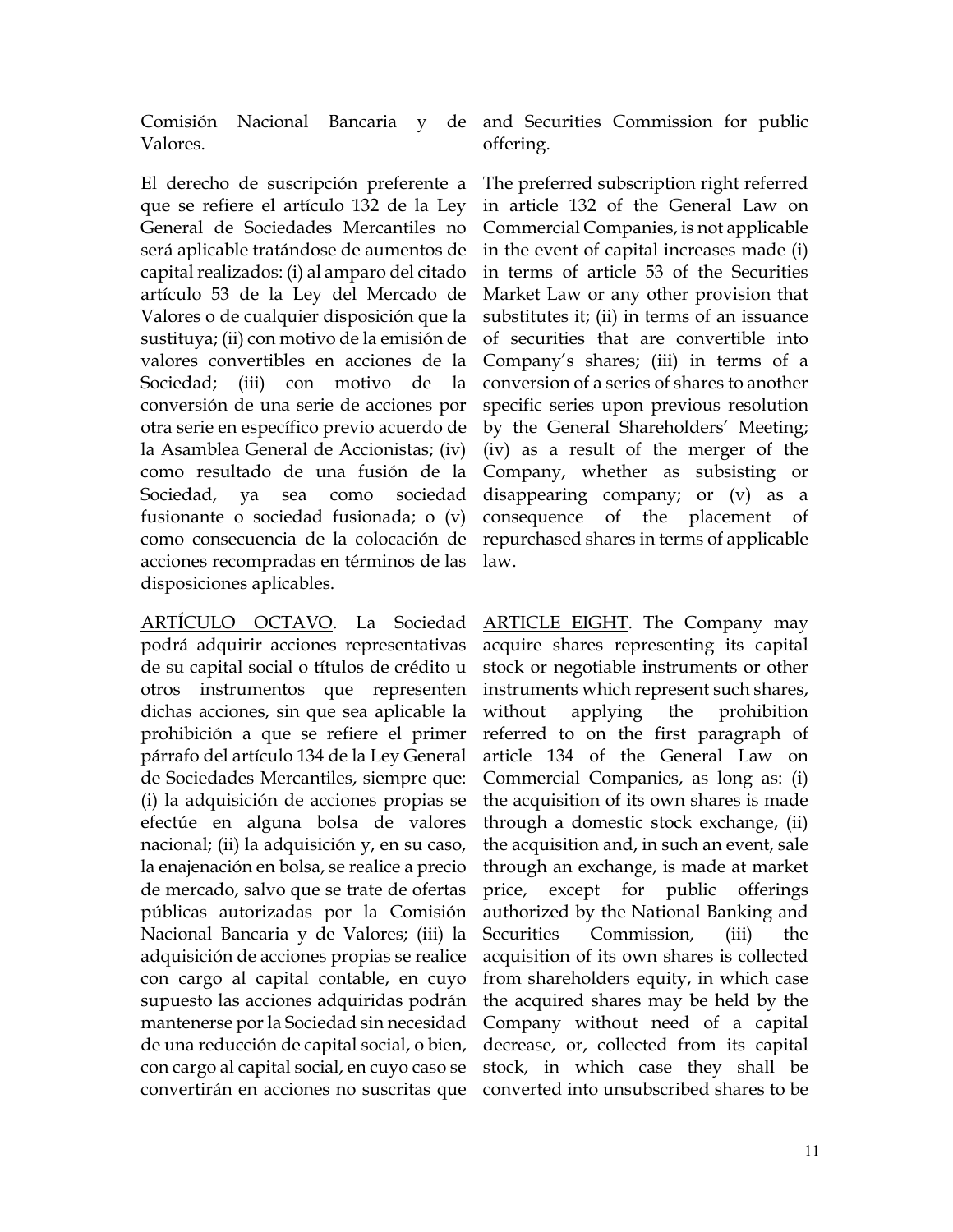Comisión Nacional Bancaria y de Valores.

El derecho de suscripción preferente a que se refiere el artículo 132 de la Ley General de Sociedades Mercantiles no será aplicable tratándose de aumentos de capital realizados: (i) al amparo del citado artículo 53 de la Ley del Mercado de Valores o de cualquier disposición que la sustituya; (ii) con motivo de la emisión de valores convertibles en acciones de la Sociedad; (iii) con motivo de la conversión de una serie de acciones por otra serie en específico previo acuerdo de la Asamblea General de Accionistas; (iv) como resultado de una fusión de la Sociedad, ya sea como sociedad fusionante o sociedad fusionada; o (v) como consecuencia de la colocación de acciones recompradas en términos de las disposiciones aplicables.

ARTÍCULO OCTAVO. La Sociedad podrá adquirir acciones representativas de su capital social o títulos de crédito u otros instrumentos que representen dichas acciones, sin que sea aplicable la prohibición a que se refiere el primer párrafo del artículo 134 de la Ley General de Sociedades Mercantiles, siempre que: (i) la adquisición de acciones propias se efectúe en alguna bolsa de valores nacional; (ii) la adquisición y, en su caso, la enajenación en bolsa, se realice a precio de mercado, salvo que se trate de ofertas públicas autorizadas por la Comisión Nacional Bancaria y de Valores; (iii) la adquisición de acciones propias se realice con cargo al capital contable, en cuyo supuesto las acciones adquiridas podrán mantenerse por la Sociedad sin necesidad de una reducción de capital social, o bien, con cargo al capital social, en cuyo caso se convertirán en acciones no suscritas que

and Securities Commission for public offering.

The preferred subscription right referred in article 132 of the General Law on Commercial Companies, is not applicable in the event of capital increases made (i) in terms of article 53 of the Securities Market Law or any other provision that substitutes it; (ii) in terms of an issuance of securities that are convertible into Company's shares; (iii) in terms of a conversion of a series of shares to another specific series upon previous resolution by the General Shareholders' Meeting; (iv) as a result of the merger of the Company, whether as subsisting or disappearing company; or (v) as a consequence of the placement of repurchased shares in terms of applicable law.

ARTICLE EIGHT. The Company may acquire shares representing its capital stock or negotiable instruments or other instruments which represent such shares, without applying the prohibition referred to on the first paragraph of article 134 of the General Law on Commercial Companies, as long as: (i) the acquisition of its own shares is made through a domestic stock exchange, (ii) the acquisition and, in such an event, sale through an exchange, is made at market price, except for public offerings authorized by the National Banking and Securities Commission, (iii) the acquisition of its own shares is collected from shareholders equity, in which case the acquired shares may be held by the Company without need of a capital decrease, or, collected from its capital stock, in which case they shall be converted into unsubscribed shares to be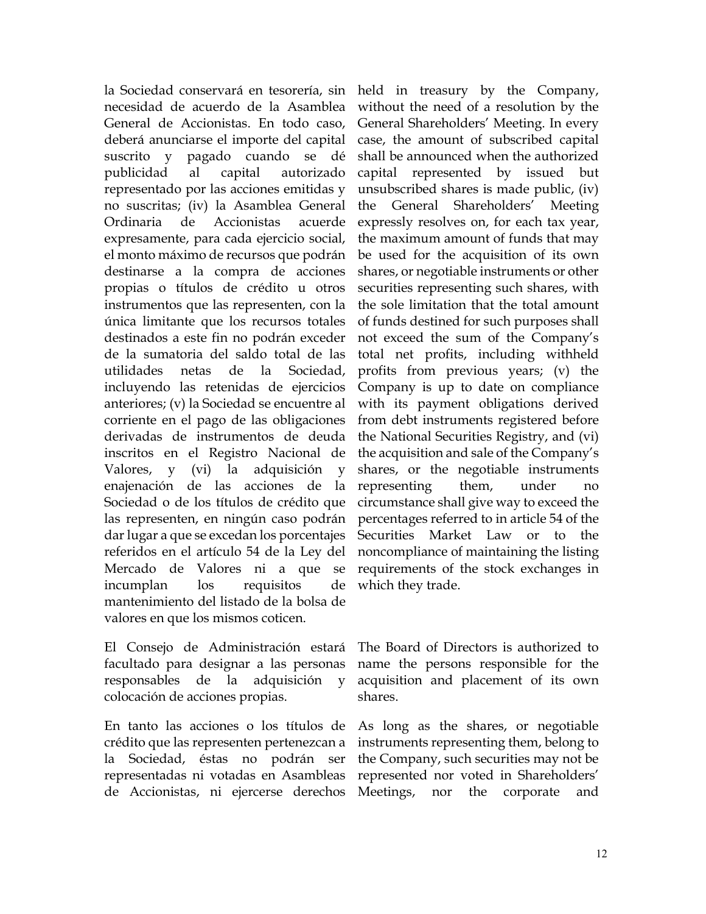la Sociedad conservará en tesorería, sin necesidad de acuerdo de la Asamblea General de Accionistas. En todo caso, deberá anunciarse el importe del capital suscrito y pagado cuando se dé publicidad al capital autorizado representado por las acciones emitidas y no suscritas; (iv) la Asamblea General Ordinaria de Accionistas acuerde expresamente, para cada ejercicio social, el monto máximo de recursos que podrán destinarse a la compra de acciones propias o títulos de crédito u otros instrumentos que las representen, con la única limitante que los recursos totales destinados a este fin no podrán exceder de la sumatoria del saldo total de las utilidades netas de la Sociedad, incluyendo las retenidas de ejercicios anteriores; (v) la Sociedad se encuentre al corriente en el pago de las obligaciones derivadas de instrumentos de deuda inscritos en el Registro Nacional de Valores, y (vi) la adquisición y enajenación de las acciones de la Sociedad o de los títulos de crédito que las representen, en ningún caso podrán dar lugar a que se excedan los porcentajes referidos en el artículo 54 de la Ley del Mercado de Valores ni a que se incumplan los requisitos de mantenimiento del listado de la bolsa de valores en que los mismos coticen.

held in treasury by the Company, without the need of a resolution by the General Shareholders' Meeting. In every case, the amount of subscribed capital shall be announced when the authorized capital represented by issued but unsubscribed shares is made public, (iv) the General Shareholders' Meeting expressly resolves on, for each tax year, the maximum amount of funds that may be used for the acquisition of its own shares, or negotiable instruments or other securities representing such shares, with the sole limitation that the total amount of funds destined for such purposes shall not exceed the sum of the Company's total net profits, including withheld profits from previous years; (v) the Company is up to date on compliance with its payment obligations derived from debt instruments registered before the National Securities Registry, and (vi) the acquisition and sale of the Company's shares, or the negotiable instruments representing them, under no circumstance shall give way to exceed the percentages referred to in article 54 of the Securities Market Law or to the noncompliance of maintaining the listing requirements of the stock exchanges in which they trade.

El Consejo de Administración estará facultado para designar a las personas responsables de la adquisición y colocación de acciones propias.

The Board of Directors is authorized to name the persons responsible for the acquisition and placement of its own shares.

En tanto las acciones o los títulos de crédito que las representen pertenezcan a la Sociedad, éstas no podrán ser representadas ni votadas en Asambleas de Accionistas, ni ejercerse derechos

As long as the shares, or negotiable instruments representing them, belong to the Company, such securities may not be represented nor voted in Shareholders' Meetings, nor the corporate and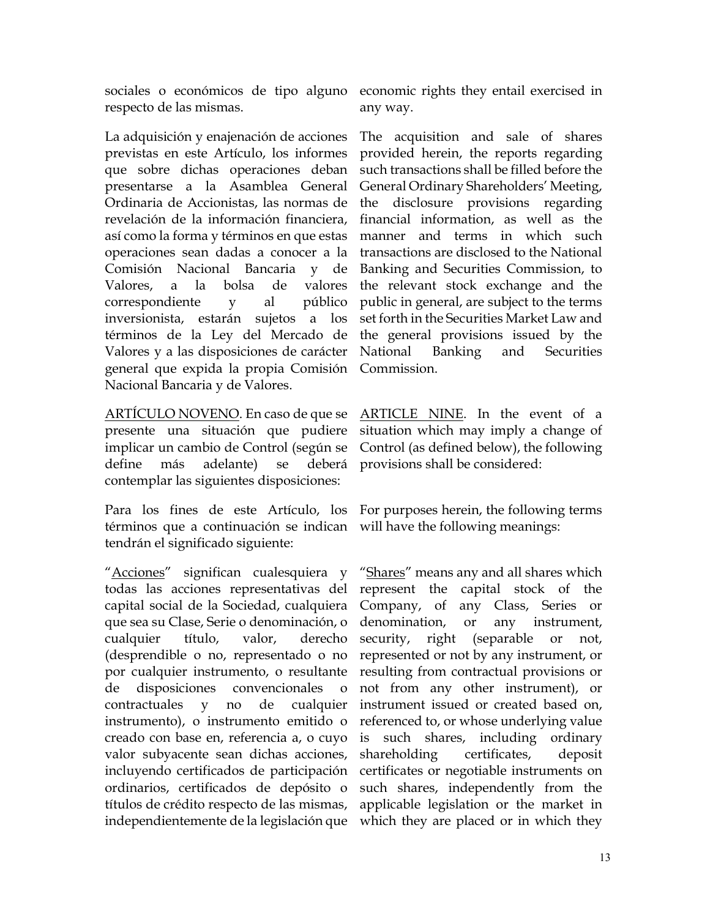sociales o económicos de tipo alguno respecto de las mismas.

economic rights they entail exercised in any way.

La adquisición y enajenación de acciones previstas en este Artículo, los informes que sobre dichas operaciones deban presentarse a la Asamblea General Ordinaria de Accionistas, las normas de revelación de la información financiera, así como la forma y términos en que estas operaciones sean dadas a conocer a la Comisión Nacional Bancaria y de Valores, a la bolsa de valores correspondiente y al público inversionista, estarán sujetos a los términos de la Ley del Mercado de Valores y a las disposiciones de carácter general que expida la propia Comisión Nacional Bancaria y de Valores.

The acquisition and sale of shares provided herein, the reports regarding such transactions shall be filled before the General Ordinary Shareholders' Meeting, the disclosure provisions regarding financial information, as well as the manner and terms in which such transactions are disclosed to the National Banking and Securities Commission, to the relevant stock exchange and the public in general, are subject to the terms set forth in the Securities Market Law and the general provisions issued by the National Banking and Securities Commission.

ARTÍCULO NOVENO. En caso de que se presente una situación que pudiere implicar un cambio de Control (según se define más adelante) se deberá contemplar las siguientes disposiciones:

ARTICLE NINE. In the event of a situation which may imply a change of Control (as defined below), the following provisions shall be considered:

Para los fines de este Artículo, los términos que a continuación se indican tendrán el significado siguiente:

For purposes herein, the following terms will have the following meanings:

"Acciones" significan cualesquiera y todas las acciones representativas del capital social de la Sociedad, cualquiera que sea su Clase, Serie o denominación, o cualquier título, valor, derecho (desprendible o no, representado o no por cualquier instrumento, o resultante de disposiciones convencionales o contractuales y no de cualquier instrumento), o instrumento emitido o creado con base en, referencia a, o cuyo valor subyacente sean dichas acciones, incluyendo certificados de participación ordinarios, certificados de depósito o títulos de crédito respecto de las mismas, independientemente de la legislación que

"Shares" means any and all shares which represent the capital stock of the Company, of any Class, Series or denomination, or any instrument, security, right (separable or not, represented or not by any instrument, or resulting from contractual provisions or not from any other instrument), or instrument issued or created based on, referenced to, or whose underlying value is such shares, including ordinary shareholding certificates, deposit certificates or negotiable instruments on such shares, independently from the applicable legislation or the market in which they are placed or in which they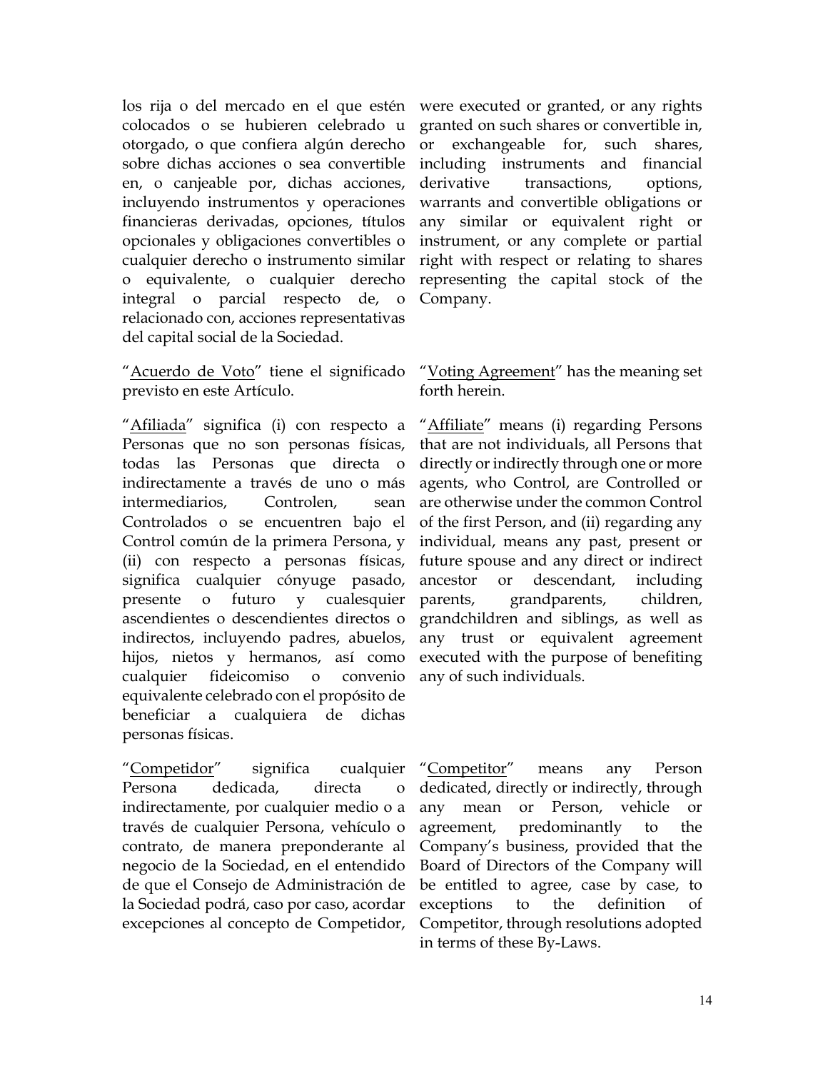los rija o del mercado en el que estén colocados o se hubieren celebrado u otorgado, o que confiera algún derecho sobre dichas acciones o sea convertible en, o canjeable por, dichas acciones, incluyendo instrumentos y operaciones financieras derivadas, opciones, títulos opcionales y obligaciones convertibles o cualquier derecho o instrumento similar o equivalente, o cualquier derecho integral o parcial respecto de, o relacionado con, acciones representativas del capital social de la Sociedad.

were executed or granted, or any rights granted on such shares or convertible in, or exchangeable for, such shares, including instruments and financial derivative transactions, options, warrants and convertible obligations or any similar or equivalent right or instrument, or any complete or partial right with respect or relating to shares representing the capital stock of the Company.

"Acuerdo de Voto" tiene el significado previsto en este Artículo.

"Voting Agreement" has the meaning set forth herein.

"Afiliada" significa (i) con respecto a Personas que no son personas físicas, todas las Personas que directa o indirectamente a través de uno o más intermediarios, Controlen, sean Controlados o se encuentren bajo el Control común de la primera Persona, y (ii) con respecto a personas físicas, significa cualquier cónyuge pasado, presente o futuro y cualesquier ascendientes o descendientes directos o indirectos, incluyendo padres, abuelos, hijos, nietos y hermanos, así como cualquier fideicomiso o convenio equivalente celebrado con el propósito de beneficiar a cualquiera de dichas personas físicas.

"Affiliate" means (i) regarding Persons that are not individuals, all Persons that directly or indirectly through one or more agents, who Control, are Controlled or are otherwise under the common Control of the first Person, and (ii) regarding any individual, means any past, present or future spouse and any direct or indirect ancestor or descendant, including parents, grandparents, children, grandchildren and siblings, as well as any trust or equivalent agreement executed with the purpose of benefiting any of such individuals.

"Competidor" significa cualquier Persona dedicada, directa o indirectamente, por cualquier medio o a través de cualquier Persona, vehículo o contrato, de manera preponderante al negocio de la Sociedad, en el entendido de que el Consejo de Administración de la Sociedad podrá, caso por caso, acordar excepciones al concepto de Competidor,

"Competitor" means any Person dedicated, directly or indirectly, through any mean or Person, vehicle or agreement, predominantly to the Company's business, provided that the Board of Directors of the Company will be entitled to agree, case by case, to exceptions to the definition of Competitor, through resolutions adopted in terms of these By-Laws.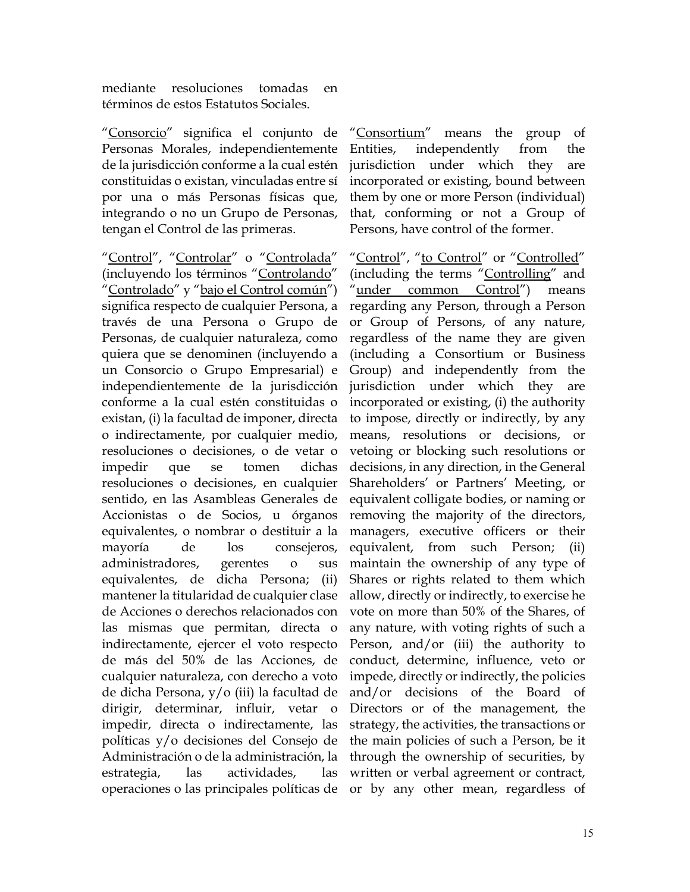mediante resoluciones tomadas en términos de estos Estatutos Sociales.

"Consorcio" significa el conjunto de Personas Morales, independientemente de la jurisdicción conforme a la cual estén constituidas o existan, vinculadas entre sí por una o más Personas físicas que, integrando o no un Grupo de Personas, tengan el Control de las primeras.

"Consortium" means the group of Entities, independently from the jurisdiction under which they are incorporated or existing, bound between them by one or more Person (individual) that, conforming or not a Group of Persons, have control of the former.

"Control", "Controlar" o "Controlada" (incluyendo los términos "Controlando" "Controlado" y "bajo el Control común") significa respecto de cualquier Persona, a través de una Persona o Grupo de Personas, de cualquier naturaleza, como quiera que se denominen (incluyendo a un Consorcio o Grupo Empresarial) e independientemente de la jurisdicción conforme a la cual estén constituidas o existan, (i) la facultad de imponer, directa o indirectamente, por cualquier medio, resoluciones o decisiones, o de vetar o impedir que se tomen dichas resoluciones o decisiones, en cualquier sentido, en las Asambleas Generales de Accionistas o de Socios, u órganos equivalentes, o nombrar o destituir a la mayoría de los consejeros, administradores, gerentes o sus equivalentes, de dicha Persona; (ii) mantener la titularidad de cualquier clase de Acciones o derechos relacionados con las mismas que permitan, directa o indirectamente, ejercer el voto respecto de más del 50% de las Acciones, de cualquier naturaleza, con derecho a voto de dicha Persona, y/o (iii) la facultad de dirigir, determinar, influir, vetar o impedir, directa o indirectamente, las políticas y/o decisiones del Consejo de Administración o de la administración, la estrategia, las actividades, las operaciones o las principales políticas de

"Control", "to Control" or "Controlled" (including the terms "Controlling" and "under common Control") means regarding any Person, through a Person or Group of Persons, of any nature, regardless of the name they are given (including a Consortium or Business Group) and independently from the jurisdiction under which they are incorporated or existing, (i) the authority to impose, directly or indirectly, by any means, resolutions or decisions, or vetoing or blocking such resolutions or decisions, in any direction, in the General Shareholders' or Partners' Meeting, or equivalent colligate bodies, or naming or removing the majority of the directors, managers, executive officers or their equivalent, from such Person; (ii) maintain the ownership of any type of Shares or rights related to them which allow, directly or indirectly, to exercise he vote on more than 50% of the Shares, of any nature, with voting rights of such a Person, and/or (iii) the authority to conduct, determine, influence, veto or impede, directly or indirectly, the policies and/or decisions of the Board of Directors or of the management, the strategy, the activities, the transactions or the main policies of such a Person, be it through the ownership of securities, by written or verbal agreement or contract, or by any other mean, regardless of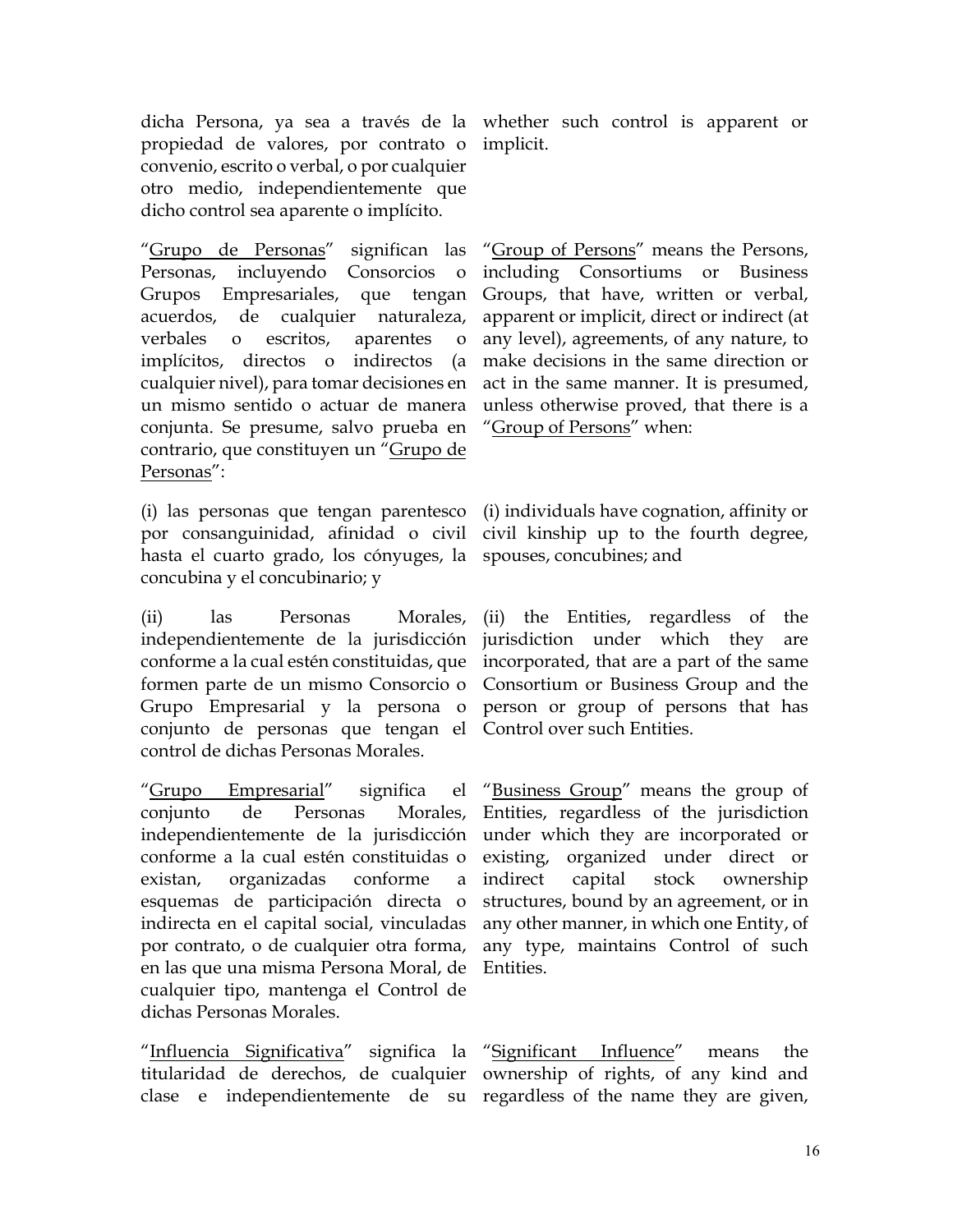dicha Persona, ya sea a través de la propiedad de valores, por contrato o convenio, escrito o verbal, o por cualquier otro medio, independientemente que dicho control sea aparente o implícito.

whether such control is apparent or implicit.

"Grupo de Personas" significan las Personas, incluyendo Consorcios o Grupos Empresariales, que tengan acuerdos, de cualquier naturaleza, verbales o escritos, aparentes o implícitos, directos o indirectos (a cualquier nivel), para tomar decisiones en un mismo sentido o actuar de manera conjunta. Se presume, salvo prueba en contrario, que constituyen un "Grupo de Personas":

"Group of Persons" means the Persons, including Consortiums or Business Groups, that have, written or verbal, apparent or implicit, direct or indirect (at any level), agreements, of any nature, to make decisions in the same direction or act in the same manner. It is presumed, unless otherwise proved, that there is a "Group of Persons" when:

(i) las personas que tengan parentesco por consanguinidad, afinidad o civil hasta el cuarto grado, los cónyuges, la concubina y el concubinario; y

(i) individuals have cognation, affinity or civil kinship up to the fourth degree, spouses, concubines; and

(ii) las Personas Morales, independientemente de la jurisdicción conforme a la cual estén constituidas, que formen parte de un mismo Consorcio o Grupo Empresarial y la persona o conjunto de personas que tengan el control de dichas Personas Morales.

(ii) the Entities, regardless of the jurisdiction under which they are incorporated, that are a part of the same Consortium or Business Group and the person or group of persons that has Control over such Entities.

"Grupo Empresarial" significa el conjunto de Personas Morales, independientemente de la jurisdicción conforme a la cual estén constituidas o existan, organizadas conforme a esquemas de participación directa o indirecta en el capital social, vinculadas por contrato, o de cualquier otra forma, en las que una misma Persona Moral, de cualquier tipo, mantenga el Control de dichas Personas Morales.

"Business Group" means the group of Entities, regardless of the jurisdiction under which they are incorporated or existing, organized under direct or indirect capital stock ownership structures, bound by an agreement, or in any other manner, in which one Entity, of any type, maintains Control of such Entities.

"Influencia Significativa" significa la titularidad de derechos, de cualquier clase e independientemente de su

"Significant Influence" means the ownership of rights, of any kind and regardless of the name they are given,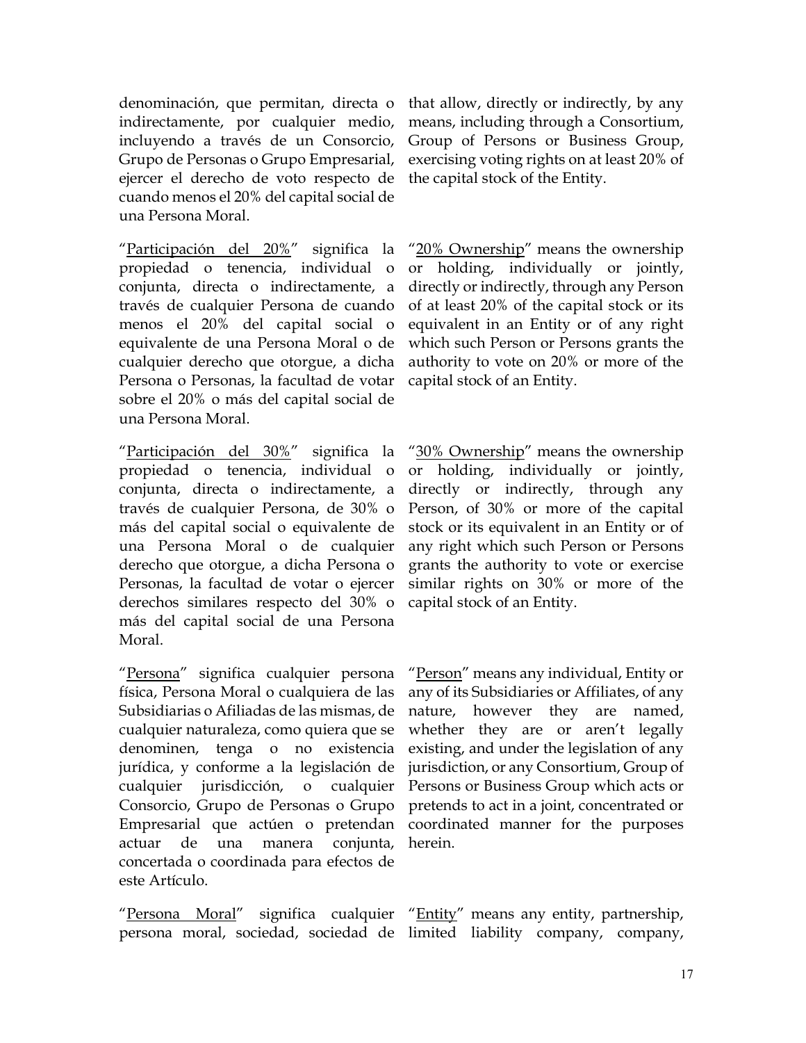denominación, que permitan, directa o indirectamente, por cualquier medio, incluyendo a través de un Consorcio, Grupo de Personas o Grupo Empresarial, ejercer el derecho de voto respecto de cuando menos el 20% del capital social de una Persona Moral.

that allow, directly or indirectly, by any means, including through a Consortium, Group of Persons or Business Group, exercising voting rights on at least 20% of the capital stock of the Entity.

"Participación del 20%" significa la propiedad o tenencia, individual o conjunta, directa o indirectamente, a través de cualquier Persona de cuando menos el 20% del capital social o equivalente de una Persona Moral o de cualquier derecho que otorgue, a dicha Persona o Personas, la facultad de votar sobre el 20% o más del capital social de una Persona Moral.

"20% Ownership" means the ownership or holding, individually or jointly, directly or indirectly, through any Person of at least 20% of the capital stock or its equivalent in an Entity or of any right which such Person or Persons grants the authority to vote on 20% or more of the capital stock of an Entity.

"Participación del 30%" significa la propiedad o tenencia, individual o conjunta, directa o indirectamente, a través de cualquier Persona, de 30% o más del capital social o equivalente de una Persona Moral o de cualquier derecho que otorgue, a dicha Persona o Personas, la facultad de votar o ejercer derechos similares respecto del 30% o más del capital social de una Persona Moral.

"30% Ownership" means the ownership or holding, individually or jointly, directly or indirectly, through any Person, of 30% or more of the capital stock or its equivalent in an Entity or of any right which such Person or Persons grants the authority to vote or exercise similar rights on 30% or more of the capital stock of an Entity.

"Persona" significa cualquier persona física, Persona Moral o cualquiera de las Subsidiarias o Afiliadas de las mismas, de cualquier naturaleza, como quiera que se denominen, tenga o no existencia jurídica, y conforme a la legislación de cualquier jurisdicción, o cualquier Consorcio, Grupo de Personas o Grupo Empresarial que actúen o pretendan actuar de una manera conjunta, concertada o coordinada para efectos de este Artículo.

"Person" means any individual, Entity or any of its Subsidiaries or Affiliates, of any nature, however they are named, whether they are or aren't legally existing, and under the legislation of any jurisdiction, or any Consortium, Group of Persons or Business Group which acts or pretends to act in a joint, concentrated or coordinated manner for the purposes herein.

"Persona Moral" significa cualquier persona moral, sociedad, sociedad de

"Entity" means any entity, partnership, limited liability company, company,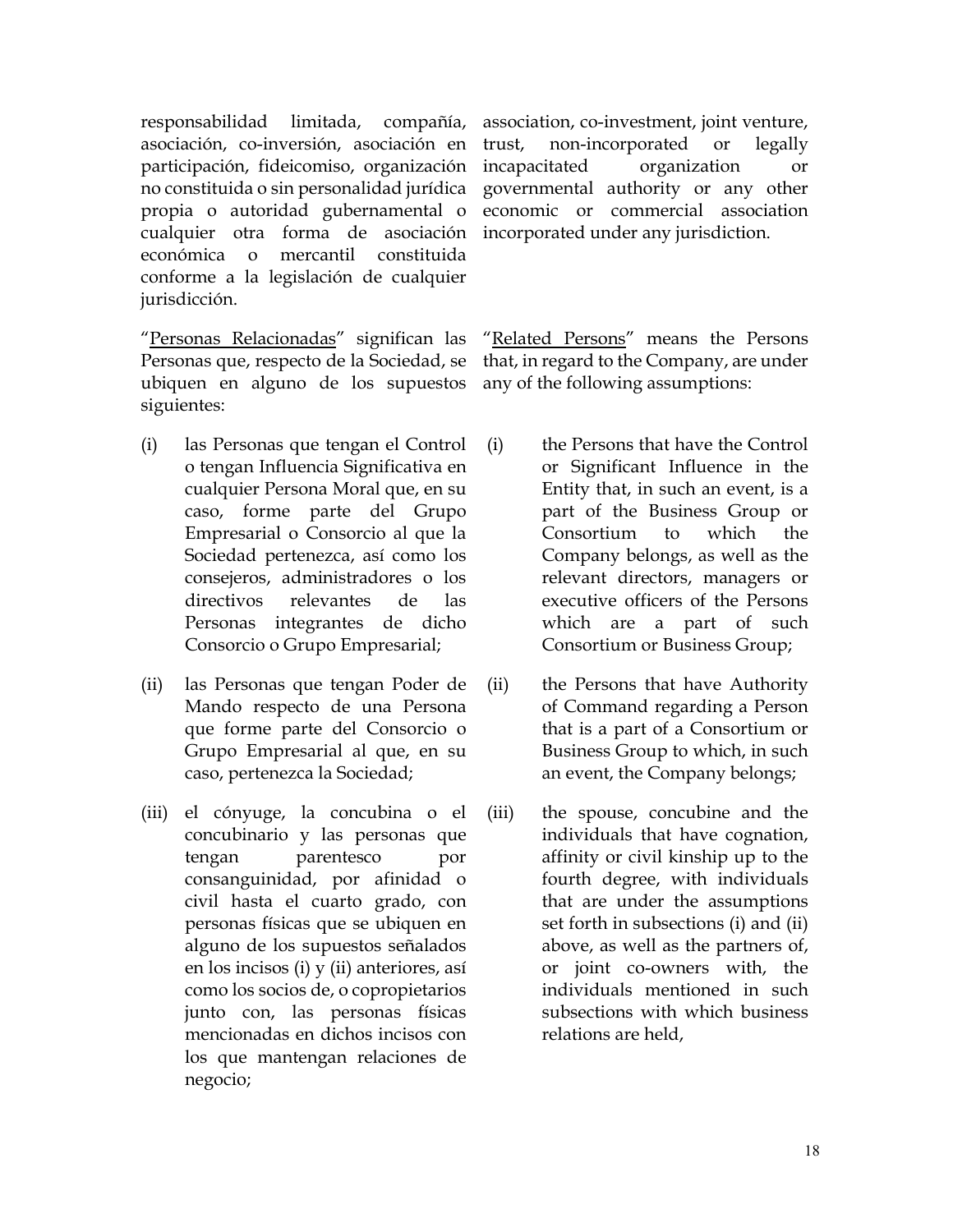responsabilidad limitada, compañía, asociación, co-inversión, asociación en participación, fideicomiso, organización no constituida o sin personalidad jurídica propia o autoridad gubernamental o cualquier otra forma de asociación económica o mercantil constituida conforme a la legislación de cualquier jurisdicción.

association, co-investment, joint venture, trust, non-incorporated or legally incapacitated organization or governmental authority or any other economic or commercial association incorporated under any jurisdiction.

"Personas Relacionadas" significan las Personas que, respecto de la Sociedad, se ubiquen en alguno de los supuestos siguientes:

(i) las Personas que tengan el Control o tengan Influencia Significativa en cualquier Persona Moral que, en su caso, forme parte del Grupo Empresarial o Consorcio al que la Sociedad pertenezca, así como los consejeros, administradores o los directivos relevantes de las Personas integrantes de dicho Consorcio o Grupo Empresarial;

(ii) las Personas que tengan Poder de Mando respecto de una Persona que forme parte del Consorcio o Grupo Empresarial al que, en su caso, pertenezca la Sociedad;

(iii) el cónyuge, la concubina o el concubinario y las personas que tengan parentesco por consanguinidad, por afinidad o civil hasta el cuarto grado, con personas físicas que se ubiquen en alguno de los supuestos señalados en los incisos (i) y (ii) anteriores, así como los socios de, o copropietarios junto con, las personas físicas mencionadas en dichos incisos con los que mantengan relaciones de negocio;

"Related Persons" means the Persons that, in regard to the Company, are under any of the following assumptions:

(i) the Persons that have the Control or Significant Influence in the Entity that, in such an event, is a part of the Business Group or Consortium to which the Company belongs, as well as the relevant directors, managers or executive officers of the Persons which are a part of such Consortium or Business Group;

(ii) the Persons that have Authority of Command regarding a Person that is a part of a Consortium or Business Group to which, in such an event, the Company belongs;

(iii) the spouse, concubine and the individuals that have cognation, affinity or civil kinship up to the fourth degree, with individuals that are under the assumptions set forth in subsections (i) and (ii) above, as well as the partners of, or joint co-owners with, the individuals mentioned in such subsections with which business relations are held,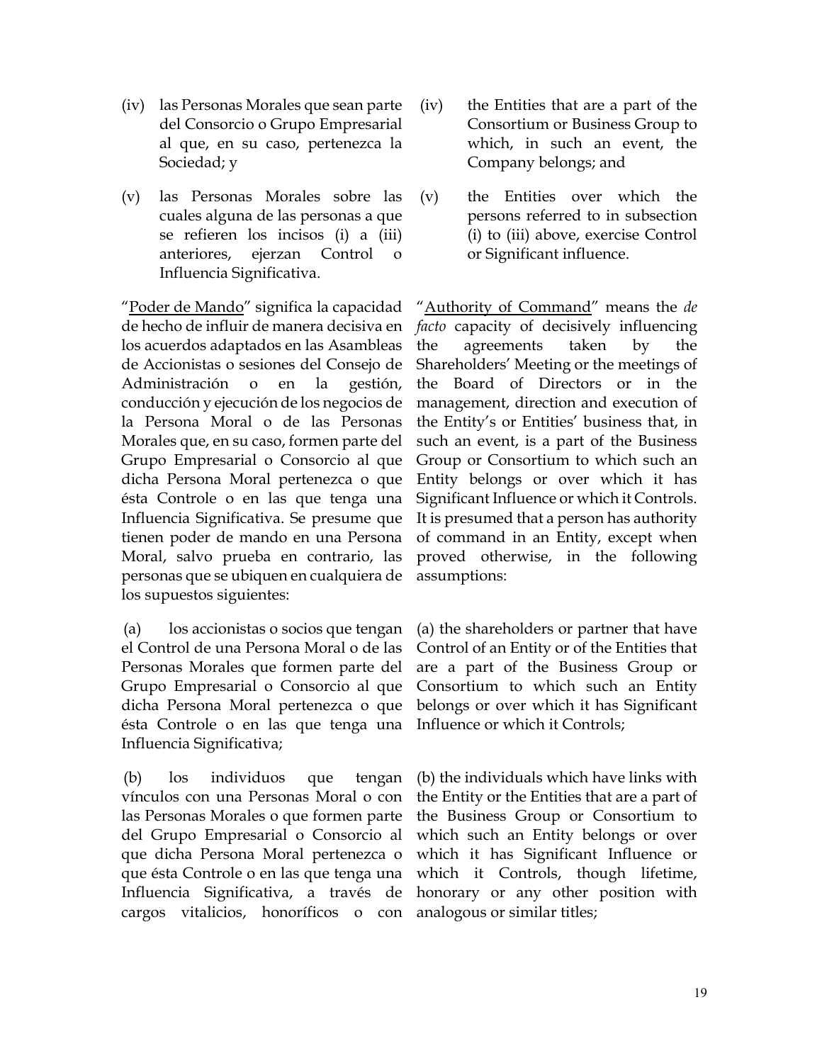(iv) las Personas Morales que sean parte del Consorcio o Grupo Empresarial al que, en su caso, pertenezca la Sociedad; y

(v) las Personas Morales sobre las cuales alguna de las personas a que se refieren los incisos (i) a (iii) anteriores, ejerzan Control o Influencia Significativa.

"Poder de Mando" significa la capacidad de hecho de influir de manera decisiva en los acuerdos adaptados en las Asambleas de Accionistas o sesiones del Consejo de Administración o en la gestión, conducción y ejecución de los negocios de la Persona Moral o de las Personas Morales que, en su caso, formen parte del Grupo Empresarial o Consorcio al que dicha Persona Moral pertenezca o que ésta Controle o en las que tenga una Influencia Significativa. Se presume que tienen poder de mando en una Persona Moral, salvo prueba en contrario, las personas que se ubiquen en cualquiera de los supuestos siguientes:

(a) los accionistas o socios que tengan el Control de una Persona Moral o de las Personas Morales que formen parte del Grupo Empresarial o Consorcio al que dicha Persona Moral pertenezca o que ésta Controle o en las que tenga una Influencia Significativa;

(b) los individuos que tengan vínculos con una Personas Moral o con las Personas Morales o que formen parte del Grupo Empresarial o Consorcio al que dicha Persona Moral pertenezca o que ésta Controle o en las que tenga una Influencia Significativa, a través de cargos vitalicios, honoríficos o con

(iv) the Entities that are a part of the Consortium or Business Group to which, in such an event, the Company belongs; and

(v) the Entities over which the persons referred to in subsection (i) to (iii) above, exercise Control or Significant influence.

"Authority of Command" means the *de facto* capacity of decisively influencing the agreements taken by the Shareholders' Meeting or the meetings of the Board of Directors or in the management, direction and execution of the Entity's or Entities' business that, in such an event, is a part of the Business Group or Consortium to which such an Entity belongs or over which it has Significant Influence or which it Controls. It is presumed that a person has authority of command in an Entity, except when proved otherwise, in the following assumptions:

(a) the shareholders or partner that have Control of an Entity or of the Entities that are a part of the Business Group or Consortium to which such an Entity belongs or over which it has Significant Influence or which it Controls;

(b) the individuals which have links with the Entity or the Entities that are a part of the Business Group or Consortium to which such an Entity belongs or over which it has Significant Influence or which it Controls, though lifetime, honorary or any other position with analogous or similar titles;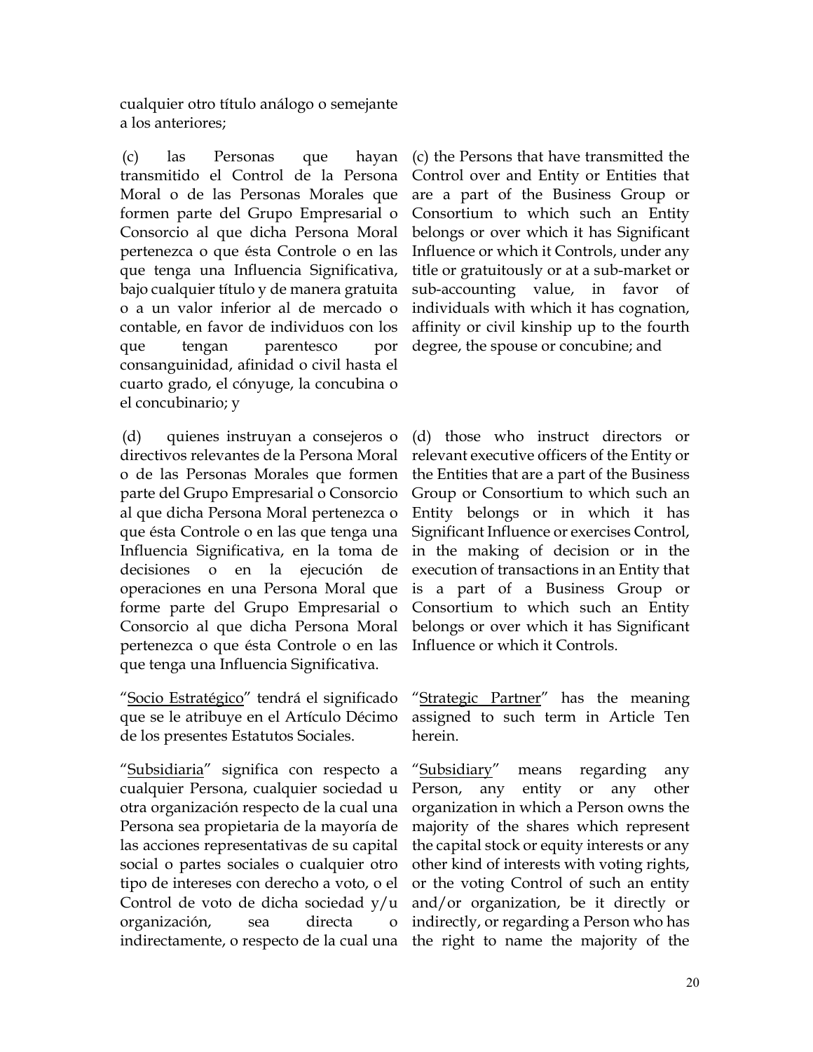cualquier otro título análogo o semejante a los anteriores;

(c) las Personas que hayan transmitido el Control de la Persona Moral o de las Personas Morales que formen parte del Grupo Empresarial o Consorcio al que dicha Persona Moral pertenezca o que ésta Controle o en las que tenga una Influencia Significativa, bajo cualquier título y de manera gratuita o a un valor inferior al de mercado o contable, en favor de individuos con los que tengan parentesco por consanguinidad, afinidad o civil hasta el cuarto grado, el cónyuge, la concubina o el concubinario; y

(c) the Persons that have transmitted the Control over and Entity or Entities that are a part of the Business Group or Consortium to which such an Entity belongs or over which it has Significant Influence or which it Controls, under any title or gratuitously or at a sub-market or sub-accounting value, in favor of individuals with which it has cognation, affinity or civil kinship up to the fourth degree, the spouse or concubine; and

(d) quienes instruyan a consejeros o directivos relevantes de la Persona Moral o de las Personas Morales que formen parte del Grupo Empresarial o Consorcio al que dicha Persona Moral pertenezca o que ésta Controle o en las que tenga una Influencia Significativa, en la toma de decisiones o en la ejecución de operaciones en una Persona Moral que forme parte del Grupo Empresarial o Consorcio al que dicha Persona Moral pertenezca o que ésta Controle o en las que tenga una Influencia Significativa.

(d) those who instruct directors or relevant executive officers of the Entity or the Entities that are a part of the Business Group or Consortium to which such an Entity belongs or in which it has Significant Influence or exercises Control, in the making of decision or in the execution of transactions in an Entity that is a part of a Business Group or Consortium to which such an Entity belongs or over which it has Significant Influence or which it Controls.

"Socio Estratégico" tendrá el significado que se le atribuye en el Artículo Décimo de los presentes Estatutos Sociales.

"Strategic Partner" has the meaning assigned to such term in Article Ten herein.

"Subsidiaria" significa con respecto a cualquier Persona, cualquier sociedad u otra organización respecto de la cual una Persona sea propietaria de la mayoría de las acciones representativas de su capital social o partes sociales o cualquier otro tipo de intereses con derecho a voto, o el Control de voto de dicha sociedad y/u organización, sea directa o indirectamente, o respecto de la cual una

"Subsidiary" means regarding any Person, any entity or any other organization in which a Person owns the majority of the shares which represent the capital stock or equity interests or any other kind of interests with voting rights, or the voting Control of such an entity and/or organization, be it directly or indirectly, or regarding a Person who has the right to name the majority of the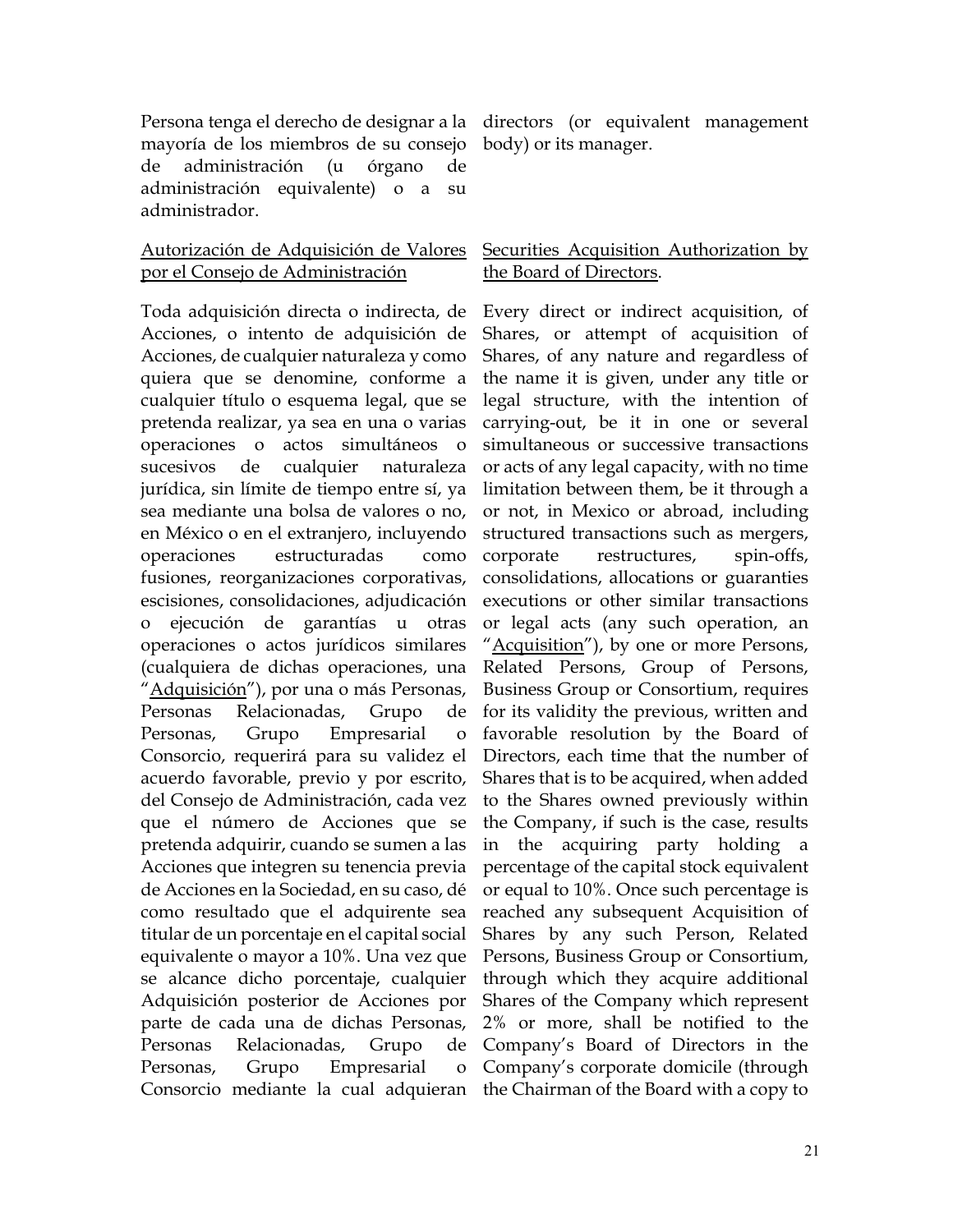Persona tenga el derecho de designar a la mayoría de los miembros de su consejo de administración (u órgano de administración equivalente) o a su administrador.

<u>Autorización de Adquisición de Valores por el Consejo de Administración</u>

Toda adquisición directa o indirecta, de Acciones, o intento de adquisición de Acciones, de cualquier naturaleza y como quiera que se denomine, conforme a cualquier título o esquema legal, que se pretenda realizar, ya sea en una o varias operaciones o actos simultáneos o sucesivos de cualquier naturaleza jurídica, sin límite de tiempo entre sí, ya sea mediante una bolsa de valores o no, en México o en el extranjero, incluyendo operaciones estructuradas como fusiones, reorganizaciones corporativas, escisiones, consolidaciones, adjudicación o ejecución de garantías u otras operaciones o actos jurídicos similares (cualquiera de dichas operaciones, una "<u>Adquisición</u>"), por una o más Personas, Personas Relacionadas, Grupo de Personas, Grupo Empresarial o Consorcio, requerirá para su validez el acuerdo favorable, previo y por escrito, del Consejo de Administración, cada vez que el número de Acciones que se pretenda adquirir, cuando se sumen a las Acciones que integren su tenencia previa de Acciones en la Sociedad, en su caso, dé como resultado que el adquirente sea titular de un porcentaje en el capital social equivalente o mayor a 10%. Una vez que se alcance dicho porcentaje, cualquier Adquisición posterior de Acciones por parte de cada una de dichas Personas, Personas Relacionadas, Grupo de Personas, Grupo Empresarial o Consorcio mediante la cual adquieran

directors (or equivalent management body) or its manager.

<u>Securities Acquisition Authorization by the Board of Directors</u>.

Every direct or indirect acquisition, of Shares, or attempt of acquisition of Shares, of any nature and regardless of the name it is given, under any title or legal structure, with the intention of carrying-out, be it in one or several simultaneous or successive transactions or acts of any legal capacity, with no time limitation between them, be it through a or not, in Mexico or abroad, including structured transactions such as mergers, corporate restructures, spin-offs, consolidations, allocations or guaranties executions or other similar transactions or legal acts (any such operation, an "<u>Acquisition</u>"), by one or more Persons, Related Persons, Group of Persons, Business Group or Consortium, requires for its validity the previous, written and favorable resolution by the Board of Directors, each time that the number of Shares that is to be acquired, when added to the Shares owned previously within the Company, if such is the case, results in the acquiring party holding a percentage of the capital stock equivalent or equal to 10%. Once such percentage is reached any subsequent Acquisition of Shares by any such Person, Related Persons, Business Group or Consortium, through which they acquire additional Shares of the Company which represent 2% or more, shall be notified to the Company's Board of Directors in the Company's corporate domicile (through the Chairman of the Board with a copy to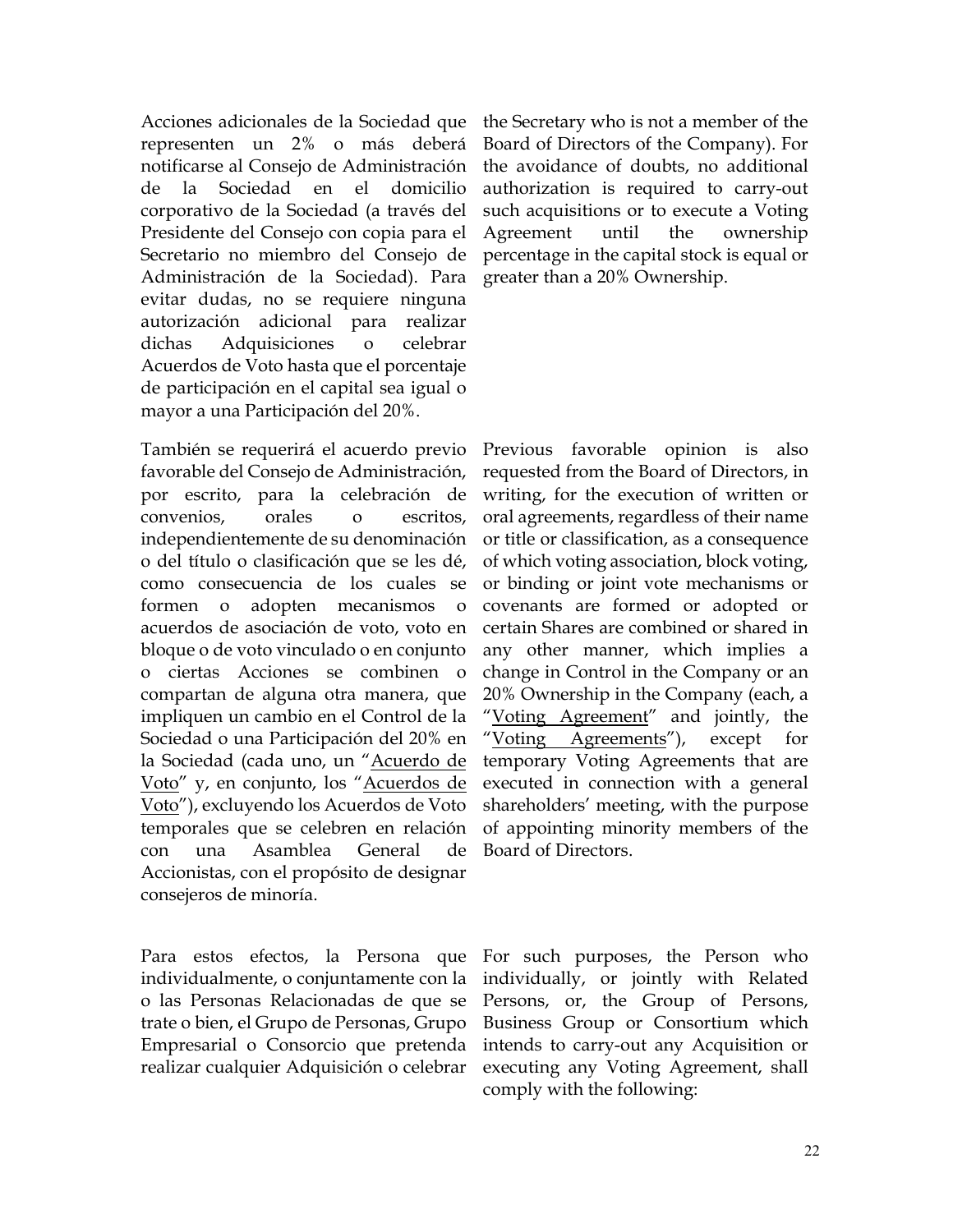Acciones adicionales de la Sociedad que representen un 2% o más deberá notificarse al Consejo de Administración de la Sociedad en el domicilio corporativo de la Sociedad (a través del Presidente del Consejo con copia para el Secretario no miembro del Consejo de Administración de la Sociedad). Para evitar dudas, no se requiere ninguna autorización adicional para realizar dichas Adquisiciones o celebrar Acuerdos de Voto hasta que el porcentaje de participación en el capital sea igual o mayor a una Participación del 20%.

the Secretary who is not a member of the Board of Directors of the Company). For the avoidance of doubts, no additional authorization is required to carry-out such acquisitions or to execute a Voting Agreement until the ownership percentage in the capital stock is equal or greater than a 20% Ownership.

También se requerirá el acuerdo previo favorable del Consejo de Administración, por escrito, para la celebración de convenios, orales o escritos, independientemente de su denominación o del título o clasificación que se les dé, como consecuencia de los cuales se formen o adopten mecanismos o acuerdos de asociación de voto, voto en bloque o de voto vinculado o en conjunto o ciertas Acciones se combinen o compartan de alguna otra manera, que impliquen un cambio en el Control de la Sociedad o una Participación del 20% en la Sociedad (cada uno, un "<u>Acuerdo de Voto</u>" y, en conjunto, los "<u>Acuerdos de Voto</u>"), excluyendo los Acuerdos de Voto temporales que se celebren en relación con una Asamblea General de Accionistas, con el propósito de designar consejeros de minoría.

Previous favorable opinion is also requested from the Board of Directors, in writing, for the execution of written or oral agreements, regardless of their name or title or classification, as a consequence of which voting association, block voting, or binding or joint vote mechanisms or covenants are formed or adopted or certain Shares are combined or shared in any other manner, which implies a change in Control in the Company or an 20% Ownership in the Company (each, a "<u>Voting Agreement</u>" and jointly, the "<u>Voting Agreements</u>"), except for temporary Voting Agreements that are executed in connection with a general shareholders' meeting, with the purpose of appointing minority members of the Board of Directors.

Para estos efectos, la Persona que individualmente, o conjuntamente con la o las Personas Relacionadas de que se trate o bien, el Grupo de Personas, Grupo Empresarial o Consorcio que pretenda realizar cualquier Adquisición o celebrar

For such purposes, the Person who individually, or jointly with Related Persons, or, the Group of Persons, Business Group or Consortium which intends to carry-out any Acquisition or executing any Voting Agreement, shall comply with the following: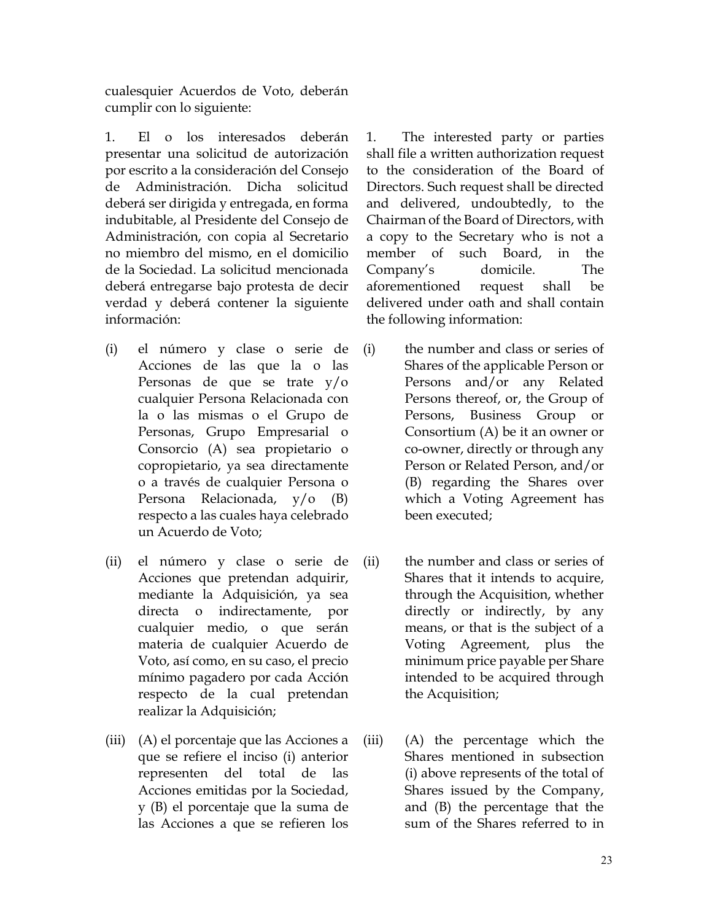cualesquier Acuerdos de Voto, deberán cumplir con lo siguiente:

1. El o los interesados deberán presentar una solicitud de autorización por escrito a la consideración del Consejo de Administración. Dicha solicitud deberá ser dirigida y entregada, en forma indubitable, al Presidente del Consejo de Administración, con copia al Secretario no miembro del mismo, en el domicilio de la Sociedad. La solicitud mencionada deberá entregarse bajo protesta de decir verdad y deberá contener la siguiente información:

(i) el número y clase o serie de Acciones de las que la o las Personas de que se trate y/o cualquier Persona Relacionada con la o las mismas o el Grupo de Personas, Grupo Empresarial o Consorcio (A) sea propietario o copropietario, ya sea directamente o a través de cualquier Persona o Persona Relacionada, y/o (B) respecto a las cuales haya celebrado un Acuerdo de Voto;

(ii) el número y clase o serie de Acciones que pretendan adquirir, mediante la Adquisición, ya sea directa o indirectamente, por cualquier medio, o que serán materia de cualquier Acuerdo de Voto, así como, en su caso, el precio mínimo pagadero por cada Acción respecto de la cual pretendan realizar la Adquisición;

(iii) (A) el porcentaje que las Acciones a que se refiere el inciso (i) anterior representen del total de las Acciones emitidas por la Sociedad, y (B) el porcentaje que la suma de las Acciones a que se refieren los

1. The interested party or parties shall file a written authorization request to the consideration of the Board of Directors. Such request shall be directed and delivered, undoubtedly, to the Chairman of the Board of Directors, with a copy to the Secretary who is not a member of such Board, in the Company's domicile. The aforementioned request shall be delivered under oath and shall contain the following information:

(i) the number and class or series of Shares of the applicable Person or Persons and/or any Related Persons thereof, or, the Group of Persons, Business Group or Consortium (A) be it an owner or co-owner, directly or through any Person or Related Person, and/or (B) regarding the Shares over which a Voting Agreement has been executed;

(ii) the number and class or series of Shares that it intends to acquire, through the Acquisition, whether directly or indirectly, by any means, or that is the subject of a Voting Agreement, plus the minimum price payable per Share intended to be acquired through the Acquisition;

(iii) (A) the percentage which the Shares mentioned in subsection (i) above represents of the total of Shares issued by the Company, and (B) the percentage that the sum of the Shares referred to in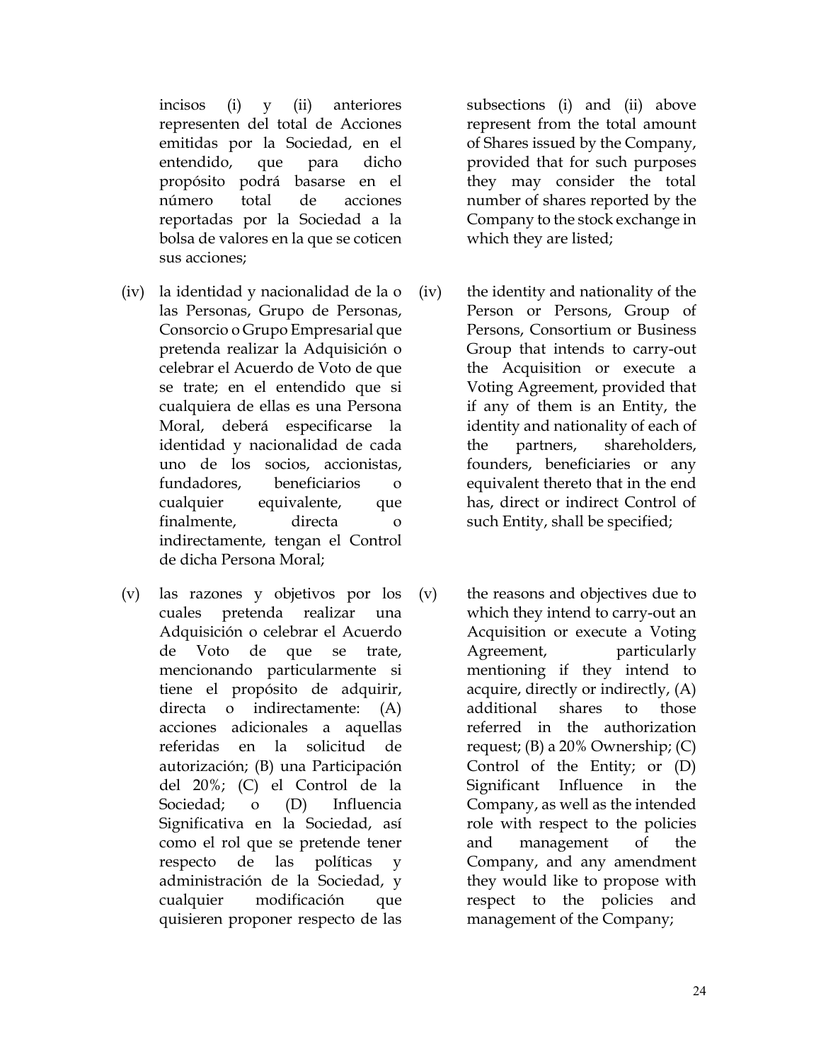incisos (i) y (ii) anteriores representen del total de Acciones emitidas por la Sociedad, en el entendido, que para dicho propósito podrá basarse en el número total de acciones reportadas por la Sociedad a la bolsa de valores en la que se coticen sus acciones;

(iv) la identidad y nacionalidad de la o las Personas, Grupo de Personas, Consorcio o Grupo Empresarial que pretenda realizar la Adquisición o celebrar el Acuerdo de Voto de que se trate; en el entendido que si cualquiera de ellas es una Persona Moral, deberá especificarse la identidad y nacionalidad de cada uno de los socios, accionistas, fundadores, beneficiarios o cualquier equivalente, que finalmente, directa o indirectamente, tengan el Control de dicha Persona Moral;

(v) las razones y objetivos por los cuales pretenda realizar una Adquisición o celebrar el Acuerdo de Voto de que se trate, mencionando particularmente si tiene el propósito de adquirir, directa o indirectamente: (A) acciones adicionales a aquellas referidas en la solicitud de autorización; (B) una Participación del 20%; (C) el Control de la Sociedad; o (D) Influencia Significativa en la Sociedad, así como el rol que se pretende tener respecto de las políticas y administración de la Sociedad, y cualquier modificación que quisieren proponer respecto de las

subsections (i) and (ii) above represent from the total amount of Shares issued by the Company, provided that for such purposes they may consider the total number of shares reported by the Company to the stock exchange in which they are listed;

(iv) the identity and nationality of the Person or Persons, Group of Persons, Consortium or Business Group that intends to carry-out the Acquisition or execute a Voting Agreement, provided that if any of them is an Entity, the identity and nationality of each of the partners, shareholders, founders, beneficiaries or any equivalent thereto that in the end has, direct or indirect Control of such Entity, shall be specified;

(v) the reasons and objectives due to which they intend to carry-out an Acquisition or execute a Voting Agreement, particularly mentioning if they intend to acquire, directly or indirectly, (A) additional shares to those referred in the authorization request; (B) a 20% Ownership; (C) Control of the Entity; or (D) Significant Influence in the Company, as well as the intended role with respect to the policies and management of the Company, and any amendment they would like to propose with respect to the policies and management of the Company;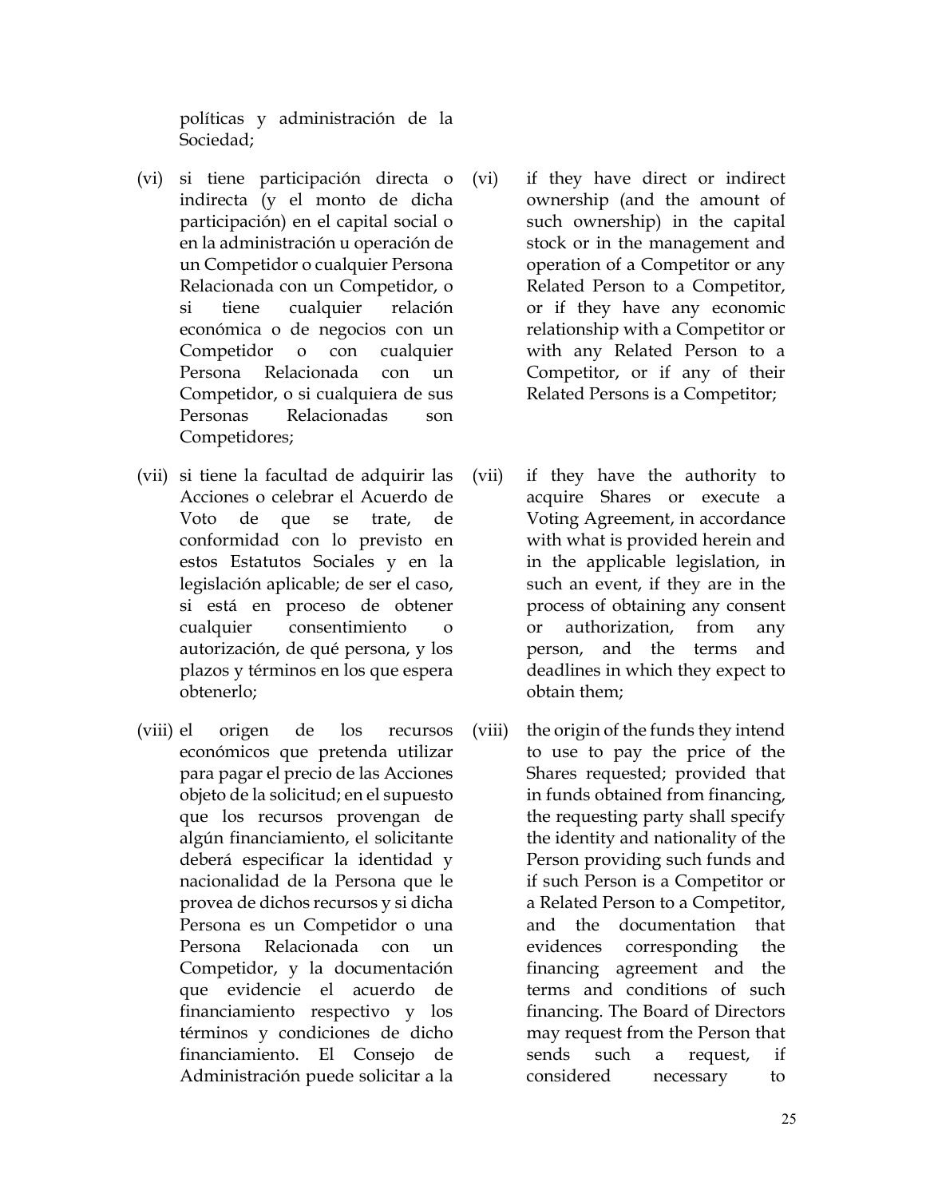políticas y administración de la Sociedad;

(vi) si tiene participación directa o indirecta (y el monto de dicha participación) en el capital social o en la administración u operación de un Competidor o cualquier Persona Relacionada con un Competidor, o si tiene cualquier relación económica o de negocios con un Competidor o con cualquier Persona Relacionada con un Competidor, o si cualquiera de sus Personas Relacionadas son Competidores;

(vi) if they have direct or indirect ownership (and the amount of such ownership) in the capital stock or in the management and operation of a Competitor or any Related Person to a Competitor, or if they have any economic relationship with a Competitor or with any Related Person to a Competitor, or if any of their Related Persons is a Competitor;

(vii) si tiene la facultad de adquirir las Acciones o celebrar el Acuerdo de Voto de que se trate, de conformidad con lo previsto en estos Estatutos Sociales y en la legislación aplicable; de ser el caso, si está en proceso de obtener cualquier consentimiento o autorización, de qué persona, y los plazos y términos en los que espera obtenerlo;

(vii) if they have the authority to acquire Shares or execute a Voting Agreement, in accordance with what is provided herein and in the applicable legislation, in such an event, if they are in the process of obtaining any consent or authorization, from any person, and the terms and deadlines in which they expect to obtain them;

(viii) el origen de los recursos económicos que pretenda utilizar para pagar el precio de las Acciones objeto de la solicitud; en el supuesto que los recursos provengan de algún financiamiento, el solicitante deberá especificar la identidad y nacionalidad de la Persona que le provea de dichos recursos y si dicha Persona es un Competidor o una Persona Relacionada con un Competidor, y la documentación que evidencie el acuerdo de financiamiento respectivo y los términos y condiciones de dicho financiamiento. El Consejo de Administración puede solicitar a la

(viii) the origin of the funds they intend to use to pay the price of the Shares requested; provided that in funds obtained from financing, the requesting party shall specify the identity and nationality of the Person providing such funds and if such Person is a Competitor or a Related Person to a Competitor, and the documentation that evidences corresponding the financing agreement and the terms and conditions of such financing. The Board of Directors may request from the Person that sends such a request, if considered necessary to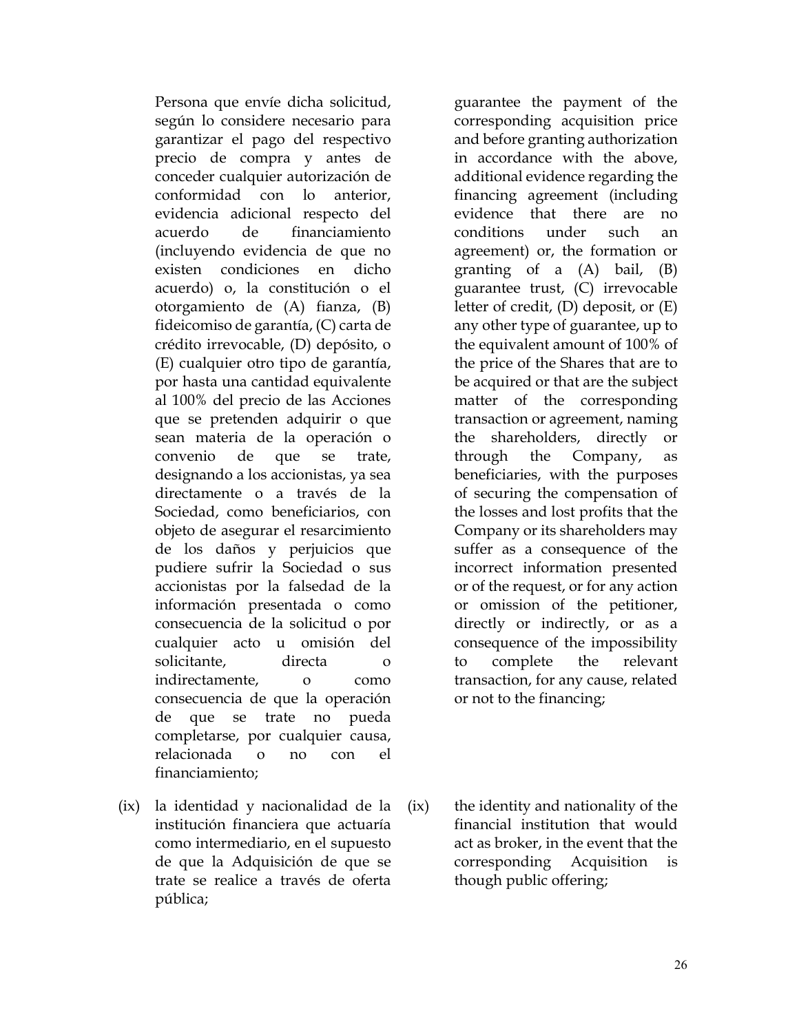Persona que envíe dicha solicitud, según lo considere necesario para garantizar el pago del respectivo precio de compra y antes de conceder cualquier autorización de conformidad con lo anterior, evidencia adicional respecto del acuerdo de financiamiento (incluyendo evidencia de que no existen condiciones en dicho acuerdo) o, la constitución o el otorgamiento de (A) fianza, (B) fideicomiso de garantía, (C) carta de crédito irrevocable, (D) depósito, o (E) cualquier otro tipo de garantía, por hasta una cantidad equivalente al 100% del precio de las Acciones que se pretenden adquirir o que sean materia de la operación o convenio de que se trate, designando a los accionistas, ya sea directamente o a través de la Sociedad, como beneficiarios, con objeto de asegurar el resarcimiento de los daños y perjuicios que pudiere sufrir la Sociedad o sus accionistas por la falsedad de la información presentada o como consecuencia de la solicitud o por cualquier acto u omisión del solicitante, directa o indirectamente, o como consecuencia de que la operación de que se trate no pueda completarse, por cualquier causa, relacionada o no con el financiamiento;

guarantee the payment of the corresponding acquisition price and before granting authorization in accordance with the above, additional evidence regarding the financing agreement (including evidence that there are no conditions under such an agreement) or, the formation or granting of a (A) bail, (B) guarantee trust, (C) irrevocable letter of credit, (D) deposit, or (E) any other type of guarantee, up to the equivalent amount of 100% of the price of the Shares that are to be acquired or that are the subject matter of the corresponding transaction or agreement, naming the shareholders, directly or through the Company, as beneficiaries, with the purposes of securing the compensation of the losses and lost profits that the Company or its shareholders may suffer as a consequence of the incorrect information presented or of the request, or for any action or omission of the petitioner, directly or indirectly, or as a consequence of the impossibility to complete the relevant transaction, for any cause, related or not to the financing;

(ix) la identidad y nacionalidad de la institución financiera que actuaría como intermediario, en el supuesto de que la Adquisición de que se trate se realice a través de oferta pública;

(ix) the identity and nationality of the financial institution that would act as broker, in the event that the corresponding Acquisition is though public offering;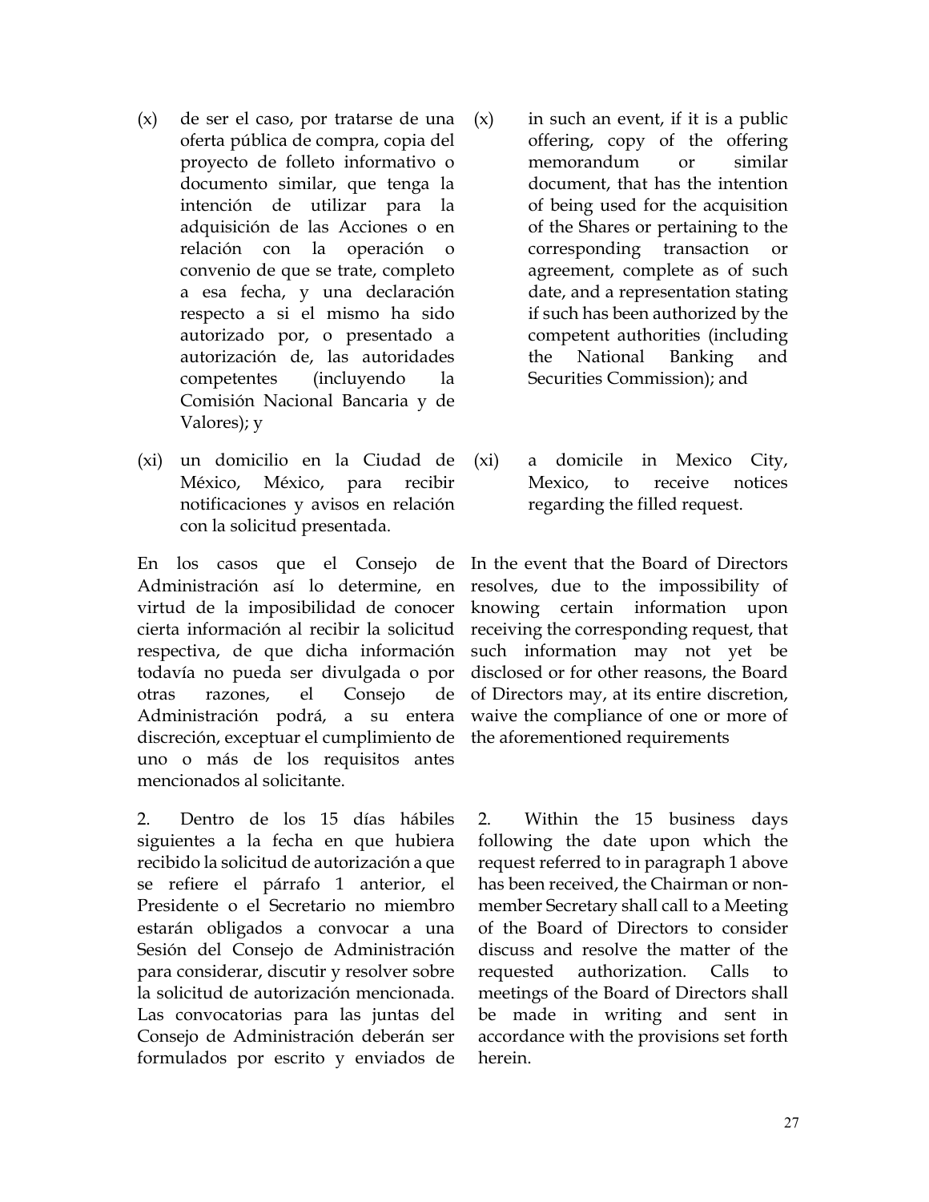(x) de ser el caso, por tratarse de una oferta pública de compra, copia del proyecto de folleto informativo o documento similar, que tenga la intención de utilizar para la adquisición de las Acciones o en relación con la operación o convenio de que se trate, completo a esa fecha, y una declaración respecto a si el mismo ha sido autorizado por, o presentado a autorización de, las autoridades competentes (incluyendo la Comisión Nacional Bancaria y de Valores); y

(xi) un domicilio en la Ciudad de México, México, para recibir notificaciones y avisos en relación con la solicitud presentada.

En los casos que el Consejo de Administración así lo determine, en virtud de la imposibilidad de conocer cierta información al recibir la solicitud respectiva, de que dicha información todavía no pueda ser divulgada o por otras razones, el Consejo de Administración podrá, a su entera discreción, exceptuar el cumplimiento de uno o más de los requisitos antes mencionados al solicitante.

2. Dentro de los 15 días hábiles siguientes a la fecha en que hubiera recibido la solicitud de autorización a que se refiere el párrafo 1 anterior, el Presidente o el Secretario no miembro estarán obligados a convocar a una Sesión del Consejo de Administración para considerar, discutir y resolver sobre la solicitud de autorización mencionada. Las convocatorias para las juntas del Consejo de Administración deberán ser formulados por escrito y enviados de

(x) in such an event, if it is a public offering, copy of the offering memorandum or similar document, that has the intention of being used for the acquisition of the Shares or pertaining to the corresponding transaction or agreement, complete as of such date, and a representation stating if such has been authorized by the competent authorities (including the National Banking and Securities Commission); and

(xi) a domicile in Mexico City, Mexico, to receive notices regarding the filled request.

In the event that the Board of Directors resolves, due to the impossibility of knowing certain information upon receiving the corresponding request, that such information may not yet be disclosed or for other reasons, the Board of Directors may, at its entire discretion, waive the compliance of one or more of the aforementioned requirements

2. Within the 15 business days following the date upon which the request referred to in paragraph 1 above has been received, the Chairman or non-member Secretary shall call to a Meeting of the Board of Directors to consider discuss and resolve the matter of the requested authorization. Calls to meetings of the Board of Directors shall be made in writing and sent in accordance with the provisions set forth herein.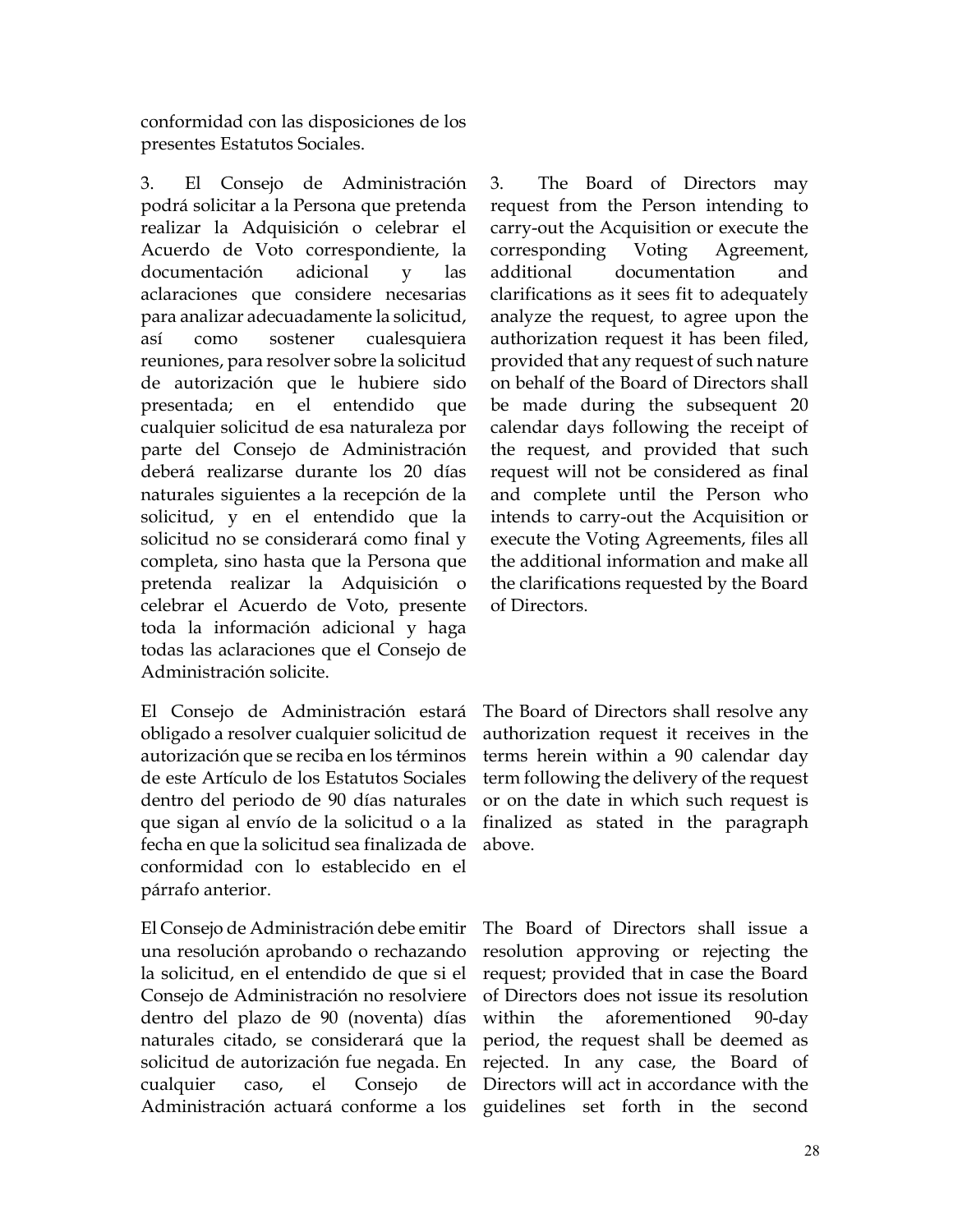conformidad con las disposiciones de los presentes Estatutos Sociales.

3. El Consejo de Administración podrá solicitar a la Persona que pretenda realizar la Adquisición o celebrar el Acuerdo de Voto correspondiente, la documentación adicional y las aclaraciones que considere necesarias para analizar adecuadamente la solicitud, así como sostener cualesquiera reuniones, para resolver sobre la solicitud de autorización que le hubiere sido presentada; en el entendido que cualquier solicitud de esa naturaleza por parte del Consejo de Administración deberá realizarse durante los 20 días naturales siguientes a la recepción de la solicitud, y en el entendido que la solicitud no se considerará como final y completa, sino hasta que la Persona que pretenda realizar la Adquisición o celebrar el Acuerdo de Voto, presente toda la información adicional y haga todas las aclaraciones que el Consejo de Administración solicite.

El Consejo de Administración estará obligado a resolver cualquier solicitud de autorización que se reciba en los términos de este Artículo de los Estatutos Sociales dentro del periodo de 90 días naturales que sigan al envío de la solicitud o a la fecha en que la solicitud sea finalizada de conformidad con lo establecido en el párrafo anterior.

El Consejo de Administración debe emitir una resolución aprobando o rechazando la solicitud, en el entendido de que si el Consejo de Administración no resolviere dentro del plazo de 90 (noventa) días naturales citado, se considerará que la solicitud de autorización fue negada. En cualquier caso, el Consejo de Administración actuará conforme a los

3. The Board of Directors may request from the Person intending to carry-out the Acquisition or execute the corresponding Voting Agreement, additional documentation and clarifications as it sees fit to adequately analyze the request, to agree upon the authorization request it has been filed, provided that any request of such nature on behalf of the Board of Directors shall be made during the subsequent 20 calendar days following the receipt of the request, and provided that such request will not be considered as final and complete until the Person who intends to carry-out the Acquisition or execute the Voting Agreements, files all the additional information and make all the clarifications requested by the Board of Directors.

The Board of Directors shall resolve any authorization request it receives in the terms herein within a 90 calendar day term following the delivery of the request or on the date in which such request is finalized as stated in the paragraph above.

The Board of Directors shall issue a resolution approving or rejecting the request; provided that in case the Board of Directors does not issue its resolution within the aforementioned 90-day period, the request shall be deemed as rejected. In any case, the Board of Directors will act in accordance with the guidelines set forth in the second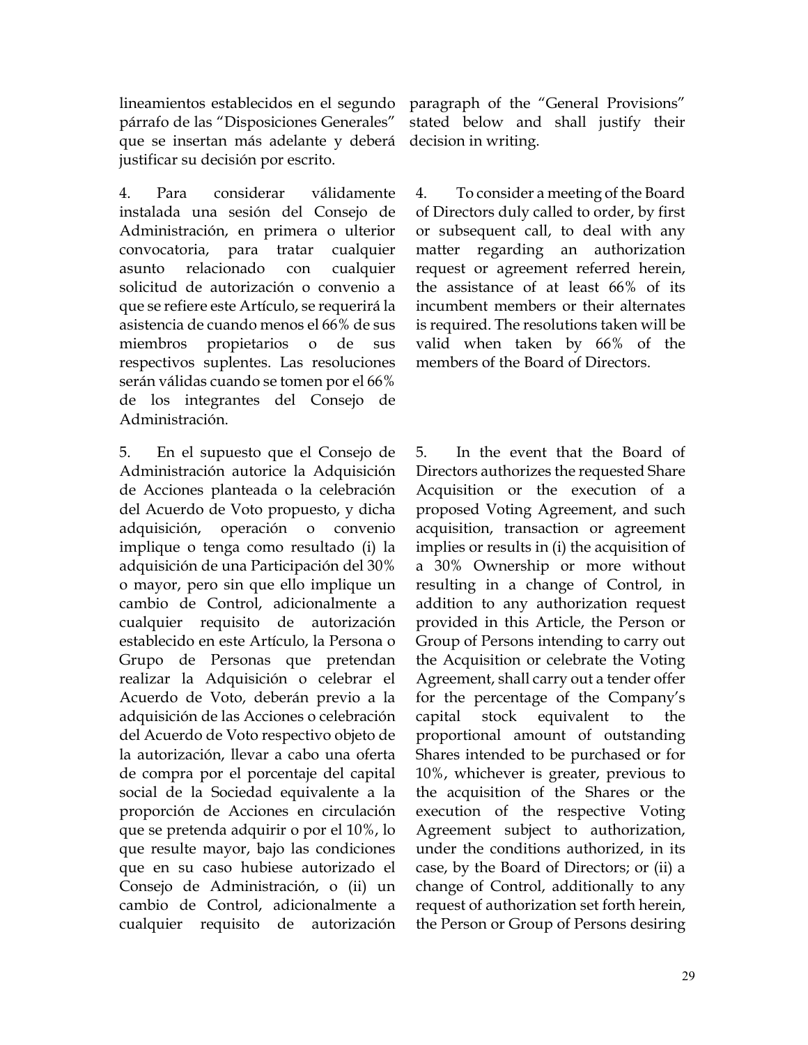lineamientos establecidos en el segundo párrafo de las "Disposiciones Generales" que se insertan más adelante y deberá justificar su decisión por escrito.

paragraph of the "General Provisions" stated below and shall justify their decision in writing.

4. Para considerar válidamente instalada una sesión del Consejo de Administración, en primera o ulterior convocatoria, para tratar cualquier asunto relacionado con cualquier solicitud de autorización o convenio a que se refiere este Artículo, se requerirá la asistencia de cuando menos el 66% de sus miembros propietarios o de sus respectivos suplentes. Las resoluciones serán válidas cuando se tomen por el 66% de los integrantes del Consejo de Administración.

4. To consider a meeting of the Board of Directors duly called to order, by first or subsequent call, to deal with any matter regarding an authorization request or agreement referred herein, the assistance of at least 66% of its incumbent members or their alternates is required. The resolutions taken will be valid when taken by 66% of the members of the Board of Directors.

5. En el supuesto que el Consejo de Administración autorice la Adquisición de Acciones planteada o la celebración del Acuerdo de Voto propuesto, y dicha adquisición, operación o convenio implique o tenga como resultado (i) la adquisición de una Participación del 30% o mayor, pero sin que ello implique un cambio de Control, adicionalmente a cualquier requisito de autorización establecido en este Artículo, la Persona o Grupo de Personas que pretendan realizar la Adquisición o celebrar el Acuerdo de Voto, deberán previo a la adquisición de las Acciones o celebración del Acuerdo de Voto respectivo objeto de la autorización, llevar a cabo una oferta de compra por el porcentaje del capital social de la Sociedad equivalente a la proporción de Acciones en circulación que se pretenda adquirir o por el 10%, lo que resulte mayor, bajo las condiciones que en su caso hubiese autorizado el Consejo de Administración, o (ii) un cambio de Control, adicionalmente a cualquier requisito de autorización

5. In the event that the Board of Directors authorizes the requested Share Acquisition or the execution of a proposed Voting Agreement, and such acquisition, transaction or agreement implies or results in (i) the acquisition of a 30% Ownership or more without resulting in a change of Control, in addition to any authorization request provided in this Article, the Person or Group of Persons intending to carry out the Acquisition or celebrate the Voting Agreement, shall carry out a tender offer for the percentage of the Company's capital stock equivalent to the proportional amount of outstanding Shares intended to be purchased or for 10%, whichever is greater, previous to the acquisition of the Shares or the execution of the respective Voting Agreement subject to authorization, under the conditions authorized, in its case, by the Board of Directors; or (ii) a change of Control, additionally to any request of authorization set forth herein, the Person or Group of Persons desiring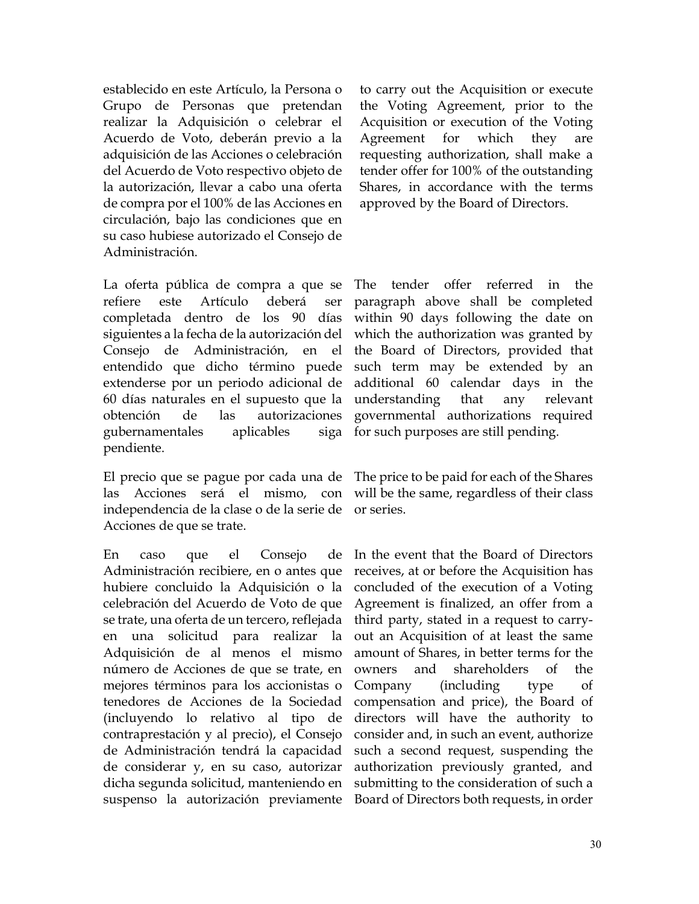establecido en este Artículo, la Persona o Grupo de Personas que pretendan realizar la Adquisición o celebrar el Acuerdo de Voto, deberán previo a la adquisición de las Acciones o celebración del Acuerdo de Voto respectivo objeto de la autorización, llevar a cabo una oferta de compra por el 100% de las Acciones en circulación, bajo las condiciones que en su caso hubiese autorizado el Consejo de Administración.

to carry out the Acquisition or execute the Voting Agreement, prior to the Acquisition or execution of the Voting Agreement for which they are requesting authorization, shall make a tender offer for 100% of the outstanding Shares, in accordance with the terms approved by the Board of Directors.

La oferta pública de compra a que se refiere este Artículo deberá ser completada dentro de los 90 días siguientes a la fecha de la autorización del Consejo de Administración, en el entendido que dicho término puede extenderse por un periodo adicional de 60 días naturales en el supuesto que la obtención de las autorizaciones gubernamentales aplicables siga pendiente.

The tender offer referred in the paragraph above shall be completed within 90 days following the date on which the authorization was granted by the Board of Directors, provided that such term may be extended by an additional 60 calendar days in the understanding that any relevant governmental authorizations required for such purposes are still pending.

El precio que se pague por cada una de las Acciones será el mismo, con independencia de la clase o de la serie de Acciones de que se trate.

The price to be paid for each of the Shares will be the same, regardless of their class or series.

En caso que el Consejo de Administración recibiere, en o antes que hubiere concluido la Adquisición o la celebración del Acuerdo de Voto de que se trate, una oferta de un tercero, reflejada en una solicitud para realizar la Adquisición de al menos el mismo número de Acciones de que se trate, en mejores términos para los accionistas o tenedores de Acciones de la Sociedad (incluyendo lo relativo al tipo de contraprestación y al precio), el Consejo de Administración tendrá la capacidad de considerar y, en su caso, autorizar dicha segunda solicitud, manteniendo en suspenso la autorización previamente

In the event that the Board of Directors receives, at or before the Acquisition has concluded of the execution of a Voting Agreement is finalized, an offer from a third party, stated in a request to carry-out an Acquisition of at least the same amount of Shares, in better terms for the owners and shareholders of the Company (including type of compensation and price), the Board of directors will have the authority to consider and, in such an event, authorize such a second request, suspending the authorization previously granted, and submitting to the consideration of such a Board of Directors both requests, in order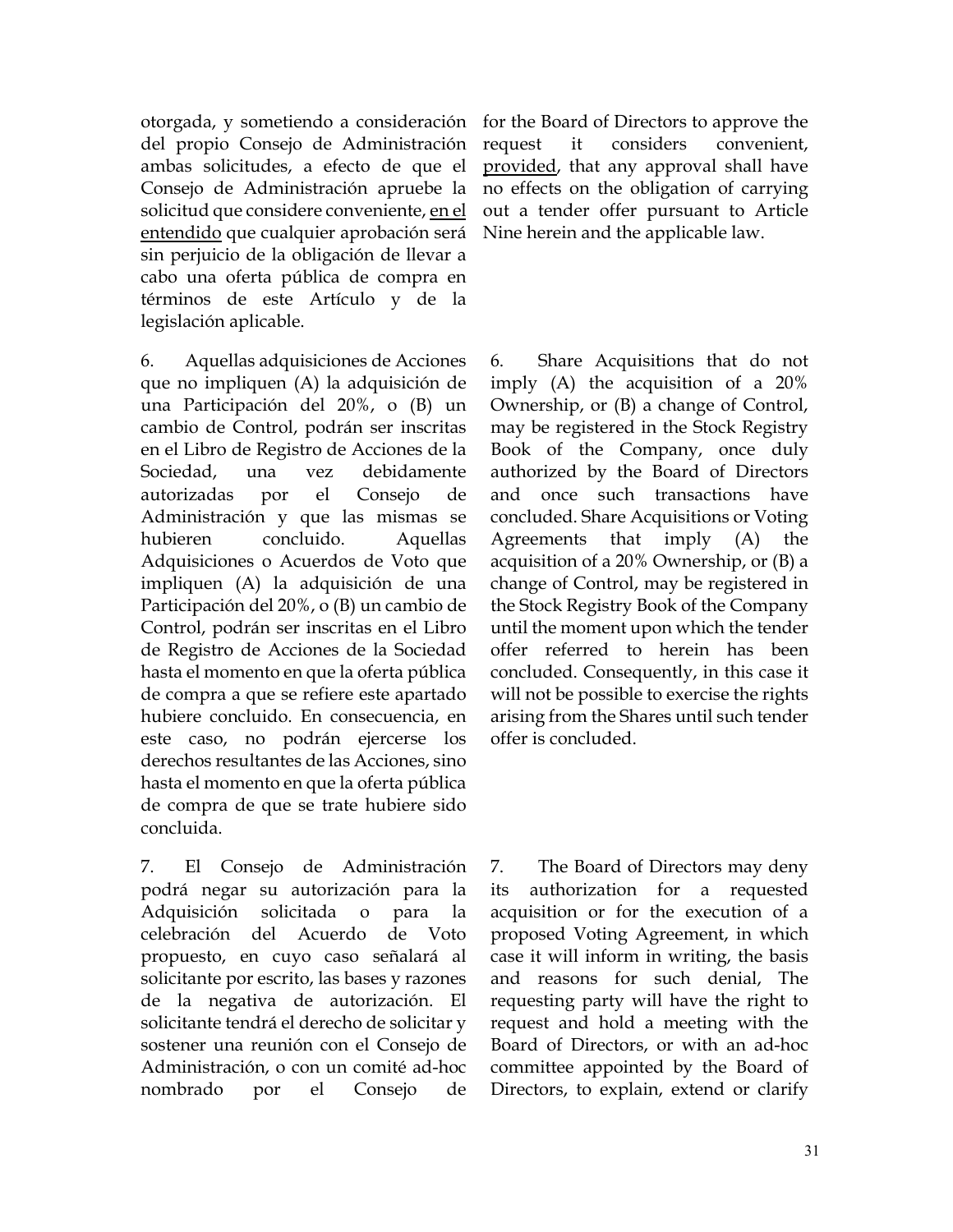otorgada, y sometiendo a consideración del propio Consejo de Administración ambas solicitudes, a efecto de que el Consejo de Administración apruebe la solicitud que considere conveniente, <u>en el entendido</u> que cualquier aprobación será sin perjuicio de la obligación de llevar a cabo una oferta pública de compra en términos de este Artículo y de la legislación aplicable.

for the Board of Directors to approve the request it considers convenient, <u>provided</u>, that any approval shall have no effects on the obligation of carrying out a tender offer pursuant to Article Nine herein and the applicable law.

6. Aquellas adquisiciones de Acciones que no impliquen (A) la adquisición de una Participación del 20%, o (B) un cambio de Control, podrán ser inscritas en el Libro de Registro de Acciones de la Sociedad, una vez debidamente autorizadas por el Consejo de Administración y que las mismas se hubieren concluido. Aquellas Adquisiciones o Acuerdos de Voto que impliquen (A) la adquisición de una Participación del 20%, o (B) un cambio de Control, podrán ser inscritas en el Libro de Registro de Acciones de la Sociedad hasta el momento en que la oferta pública de compra a que se refiere este apartado hubiere concluido. En consecuencia, en este caso, no podrán ejercerse los derechos resultantes de las Acciones, sino hasta el momento en que la oferta pública de compra de que se trate hubiere sido concluida.

6. Share Acquisitions that do not imply (A) the acquisition of a 20% Ownership, or (B) a change of Control, may be registered in the Stock Registry Book of the Company, once duly authorized by the Board of Directors and once such transactions have concluded. Share Acquisitions or Voting Agreements that imply (A) the acquisition of a 20% Ownership, or (B) a change of Control, may be registered in the Stock Registry Book of the Company until the moment upon which the tender offer referred to herein has been concluded. Consequently, in this case it will not be possible to exercise the rights arising from the Shares until such tender offer is concluded.

7. El Consejo de Administración podrá negar su autorización para la Adquisición solicitada o para la celebración del Acuerdo de Voto propuesto, en cuyo caso señalará al solicitante por escrito, las bases y razones de la negativa de autorización. El solicitante tendrá el derecho de solicitar y sostener una reunión con el Consejo de Administración, o con un comité ad-hoc nombrado por el Consejo de

7. The Board of Directors may deny its authorization for a requested acquisition or for the execution of a proposed Voting Agreement, in which case it will inform in writing, the basis and reasons for such denial, The requesting party will have the right to request and hold a meeting with the Board of Directors, or with an ad-hoc committee appointed by the Board of Directors, to explain, extend or clarify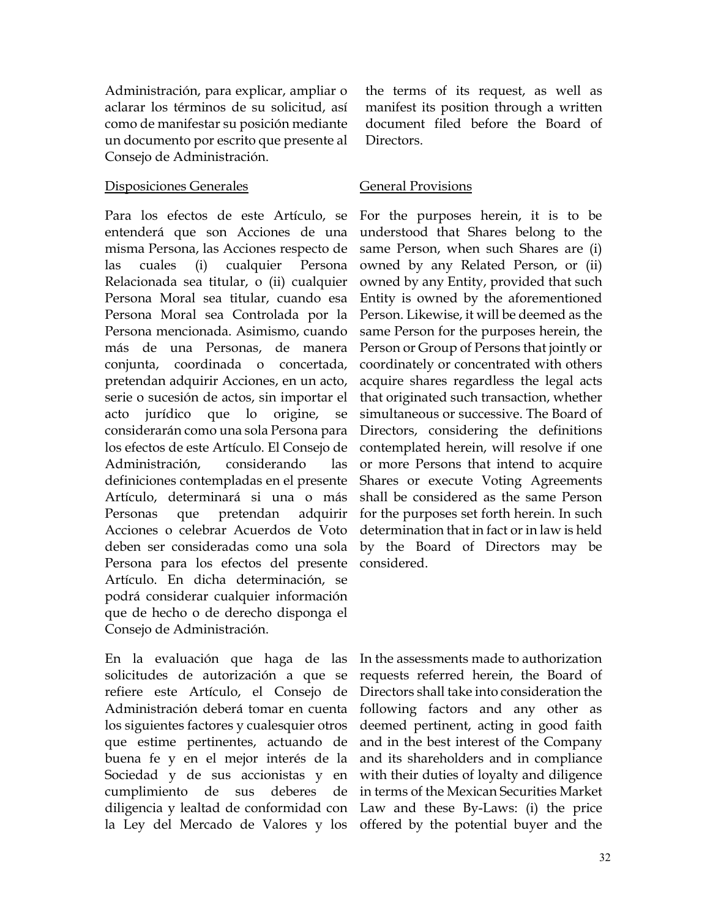Administración, para explicar, ampliar o aclarar los términos de su solicitud, así como de manifestar su posición mediante un documento por escrito que presente al Consejo de Administración.

the terms of its request, as well as manifest its position through a written document filed before the Board of Directors.

<u>Disposiciones Generales</u>

Para los efectos de este Artículo, se entenderá que son Acciones de una misma Persona, las Acciones respecto de las cuales (i) cualquier Persona Relacionada sea titular, o (ii) cualquier Persona Moral sea titular, cuando esa Persona Moral sea Controlada por la Persona mencionada. Asimismo, cuando más de una Personas, de manera conjunta, coordinada o concertada, pretendan adquirir Acciones, en un acto, serie o sucesión de actos, sin importar el acto jurídico que lo origine, se considerarán como una sola Persona para los efectos de este Artículo. El Consejo de Administración, considerando las definiciones contempladas en el presente Artículo, determinará si una o más Personas que pretendan adquirir Acciones o celebrar Acuerdos de Voto deben ser consideradas como una sola Persona para los efectos del presente Artículo. En dicha determinación, se podrá considerar cualquier información que de hecho o de derecho disponga el Consejo de Administración.

En la evaluación que haga de las solicitudes de autorización a que se refiere este Artículo, el Consejo de Administración deberá tomar en cuenta los siguientes factores y cualesquier otros que estime pertinentes, actuando de buena fe y en el mejor interés de la Sociedad y de sus accionistas y en cumplimiento de sus deberes de diligencia y lealtad de conformidad con la Ley del Mercado de Valores y los

<u>General Provisions</u>

For the purposes herein, it is to be understood that Shares belong to the same Person, when such Shares are (i) owned by any Related Person, or (ii) owned by any Entity, provided that such Entity is owned by the aforementioned Person. Likewise, it will be deemed as the same Person for the purposes herein, the Person or Group of Persons that jointly or coordinately or concentrated with others acquire shares regardless the legal acts that originated such transaction, whether simultaneous or successive. The Board of Directors, considering the definitions contemplated herein, will resolve if one or more Persons that intend to acquire Shares or execute Voting Agreements shall be considered as the same Person for the purposes set forth herein. In such determination that in fact or in law is held by the Board of Directors may be considered.

In the assessments made to authorization requests referred herein, the Board of Directors shall take into consideration the following factors and any other as deemed pertinent, acting in good faith and in the best interest of the Company and its shareholders and in compliance with their duties of loyalty and diligence in terms of the Mexican Securities Market Law and these By-Laws: (i) the price offered by the potential buyer and the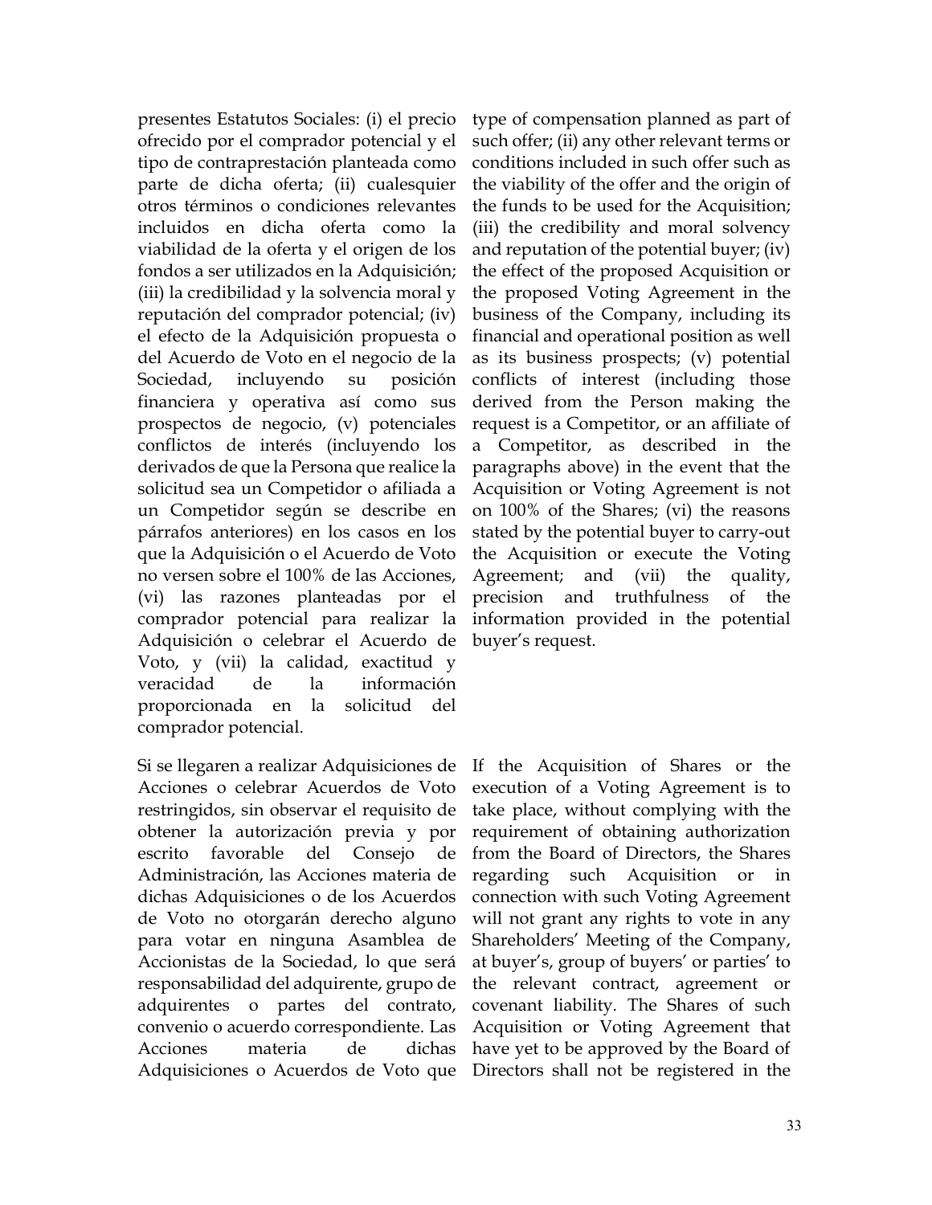presentes Estatutos Sociales: (i) el precio ofrecido por el comprador potencial y el tipo de contraprestación planteada como parte de dicha oferta; (ii) cualesquier otros términos o condiciones relevantes incluidos en dicha oferta como la viabilidad de la oferta y el origen de los fondos a ser utilizados en la Adquisición; (iii) la credibilidad y la solvencia moral y reputación del comprador potencial; (iv) el efecto de la Adquisición propuesta o del Acuerdo de Voto en el negocio de la Sociedad, incluyendo su posición financiera y operativa así como sus prospectos de negocio, (v) potenciales conflictos de interés (incluyendo los derivados de que la Persona que realice la solicitud sea un Competidor o afiliada a un Competidor según se describe en párrafos anteriores) en los casos en los que la Adquisición o el Acuerdo de Voto no versen sobre el 100% de las Acciones, (vi) las razones planteadas por el comprador potencial para realizar la Adquisición o celebrar el Acuerdo de Voto, y (vii) la calidad, exactitud y veracidad de la información proporcionada en la solicitud del comprador potencial.

type of compensation planned as part of such offer; (ii) any other relevant terms or conditions included in such offer such as the viability of the offer and the origin of the funds to be used for the Acquisition; (iii) the credibility and moral solvency and reputation of the potential buyer; (iv) the effect of the proposed Acquisition or the proposed Voting Agreement in the business of the Company, including its financial and operational position as well as its business prospects; (v) potential conflicts of interest (including those derived from the Person making the request is a Competitor, or an affiliate of a Competitor, as described in the paragraphs above) in the event that the Acquisition or Voting Agreement is not on 100% of the Shares; (vi) the reasons stated by the potential buyer to carry-out the Acquisition or execute the Voting Agreement; and (vii) the quality, precision and truthfulness of the information provided in the potential buyer's request.

Si se llegaren a realizar Adquisiciones de Acciones o celebrar Acuerdos de Voto restringidos, sin observar el requisito de obtener la autorización previa y por escrito favorable del Consejo de Administración, las Acciones materia de dichas Adquisiciones o de los Acuerdos de Voto no otorgarán derecho alguno para votar en ninguna Asamblea de Accionistas de la Sociedad, lo que será responsabilidad del adquirente, grupo de adquirentes o partes del contrato, convenio o acuerdo correspondiente. Las Acciones materia de dichas Adquisiciones o Acuerdos de Voto que

If the Acquisition of Shares or the execution of a Voting Agreement is to take place, without complying with the requirement of obtaining authorization from the Board of Directors, the Shares regarding such Acquisition or in connection with such Voting Agreement will not grant any rights to vote in any Shareholders' Meeting of the Company, at buyer's, group of buyers' or parties' to the relevant contract, agreement or covenant liability. The Shares of such Acquisition or Voting Agreement that have yet to be approved by the Board of Directors shall not be registered in the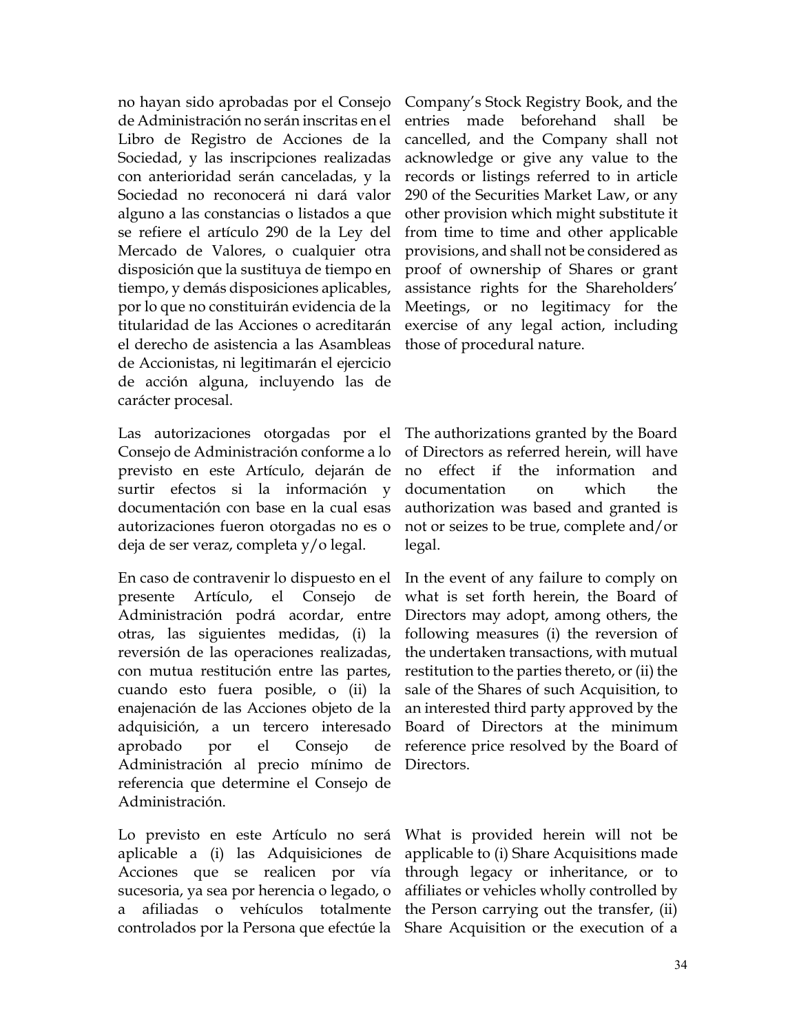no hayan sido aprobadas por el Consejo de Administración no serán inscritas en el Libro de Registro de Acciones de la Sociedad, y las inscripciones realizadas con anterioridad serán canceladas, y la Sociedad no reconocerá ni dará valor alguno a las constancias o listados a que se refiere el artículo 290 de la Ley del Mercado de Valores, o cualquier otra disposición que la sustituya de tiempo en tiempo, y demás disposiciones aplicables, por lo que no constituirán evidencia de la titularidad de las Acciones o acreditarán el derecho de asistencia a las Asambleas de Accionistas, ni legitimarán el ejercicio de acción alguna, incluyendo las de carácter procesal.

Company's Stock Registry Book, and the entries made beforehand shall be cancelled, and the Company shall not acknowledge or give any value to the records or listings referred to in article 290 of the Securities Market Law, or any other provision which might substitute it from time to time and other applicable provisions, and shall not be considered as proof of ownership of Shares or grant assistance rights for the Shareholders' Meetings, or no legitimacy for the exercise of any legal action, including those of procedural nature.

Las autorizaciones otorgadas por el Consejo de Administración conforme a lo previsto en este Artículo, dejarán de surtir efectos si la información y documentación con base en la cual esas autorizaciones fueron otorgadas no es o deja de ser veraz, completa y/o legal.

The authorizations granted by the Board of Directors as referred herein, will have no effect if the information and documentation on which the authorization was based and granted is not or seizes to be true, complete and/or legal.

En caso de contravenir lo dispuesto en el presente Artículo, el Consejo de Administración podrá acordar, entre otras, las siguientes medidas, (i) la reversión de las operaciones realizadas, con mutua restitución entre las partes, cuando esto fuera posible, o (ii) la enajenación de las Acciones objeto de la adquisición, a un tercero interesado aprobado por el Consejo de Administración al precio mínimo de referencia que determine el Consejo de Administración.

In the event of any failure to comply on what is set forth herein, the Board of Directors may adopt, among others, the following measures (i) the reversion of the undertaken transactions, with mutual restitution to the parties thereto, or (ii) the sale of the Shares of such Acquisition, to an interested third party approved by the Board of Directors at the minimum reference price resolved by the Board of Directors.

Lo previsto en este Artículo no será aplicable a (i) las Adquisiciones de Acciones que se realicen por vía sucesoria, ya sea por herencia o legado, o a afiliadas o vehículos totalmente controlados por la Persona que efectúe la

What is provided herein will not be applicable to (i) Share Acquisitions made through legacy or inheritance, or to affiliates or vehicles wholly controlled by the Person carrying out the transfer, (ii) Share Acquisition or the execution of a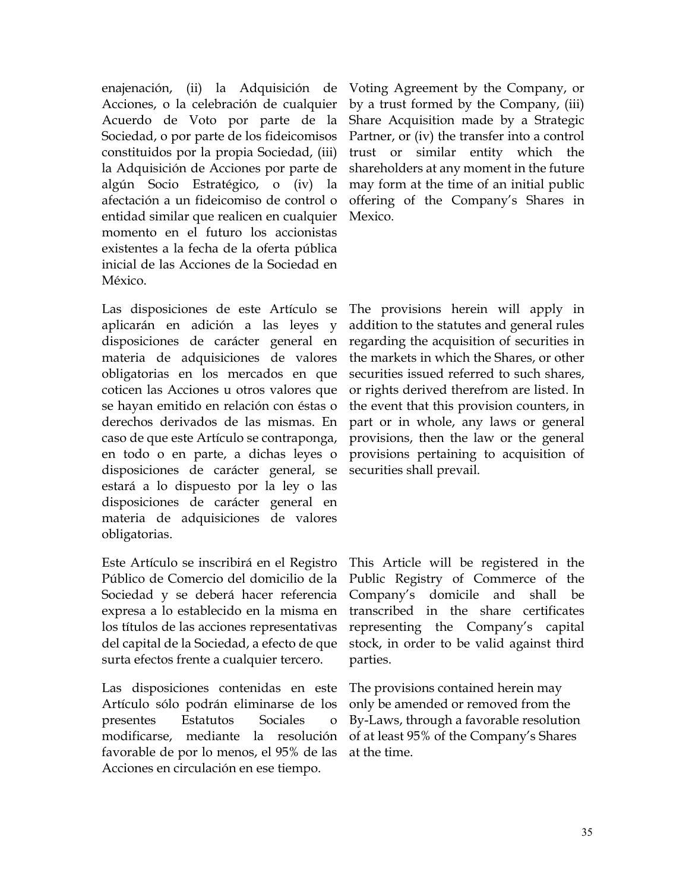| | |
|---|---|
| enajenación, (ii) la Adquisición de Acciones, o la celebración de cualquier Acuerdo de Voto por parte de la Sociedad, o por parte de los fideicomisos constituidos por la propia Sociedad, (iii) la Adquisición de Acciones por parte de algún Socio Estratégico, o (iv) la afectación a un fideicomiso de control o entidad similar que realicen en cualquier momento en el futuro los accionistas existentes a la fecha de la oferta pública inicial de las Acciones de la Sociedad en México. | Voting Agreement by the Company, or by a trust formed by the Company, (iii) Share Acquisition made by a Strategic Partner, or (iv) the transfer into a control trust or similar entity which the shareholders at any moment in the future may form at the time of an initial public offering of the Company's Shares in Mexico. |
| Las disposiciones de este Artículo se aplicarán en adición a las leyes y disposiciones de carácter general en materia de adquisiciones de valores obligatorias en los mercados en que coticen las Acciones u otros valores que se hayan emitido en relación con éstas o derechos derivados de las mismas. En caso de que este Artículo se contraponga, en todo o en parte, a dichas leyes o disposiciones de carácter general, se estará a lo dispuesto por la ley o las disposiciones de carácter general en materia de adquisiciones de valores obligatorias. | The provisions herein will apply in addition to the statutes and general rules regarding the acquisition of securities in the markets in which the Shares, or other securities issued referred to such shares, or rights derived therefrom are listed. In the event that this provision counters, in part or in whole, any laws or general provisions, then the law or the general provisions pertaining to acquisition of securities shall prevail. |
| Este Artículo se inscribirá en el Registro Público de Comercio del domicilio de la Sociedad y se deberá hacer referencia expresa a lo establecido en la misma en los títulos de las acciones representativas del capital de la Sociedad, a efecto de que surta efectos frente a cualquier tercero. | This Article will be registered in the Public Registry of Commerce of the Company's domicile and shall be transcribed in the share certificates representing the Company's capital stock, in order to be valid against third parties. |
| Las disposiciones contenidas en este Artículo sólo podrán eliminarse de los presentes Estatutos Sociales o modificarse, mediante la resolución favorable de por lo menos, el 95% de las Acciones en circulación en ese tiempo. | The provisions contained herein may only be amended or removed from the By-Laws, through a favorable resolution of at least 95% of the Company's Shares at the time. |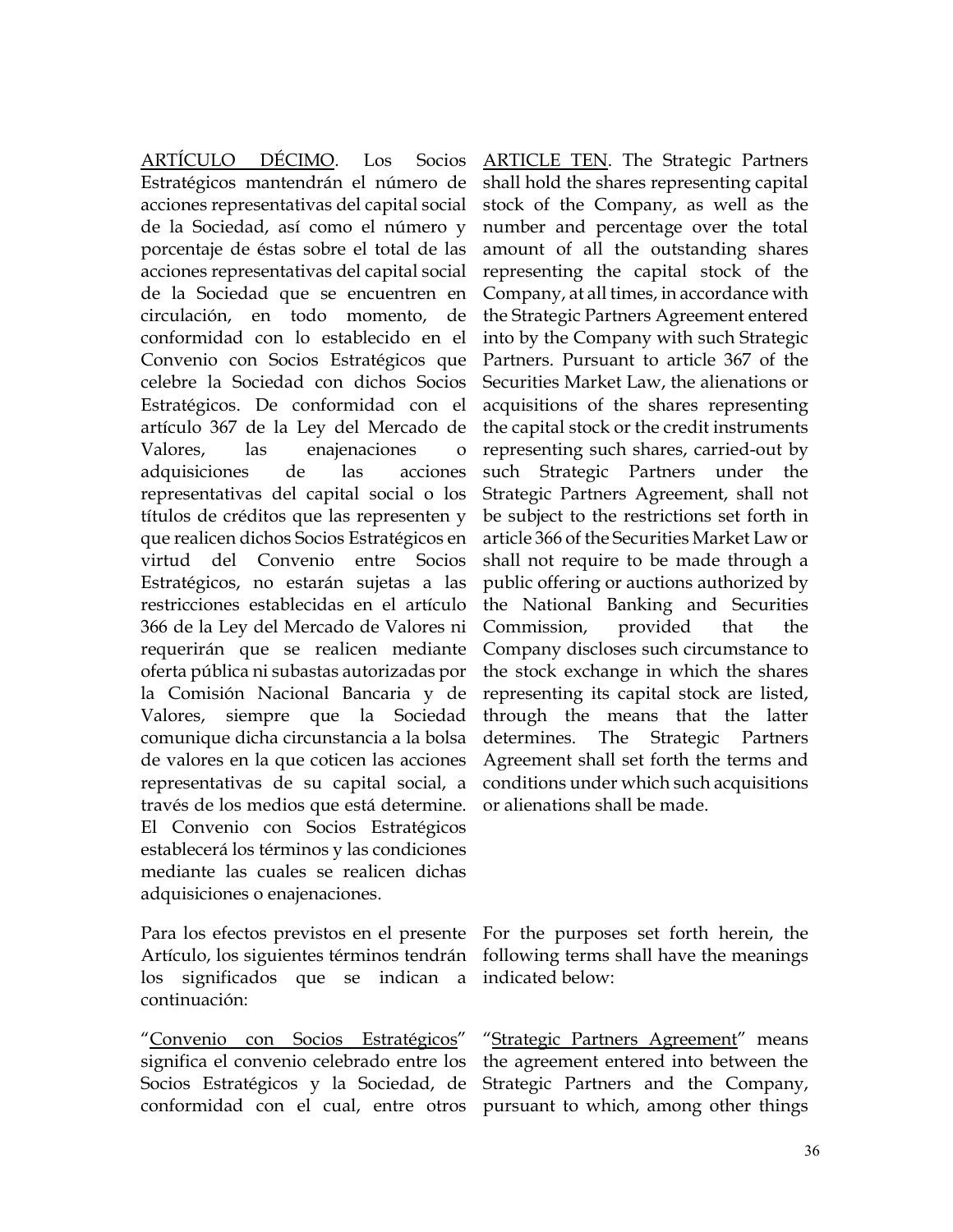<u>ARTÍCULO DÉCIMO</u>. Los Socios Estratégicos mantendrán el número de acciones representativas del capital social de la Sociedad, así como el número y porcentaje de éstas sobre el total de las acciones representativas del capital social de la Sociedad que se encuentren en circulación, en todo momento, de conformidad con lo establecido en el Convenio con Socios Estratégicos que celebre la Sociedad con dichos Socios Estratégicos. De conformidad con el artículo 367 de la Ley del Mercado de Valores, las enajenaciones o adquisiciones de las acciones representativas del capital social o los títulos de créditos que las representen y que realicen dichos Socios Estratégicos en virtud del Convenio entre Socios Estratégicos, no estarán sujetas a las restricciones establecidas en el artículo 366 de la Ley del Mercado de Valores ni requerirán que se realicen mediante oferta pública ni subastas autorizadas por la Comisión Nacional Bancaria y de Valores, siempre que la Sociedad comunique dicha circunstancia a la bolsa de valores en la que coticen las acciones representativas de su capital social, a través de los medios que está determine. El Convenio con Socios Estratégicos establecerá los términos y las condiciones mediante las cuales se realicen dichas adquisiciones o enajenaciones.

<u>ARTICLE TEN</u>. The Strategic Partners shall hold the shares representing capital stock of the Company, as well as the number and percentage over the total amount of all the outstanding shares representing the capital stock of the Company, at all times, in accordance with the Strategic Partners Agreement entered into by the Company with such Strategic Partners. Pursuant to article 367 of the Securities Market Law, the alienations or acquisitions of the shares representing the capital stock or the credit instruments representing such shares, carried-out by such Strategic Partners under the Strategic Partners Agreement, shall not be subject to the restrictions set forth in article 366 of the Securities Market Law or shall not require to be made through a public offering or auctions authorized by the National Banking and Securities Commission, provided that the Company discloses such circumstance to the stock exchange in which the shares representing its capital stock are listed, through the means that the latter determines. The Strategic Partners Agreement shall set forth the terms and conditions under which such acquisitions or alienations shall be made.

Para los efectos previstos en el presente Artículo, los siguientes términos tendrán los significados que se indican a continuación:

For the purposes set forth herein, the following terms shall have the meanings indicated below:

"<u>Convenio con Socios Estratégicos</u>" significa el convenio celebrado entre los Socios Estratégicos y la Sociedad, de conformidad con el cual, entre otros

"<u>Strategic Partners Agreement</u>" means the agreement entered into between the Strategic Partners and the Company, pursuant to which, among other things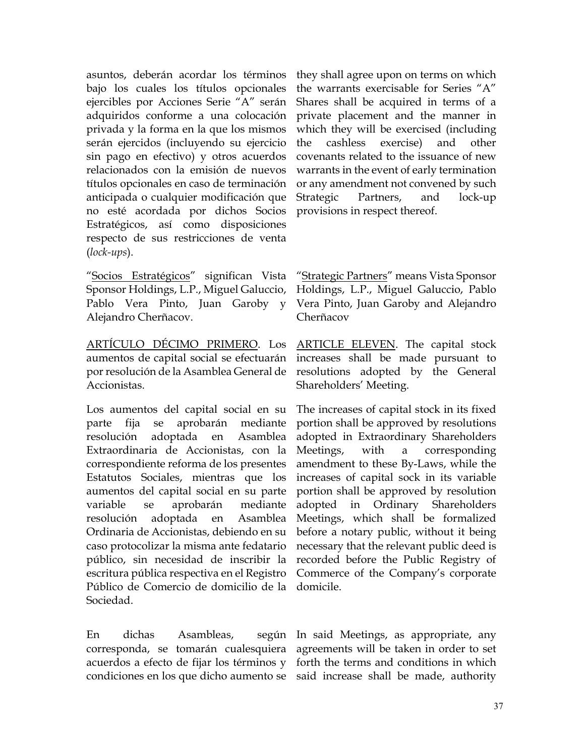asuntos, deberán acordar los términos bajo los cuales los títulos opcionales ejercibles por Acciones Serie "A" serán adquiridos conforme a una colocación privada y la forma en la que los mismos serán ejercidos (incluyendo su ejercicio sin pago en efectivo) y otros acuerdos relacionados con la emisión de nuevos títulos opcionales en caso de terminación anticipada o cualquier modificación que no esté acordada por dichos Socios Estratégicos, así como disposiciones respecto de sus restricciones de venta (*lock-ups*).

they shall agree upon on terms on which the warrants exercisable for Series "A" Shares shall be acquired in terms of a private placement and the manner in which they will be exercised (including the cashless exercise) and other covenants related to the issuance of new warrants in the event of early termination or any amendment not convened by such Strategic Partners, and lock-up provisions in respect thereof.

"Socios Estratégicos" significan Vista Sponsor Holdings, L.P., Miguel Galuccio, Pablo Vera Pinto, Juan Garoby y Alejandro Cherñacov.

"Strategic Partners" means Vista Sponsor Holdings, L.P., Miguel Galuccio, Pablo Vera Pinto, Juan Garoby and Alejandro Cherñacov

ARTÍCULO DÉCIMO PRIMERO. Los aumentos de capital social se efectuarán por resolución de la Asamblea General de Accionistas.

ARTICLE ELEVEN. The capital stock increases shall be made pursuant to resolutions adopted by the General Shareholders' Meeting.

Los aumentos del capital social en su parte fija se aprobarán mediante resolución adoptada en Asamblea Extraordinaria de Accionistas, con la correspondiente reforma de los presentes Estatutos Sociales, mientras que los aumentos del capital social en su parte variable se aprobarán mediante resolución adoptada en Asamblea Ordinaria de Accionistas, debiendo en su caso protocolizar la misma ante fedatario público, sin necesidad de inscribir la escritura pública respectiva en el Registro Público de Comercio de domicilio de la Sociedad.

The increases of capital stock in its fixed portion shall be approved by resolutions adopted in Extraordinary Shareholders Meetings, with a corresponding amendment to these By-Laws, while the increases of capital sock in its variable portion shall be approved by resolution adopted in Ordinary Shareholders Meetings, which shall be formalized before a notary public, without it being necessary that the relevant public deed is recorded before the Public Registry of Commerce of the Company's corporate domicile.

En dichas Asambleas, según corresponda, se tomarán cualesquiera acuerdos a efecto de fijar los términos y condiciones en los que dicho aumento se

In said Meetings, as appropriate, any agreements will be taken in order to set forth the terms and conditions in which said increase shall be made, authority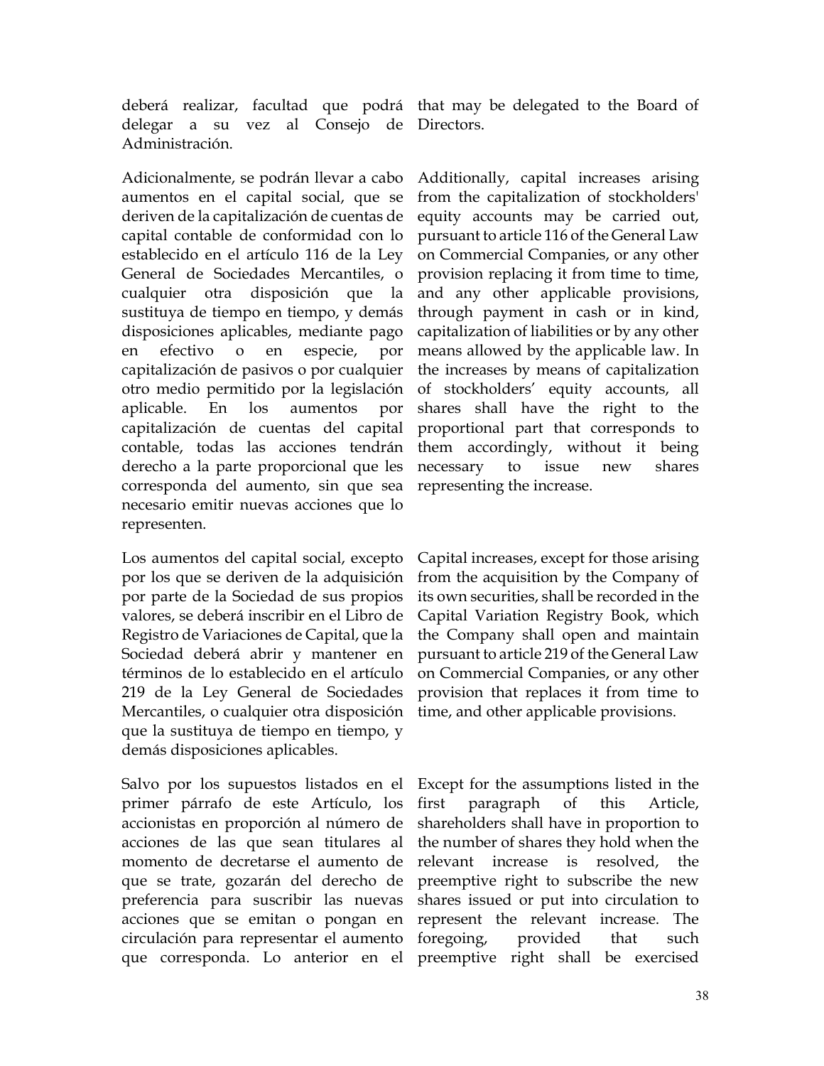deberá realizar, facultad que podrá delegar a su vez al Consejo de Administración.

that may be delegated to the Board of Directors.

Adicionalmente, se podrán llevar a cabo aumentos en el capital social, que se deriven de la capitalización de cuentas de capital contable de conformidad con lo establecido en el artículo 116 de la Ley General de Sociedades Mercantiles, o cualquier otra disposición que la sustituya de tiempo en tiempo, y demás disposiciones aplicables, mediante pago en efectivo o en especie, por capitalización de pasivos o por cualquier otro medio permitido por la legislación aplicable. En los aumentos por capitalización de cuentas del capital contable, todas las acciones tendrán derecho a la parte proporcional que les corresponda del aumento, sin que sea necesario emitir nuevas acciones que lo representen.

Additionally, capital increases arising from the capitalization of stockholders' equity accounts may be carried out, pursuant to article 116 of the General Law on Commercial Companies, or any other provision replacing it from time to time, and any other applicable provisions, through payment in cash or in kind, capitalization of liabilities or by any other means allowed by the applicable law. In the increases by means of capitalization of stockholders' equity accounts, all shares shall have the right to the proportional part that corresponds to them accordingly, without it being necessary to issue new shares representing the increase.

Los aumentos del capital social, excepto por los que se deriven de la adquisición por parte de la Sociedad de sus propios valores, se deberá inscribir en el Libro de Registro de Variaciones de Capital, que la Sociedad deberá abrir y mantener en términos de lo establecido en el artículo 219 de la Ley General de Sociedades Mercantiles, o cualquier otra disposición que la sustituya de tiempo en tiempo, y demás disposiciones aplicables.

Capital increases, except for those arising from the acquisition by the Company of its own securities, shall be recorded in the Capital Variation Registry Book, which the Company shall open and maintain pursuant to article 219 of the General Law on Commercial Companies, or any other provision that replaces it from time to time, and other applicable provisions.

Salvo por los supuestos listados en el primer párrafo de este Artículo, los accionistas en proporción al número de acciones de las que sean titulares al momento de decretarse el aumento de que se trate, gozarán el derecho de preferencia para suscribir las nuevas acciones que se emitan o pongan en circulación para representar el aumento que corresponda. Lo anterior en el

Except for the assumptions listed in the first paragraph of this Article, shareholders shall have in proportion to the number of shares they hold when the relevant increase is resolved, the preemptive right to subscribe the new shares issued or put into circulation to represent the relevant increase. The foregoing, provided that such preemptive right shall be exercised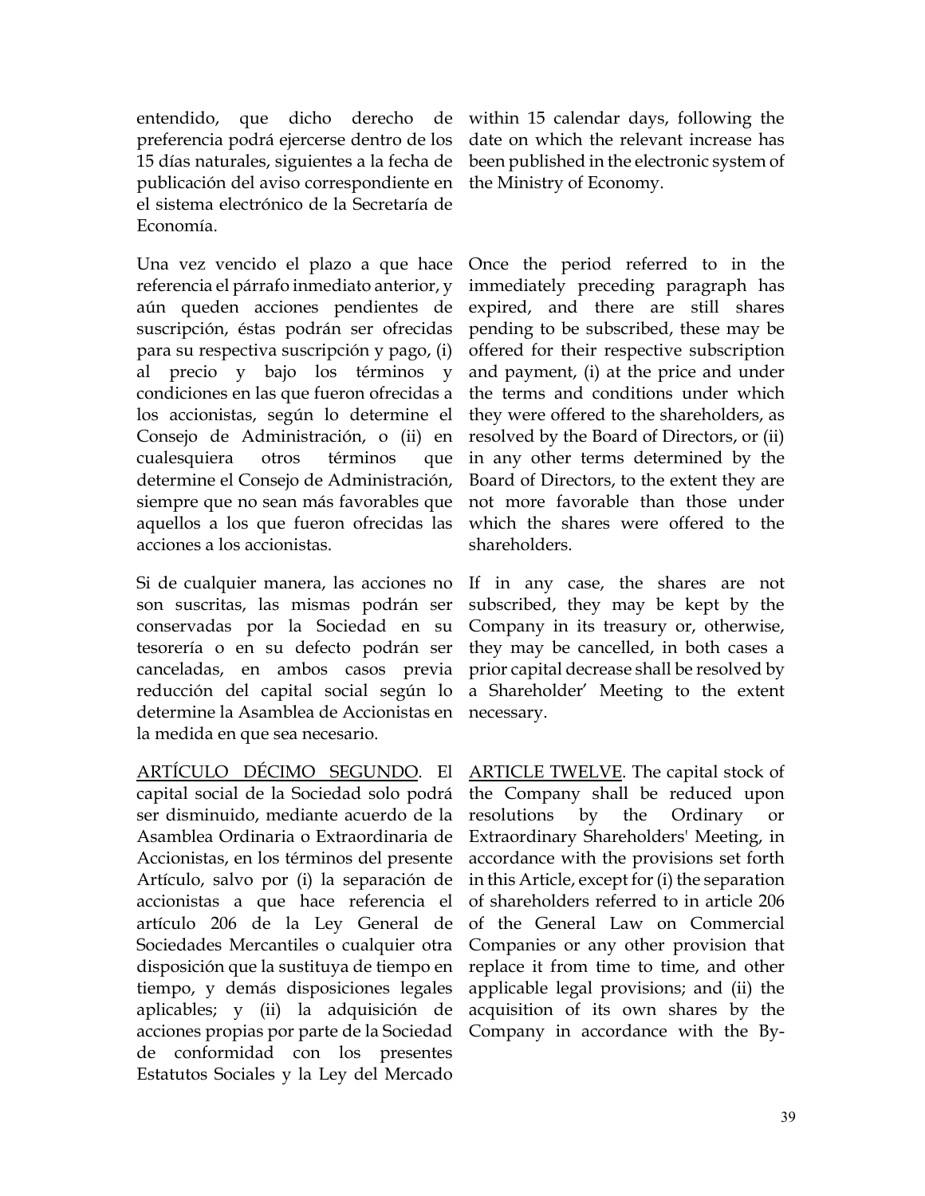entendido, que dicho derecho de preferencia podrá ejercerse dentro de los 15 días naturales, siguientes a la fecha de publicación del aviso correspondiente en el sistema electrónico de la Secretaría de Economía.

within 15 calendar days, following the date on which the relevant increase has been published in the electronic system of the Ministry of Economy.

Una vez vencido el plazo a que hace referencia el párrafo inmediato anterior, y aún queden acciones pendientes de suscripción, éstas podrán ser ofrecidas para su respectiva suscripción y pago, (i) al precio y bajo los términos y condiciones en las que fueron ofrecidas a los accionistas, según lo determine el Consejo de Administración, o (ii) en cualesquiera otros términos que determine el Consejo de Administración, siempre que no sean más favorables que aquellos a los que fueron ofrecidas las acciones a los accionistas.

Once the period referred to in the immediately preceding paragraph has expired, and there are still shares pending to be subscribed, these may be offered for their respective subscription and payment, (i) at the price and under the terms and conditions under which they were offered to the shareholders, as resolved by the Board of Directors, or (ii) in any other terms determined by the Board of Directors, to the extent they are not more favorable than those under which the shares were offered to the shareholders.

Si de cualquier manera, las acciones no son suscritas, las mismas podrán ser conservadas por la Sociedad en su tesorería o en su defecto podrán ser canceladas, en ambos casos previa reducción del capital social según lo determine la Asamblea de Accionistas en la medida en que sea necesario.

If in any case, the shares are not subscribed, they may be kept by the Company in its treasury or, otherwise, they may be cancelled, in both cases a prior capital decrease shall be resolved by a Shareholder' Meeting to the extent necessary.

<u>ARTÍCULO DÉCIMO SEGUNDO</u>. El capital social de la Sociedad solo podrá ser disminuido, mediante acuerdo de la Asamblea Ordinaria o Extraordinaria de Accionistas, en los términos del presente Artículo, salvo por (i) la separación de accionistas a que hace referencia el artículo 206 de la Ley General de Sociedades Mercantiles o cualquier otra disposición que la sustituya de tiempo en tiempo, y demás disposiciones legales aplicables; y (ii) la adquisición de acciones propias por parte de la Sociedad de conformidad con los presentes Estatutos Sociales y la Ley del Mercado

<u>ARTICLE TWELVE</u>. The capital stock of the Company shall be reduced upon resolutions by the Ordinary or Extraordinary Shareholders' Meeting, in accordance with the provisions set forth in this Article, except for (i) the separation of shareholders referred to in article 206 of the General Law on Commercial Companies or any other provision that replace it from time to time, and other applicable legal provisions; and (ii) the acquisition of its own shares by the Company in accordance with the By-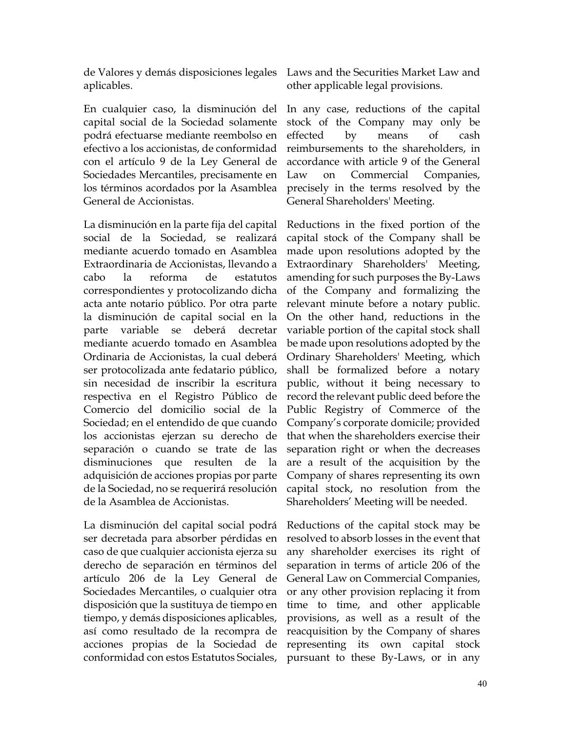de Valores y demás disposiciones legales aplicables.

En cualquier caso, la disminución del capital social de la Sociedad solamente podrá efectuarse mediante reembolso en efectivo a los accionistas, de conformidad con el artículo 9 de la Ley General de Sociedades Mercantiles, precisamente en los términos acordados por la Asamblea General de Accionistas.

La disminución en la parte fija del capital social de la Sociedad, se realizará mediante acuerdo tomado en Asamblea Extraordinaria de Accionistas, llevando a cabo la reforma de estatutos correspondientes y protocolizando dicha acta ante notario público. Por otra parte la disminución de capital social en la parte variable se deberá decretar mediante acuerdo tomado en Asamblea Ordinaria de Accionistas, la cual deberá ser protocolizada ante fedatario público, sin necesidad de inscribir la escritura respectiva en el Registro Público de Comercio del domicilio social de la Sociedad; en el entendido de que cuando los accionistas ejerzan su derecho de separación o cuando se trate de las disminuciones que resulten de la adquisición de acciones propias por parte de la Sociedad, no se requerirá resolución de la Asamblea de Accionistas.

La disminución del capital social podrá ser decretada para absorber pérdidas en caso de que cualquier accionista ejerza su derecho de separación en términos del artículo 206 de la Ley General de Sociedades Mercantiles, o cualquier otra disposición que la sustituya de tiempo en tiempo, y demás disposiciones aplicables, así como resultado de la recompra de acciones propias de la Sociedad de conformidad con estos Estatutos Sociales,

Laws and the Securities Market Law and other applicable legal provisions.

In any case, reductions of the capital stock of the Company may only be effected by means of cash reimbursements to the shareholders, in accordance with article 9 of the General Law on Commercial Companies, precisely in the terms resolved by the General Shareholders' Meeting.

Reductions in the fixed portion of the capital stock of the Company shall be made upon resolutions adopted by the Extraordinary Shareholders' Meeting, amending for such purposes the By-Laws of the Company and formalizing the relevant minute before a notary public. On the other hand, reductions in the variable portion of the capital stock shall be made upon resolutions adopted by the Ordinary Shareholders' Meeting, which shall be formalized before a notary public, without it being necessary to record the relevant public deed before the Public Registry of Commerce of the Company's corporate domicile; provided that when the shareholders exercise their separation right or when the decreases are a result of the acquisition by the Company of shares representing its own capital stock, no resolution from the Shareholders' Meeting will be needed.

Reductions of the capital stock may be resolved to absorb losses in the event that any shareholder exercises its right of separation in terms of article 206 of the General Law on Commercial Companies, or any other provision replacing it from time to time, and other applicable provisions, as well as a result of the reacquisition by the Company of shares representing its own capital stock pursuant to these By-Laws, or in any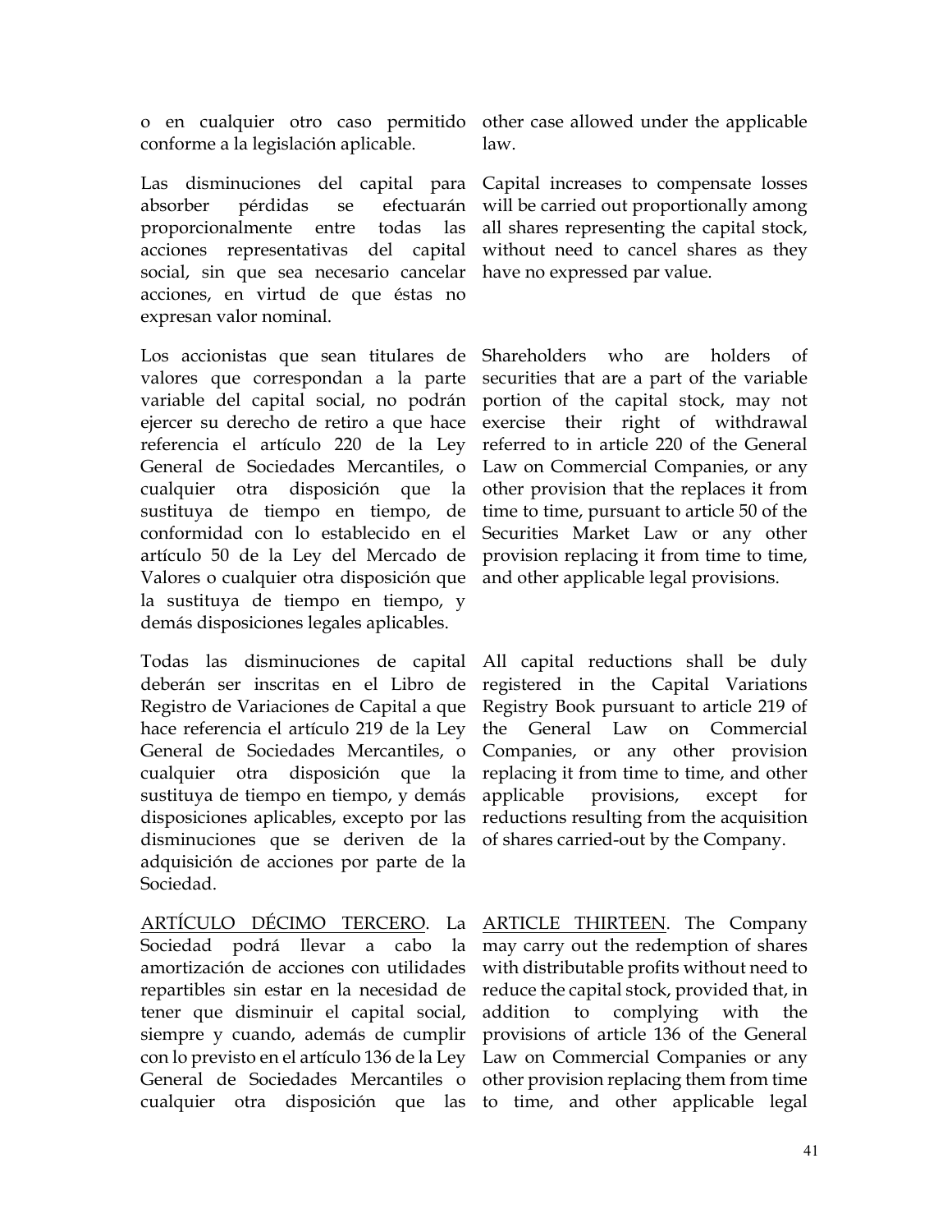o en cualquier otro caso permitido conforme a la legislación aplicable.

other case allowed under the applicable law.

Las disminuciones del capital para absorber pérdidas se efectuarán proporcionalmente entre todas las acciones representativas del capital social, sin que sea necesario cancelar acciones, en virtud de que éstas no expresan valor nominal.

Capital increases to compensate losses will be carried out proportionally among all shares representing the capital stock, without need to cancel shares as they have no expressed par value.

Los accionistas que sean titulares de valores que correspondan a la parte variable del capital social, no podrán ejercer su derecho de retiro a que hace referencia el artículo 220 de la Ley General de Sociedades Mercantiles, o cualquier otra disposición que la sustituya de tiempo en tiempo, de conformidad con lo establecido en el artículo 50 de la Ley del Mercado de Valores o cualquier otra disposición que la sustituya de tiempo en tiempo, y demás disposiciones legales aplicables.

Shareholders who are holders of securities that are a part of the variable portion of the capital stock, may not exercise their right of withdrawal referred to in article 220 of the General Law on Commercial Companies, or any other provision that the replaces it from time to time, pursuant to article 50 of the Securities Market Law or any other provision replacing it from time to time, and other applicable legal provisions.

Todas las disminuciones de capital deberán ser inscritas en el Libro de Registro de Variaciones de Capital a que hace referencia el artículo 219 de la Ley General de Sociedades Mercantiles, o cualquier otra disposición que la sustituya de tiempo en tiempo, y demás disposiciones aplicables, excepto por las disminuciones que se deriven de la adquisición de acciones por parte de la Sociedad.

All capital reductions shall be duly registered in the Capital Variations Registry Book pursuant to article 219 of the General Law on Commercial Companies, or any other provision replacing it from time to time, and other applicable provisions, except for reductions resulting from the acquisition of shares carried-out by the Company.

<u>ARTÍCULO DÉCIMO TERCERO</u>. La Sociedad podrá llevar a cabo la amortización de acciones con utilidades repartibles sin estar en la necesidad de tener que disminuir el capital social, siempre y cuando, además de cumplir con lo previsto en el artículo 136 de la Ley General de Sociedades Mercantiles o cualquier otra disposición que las

<u>ARTICLE THIRTEEN</u>. The Company may carry out the redemption of shares with distributable profits without need to reduce the capital stock, provided that, in addition to complying with the provisions of article 136 of the General Law on Commercial Companies or any other provision replacing them from time to time, and other applicable legal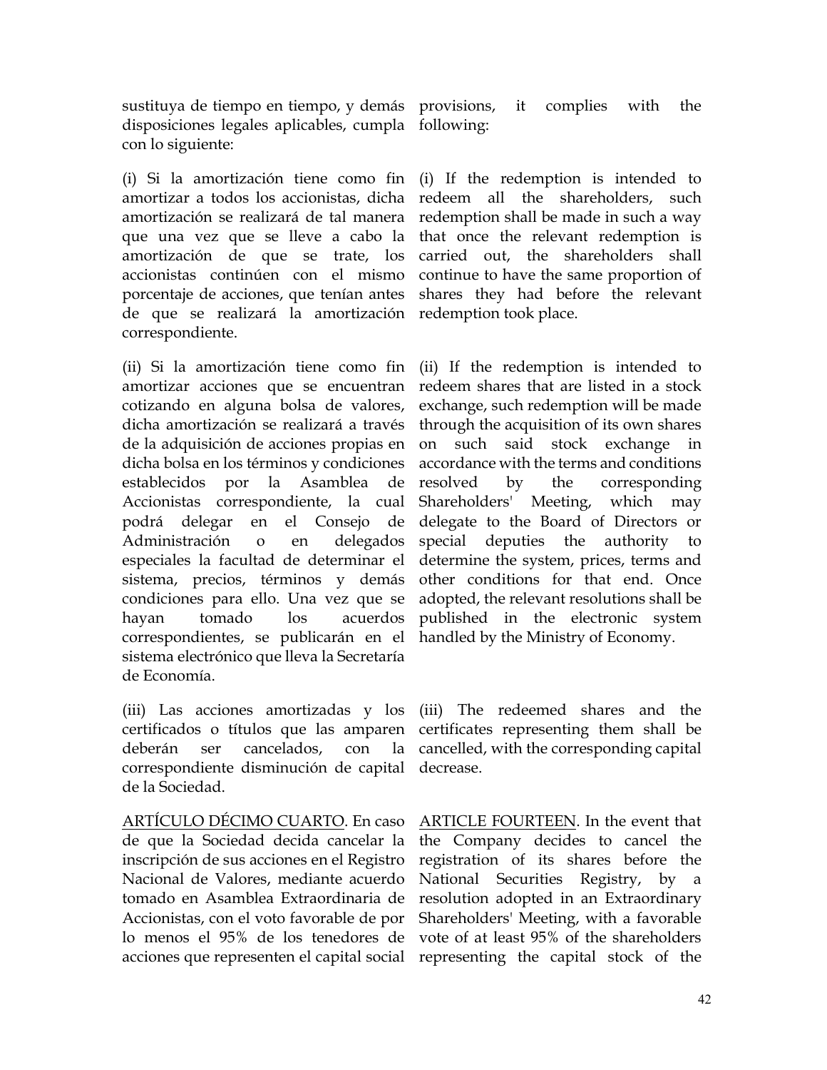sustituya de tiempo en tiempo, y demás disposiciones legales aplicables, cumpla con lo siguiente:

provisions, it complies with the following:

(i) Si la amortización tiene como fin amortizar a todos los accionistas, dicha amortización se realizará de tal manera que una vez que se lleve a cabo la amortización de que se trate, los accionistas continúen con el mismo porcentaje de acciones, que tenían antes de que se realizará la amortización correspondiente.

(i) If the redemption is intended to redeem all the shareholders, such redemption shall be made in such a way that once the relevant redemption is carried out, the shareholders shall continue to have the same proportion of shares they had before the relevant redemption took place.

(ii) Si la amortización tiene como fin amortizar acciones que se encuentran cotizando en alguna bolsa de valores, dicha amortización se realizará a través de la adquisición de acciones propias en dicha bolsa en los términos y condiciones establecidos por la Asamblea de Accionistas correspondiente, la cual podrá delegar en el Consejo de Administración o en delegados especiales la facultad de determinar el sistema, precios, términos y demás condiciones para ello. Una vez que se hayan tomado los acuerdos correspondientes, se publicarán en el sistema electrónico que lleva la Secretaría de Economía.

(ii) If the redemption is intended to redeem shares that are listed in a stock exchange, such redemption will be made through the acquisition of its own shares on such said stock exchange in accordance with the terms and conditions resolved by the corresponding Shareholders' Meeting, which may delegate to the Board of Directors or special deputies the authority to determine the system, prices, terms and other conditions for that end. Once adopted, the relevant resolutions shall be published in the electronic system handled by the Ministry of Economy.

(iii) Las acciones amortizadas y los certificados o títulos que las amparen deberán ser cancelados, con la correspondiente disminución de capital de la Sociedad.

(iii) The redeemed shares and the certificates representing them shall be cancelled, with the corresponding capital decrease.

<u>ARTÍCULO DÉCIMO CUARTO</u>. En caso de que la Sociedad decida cancelar la inscripción de sus acciones en el Registro Nacional de Valores, mediante acuerdo tomado en Asamblea Extraordinaria de Accionistas, con el voto favorable de por lo menos el 95% de los tenedores de acciones que representen el capital social

<u>ARTICLE FOURTEEN</u>. In the event that the Company decides to cancel the registration of its shares before the National Securities Registry, by a resolution adopted in an Extraordinary Shareholders' Meeting, with a favorable vote of at least 95% of the shareholders representing the capital stock of the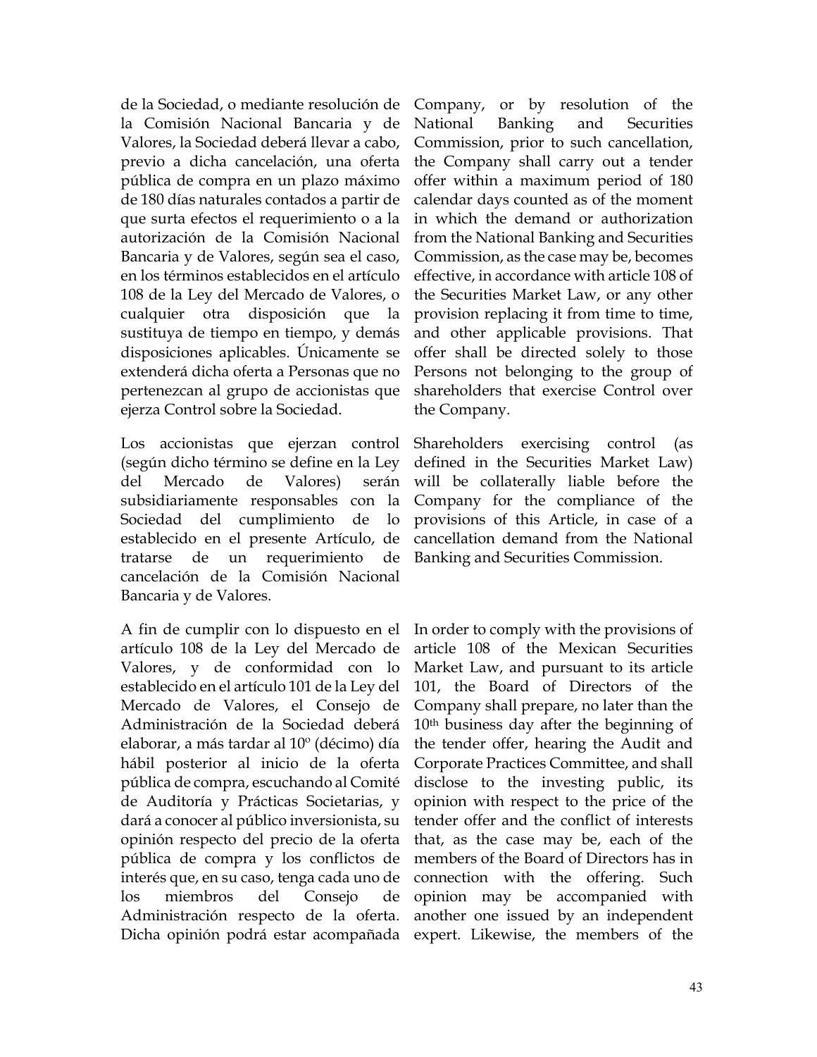de la Sociedad, o mediante resolución de la Comisión Nacional Bancaria y de Valores, la Sociedad deberá llevar a cabo, previo a dicha cancelación, una oferta pública de compra en un plazo máximo de 180 días naturales contados a partir de que surta efectos el requerimiento o a la autorización de la Comisión Nacional Bancaria y de Valores, según sea el caso, en los términos establecidos en el artículo 108 de la Ley del Mercado de Valores, o cualquier otra disposición que la sustituya de tiempo en tiempo, y demás disposiciones aplicables. Únicamente se extenderá dicha oferta a Personas que no pertenezcan al grupo de accionistas que ejerza Control sobre la Sociedad.

Company, or by resolution of the National Banking and Securities Commission, prior to such cancellation, the Company shall carry out a tender offer within a maximum period of 180 calendar days counted as of the moment in which the demand or authorization from the National Banking and Securities Commission, as the case may be, becomes effective, in accordance with article 108 of the Securities Market Law, or any other provision replacing it from time to time, and other applicable provisions. That offer shall be directed solely to those Persons not belonging to the group of shareholders that exercise Control over the Company.

Los accionistas que ejerzan control (según dicho término se define en la Ley del Mercado de Valores) serán subsidiariamente responsables con la Sociedad del cumplimiento de lo establecido en el presente Artículo, de tratarse de un requerimiento de cancelación de la Comisión Nacional Bancaria y de Valores.

Shareholders exercising control (as defined in the Securities Market Law) will be collaterally liable before the Company for the compliance of the provisions of this Article, in case of a cancellation demand from the National Banking and Securities Commission.

A fin de cumplir con lo dispuesto en el artículo 108 de la Ley del Mercado de Valores, y de conformidad con lo establecido en el artículo 101 de la Ley del Mercado de Valores, el Consejo de Administración de la Sociedad deberá elaborar, a más tardar al 10º (décimo) día hábil posterior al inicio de la oferta pública de compra, escuchando al Comité de Auditoría y Prácticas Societarias, y dará a conocer al público inversionista, su opinión respecto del precio de la oferta pública de compra y los conflictos de interés que, en su caso, tenga cada uno de los miembros del Consejo de Administración respecto de la oferta. Dicha opinión podrá estar acompañada

In order to comply with the provisions of article 108 of the Mexican Securities Market Law, and pursuant to its article 101, the Board of Directors of the Company shall prepare, no later than the 10th business day after the beginning of the tender offer, hearing the Audit and Corporate Practices Committee, and shall disclose to the investing public, its opinion with respect to the price of the tender offer and the conflict of interests that, as the case may be, each of the members of the Board of Directors has in connection with the offering. Such opinion may be accompanied with another one issued by an independent expert. Likewise, the members of the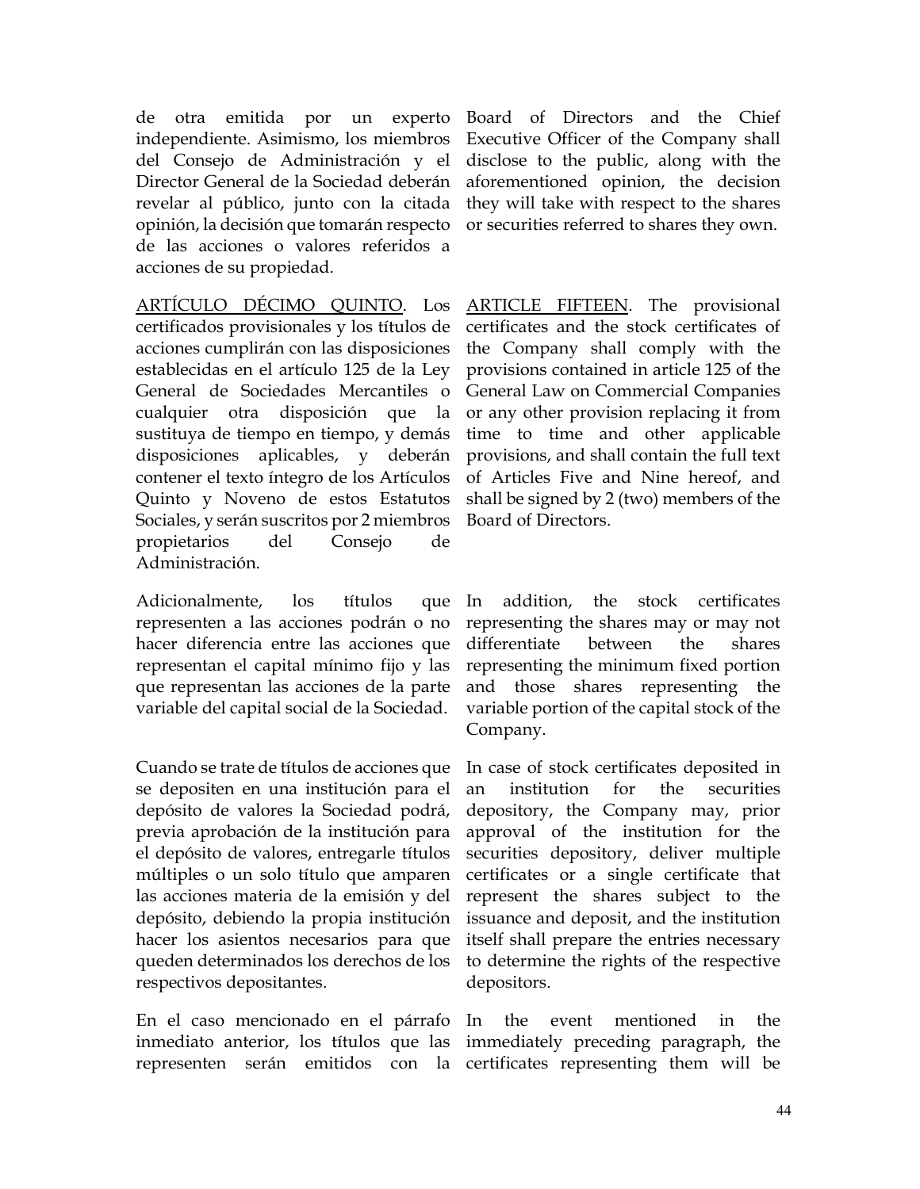de otra emitida por un experto independiente. Asimismo, los miembros del Consejo de Administración y el Director General de la Sociedad deberán revelar al público, junto con la citada opinión, la decisión que tomarán respecto de las acciones o valores referidos a acciones de su propiedad.

Board of Directors and the Chief Executive Officer of the Company shall disclose to the public, along with the aforementioned opinion, the decision they will take with respect to the shares or securities referred to shares they own.

<u>ARTÍCULO DÉCIMO QUINTO</u>. Los certificados provisionales y los títulos de acciones cumplirán con las disposiciones establecidas en el artículo 125 de la Ley General de Sociedades Mercantiles o cualquier otra disposición que la sustituya de tiempo en tiempo, y demás disposiciones aplicables, y deberán contener el texto íntegro de los Artículos Quinto y Noveno de estos Estatutos Sociales, y serán suscritos por 2 miembros propietarios del Consejo de Administración.

<u>ARTICLE FIFTEEN</u>. The provisional certificates and the stock certificates of the Company shall comply with the provisions contained in article 125 of the General Law on Commercial Companies or any other provision replacing it from time to time and other applicable provisions, and shall contain the full text of Articles Five and Nine hereof, and shall be signed by 2 (two) members of the Board of Directors.

Adicionalmente, los títulos que representen a las acciones podrán o no hacer diferencia entre las acciones que representan el capital mínimo fijo y las que representan las acciones de la parte variable del capital social de la Sociedad.

In addition, the stock certificates representing the shares may or may not differentiate between the shares representing the minimum fixed portion and those shares representing the variable portion of the capital stock of the Company.

Cuando se trate de títulos de acciones que se depositen en una institución para el depósito de valores la Sociedad podrá, previa aprobación de la institución para el depósito de valores, entregarle títulos múltiples o un solo título que amparen las acciones materia de la emisión y del depósito, debiendo la propia institución hacer los asientos necesarios para que queden determinados los derechos de los respectivos depositantes.

In case of stock certificates deposited in an institution for the securities depository, the Company may, prior approval of the institution for the securities depository, deliver multiple certificates or a single certificate that represent the shares subject to the issuance and deposit, and the institution itself shall prepare the entries necessary to determine the rights of the respective depositors.

En el caso mencionado en el párrafo inmediato anterior, los títulos que las representen serán emitidos con la

In the event mentioned in the immediately preceding paragraph, the certificates representing them will be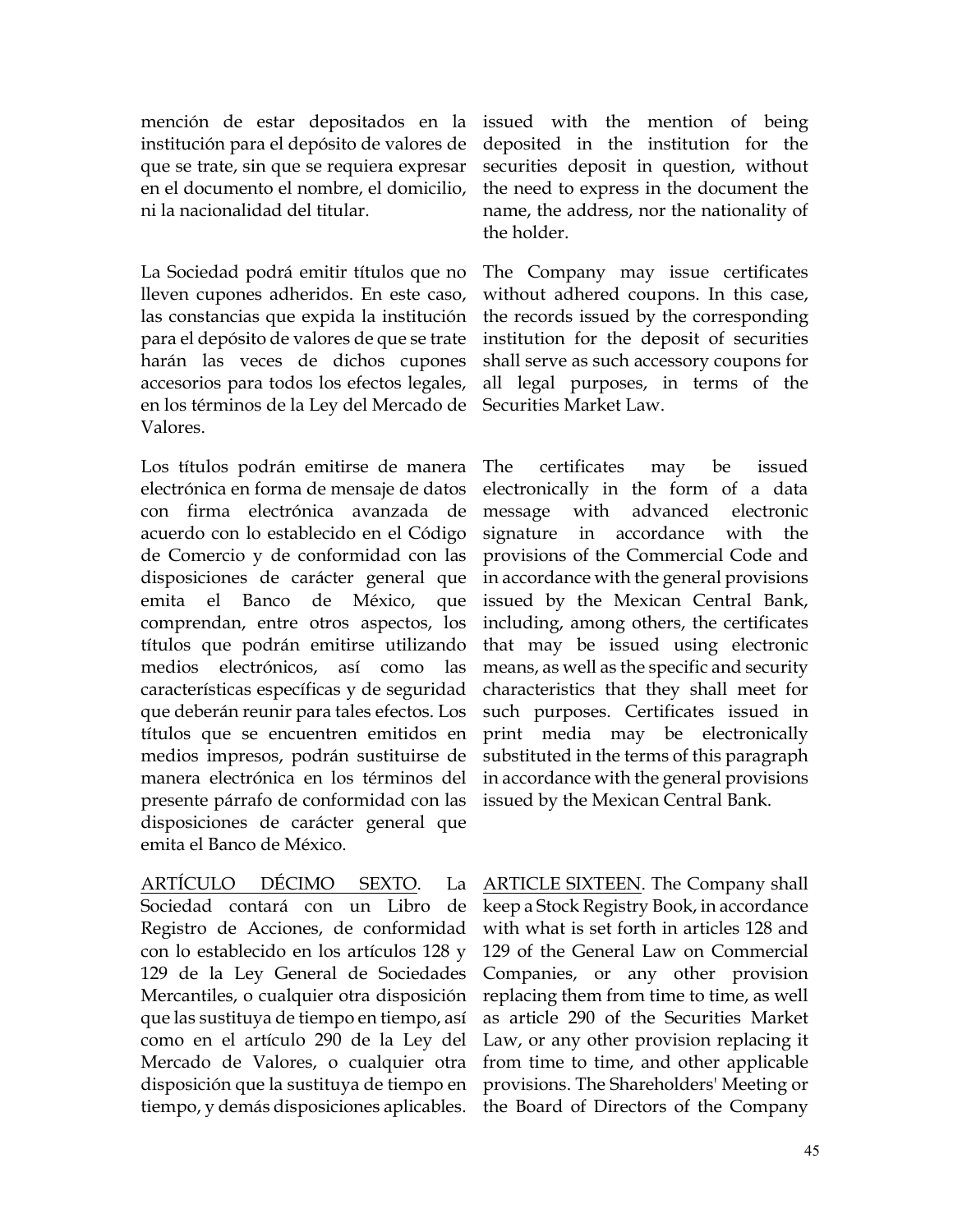mención de estar depositados en la institución para el depósito de valores de que se trate, sin que se requiera expresar en el documento el nombre, el domicilio, ni la nacionalidad del titular.

issued with the mention of being deposited in the institution for the securities deposit in question, without the need to express in the document the name, the address, nor the nationality of the holder.

La Sociedad podrá emitir títulos que no lleven cupones adheridos. En este caso, las constancias que expida la institución para el depósito de valores de que se trate harán las veces de dichos cupones accesorios para todos los efectos legales, en los términos de la Ley del Mercado de Valores.

The Company may issue certificates without adhered coupons. In this case, the records issued by the corresponding institution for the deposit of securities shall serve as such accessory coupons for all legal purposes, in terms of the Securities Market Law.

Los títulos podrán emitirse de manera electrónica en forma de mensaje de datos con firma electrónica avanzada de acuerdo con lo establecido en el Código de Comercio y de conformidad con las disposiciones de carácter general que emita el Banco de México, que comprendan, entre otros aspectos, los títulos que podrán emitirse utilizando medios electrónicos, así como las características específicas y de seguridad que deberán reunir para tales efectos. Los títulos que se encuentren emitidos en medios impresos, podrán sustituirse de manera electrónica en los términos del presente párrafo de conformidad con las disposiciones de carácter general que emita el Banco de México.

The certificates may be issued electronically in the form of a data message with advanced electronic signature in accordance with the provisions of the Commercial Code and in accordance with the general provisions issued by the Mexican Central Bank, including, among others, the certificates that may be issued using electronic means, as well as the specific and security characteristics that they shall meet for such purposes. Certificates issued in print media may be electronically substituted in the terms of this paragraph in accordance with the general provisions issued by the Mexican Central Bank.

<u>ARTÍCULO DÉCIMO SEXTO</u>. La Sociedad contará con un Libro de Registro de Acciones, de conformidad con lo establecido en los artículos 128 y 129 de la Ley General de Sociedades Mercantiles, o cualquier otra disposición que las sustituya de tiempo en tiempo, así como en el artículo 290 de la Ley del Mercado de Valores, o cualquier otra disposición que la sustituya de tiempo en tiempo, y demás disposiciones aplicables.

<u>ARTICLE SIXTEEN</u>. The Company shall keep a Stock Registry Book, in accordance with what is set forth in articles 128 and 129 of the General Law on Commercial Companies, or any other provision replacing them from time to time, as well as article 290 of the Securities Market Law, or any other provision replacing it from time to time, and other applicable provisions. The Shareholders' Meeting or the Board of Directors of the Company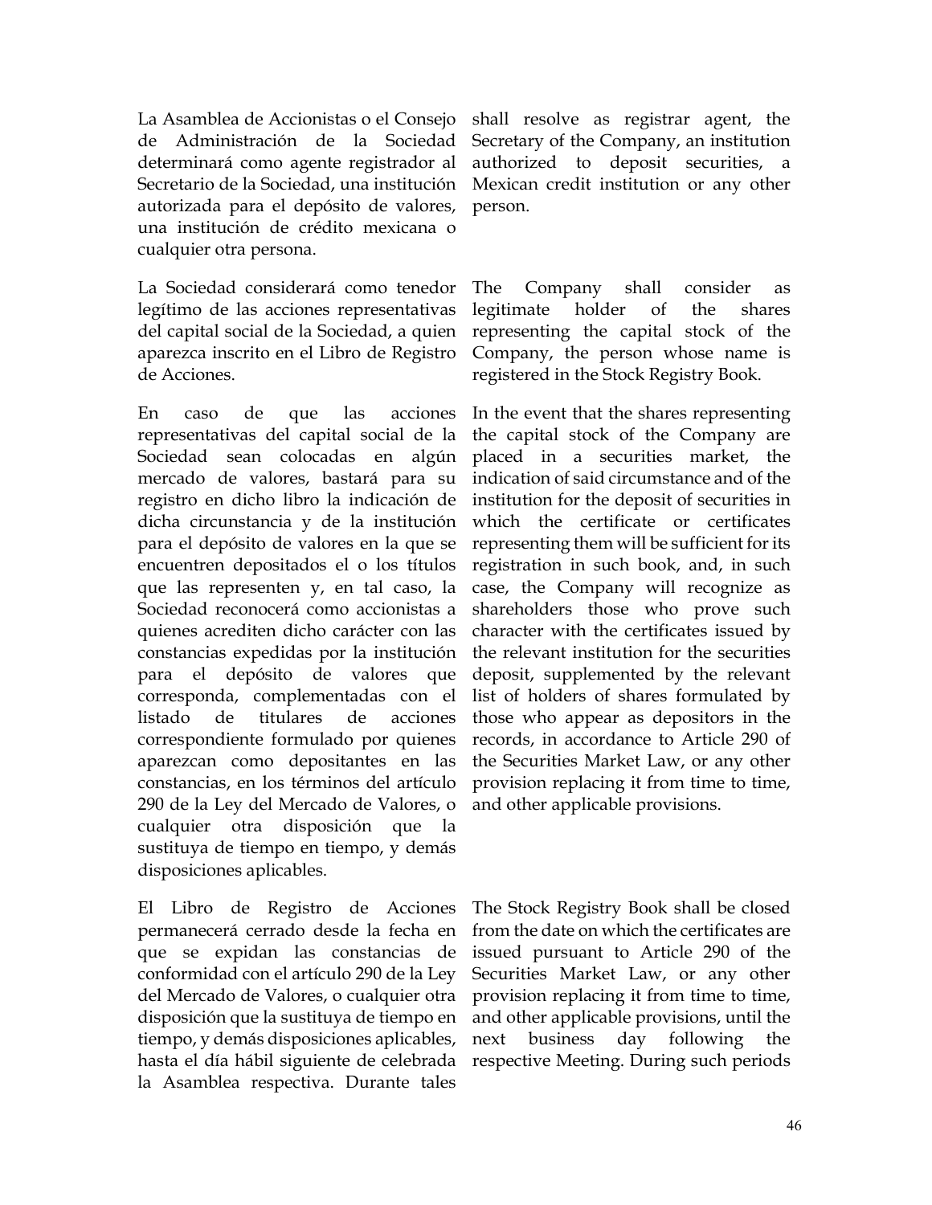La Asamblea de Accionistas o el Consejo de Administración de la Sociedad determinará como agente registrador al Secretario de la Sociedad, una institución autorizada para el depósito de valores, una institución de crédito mexicana o cualquier otra persona.

shall resolve as registrar agent, the Secretary of the Company, an institution authorized to deposit securities, a Mexican credit institution or any other person.

La Sociedad considerará como tenedor legítimo de las acciones representativas del capital social de la Sociedad, a quien aparezca inscrito en el Libro de Registro de Acciones.

The Company shall consider as legitimate holder of the shares representing the capital stock of the Company, the person whose name is registered in the Stock Registry Book.

En caso de que las acciones representativas del capital social de la Sociedad sean colocadas en algún mercado de valores, bastará para su registro en dicho libro la indicación de dicha circunstancia y de la institución para el depósito de valores en la que se encuentren depositados el o los títulos que las representen y, en tal caso, la Sociedad reconocerá como accionistas a quienes acrediten dicho carácter con las constancias expedidas por la institución para el depósito de valores que corresponda, complementadas con el listado de titulares de acciones correspondiente formulado por quienes aparezcan como depositantes en las constancias, en los términos del artículo 290 de la Ley del Mercado de Valores, o cualquier otra disposición que la sustituya de tiempo en tiempo, y demás disposiciones aplicables.

In the event that the shares representing the capital stock of the Company are placed in a securities market, the indication of said circumstance and of the institution for the deposit of securities in which the certificate or certificates representing them will be sufficient for its registration in such book, and, in such case, the Company will recognize as shareholders those who prove such character with the certificates issued by the relevant institution for the securities deposit, supplemented by the relevant list of holders of shares formulated by those who appear as depositors in the records, in accordance to Article 290 of the Securities Market Law, or any other provision replacing it from time to time, and other applicable provisions.

El Libro de Registro de Acciones permanecerá cerrado desde la fecha en que se expidan las constancias de conformidad con el artículo 290 de la Ley del Mercado de Valores, o cualquier otra disposición que la sustituya de tiempo en tiempo, y demás disposiciones aplicables, hasta el día hábil siguiente de celebrada la Asamblea respectiva. Durante tales

The Stock Registry Book shall be closed from the date on which the certificates are issued pursuant to Article 290 of the Securities Market Law, or any other provision replacing it from time to time, and other applicable provisions, until the next business day following the respective Meeting. During such periods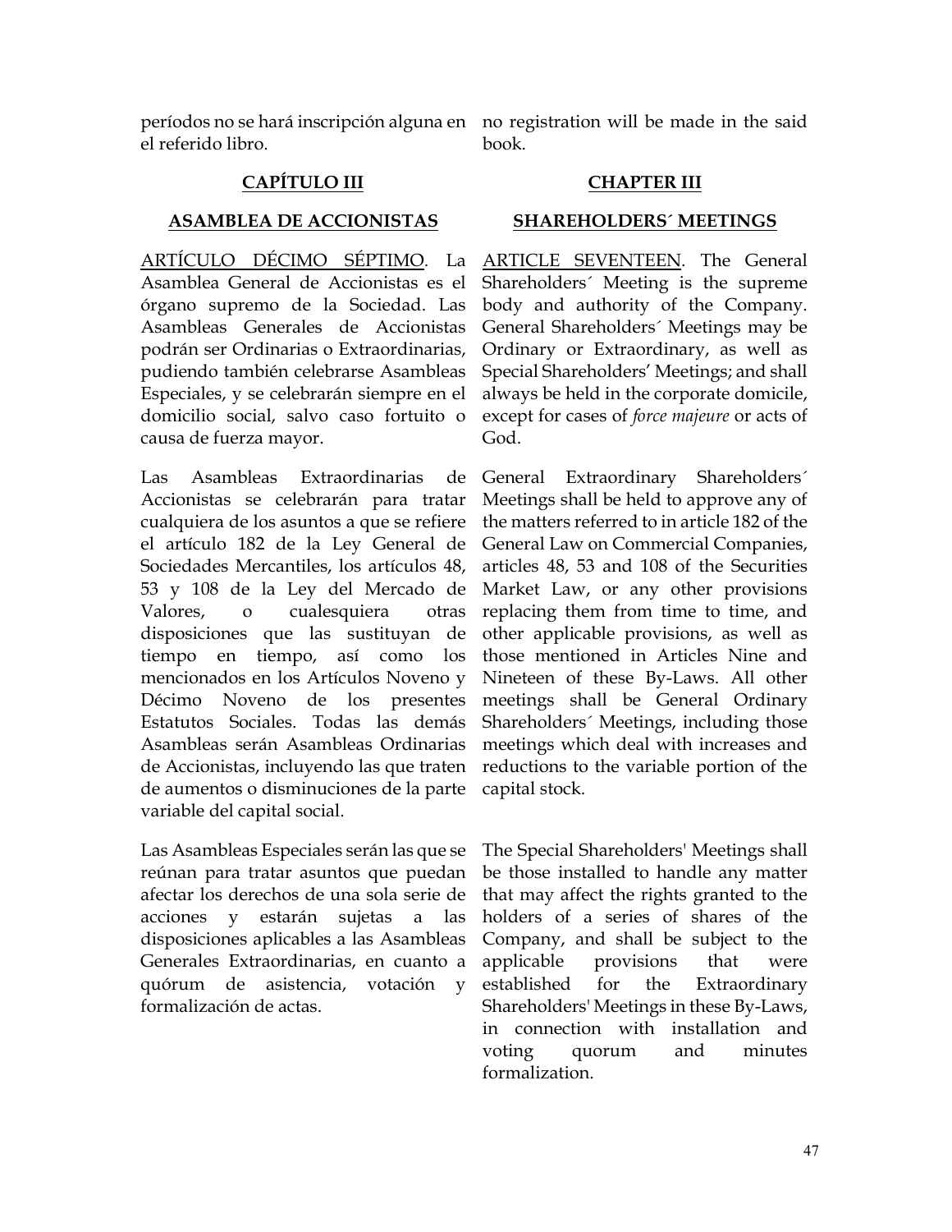períodos no se hará inscripción alguna en el referido libro.

no registration will be made in the said book.

## CAPÍTULO III

## ASAMBLEA DE ACCIONISTAS

## CHAPTER III

## SHAREHOLDERS´ MEETINGS

ARTÍCULO DÉCIMO SÉPTIMO. La Asamblea General de Accionistas es el órgano supremo de la Sociedad. Las Asambleas Generales de Accionistas podrán ser Ordinarias o Extraordinarias, pudiendo también celebrarse Asambleas Especiales, y se celebrarán siempre en el domicilio social, salvo caso fortuito o causa de fuerza mayor.

ARTICLE SEVENTEEN. The General Shareholders´ Meeting is the supreme body and authority of the Company. General Shareholders´ Meetings may be Ordinary or Extraordinary, as well as Special Shareholders' Meetings; and shall always be held in the corporate domicile, except for cases of *force majeure* or acts of God.

Las Asambleas Extraordinarias de Accionistas se celebrarán para tratar cualquiera de los asuntos a que se refiere el artículo 182 de la Ley General de Sociedades Mercantiles, los artículos 48, 53 y 108 de la Ley del Mercado de Valores, o cualesquiera otras disposiciones que las sustituyan de tiempo en tiempo, así como los mencionados en los Artículos Noveno y Décimo Noveno de los presentes Estatutos Sociales. Todas las demás Asambleas serán Asambleas Ordinarias de Accionistas, incluyendo las que traten de aumentos o disminuciones de la parte variable del capital social.

General Extraordinary Shareholders´ Meetings shall be held to approve any of the matters referred to in article 182 of the General Law on Commercial Companies, articles 48, 53 and 108 of the Securities Market Law, or any other provisions replacing them from time to time, and other applicable provisions, as well as those mentioned in Articles Nine and Nineteen of these By-Laws. All other meetings shall be General Ordinary Shareholders´ Meetings, including those meetings which deal with increases and reductions to the variable portion of the capital stock.

Las Asambleas Especiales serán las que se reúnan para tratar asuntos que puedan afectar los derechos de una sola serie de acciones y estarán sujetas a las disposiciones aplicables a las Asambleas Generales Extraordinarias, en cuanto a quórum de asistencia, votación y formalización de actas.

The Special Shareholders' Meetings shall be those installed to handle any matter that may affect the rights granted to the holders of a series of shares of the Company, and shall be subject to the applicable provisions that were established for the Extraordinary Shareholders' Meetings in these By-Laws, in connection with installation and voting quorum and minutes formalization.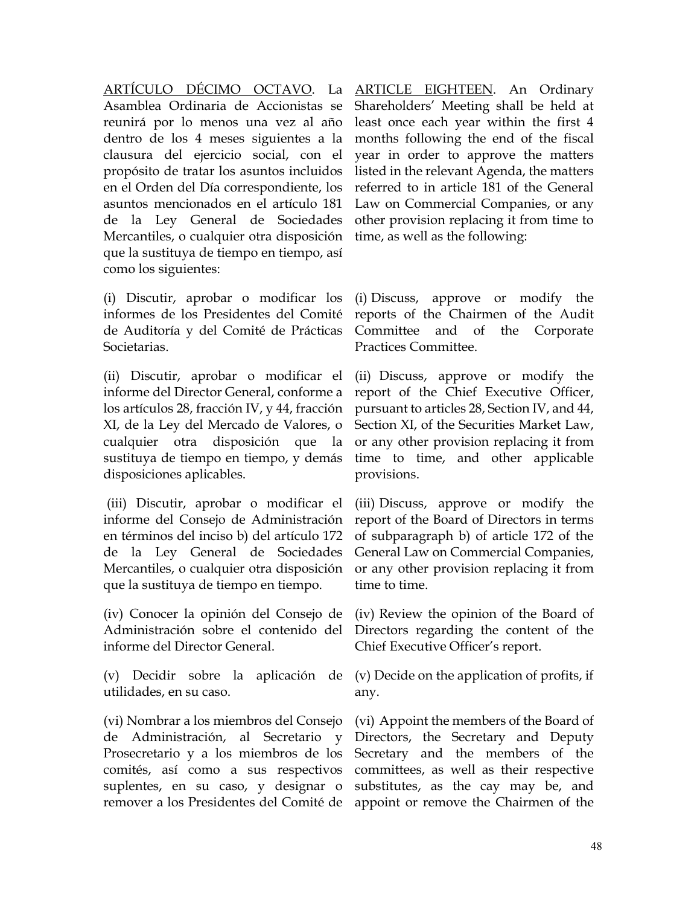<u>ARTÍCULO DÉCIMO OCTAVO</u>. La Asamblea Ordinaria de Accionistas se reunirá por lo menos una vez al año dentro de los 4 meses siguientes a la clausura del ejercicio social, con el propósito de tratar los asuntos incluidos en el Orden del Día correspondiente, los asuntos mencionados en el artículo 181 de la Ley General de Sociedades Mercantiles, o cualquier otra disposición que la sustituya de tiempo en tiempo, así como los siguientes:

(i) Discutir, aprobar o modificar los informes de los Presidentes del Comité de Auditoría y del Comité de Prácticas Societarias.

(ii) Discutir, aprobar o modificar el informe del Director General, conforme a los artículos 28, fracción IV, y 44, fracción XI, de la Ley del Mercado de Valores, o cualquier otra disposición que la sustituya de tiempo en tiempo, y demás disposiciones aplicables.

(iii) Discutir, aprobar o modificar el informe del Consejo de Administración en términos del inciso b) del artículo 172 de la Ley General de Sociedades Mercantiles, o cualquier otra disposición que la sustituya de tiempo en tiempo.

(iv) Conocer la opinión del Consejo de Administración sobre el contenido del informe del Director General.

(v) Decidir sobre la aplicación de utilidades, en su caso.

(vi) Nombrar a los miembros del Consejo de Administración, al Secretario y Prosecretario y a los miembros de los comités, así como a sus respectivos suplentes, en su caso, y designar o remover a los Presidentes del Comité de

<u>ARTICLE EIGHTEEN</u>. An Ordinary Shareholders' Meeting shall be held at least once each year within the first 4 months following the end of the fiscal year in order to approve the matters listed in the relevant Agenda, the matters referred to in article 181 of the General Law on Commercial Companies, or any other provision replacing it from time to time, as well as the following:

(i) Discuss, approve or modify the reports of the Chairmen of the Audit Committee and of the Corporate Practices Committee.

(ii) Discuss, approve or modify the report of the Chief Executive Officer, pursuant to articles 28, Section IV, and 44, Section XI, of the Securities Market Law, or any other provision replacing it from time to time, and other applicable provisions.

(iii) Discuss, approve or modify the report of the Board of Directors in terms of subparagraph b) of article 172 of the General Law on Commercial Companies, or any other provision replacing it from time to time.

(iv) Review the opinion of the Board of Directors regarding the content of the Chief Executive Officer's report.

(v) Decide on the application of profits, if any.

(vi) Appoint the members of the Board of Directors, the Secretary and Deputy Secretary and the members of the committees, as well as their respective substitutes, as the cay may be, and appoint or remove the Chairmen of the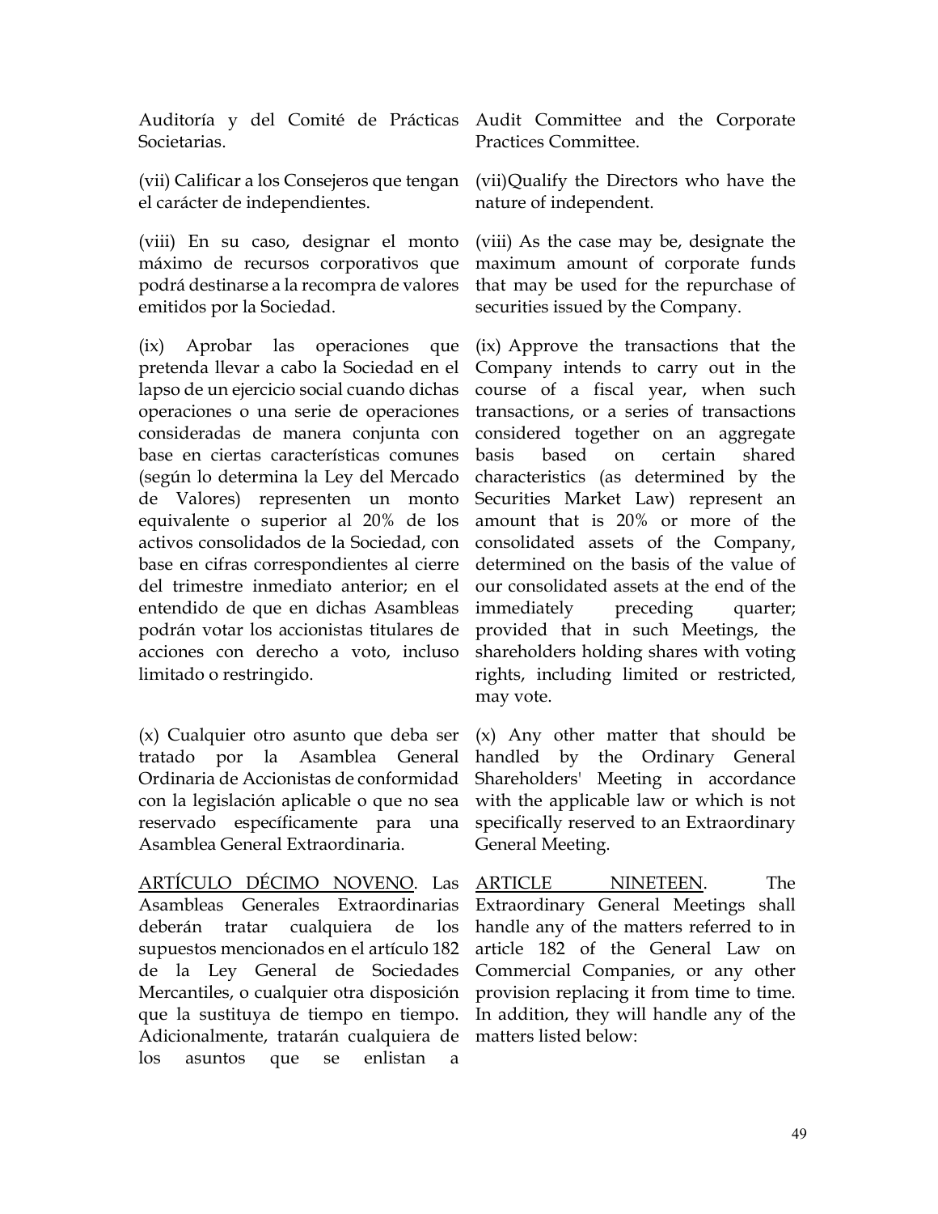Auditoría y del Comité de Prácticas Societarias.

Audit Committee and the Corporate Practices Committee.

(vii) Calificar a los Consejeros que tengan el carácter de independientes.

(vii)Qualify the Directors who have the nature of independent.

(viii) En su caso, designar el monto máximo de recursos corporativos que podrá destinarse a la recompra de valores emitidos por la Sociedad.

(viii) As the case may be, designate the maximum amount of corporate funds that may be used for the repurchase of securities issued by the Company.

(ix) Aprobar las operaciones que pretenda llevar a cabo la Sociedad en el lapso de un ejercicio social cuando dichas operaciones o una serie de operaciones consideradas de manera conjunta con base en ciertas características comunes (según lo determina la Ley del Mercado de Valores) representen un monto equivalente o superior al 20% de los activos consolidados de la Sociedad, con base en cifras correspondientes al cierre del trimestre inmediato anterior; en el entendido de que en dichas Asambleas podrán votar los accionistas titulares de acciones con derecho a voto, incluso limitado o restringido.

(ix) Approve the transactions that the Company intends to carry out in the course of a fiscal year, when such transactions, or a series of transactions considered together on an aggregate basis based on certain shared characteristics (as determined by the Securities Market Law) represent an amount that is 20% or more of the consolidated assets of the Company, determined on the basis of the value of our consolidated assets at the end of the immediately preceding quarter; provided that in such Meetings, the shareholders holding shares with voting rights, including limited or restricted, may vote.

(x) Cualquier otro asunto que deba ser tratado por la Asamblea General Ordinaria de Accionistas de conformidad con la legislación aplicable o que no sea reservado específicamente para una Asamblea General Extraordinaria.

(x) Any other matter that should be handled by the Ordinary General Shareholders' Meeting in accordance with the applicable law or which is not specifically reserved to an Extraordinary General Meeting.

<u>ARTÍCULO DÉCIMO NOVENO</u>. Las Asambleas Generales Extraordinarias deberán tratar cualquiera de los supuestos mencionados en el artículo 182 de la Ley General de Sociedades Mercantiles, o cualquier otra disposición que la sustituya de tiempo en tiempo. Adicionalmente, tratarán cualquiera de los asuntos que se enlistan a

<u>ARTICLE NINETEEN</u>. The Extraordinary General Meetings shall handle any of the matters referred to in article 182 of the General Law on Commercial Companies, or any other provision replacing it from time to time. In addition, they will handle any of the matters listed below: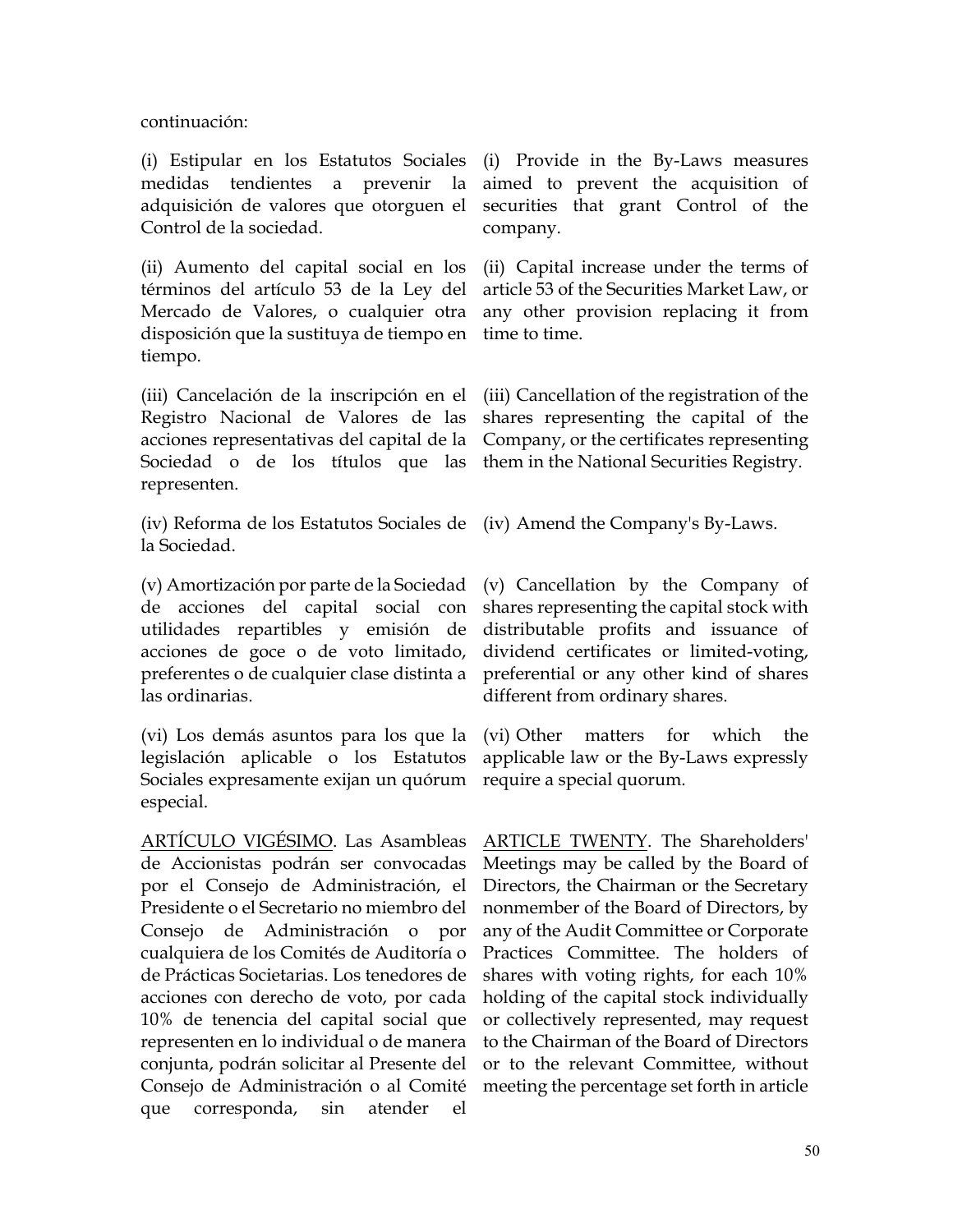continuación:

(i) Estipular en los Estatutos Sociales medidas tendientes a prevenir la adquisición de valores que otorguen el Control de la sociedad.

(i) Provide in the By-Laws measures aimed to prevent the acquisition of securities that grant Control of the company.

(ii) Aumento del capital social en los términos del artículo 53 de la Ley del Mercado de Valores, o cualquier otra disposición que la sustituya de tiempo en tiempo.

(ii) Capital increase under the terms of article 53 of the Securities Market Law, or any other provision replacing it from time to time.

(iii) Cancelación de la inscripción en el Registro Nacional de Valores de las acciones representativas del capital de la Sociedad o de los títulos que las representen.

(iii) Cancellation of the registration of the shares representing the capital of the Company, or the certificates representing them in the National Securities Registry.

(iv) Reforma de los Estatutos Sociales de la Sociedad.

(iv) Amend the Company's By-Laws.

(v) Amortización por parte de la Sociedad de acciones del capital social con utilidades repartibles y emisión de acciones de goce o de voto limitado, preferentes o de cualquier clase distinta a las ordinarias.

(v) Cancellation by the Company of shares representing the capital stock with distributable profits and issuance of dividend certificates or limited-voting, preferential or any other kind of shares different from ordinary shares.

(vi) Los demás asuntos para los que la legislación aplicable o los Estatutos Sociales expresamente exijan un quórum especial.

(vi) Other matters for which the applicable law or the By-Laws expressly require a special quorum.

<u>ARTÍCULO VIGÉSIMO</u>. Las Asambleas de Accionistas podrán ser convocadas por el Consejo de Administración, el Presidente o el Secretario no miembro del Consejo de Administración o por cualquiera de los Comités de Auditoría o de Prácticas Societarias. Los tenedores de acciones con derecho de voto, por cada 10% de tenencia del capital social que representen en lo individual o de manera conjunta, podrán solicitar al Presente del Consejo de Administración o al Comité que corresponda, sin atender el

<u>ARTICLE TWENTY</u>. The Shareholders' Meetings may be called by the Board of Directors, the Chairman or the Secretary nonmember of the Board of Directors, by any of the Audit Committee or Corporate Practices Committee. The holders of shares with voting rights, for each 10% holding of the capital stock individually or collectively represented, may request to the Chairman of the Board of Directors or to the relevant Committee, without meeting the percentage set forth in article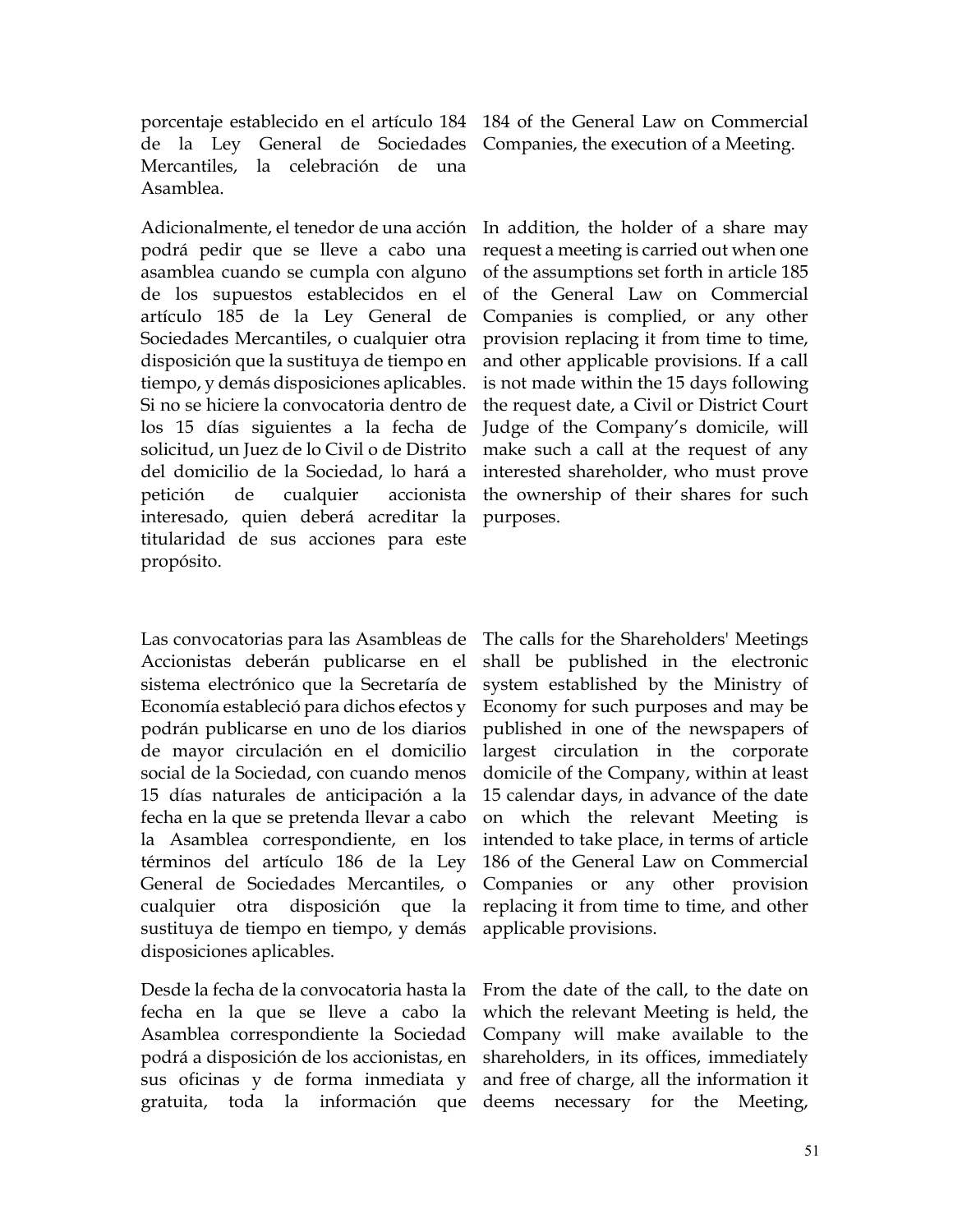porcentaje establecido en el artículo 184 de la Ley General de Sociedades Mercantiles, la celebración de una Asamblea.

184 of the General Law on Commercial Companies, the execution of a Meeting.

Adicionalmente, el tenedor de una acción podrá pedir que se lleve a cabo una asamblea cuando se cumpla con alguno de los supuestos establecidos en el artículo 185 de la Ley General de Sociedades Mercantiles, o cualquier otra disposición que la sustituya de tiempo en tiempo, y demás disposiciones aplicables. Si no se hiciere la convocatoria dentro de los 15 días siguientes a la fecha de solicitud, un Juez de lo Civil o de Distrito del domicilio de la Sociedad, lo hará a petición de cualquier accionista interesado, quien deberá acreditar la titularidad de sus acciones para este propósito.

In addition, the holder of a share may request a meeting is carried out when one of the assumptions set forth in article 185 of the General Law on Commercial Companies is complied, or any other provision replacing it from time to time, and other applicable provisions. If a call is not made within the 15 days following the request date, a Civil or District Court Judge of the Company's domicile, will make such a call at the request of any interested shareholder, who must prove the ownership of their shares for such purposes.

Las convocatorias para las Asambleas de Accionistas deberán publicarse en el sistema electrónico que la Secretaría de Economía estableció para dichos efectos y podrán publicarse en uno de los diarios de mayor circulación en el domicilio social de la Sociedad, con cuando menos 15 días naturales de anticipación a la fecha en la que se pretenda llevar a cabo la Asamblea correspondiente, en los términos del artículo 186 de la Ley General de Sociedades Mercantiles, o cualquier otra disposición que la sustituya de tiempo en tiempo, y demás disposiciones aplicables.

The calls for the Shareholders' Meetings shall be published in the electronic system established by the Ministry of Economy for such purposes and may be published in one of the newspapers of largest circulation in the corporate domicile of the Company, within at least 15 calendar days, in advance of the date on which the relevant Meeting is intended to take place, in terms of article 186 of the General Law on Commercial Companies or any other provision replacing it from time to time, and other applicable provisions.

Desde la fecha de la convocatoria hasta la fecha en la que se lleve a cabo la Asamblea correspondiente la Sociedad podrá a disposición de los accionistas, en sus oficinas y de forma inmediata y gratuita, toda la información que

From the date of the call, to the date on which the relevant Meeting is held, the Company will make available to the shareholders, in its offices, immediately and free of charge, all the information it deems necessary for the Meeting,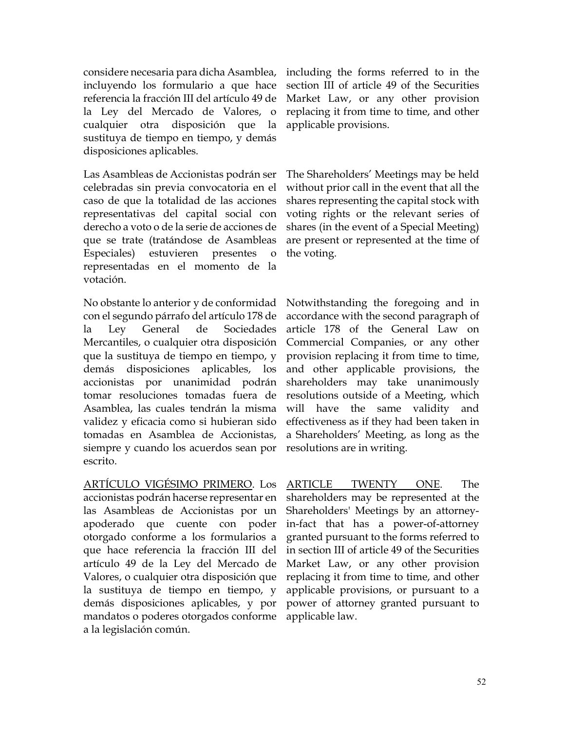considere necesaria para dicha Asamblea, incluyendo los formulario a que hace referencia la fracción III del artículo 49 de la Ley del Mercado de Valores, o cualquier otra disposición que la sustituya de tiempo en tiempo, y demás disposiciones aplicables.

including the forms referred to in the section III of article 49 of the Securities Market Law, or any other provision replacing it from time to time, and other applicable provisions.

Las Asambleas de Accionistas podrán ser celebradas sin previa convocatoria en el caso de que la totalidad de las acciones representativas del capital social con derecho a voto o de la serie de acciones de que se trate (tratándose de Asambleas Especiales) estuvieren presentes o representadas en el momento de la votación.

The Shareholders' Meetings may be held without prior call in the event that all the shares representing the capital stock with voting rights or the relevant series of shares (in the event of a Special Meeting) are present or represented at the time of the voting.

No obstante lo anterior y de conformidad con el segundo párrafo del artículo 178 de la Ley General de Sociedades Mercantiles, o cualquier otra disposición que la sustituya de tiempo en tiempo, y demás disposiciones aplicables, los accionistas por unanimidad podrán tomar resoluciones tomadas fuera de Asamblea, las cuales tendrán la misma validez y eficacia como si hubieran sido tomadas en Asamblea de Accionistas, siempre y cuando los acuerdos sean por escrito.

Notwithstanding the foregoing and in accordance with the second paragraph of article 178 of the General Law on Commercial Companies, or any other provision replacing it from time to time, and other applicable provisions, the shareholders may take unanimously resolutions outside of a Meeting, which will have the same validity and effectiveness as if they had been taken in a Shareholders' Meeting, as long as the resolutions are in writing.

<u>ARTÍCULO VIGÉSIMO PRIMERO</u>. Los accionistas podrán hacerse representar en las Asambleas de Accionistas por un apoderado que cuente con poder otorgado conforme a los formularios a que hace referencia la fracción III del artículo 49 de la Ley del Mercado de Valores, o cualquier otra disposición que la sustituya de tiempo en tiempo, y demás disposiciones aplicables, y por mandatos o poderes otorgados conforme a la legislación común.

<u>ARTICLE TWENTY ONE</u>. The shareholders may be represented at the Shareholders' Meetings by an attorney-in-fact that has a power-of-attorney granted pursuant to the forms referred to in section III of article 49 of the Securities Market Law, or any other provision replacing it from time to time, and other applicable provisions, or pursuant to a power of attorney granted pursuant to applicable law.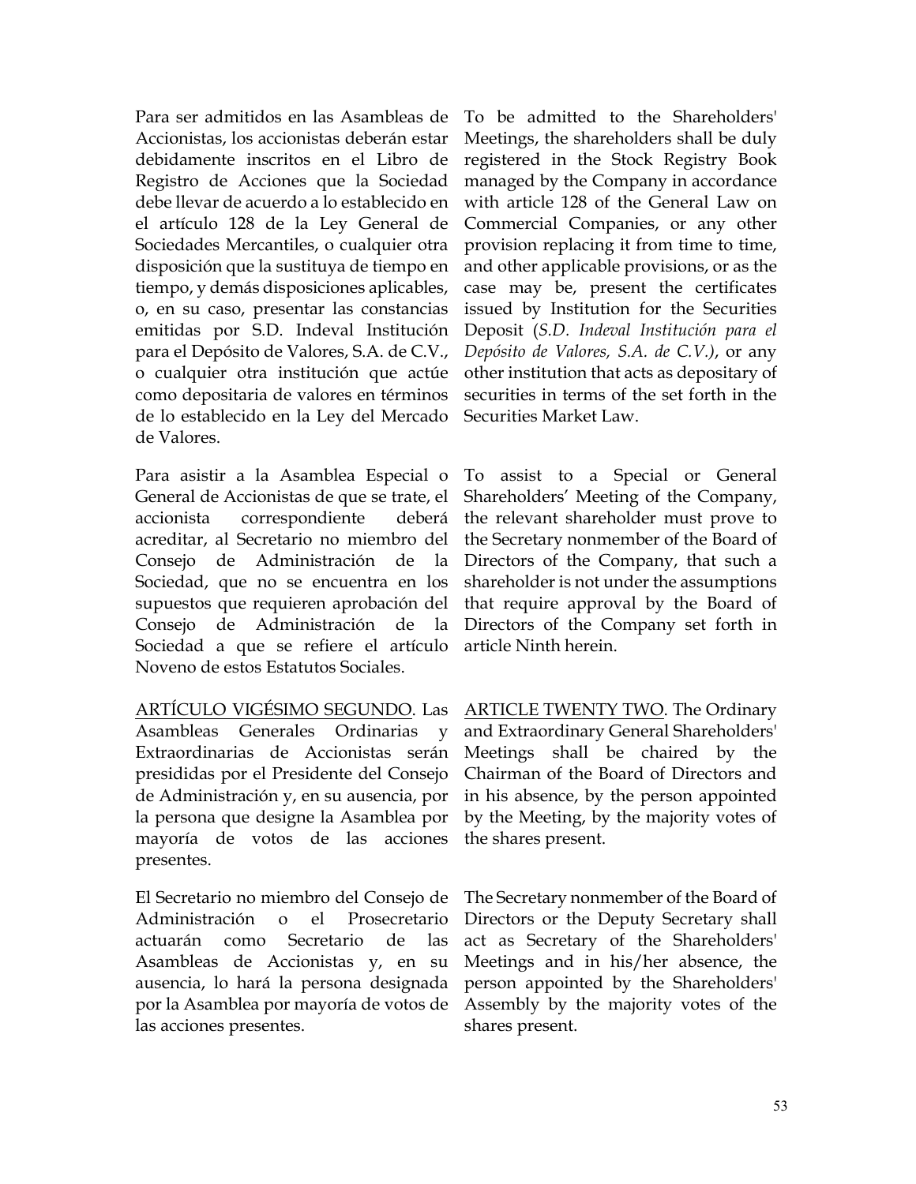Para ser admitidos en las Asambleas de Accionistas, los accionistas deberán estar debidamente inscritos en el Libro de Registro de Acciones que la Sociedad debe llevar de acuerdo a lo establecido en el artículo 128 de la Ley General de Sociedades Mercantiles, o cualquier otra disposición que la sustituya de tiempo en tiempo, y demás disposiciones aplicables, o, en su caso, presentar las constancias emitidas por S.D. Indeval Institución para el Depósito de Valores, S.A. de C.V., o cualquier otra institución que actúe como depositaria de valores en términos de lo establecido en la Ley del Mercado de Valores.

To be admitted to the Shareholders' Meetings, the shareholders shall be duly registered in the Stock Registry Book managed by the Company in accordance with article 128 of the General Law on Commercial Companies, or any other provision replacing it from time to time, and other applicable provisions, or as the case may be, present the certificates issued by Institution for the Securities Deposit (*S.D. Indeval Institución para el Depósito de Valores, S.A. de C.V.)*, or any other institution that acts as depositary of securities in terms of the set forth in the Securities Market Law.

Para asistir a la Asamblea Especial o General de Accionistas de que se trate, el accionista correspondiente deberá acreditar, al Secretario no miembro del Consejo de Administración de la Sociedad, que no se encuentra en los supuestos que requieren aprobación del Consejo de Administración de la Sociedad a que se refiere el artículo Noveno de estos Estatutos Sociales.

To assist to a Special or General Shareholders' Meeting of the Company, the relevant shareholder must prove to the Secretary nonmember of the Board of Directors of the Company, that such a shareholder is not under the assumptions that require approval by the Board of Directors of the Company set forth in article Ninth herein.

<u>ARTÍCULO VIGÉSIMO SEGUNDO</u>. Las Asambleas Generales Ordinarias y Extraordinarias de Accionistas serán presididas por el Presidente del Consejo de Administración y, en su ausencia, por la persona que designe la Asamblea por mayoría de votos de las acciones presentes.

<u>ARTICLE TWENTY TWO</u>. The Ordinary and Extraordinary General Shareholders' Meetings shall be chaired by the Chairman of the Board of Directors and in his absence, by the person appointed by the Meeting, by the majority votes of the shares present.

El Secretario no miembro del Consejo de Administración o el Prosecretario actuarán como Secretario de las Asambleas de Accionistas y, en su ausencia, lo hará la persona designada por la Asamblea por mayoría de votos de las acciones presentes.

The Secretary nonmember of the Board of Directors or the Deputy Secretary shall act as Secretary of the Shareholders' Meetings and in his/her absence, the person appointed by the Shareholders' Assembly by the majority votes of the shares present.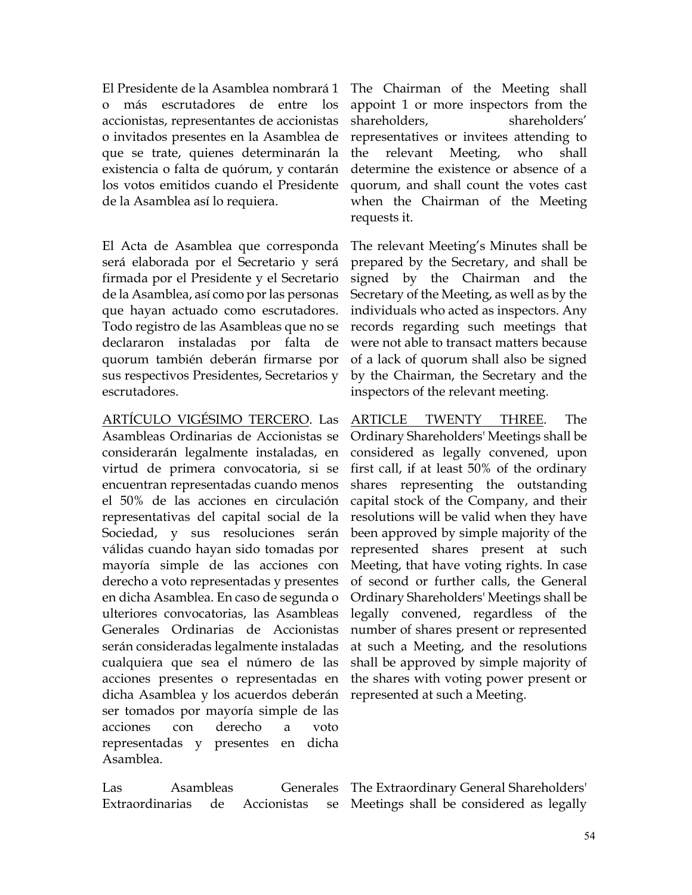El Presidente de la Asamblea nombrará 1 o más escrutadores de entre los accionistas, representantes de accionistas o invitados presentes en la Asamblea de que se trate, quienes determinarán la existencia o falta de quórum, y contarán los votos emitidos cuando el Presidente de la Asamblea así lo requiera.

The Chairman of the Meeting shall appoint 1 or more inspectors from the shareholders, shareholders' representatives or invitees attending to the relevant Meeting, who shall determine the existence or absence of a quorum, and shall count the votes cast when the Chairman of the Meeting requests it.

El Acta de Asamblea que corresponda será elaborada por el Secretario y será firmada por el Presidente y el Secretario de la Asamblea, así como por las personas que hayan actuado como escrutadores. Todo registro de las Asambleas que no se declararon instaladas por falta de quorum también deberán firmarse por sus respectivos Presidentes, Secretarios y escrutadores.

The relevant Meeting's Minutes shall be prepared by the Secretary, and shall be signed by the Chairman and the Secretary of the Meeting, as well as by the individuals who acted as inspectors. Any records regarding such meetings that were not able to transact matters because of a lack of quorum shall also be signed by the Chairman, the Secretary and the inspectors of the relevant meeting.

<u>ARTÍCULO VIGÉSIMO TERCERO</u>. Las Asambleas Ordinarias de Accionistas se considerarán legalmente instaladas, en virtud de primera convocatoria, si se encuentran representadas cuando menos el 50% de las acciones en circulación representativas del capital social de la Sociedad, y sus resoluciones serán válidas cuando hayan sido tomadas por mayoría simple de las acciones con derecho a voto representadas y presentes en dicha Asamblea. En caso de segunda o ulteriores convocatorias, las Asambleas Generales Ordinarias de Accionistas serán consideradas legalmente instaladas cualquiera que sea el número de las acciones presentes o representadas en dicha Asamblea y los acuerdos deberán ser tomados por mayoría simple de las acciones con derecho a voto representadas y presentes en dicha Asamblea.

<u>ARTICLE TWENTY THREE</u>. The Ordinary Shareholders' Meetings shall be considered as legally convened, upon first call, if at least 50% of the ordinary shares representing the outstanding capital stock of the Company, and their resolutions will be valid when they have been approved by simple majority of the represented shares present at such Meeting, that have voting rights. In case of second or further calls, the General Ordinary Shareholders' Meetings shall be legally convened, regardless of the number of shares present or represented at such a Meeting, and the resolutions shall be approved by simple majority of the shares with voting power present or represented at such a Meeting.

Las Asambleas Generales Extraordinarias de Accionistas se

The Extraordinary General Shareholders' Meetings shall be considered as legally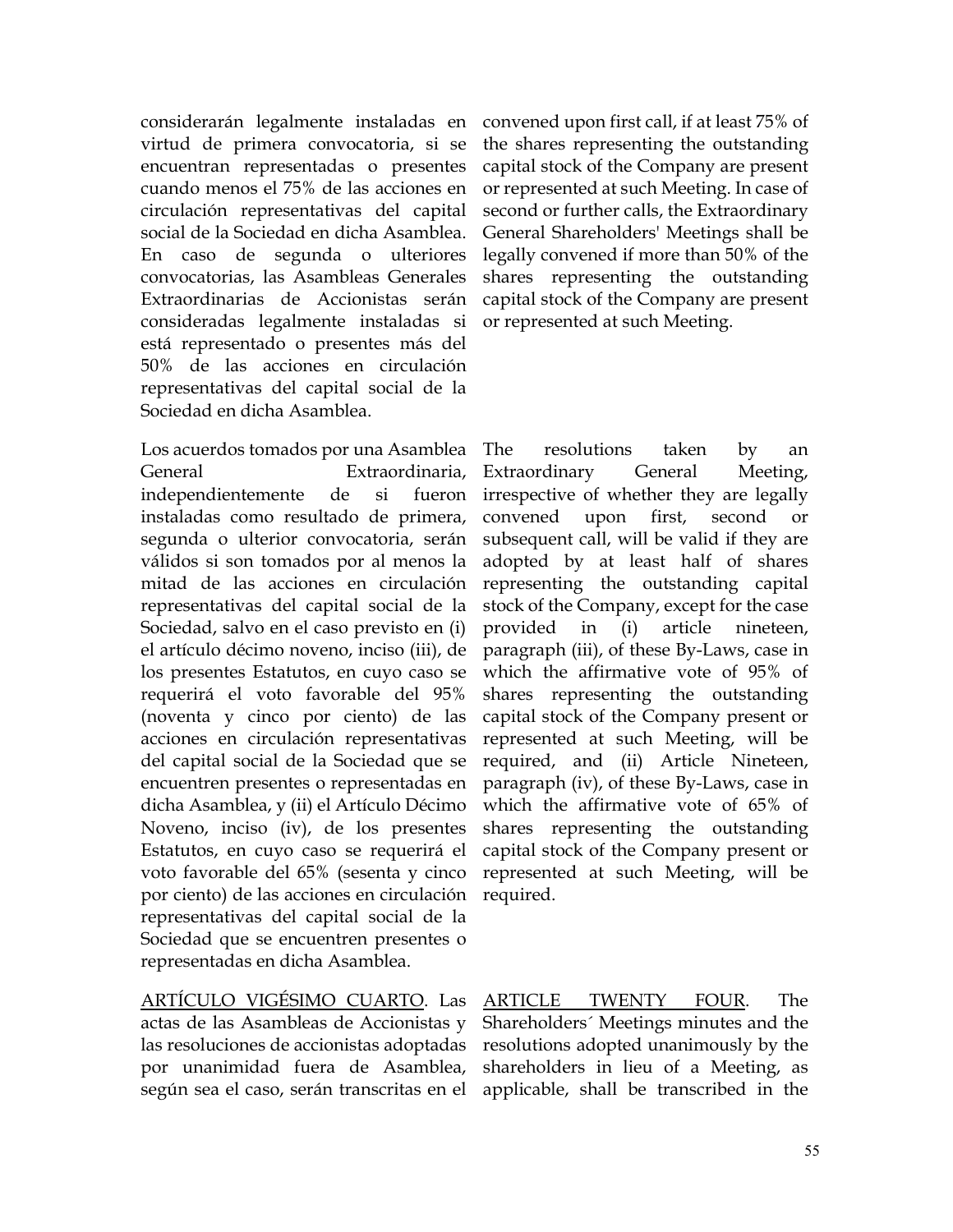considerarán legalmente instaladas en virtud de primera convocatoria, si se encuentran representadas o presentes cuando menos el 75% de las acciones en circulación representativas del capital social de la Sociedad en dicha Asamblea. En caso de segunda o ulteriores convocatorias, las Asambleas Generales Extraordinarias de Accionistas serán consideradas legalmente instaladas si está representado o presentes más del 50% de las acciones en circulación representativas del capital social de la Sociedad en dicha Asamblea.

convened upon first call, if at least 75% of the shares representing the outstanding capital stock of the Company are present or represented at such Meeting. In case of second or further calls, the Extraordinary General Shareholders' Meetings shall be legally convened if more than 50% of the shares representing the outstanding capital stock of the Company are present or represented at such Meeting.

Los acuerdos tomados por una Asamblea General Extraordinaria, independientemente de si fueron instaladas como resultado de primera, segunda o ulterior convocatoria, serán válidos si son tomados por al menos la mitad de las acciones en circulación representativas del capital social de la Sociedad, salvo en el caso previsto en (i) el artículo décimo noveno, inciso (iii), de los presentes Estatutos, en cuyo caso se requerirá el voto favorable del 95% (noventa y cinco por ciento) de las acciones en circulación representativas del capital social de la Sociedad que se encuentren presentes o representadas en dicha Asamblea, y (ii) el Artículo Décimo Noveno, inciso (iv), de los presentes Estatutos, en cuyo caso se requerirá el voto favorable del 65% (sesenta y cinco por ciento) de las acciones en circulación representativas del capital social de la Sociedad que se encuentren presentes o representadas en dicha Asamblea.

The resolutions taken by an Extraordinary General Meeting, irrespective of whether they are legally convened upon first, second or subsequent call, will be valid if they are adopted by at least half of shares representing the outstanding capital stock of the Company, except for the case provided in (i) article nineteen, paragraph (iii), of these By-Laws, case in which the affirmative vote of 95% of shares representing the outstanding capital stock of the Company present or represented at such Meeting, will be required, and (ii) Article Nineteen, paragraph (iv), of these By-Laws, case in which the affirmative vote of 65% of shares representing the outstanding capital stock of the Company present or represented at such Meeting, will be required.

<u>ARTÍCULO VIGÉSIMO CUARTO</u>. Las actas de las Asambleas de Accionistas y las resoluciones de accionistas adoptadas por unanimidad fuera de Asamblea, según sea el caso, serán transcritas en el

<u>ARTICLE TWENTY FOUR</u>. The Shareholders´ Meetings minutes and the resolutions adopted unanimously by the shareholders in lieu of a Meeting, as applicable, shall be transcribed in the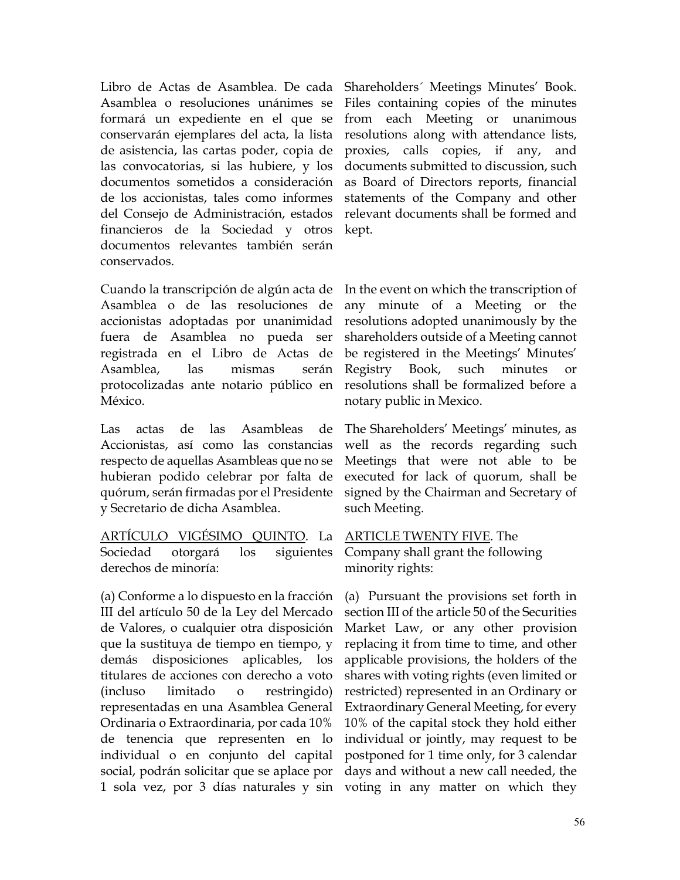Libro de Actas de Asamblea. De cada Asamblea o resoluciones unánimes se formará un expediente en el que se conservarán ejemplares del acta, la lista de asistencia, las cartas poder, copia de las convocatorias, si las hubiere, y los documentos sometidos a consideración de los accionistas, tales como informes del Consejo de Administración, estados financieros de la Sociedad y otros documentos relevantes también serán conservados.

Shareholders´ Meetings Minutes' Book. Files containing copies of the minutes from each Meeting or unanimous resolutions along with attendance lists, proxies, calls copies, if any, and documents submitted to discussion, such as Board of Directors reports, financial statements of the Company and other relevant documents shall be formed and kept.

Cuando la transcripción de algún acta de Asamblea o de las resoluciones de accionistas adoptadas por unanimidad fuera de Asamblea no pueda ser registrada en el Libro de Actas de Asamblea, las mismas serán protocolizadas ante notario público en México.

In the event on which the transcription of any minute of a Meeting or the resolutions adopted unanimously by the shareholders outside of a Meeting cannot be registered in the Meetings' Minutes' Registry Book, such minutes or resolutions shall be formalized before a notary public in Mexico.

Las actas de las Asambleas de Accionistas, así como las constancias respecto de aquellas Asambleas que no se hubieran podido celebrar por falta de quórum, serán firmadas por el Presidente y Secretario de dicha Asamblea.

The Shareholders' Meetings' minutes, as well as the records regarding such Meetings that were not able to be executed for lack of quorum, shall be signed by the Chairman and Secretary of such Meeting.

<u>ARTÍCULO VIGÉSIMO QUINTO</u>. La Sociedad otorgará los siguientes derechos de minoría:

<u>ARTICLE TWENTY FIVE</u>. The Company shall grant the following minority rights:

(a) Conforme a lo dispuesto en la fracción III del artículo 50 de la Ley del Mercado de Valores, o cualquier otra disposición que la sustituya de tiempo en tiempo, y demás disposiciones aplicables, los titulares de acciones con derecho a voto (incluso limitado o restringido) representadas en una Asamblea General Ordinaria o Extraordinaria, por cada 10% de tenencia que representen en lo individual o en conjunto del capital social, podrán solicitar que se aplace por 1 sola vez, por 3 días naturales y sin

(a) Pursuant the provisions set forth in section III of the article 50 of the Securities Market Law, or any other provision replacing it from time to time, and other applicable provisions, the holders of the shares with voting rights (even limited or restricted) represented in an Ordinary or Extraordinary General Meeting, for every 10% of the capital stock they hold either individual or jointly, may request to be postponed for 1 time only, for 3 calendar days and without a new call needed, the voting in any matter on which they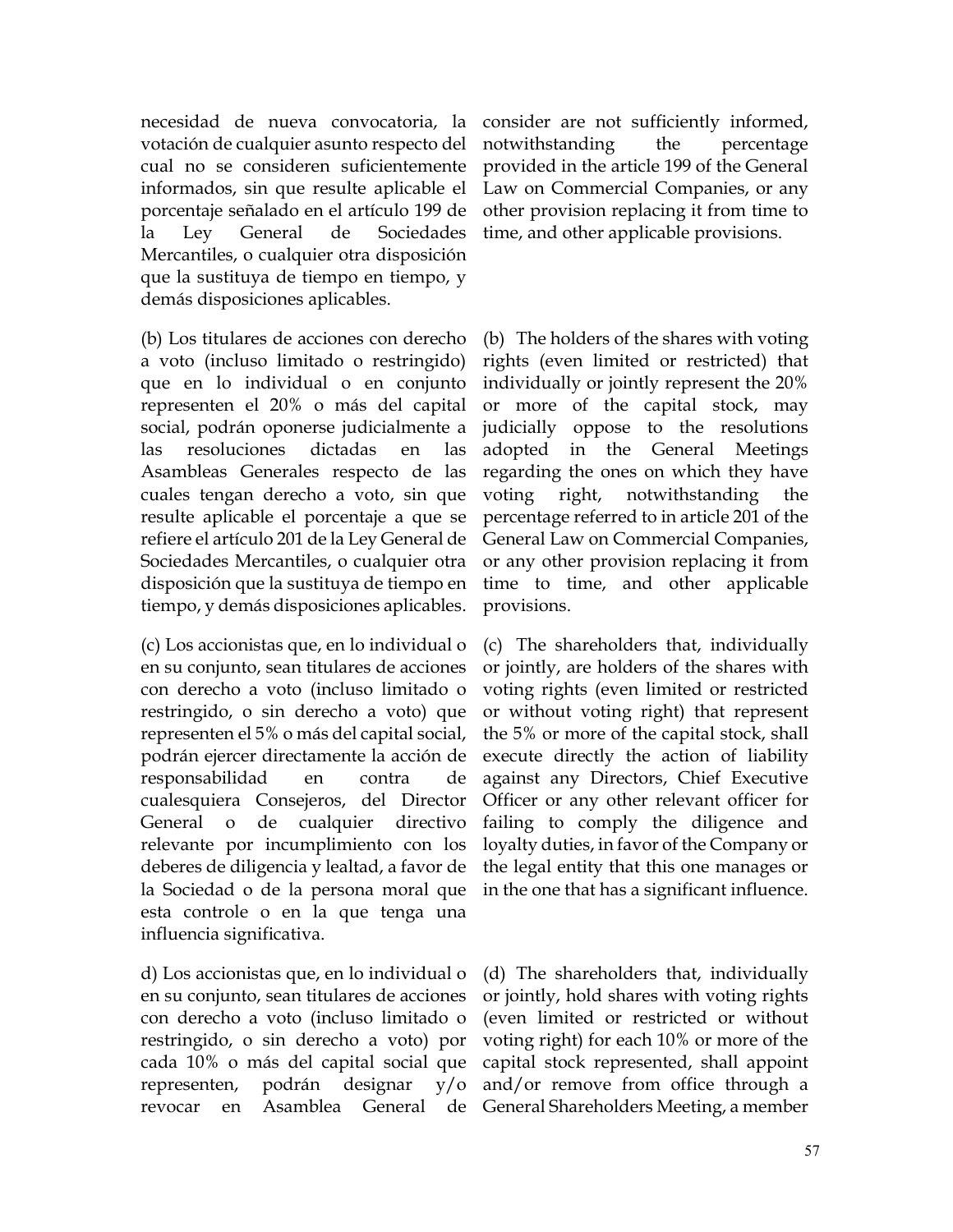necesidad de nueva convocatoria, la votación de cualquier asunto respecto del cual no se consideren suficientemente informados, sin que resulte aplicable el porcentaje señalado en el artículo 199 de la Ley General de Sociedades Mercantiles, o cualquier otra disposición que la sustituya de tiempo en tiempo, y demás disposiciones aplicables.

consider are not sufficiently informed, notwithstanding the percentage provided in the article 199 of the General Law on Commercial Companies, or any other provision replacing it from time to time, and other applicable provisions.

(b) Los titulares de acciones con derecho a voto (incluso limitado o restringido) que en lo individual o en conjunto representen el 20% o más del capital social, podrán oponerse judicialmente a las resoluciones dictadas en las Asambleas Generales respecto de las cuales tengan derecho a voto, sin que resulte aplicable el porcentaje a que se refiere el artículo 201 de la Ley General de Sociedades Mercantiles, o cualquier otra disposición que la sustituya de tiempo en tiempo, y demás disposiciones aplicables.

(b) The holders of the shares with voting rights (even limited or restricted) that individually or jointly represent the 20% or more of the capital stock, may judicially oppose to the resolutions adopted in the General Meetings regarding the ones on which they have voting right, notwithstanding the percentage referred to in article 201 of the General Law on Commercial Companies, or any other provision replacing it from time to time, and other applicable provisions.

(c) Los accionistas que, en lo individual o en su conjunto, sean titulares de acciones con derecho a voto (incluso limitado o restringido, o sin derecho a voto) que representen el 5% o más del capital social, podrán ejercer directamente la acción de responsabilidad en contra de cualesquiera Consejeros, del Director General o de cualquier directivo relevante por incumplimiento con los deberes de diligencia y lealtad, a favor de la Sociedad o de la persona moral que esta controle o en la que tenga una influencia significativa.

(c) The shareholders that, individually or jointly, are holders of the shares with voting rights (even limited or restricted or without voting right) that represent the 5% or more of the capital stock, shall execute directly the action of liability against any Directors, Chief Executive Officer or any other relevant officer for failing to comply the diligence and loyalty duties, in favor of the Company or the legal entity that this one manages or in the one that has a significant influence.

d) Los accionistas que, en lo individual o en su conjunto, sean titulares de acciones con derecho a voto (incluso limitado o restringido, o sin derecho a voto) por cada 10% o más del capital social que representen, podrán designar y/o revocar en Asamblea General de

(d) The shareholders that, individually or jointly, hold shares with voting rights (even limited or restricted or without voting right) for each 10% or more of the capital stock represented, shall appoint and/or remove from office through a General Shareholders Meeting, a member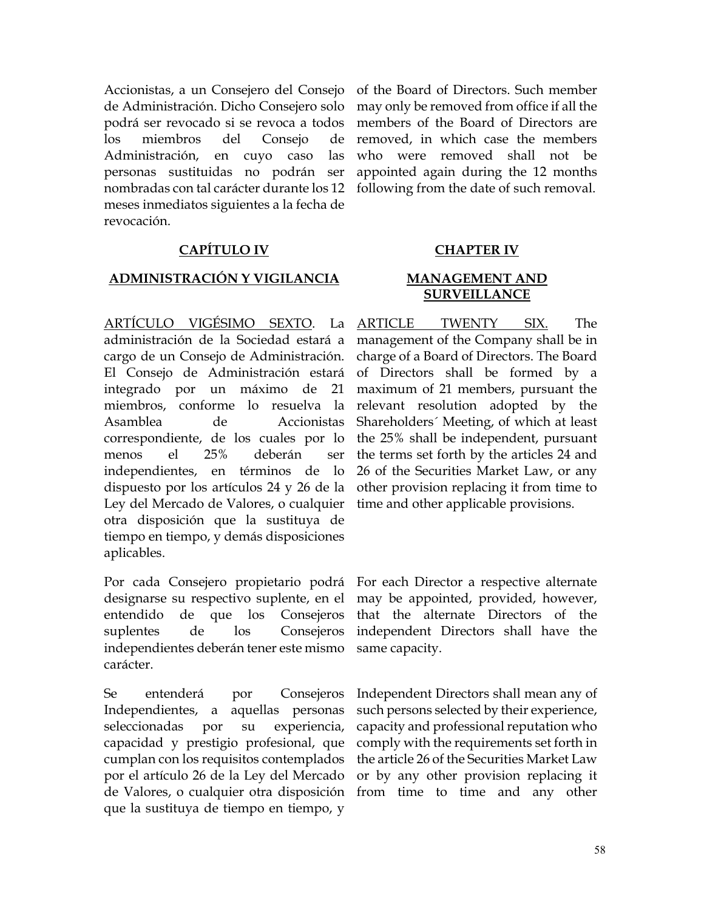Accionistas, a un Consejero del Consejo de Administración. Dicho Consejero solo podrá ser revocado si se revoca a todos los miembros del Consejo de Administración, en cuyo caso las personas sustituidas no podrán ser nombradas con tal carácter durante los 12 meses inmediatos siguientes a la fecha de revocación.

of the Board of Directors. Such member may only be removed from office if all the members of the Board of Directors are removed, in which case the members who were removed shall not be appointed again during the 12 months following from the date of such removal.

## CAPÍTULO IV

## ADMINISTRACIÓN Y VIGILANCIA

## CHAPTER IV

## MANAGEMENT AND SURVEILLANCE

ARTÍCULO VIGÉSIMO SEXTO. La administración de la Sociedad estará a cargo de un Consejo de Administración. El Consejo de Administración estará integrado por un máximo de 21 miembros, conforme lo resuelva la Asamblea de Accionistas correspondiente, de los cuales por lo menos el 25% deberán ser independientes, en términos de lo dispuesto por los artículos 24 y 26 de la Ley del Mercado de Valores, o cualquier otra disposición que la sustituya de tiempo en tiempo, y demás disposiciones aplicables.

ARTICLE TWENTY SIX. The management of the Company shall be in charge of a Board of Directors. The Board of Directors shall be formed by a maximum of 21 members, pursuant the relevant resolution adopted by the Shareholders´ Meeting, of which at least the 25% shall be independent, pursuant the terms set forth by the articles 24 and 26 of the Securities Market Law, or any other provision replacing it from time to time and other applicable provisions.

Por cada Consejero propietario podrá designarse su respectivo suplente, en el entendido de que los Consejeros suplentes de los Consejeros independientes deberán tener este mismo carácter.

For each Director a respective alternate may be appointed, provided, however, that the alternate Directors of the independent Directors shall have the same capacity.

Se entenderá por Consejeros Independientes, a aquellas personas seleccionadas por su experiencia, capacidad y prestigio profesional, que cumplan con los requisitos contemplados por el artículo 26 de la Ley del Mercado de Valores, o cualquier otra disposición que la sustituya de tiempo en tiempo, y

Independent Directors shall mean any of such persons selected by their experience, capacity and professional reputation who comply with the requirements set forth in the article 26 of the Securities Market Law or by any other provision replacing it from time to time and any other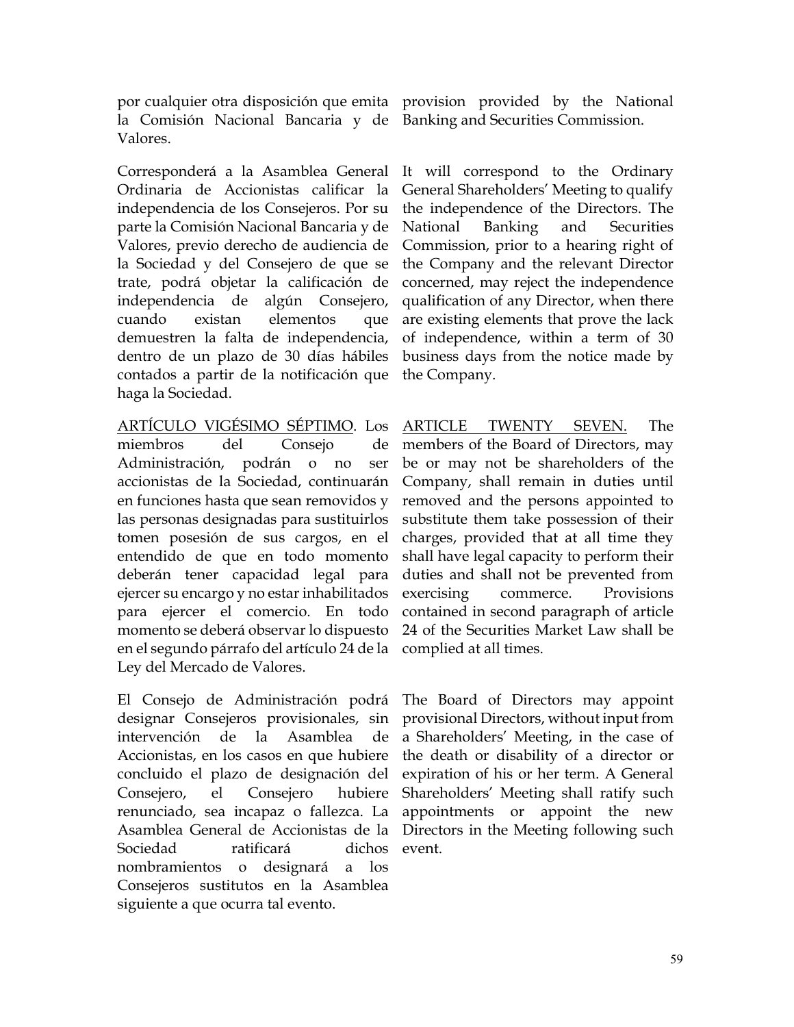por cualquier otra disposición que emita la Comisión Nacional Bancaria y de Valores.

provision provided by the National Banking and Securities Commission.

Corresponderá a la Asamblea General Ordinaria de Accionistas calificar la independencia de los Consejeros. Por su parte la Comisión Nacional Bancaria y de Valores, previo derecho de audiencia de la Sociedad y del Consejero de que se trate, podrá objetar la calificación de independencia de algún Consejero, cuando existan elementos que demuestren la falta de independencia, dentro de un plazo de 30 días hábiles contados a partir de la notificación que haga la Sociedad.

It will correspond to the Ordinary General Shareholders' Meeting to qualify the independence of the Directors. The National Banking and Securities Commission, prior to a hearing right of the Company and the relevant Director concerned, may reject the independence qualification of any Director, when there are existing elements that prove the lack of independence, within a term of 30 business days from the notice made by the Company.

<u>ARTÍCULO VIGÉSIMO SÉPTIMO</u>. Los miembros del Consejo de Administración, podrán o no ser accionistas de la Sociedad, continuarán en funciones hasta que sean removidos y las personas designadas para sustituirlos tomen posesión de sus cargos, en el entendido de que en todo momento deberán tener capacidad legal para ejercer su encargo y no estar inhabilitados para ejercer el comercio. En todo momento se deberá observar lo dispuesto en el segundo párrafo del artículo 24 de la Ley del Mercado de Valores.

<u>ARTICLE TWENTY SEVEN.</u> The members of the Board of Directors, may be or may not be shareholders of the Company, shall remain in duties until removed and the persons appointed to substitute them take possession of their charges, provided that at all time they shall have legal capacity to perform their duties and shall not be prevented from exercising commerce. Provisions contained in second paragraph of article 24 of the Securities Market Law shall be complied at all times.

El Consejo de Administración podrá designar Consejeros provisionales, sin intervención de la Asamblea de Accionistas, en los casos en que hubiere concluido el plazo de designación del Consejero, el Consejero hubiere renunciado, sea incapaz o fallezca. La Asamblea General de Accionistas de la Sociedad ratificará dichos nombramientos o designará a los Consejeros sustitutos en la Asamblea siguiente a que ocurra tal evento.

The Board of Directors may appoint provisional Directors, without input from a Shareholders' Meeting, in the case of the death or disability of a director or expiration of his or her term. A General Shareholders' Meeting shall ratify such appointments or appoint the new Directors in the Meeting following such event.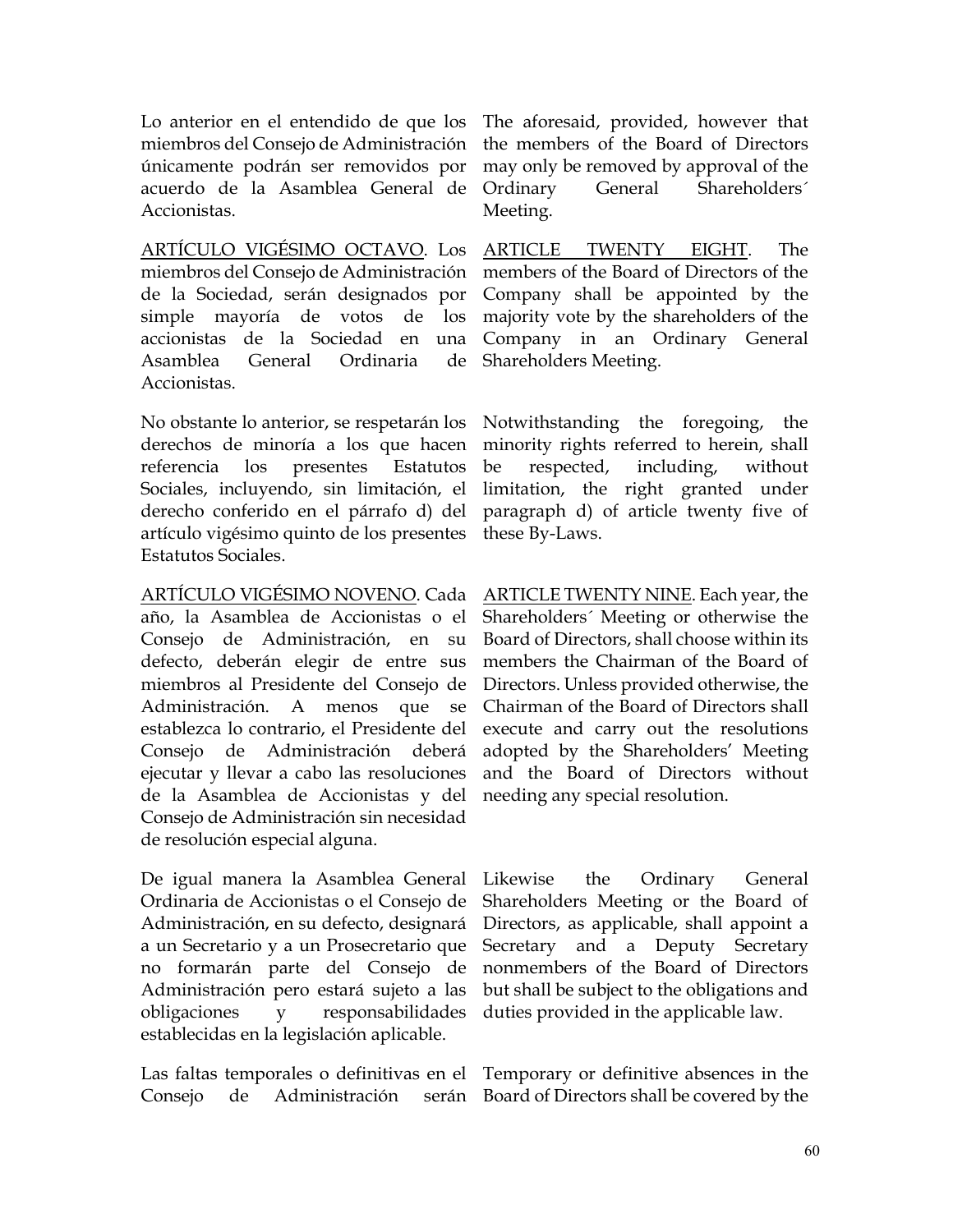| | |
|---|---|
| Lo anterior en el entendido de que los miembros del Consejo de Administración únicamente podrán ser removidos por acuerdo de la Asamblea General de Accionistas. | The aforesaid, provided, however that the members of the Board of Directors may only be removed by approval of the Ordinary General Shareholders´ Meeting. |
| ARTÍCULO VIGÉSIMO OCTAVO. Los miembros del Consejo de Administración de la Sociedad, serán designados por simple mayoría de votos de los accionistas de la Sociedad en una Asamblea General Ordinaria de Accionistas. | ARTICLE TWENTY EIGHT. The members of the Board of Directors of the Company shall be appointed by the majority vote by the shareholders of the Company in an Ordinary General Shareholders Meeting. |
| No obstante lo anterior, se respetarán los derechos de minoría a los que hacen referencia los presentes Estatutos Sociales, incluyendo, sin limitación, el derecho conferido en el párrafo d) del artículo vigésimo quinto de los presentes Estatutos Sociales. | Notwithstanding the foregoing, the minority rights referred to herein, shall be respected, including, without limitation, the right granted under paragraph d) of article twenty five of these By-Laws. |
| ARTÍCULO VIGÉSIMO NOVENO. Cada año, la Asamblea de Accionistas o el Consejo de Administración, en su defecto, deberán elegir de entre sus miembros al Presidente del Consejo de Administración. A menos que se establezca lo contrario, el Presidente del Consejo de Administración deberá ejecutar y llevar a cabo las resoluciones de la Asamblea de Accionistas y del Consejo de Administración sin necesidad de resolución especial alguna. | ARTICLE TWENTY NINE. Each year, the Shareholders´ Meeting or otherwise the Board of Directors, shall choose within its members the Chairman of the Board of Directors. Unless provided otherwise, the Chairman of the Board of Directors shall execute and carry out the resolutions adopted by the Shareholders' Meeting and the Board of Directors without needing any special resolution. |
| De igual manera la Asamblea General Ordinaria de Accionistas o el Consejo de Administración, en su defecto, designará a un Secretario y a un Prosecretario que no formarán parte del Consejo de Administración pero estará sujeto a las obligaciones y responsabilidades establecidas en la legislación aplicable. | Likewise the Ordinary General Shareholders Meeting or the Board of Directors, as applicable, shall appoint a Secretary and a Deputy Secretary nonmembers of the Board of Directors but shall be subject to the obligations and duties provided in the applicable law. |
| Las faltas temporales o definitivas en el Consejo de Administración serán | Temporary or definitive absences in the Board of Directors shall be covered by the |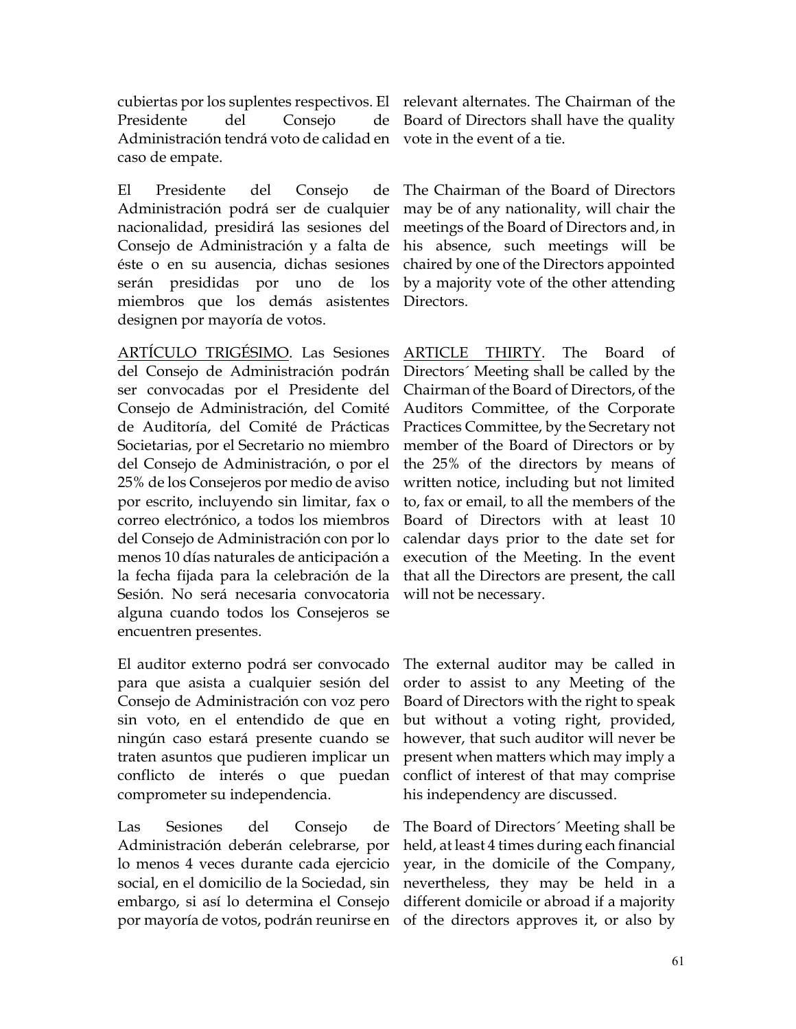cubiertas por los suplentes respectivos. El Presidente del Consejo de Administración tendrá voto de calidad en caso de empate.

relevant alternates. The Chairman of the Board of Directors shall have the quality vote in the event of a tie.

El Presidente del Consejo de Administración podrá ser de cualquier nacionalidad, presidirá las sesiones del Consejo de Administración y a falta de éste o en su ausencia, dichas sesiones serán presididas por uno de los miembros que los demás asistentes designen por mayoría de votos.

The Chairman of the Board of Directors may be of any nationality, will chair the meetings of the Board of Directors and, in his absence, such meetings will be chaired by one of the Directors appointed by a majority vote of the other attending Directors.

<u>ARTÍCULO TRIGÉSIMO</u>. Las Sesiones del Consejo de Administración podrán ser convocadas por el Presidente del Consejo de Administración, del Comité de Auditoría, del Comité de Prácticas Societarias, por el Secretario no miembro del Consejo de Administración, o por el 25% de los Consejeros por medio de aviso por escrito, incluyendo sin limitar, fax o correo electrónico, a todos los miembros del Consejo de Administración con por lo menos 10 días naturales de anticipación a la fecha fijada para la celebración de la Sesión. No será necesaria convocatoria alguna cuando todos los Consejeros se encuentren presentes.

<u>ARTICLE THIRTY</u>. The Board of Directors´ Meeting shall be called by the Chairman of the Board of Directors, of the Auditors Committee, of the Corporate Practices Committee, by the Secretary not member of the Board of Directors or by the 25% of the directors by means of written notice, including but not limited to, fax or email, to all the members of the Board of Directors with at least 10 calendar days prior to the date set for execution of the Meeting. In the event that all the Directors are present, the call will not be necessary.

El auditor externo podrá ser convocado para que asista a cualquier sesión del Consejo de Administración con voz pero sin voto, en el entendido de que en ningún caso estará presente cuando se traten asuntos que pudieren implicar un conflicto de interés o que puedan comprometer su independencia.

The external auditor may be called in order to assist to any Meeting of the Board of Directors with the right to speak but without a voting right, provided, however, that such auditor will never be present when matters which may imply a conflict of interest of that may comprise his independency are discussed.

Las Sesiones del Consejo de Administración deberán celebrarse, por lo menos 4 veces durante cada ejercicio social, en el domicilio de la Sociedad, sin embargo, si así lo determina el Consejo por mayoría de votos, podrán reunirse en

The Board of Directors´ Meeting shall be held, at least 4 times during each financial year, in the domicile of the Company, nevertheless, they may be held in a different domicile or abroad if a majority of the directors approves it, or also by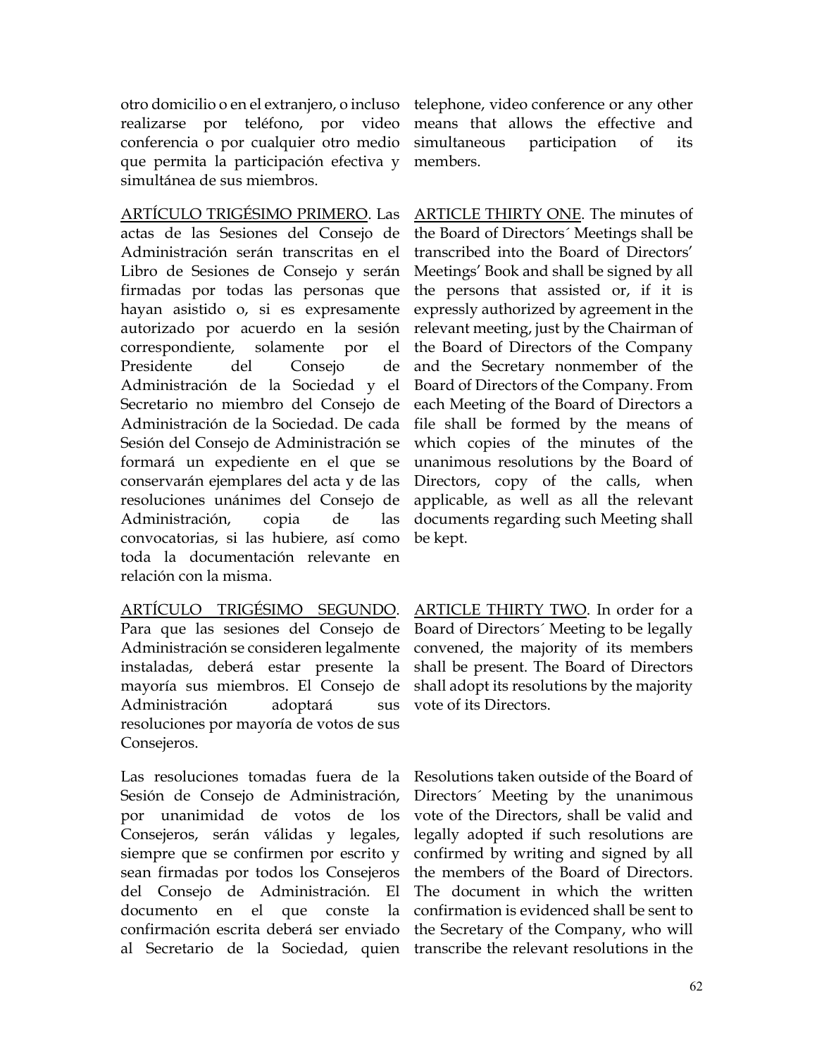otro domicilio o en el extranjero, o incluso realizarse por teléfono, por video conferencia o por cualquier otro medio que permita la participación efectiva y simultánea de sus miembros.

telephone, video conference or any other means that allows the effective and simultaneous participation of its members.

<u>ARTÍCULO TRIGÉSIMO PRIMERO</u>. Las actas de las Sesiones del Consejo de Administración serán transcritas en el Libro de Sesiones de Consejo y serán firmadas por todas las personas que hayan asistido o, si es expresamente autorizado por acuerdo en la sesión correspondiente, solamente por el Presidente del Consejo de Administración de la Sociedad y el Secretario no miembro del Consejo de Administración de la Sociedad. De cada Sesión del Consejo de Administración se formará un expediente en el que se conservarán ejemplares del acta y de las resoluciones unánimes del Consejo de Administración, copia de las convocatorias, si las hubiere, así como toda la documentación relevante en relación con la misma.

<u>ARTICLE THIRTY ONE</u>. The minutes of the Board of Directors´ Meetings shall be transcribed into the Board of Directors' Meetings' Book and shall be signed by all the persons that assisted or, if it is expressly authorized by agreement in the relevant meeting, just by the Chairman of the Board of Directors of the Company and the Secretary nonmember of the Board of Directors of the Company. From each Meeting of the Board of Directors a file shall be formed by the means of which copies of the minutes of the unanimous resolutions by the Board of Directors, copy of the calls, when applicable, as well as all the relevant documents regarding such Meeting shall be kept.

<u>ARTÍCULO TRIGÉSIMO SEGUNDO</u>. Para que las sesiones del Consejo de Administración se consideren legalmente instaladas, deberá estar presente la mayoría sus miembros. El Consejo de Administración adoptará sus resoluciones por mayoría de votos de sus Consejeros.

<u>ARTICLE THIRTY TWO</u>. In order for a Board of Directors´ Meeting to be legally convened, the majority of its members shall be present. The Board of Directors shall adopt its resolutions by the majority vote of its Directors.

Las resoluciones tomadas fuera de la Sesión de Consejo de Administración, por unanimidad de votos de los Consejeros, serán válidas y legales, siempre que se confirmen por escrito y sean firmadas por todos los Consejeros del Consejo de Administración. El documento en el que conste la confirmación escrita deberá ser enviado al Secretario de la Sociedad, quien

Resolutions taken outside of the Board of Directors´ Meeting by the unanimous vote of the Directors, shall be valid and legally adopted if such resolutions are confirmed by writing and signed by all the members of the Board of Directors. The document in which the written confirmation is evidenced shall be sent to the Secretary of the Company, who will transcribe the relevant resolutions in the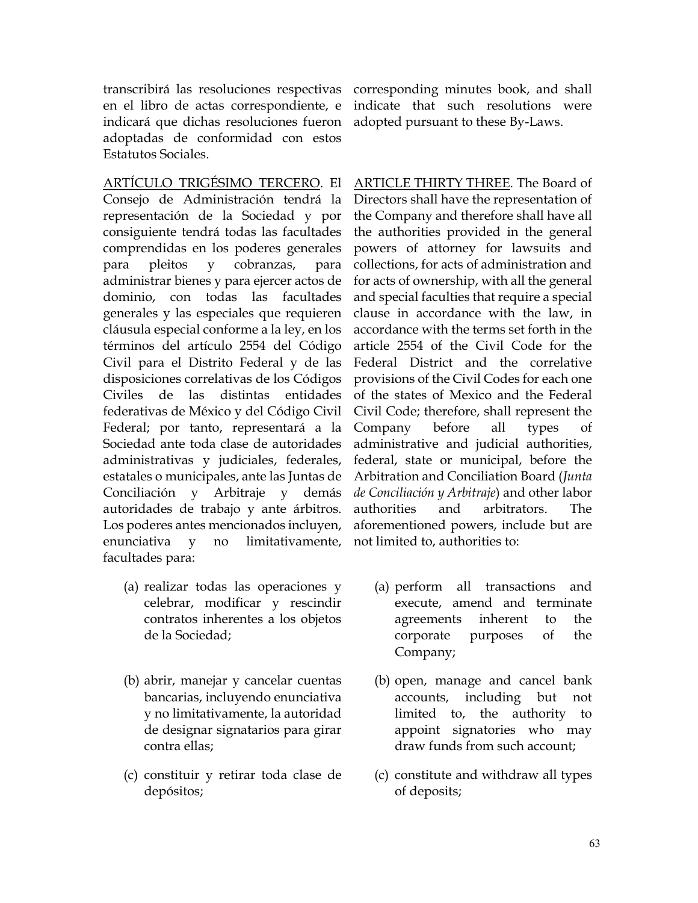transcribirá las resoluciones respectivas en el libro de actas correspondiente, e indicará que dichas resoluciones fueron adoptadas de conformidad con estos Estatutos Sociales.

corresponding minutes book, and shall indicate that such resolutions were adopted pursuant to these By-Laws.

ARTÍCULO TRIGÉSIMO TERCERO. El Consejo de Administración tendrá la representación de la Sociedad y por consiguiente tendrá todas las facultades comprendidas en los poderes generales para pleitos y cobranzas, para administrar bienes y para ejercer actos de dominio, con todas las facultades generales y las especiales que requieren cláusula especial conforme a la ley, en los términos del artículo 2554 del Código Civil para el Distrito Federal y de las disposiciones correlativas de los Códigos Civiles de las distintas entidades federativas de México y del Código Civil Federal; por tanto, representará a la Sociedad ante toda clase de autoridades administrativas y judiciales, federales, estatales o municipales, ante las Juntas de Conciliación y Arbitraje y demás autoridades de trabajo y ante árbitros. Los poderes antes mencionados incluyen, enunciativa y no limitativamente, facultades para:

(a) realizar todas las operaciones y celebrar, modificar y rescindir contratos inherentes a los objetos de la Sociedad;

(b) abrir, manejar y cancelar cuentas bancarias, incluyendo enunciativa y no limitativamente, la autoridad de designar signatarios para girar contra ellas;

(c) constituir y retirar toda clase de depósitos;

ARTICLE THIRTY THREE. The Board of Directors shall have the representation of the Company and therefore shall have all the authorities provided in the general powers of attorney for lawsuits and collections, for acts of administration and for acts of ownership, with all the general and special faculties that require a special clause in accordance with the law, in accordance with the terms set forth in the article 2554 of the Civil Code for the Federal District and the correlative provisions of the Civil Codes for each one of the states of Mexico and the Federal Civil Code; therefore, shall represent the Company before all types of administrative and judicial authorities, federal, state or municipal, before the Arbitration and Conciliation Board (*Junta de Conciliación y Arbitraje*) and other labor authorities and arbitrators. The aforementioned powers, include but are not limited to, authorities to:

(a) perform all transactions and execute, amend and terminate agreements inherent to the corporate purposes of the Company;

(b) open, manage and cancel bank accounts, including but not limited to, the authority to appoint signatories who may draw funds from such account;

(c) constitute and withdraw all types of deposits;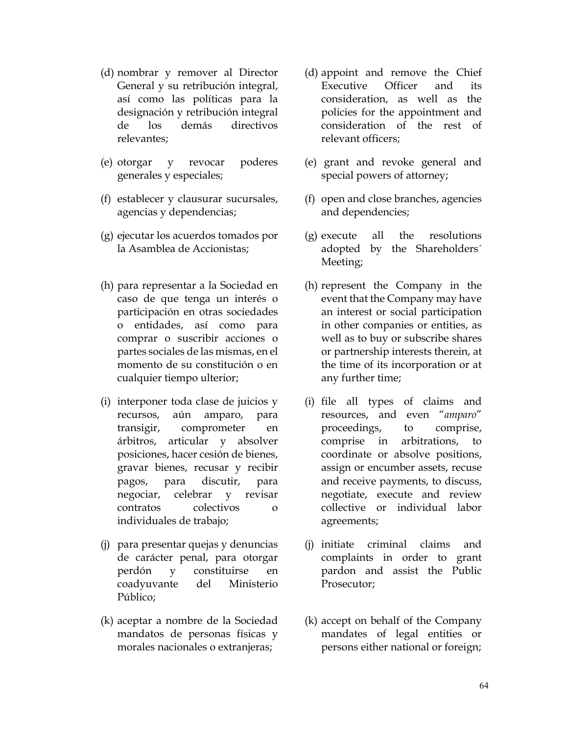(d) nombrar y remover al Director General y su retribución integral, así como las políticas para la designación y retribución integral de los demás directivos relevantes;

(e) otorgar y revocar poderes generales y especiales;

(f) establecer y clausurar sucursales, agencias y dependencias;

(g) ejecutar los acuerdos tomados por la Asamblea de Accionistas;

(h) para representar a la Sociedad en caso de que tenga un interés o participación en otras sociedades o entidades, así como para comprar o suscribir acciones o partes sociales de las mismas, en el momento de su constitución o en cualquier tiempo ulterior;

(i) interponer toda clase de juicios y recursos, aún amparo, para transigir, comprometer en árbitros, articular y absolver posiciones, hacer cesión de bienes, gravar bienes, recusar y recibir pagos, para discutir, para negociar, celebrar y revisar contratos colectivos o individuales de trabajo;

(j) para presentar quejas y denuncias de carácter penal, para otorgar perdón y constituirse en coadyuvante del Ministerio Público;

(k) aceptar a nombre de la Sociedad mandatos de personas físicas y morales nacionales o extranjeras;

(d) appoint and remove the Chief Executive Officer and its consideration, as well as the policies for the appointment and consideration of the rest of relevant officers;

(e) grant and revoke general and special powers of attorney;

(f) open and close branches, agencies and dependencies;

(g) execute all the resolutions adopted by the Shareholders´ Meeting;

(h) represent the Company in the event that the Company may have an interest or social participation in other companies or entities, as well as to buy or subscribe shares or partnership interests therein, at the time of its incorporation or at any further time;

(i) file all types of claims and resources, and even "*amparo*" proceedings, to comprise, comprise in arbitrations, to coordinate or absolve positions, assign or encumber assets, recuse and receive payments, to discuss, negotiate, execute and review collective or individual labor agreements;

(j) initiate criminal claims and complaints in order to grant pardon and assist the Public Prosecutor;

(k) accept on behalf of the Company mandates of legal entities or persons either national or foreign;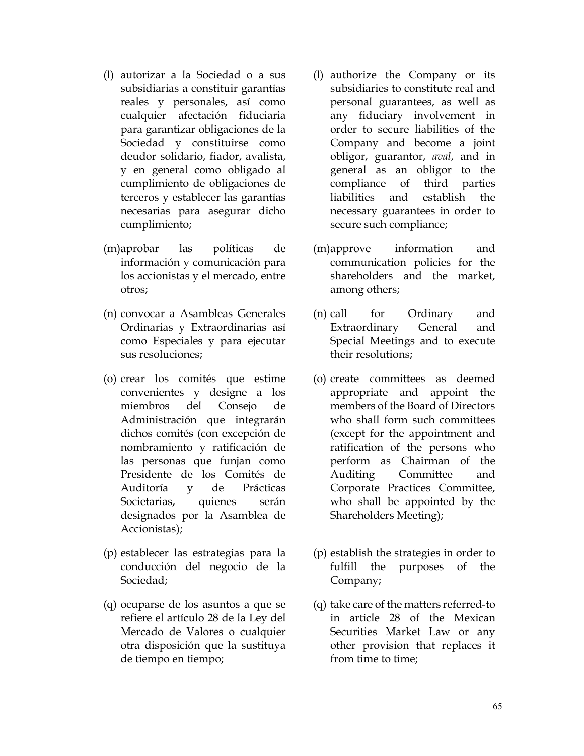(l) autorizar a la Sociedad o a sus subsidiarias a constituir garantías reales y personales, así como cualquier afectación fiduciaria para garantizar obligaciones de la Sociedad y constituirse como deudor solidario, fiador, avalista, y en general como obligado al cumplimiento de obligaciones de terceros y establecer las garantías necesarias para asegurar dicho cumplimiento;

(m) aprobar las políticas de información y comunicación para los accionistas y el mercado, entre otros;

(n) convocar a Asambleas Generales Ordinarias y Extraordinarias así como Especiales y para ejecutar sus resoluciones;

(o) crear los comités que estime convenientes y designe a los miembros del Consejo de Administración que integrarán dichos comités (con excepción de nombramiento y ratificación de las personas que funjan como Presidente de los Comités de Auditoría y de Prácticas Societarias, quienes serán designados por la Asamblea de Accionistas);

(p) establecer las estrategias para la conducción del negocio de la Sociedad;

(q) ocuparse de los asuntos a que se refiere el artículo 28 de la Ley del Mercado de Valores o cualquier otra disposición que la sustituya de tiempo en tiempo;

(l) authorize the Company or its subsidiaries to constitute real and personal guarantees, as well as any fiduciary involvement in order to secure liabilities of the Company and become a joint obligor, guarantor, *aval*, and in general as an obligor to the compliance of third parties liabilities and establish the necessary guarantees in order to secure such compliance;

(m) approve information and communication policies for the shareholders and the market, among others;

(n) call for Ordinary and Extraordinary General and Special Meetings and to execute their resolutions;

(o) create committees as deemed appropriate and appoint the members of the Board of Directors who shall form such committees (except for the appointment and ratification of the persons who perform as Chairman of the Auditing Committee and Corporate Practices Committee, who shall be appointed by the Shareholders Meeting);

(p) establish the strategies in order to fulfill the purposes of the Company;

(q) take care of the matters referred-to in article 28 of the Mexican Securities Market Law or any other provision that replaces it from time to time;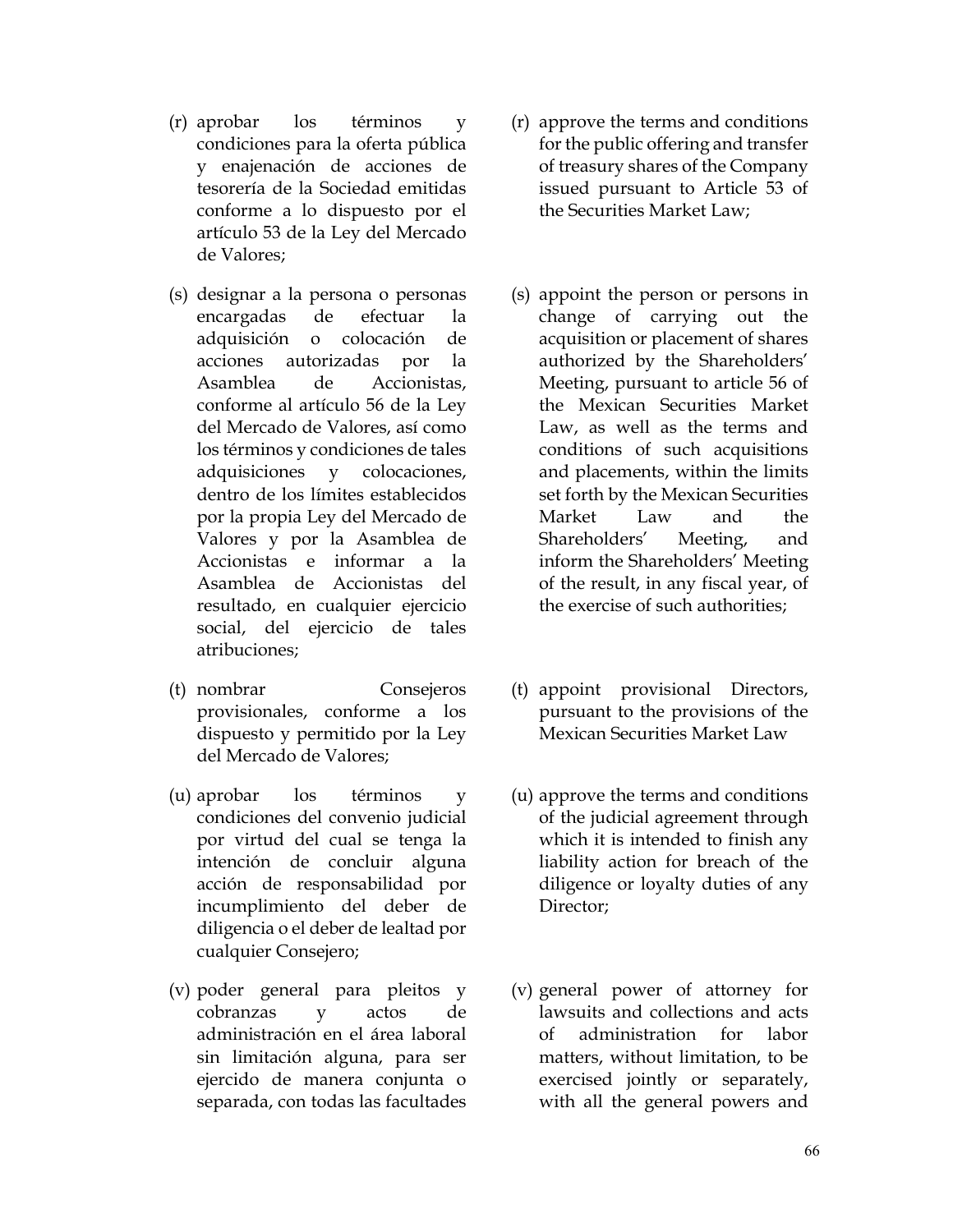(r) aprobar los términos y condiciones para la oferta pública y enajenación de acciones de tesorería de la Sociedad emitidas conforme a lo dispuesto por el artículo 53 de la Ley del Mercado de Valores;

(s) designar a la persona o personas encargadas de efectuar la adquisición o colocación de acciones autorizadas por la Asamblea de Accionistas, conforme al artículo 56 de la Ley del Mercado de Valores, así como los términos y condiciones de tales adquisiciones y colocaciones, dentro de los límites establecidos por la propia Ley del Mercado de Valores y por la Asamblea de Accionistas e informar a la Asamblea de Accionistas del resultado, en cualquier ejercicio social, del ejercicio de tales atribuciones;

(t) nombrar Consejeros provisionales, conforme a los dispuesto y permitido por la Ley del Mercado de Valores;

(u) aprobar los términos y condiciones del convenio judicial por virtud del cual se tenga la intención de concluir alguna acción de responsabilidad por incumplimiento del deber de diligencia o el deber de lealtad por cualquier Consejero;

(v) poder general para pleitos y cobranzas y actos de administración en el área laboral sin limitación alguna, para ser ejercido de manera conjunta o separada, con todas las facultades

(r) approve the terms and conditions for the public offering and transfer of treasury shares of the Company issued pursuant to Article 53 of the Securities Market Law;

(s) appoint the person or persons in change of carrying out the acquisition or placement of shares authorized by the Shareholders' Meeting, pursuant to article 56 of the Mexican Securities Market Law, as well as the terms and conditions of such acquisitions and placements, within the limits set forth by the Mexican Securities Market Law and the Shareholders' Meeting, and inform the Shareholders' Meeting of the result, in any fiscal year, of the exercise of such authorities;

(t) appoint provisional Directors, pursuant to the provisions of the Mexican Securities Market Law

(u) approve the terms and conditions of the judicial agreement through which it is intended to finish any liability action for breach of the diligence or loyalty duties of any Director;

(v) general power of attorney for lawsuits and collections and acts of administration for labor matters, without limitation, to be exercised jointly or separately, with all the general powers and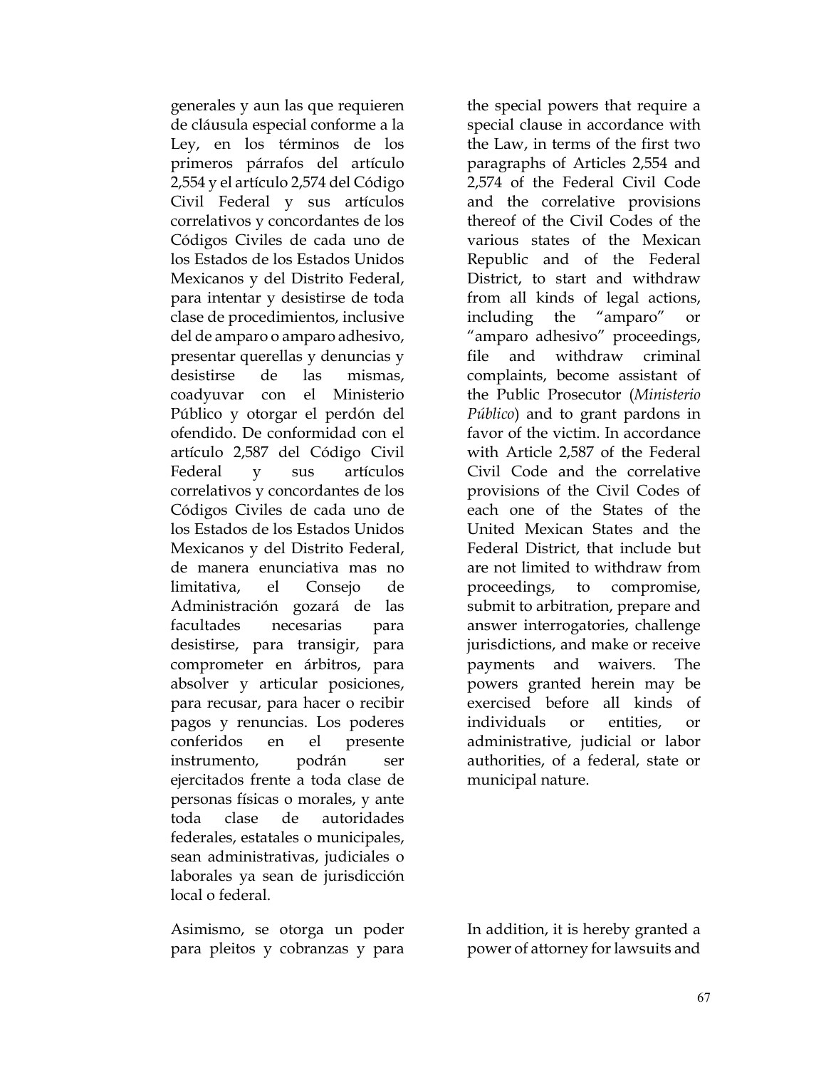generales y aun las que requieren de cláusula especial conforme a la Ley, en los términos de los primeros párrafos del artículo 2,554 y el artículo 2,574 del Código Civil Federal y sus artículos correlativos y concordantes de los Códigos Civiles de cada uno de los Estados de los Estados Unidos Mexicanos y del Distrito Federal, para intentar y desistirse de toda clase de procedimientos, inclusive del de amparo o amparo adhesivo, presentar querellas y denuncias y desistirse de las mismas, coadyuvar con el Ministerio Público y otorgar el perdón del ofendido. De conformidad con el artículo 2,587 del Código Civil Federal y sus artículos correlativos y concordantes de los Códigos Civiles de cada uno de los Estados de los Estados Unidos Mexicanos y del Distrito Federal, de manera enunciativa mas no limitativa, el Consejo de Administración gozará de las facultades necesarias para desistirse, para transigir, para comprometer en árbitros, para absolver y articular posiciones, para recusar, para hacer o recibir pagos y renuncias. Los poderes conferidos en el presente instrumento, podrán ser ejercitados frente a toda clase de personas físicas o morales, y ante toda clase de autoridades federales, estatales o municipales, sean administrativas, judiciales o laborales ya sean de jurisdicción local o federal.

the special powers that require a special clause in accordance with the Law, in terms of the first two paragraphs of Articles 2,554 and 2,574 of the Federal Civil Code and the correlative provisions thereof of the Civil Codes of the various states of the Mexican Republic and of the Federal District, to start and withdraw from all kinds of legal actions, including the "amparo" or "amparo adhesivo" proceedings, file and withdraw criminal complaints, become assistant of the Public Prosecutor (*Ministerio Público*) and to grant pardons in favor of the victim. In accordance with Article 2,587 of the Federal Civil Code and the correlative provisions of the Civil Codes of each one of the States of the United Mexican States and the Federal District, that include but are not limited to withdraw from proceedings, to compromise, submit to arbitration, prepare and answer interrogatories, challenge jurisdictions, and make or receive payments and waivers. The powers granted herein may be exercised before all kinds of individuals or entities, or administrative, judicial or labor authorities, of a federal, state or municipal nature.

Asimismo, se otorga un poder para pleitos y cobranzas y para

In addition, it is hereby granted a power of attorney for lawsuits and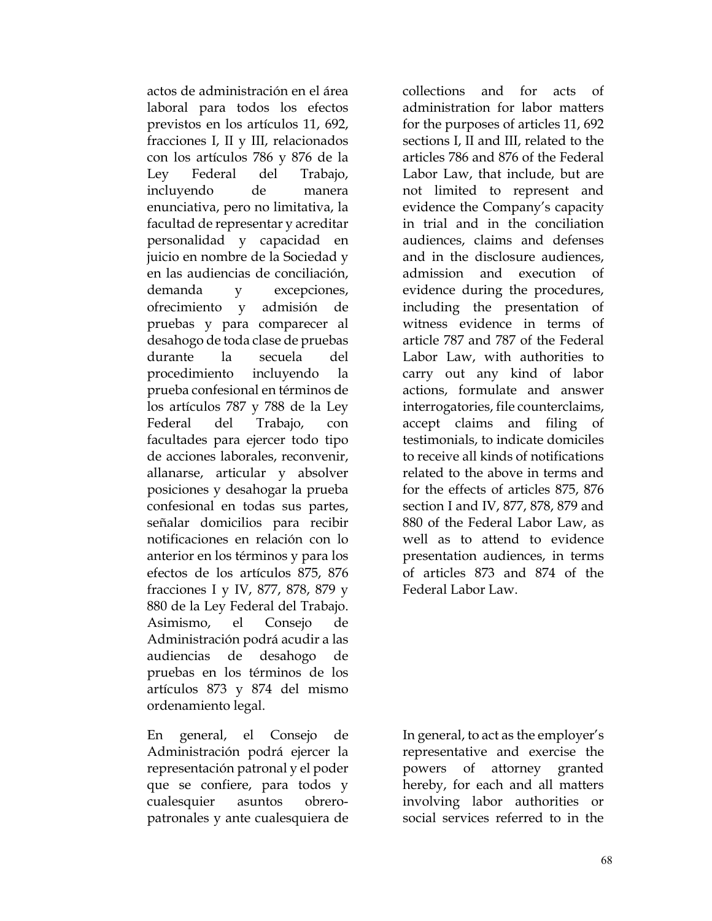actos de administración en el área laboral para todos los efectos previstos en los artículos 11, 692, fracciones I, II y III, relacionados con los artículos 786 y 876 de la Ley Federal del Trabajo, incluyendo de manera enunciativa, pero no limitativa, la facultad de representar y acreditar personalidad y capacidad en juicio en nombre de la Sociedad y en las audiencias de conciliación, demanda y excepciones, ofrecimiento y admisión de pruebas y para comparecer al desahogo de toda clase de pruebas durante la secuela del procedimiento incluyendo la prueba confesional en términos de los artículos 787 y 788 de la Ley Federal del Trabajo, con facultades para ejercer todo tipo de acciones laborales, reconvenir, allanarse, articular y absolver posiciones y desahogar la prueba confesional en todas sus partes, señalar domicilios para recibir notificaciones en relación con lo anterior en los términos y para los efectos de los artículos 875, 876 fracciones I y IV, 877, 878, 879 y 880 de la Ley Federal del Trabajo. Asimismo, el Consejo de Administración podrá acudir a las audiencias de desahogo de pruebas en los términos de los artículos 873 y 874 del mismo ordenamiento legal.

collections and for acts of administration for labor matters for the purposes of articles 11, 692 sections I, II and III, related to the articles 786 and 876 of the Federal Labor Law, that include, but are not limited to represent and evidence the Company's capacity in trial and in the conciliation audiences, claims and defenses and in the disclosure audiences, admission and execution of evidence during the procedures, including the presentation of witness evidence in terms of article 787 and 787 of the Federal Labor Law, with authorities to carry out any kind of labor actions, formulate and answer interrogatories, file counterclaims, accept claims and filing of testimonials, to indicate domiciles to receive all kinds of notifications related to the above in terms and for the effects of articles 875, 876 section I and IV, 877, 878, 879 and 880 of the Federal Labor Law, as well as to attend to evidence presentation audiences, in terms of articles 873 and 874 of the Federal Labor Law.

En general, el Consejo de Administración podrá ejercer la representación patronal y el poder que se confiere, para todos y cualesquier asuntos obrero-patronales y ante cualesquiera de

In general, to act as the employer's representative and exercise the powers of attorney granted hereby, for each and all matters involving labor authorities or social services referred to in the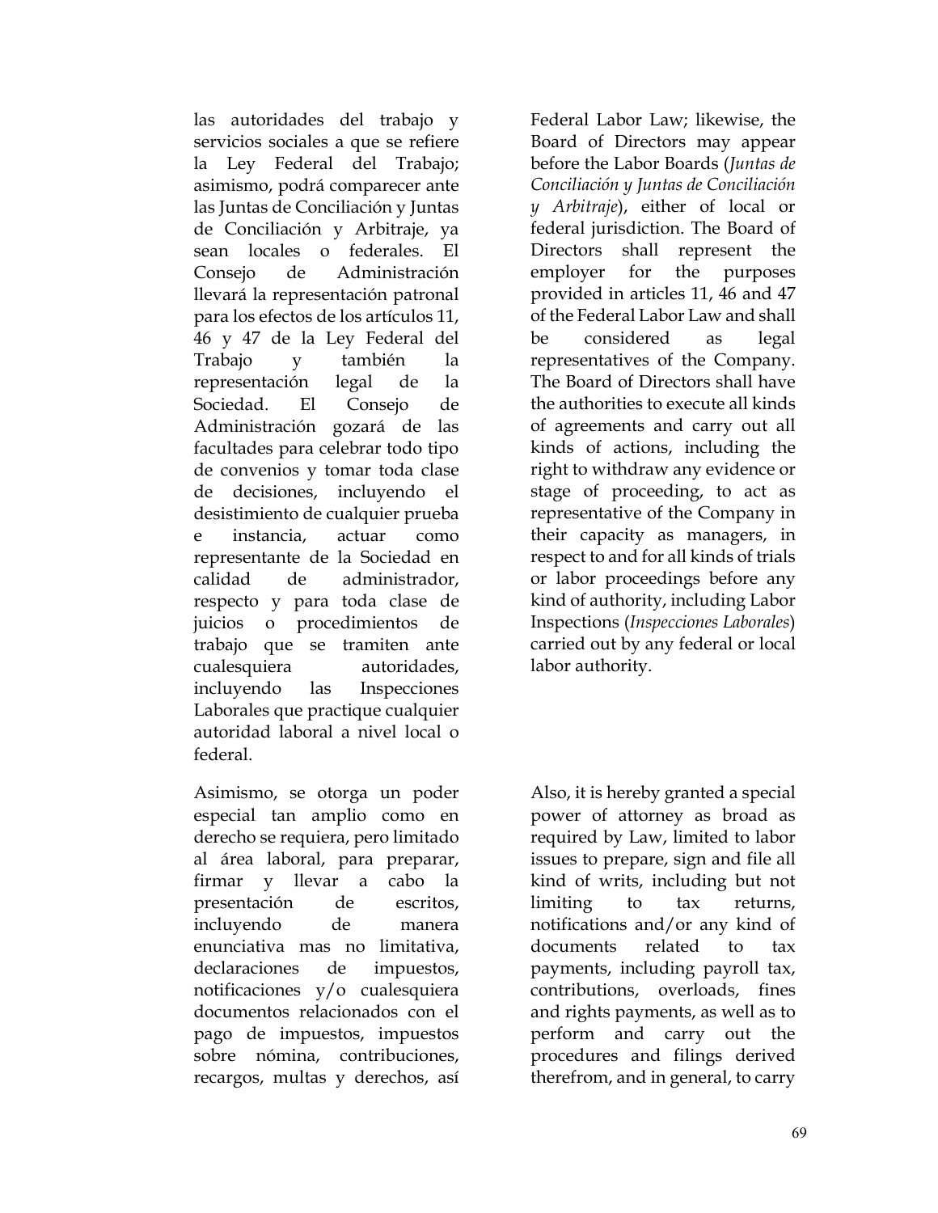las autoridades del trabajo y servicios sociales a que se refiere la Ley Federal del Trabajo; asimismo, podrá comparecer ante las Juntas de Conciliación y Juntas de Conciliación y Arbitraje, ya sean locales o federales. El Consejo de Administración llevará la representación patronal para los efectos de los artículos 11, 46 y 47 de la Ley Federal del Trabajo y también la representación legal de la Sociedad. El Consejo de Administración gozará de las facultades para celebrar todo tipo de convenios y tomar toda clase de decisiones, incluyendo el desistimiento de cualquier prueba e instancia, actuar como representante de la Sociedad en calidad de administrador, respecto y para toda clase de juicios o procedimientos de trabajo que se tramiten ante cualesquiera autoridades, incluyendo las Inspecciones Laborales que practique cualquier autoridad laboral a nivel local o federal.

Federal Labor Law; likewise, the Board of Directors may appear before the Labor Boards (*Juntas de Conciliación y Juntas de Conciliación y Arbitraje*), either of local or federal jurisdiction. The Board of Directors shall represent the employer for the purposes provided in articles 11, 46 and 47 of the Federal Labor Law and shall be considered as legal representatives of the Company. The Board of Directors shall have the authorities to execute all kinds of agreements and carry out all kinds of actions, including the right to withdraw any evidence or stage of proceeding, to act as representative of the Company in their capacity as managers, in respect to and for all kinds of trials or labor proceedings before any kind of authority, including Labor Inspections (*Inspecciones Laborales*) carried out by any federal or local labor authority.

Asimismo, se otorga un poder especial tan amplio como en derecho se requiera, pero limitado al área laboral, para preparar, firmar y llevar a cabo la presentación de escritos, incluyendo de manera enunciativa mas no limitativa, declaraciones de impuestos, notificaciones y/o cualesquiera documentos relacionados con el pago de impuestos, impuestos sobre nómina, contribuciones, recargos, multas y derechos, así

Also, it is hereby granted a special power of attorney as broad as required by Law, limited to labor issues to prepare, sign and file all kind of writs, including but not limiting to tax returns, notifications and/or any kind of documents related to tax payments, including payroll tax, contributions, overloads, fines and rights payments, as well as to perform and carry out the procedures and filings derived therefrom, and in general, to carry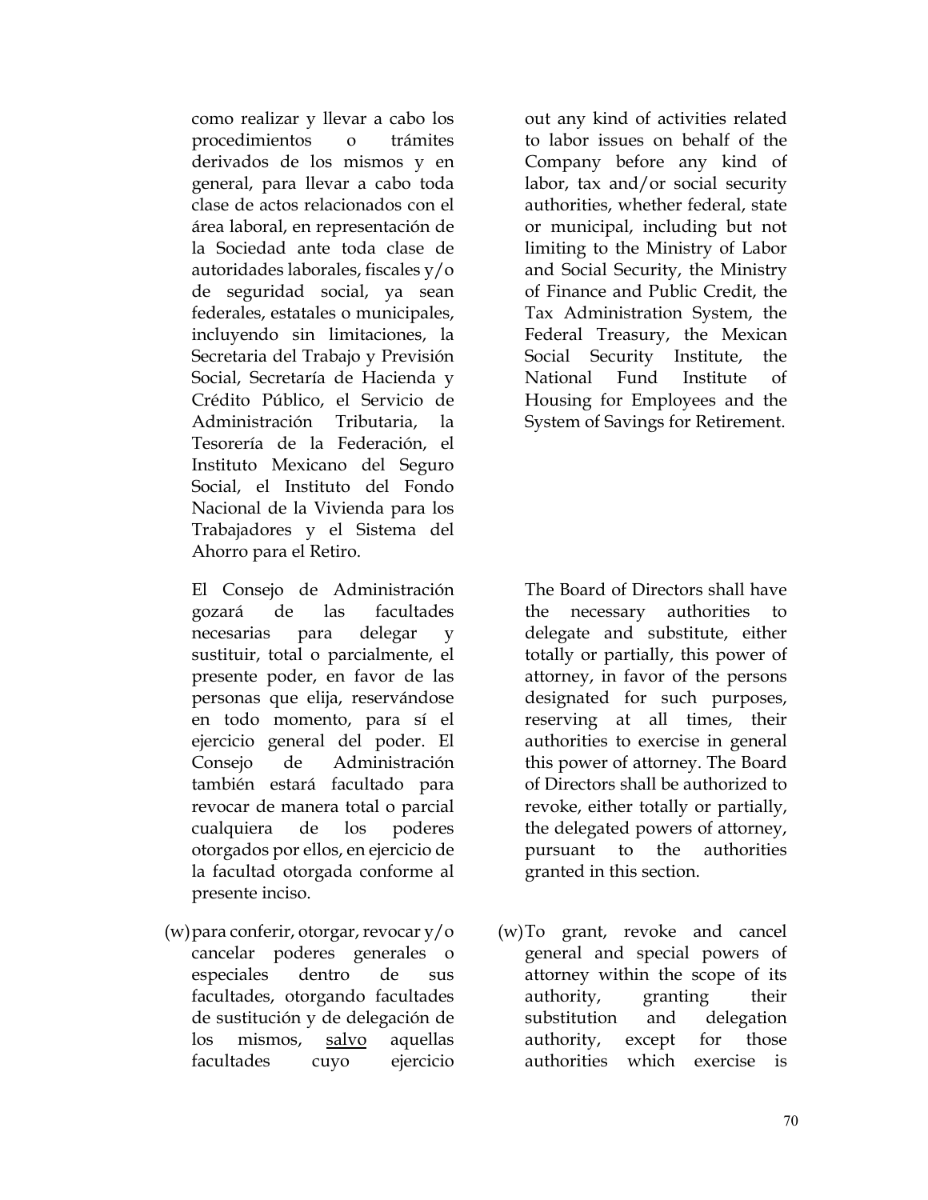como realizar y llevar a cabo los procedimientos o trámites derivados de los mismos y en general, para llevar a cabo toda clase de actos relacionados con el área laboral, en representación de la Sociedad ante toda clase de autoridades laborales, fiscales y/o de seguridad social, ya sean federales, estatales o municipales, incluyendo sin limitaciones, la Secretaria del Trabajo y Previsión Social, Secretaría de Hacienda y Crédito Público, el Servicio de Administración Tributaria, la Tesorería de la Federación, el Instituto Mexicano del Seguro Social, el Instituto del Fondo Nacional de la Vivienda para los Trabajadores y el Sistema del Ahorro para el Retiro.

out any kind of activities related to labor issues on behalf of the Company before any kind of labor, tax and/or social security authorities, whether federal, state or municipal, including but not limiting to the Ministry of Labor and Social Security, the Ministry of Finance and Public Credit, the Tax Administration System, the Federal Treasury, the Mexican Social Security Institute, the National Fund Institute of Housing for Employees and the System of Savings for Retirement.

El Consejo de Administración gozará de las facultades necesarias para delegar y sustituir, total o parcialmente, el presente poder, en favor de las personas que elija, reservándose en todo momento, para sí el ejercicio general del poder. El Consejo de Administración también estará facultado para revocar de manera total o parcial cualquiera de los poderes otorgados por ellos, en ejercicio de la facultad otorgada conforme al presente inciso.

The Board of Directors shall have the necessary authorities to delegate and substitute, either totally or partially, this power of attorney, in favor of the persons designated for such purposes, reserving at all times, their authorities to exercise in general this power of attorney. The Board of Directors shall be authorized to revoke, either totally or partially, the delegated powers of attorney, pursuant to the authorities granted in this section.

(w) para conferir, otorgar, revocar y/o cancelar poderes generales o especiales dentro de sus facultades, otorgando facultades de sustitución y de delegación de los mismos, <u>salvo</u> aquellas facultades cuyo ejercicio

(w) To grant, revoke and cancel general and special powers of attorney within the scope of its authority, granting their substitution and delegation authority, except for those authorities which exercise is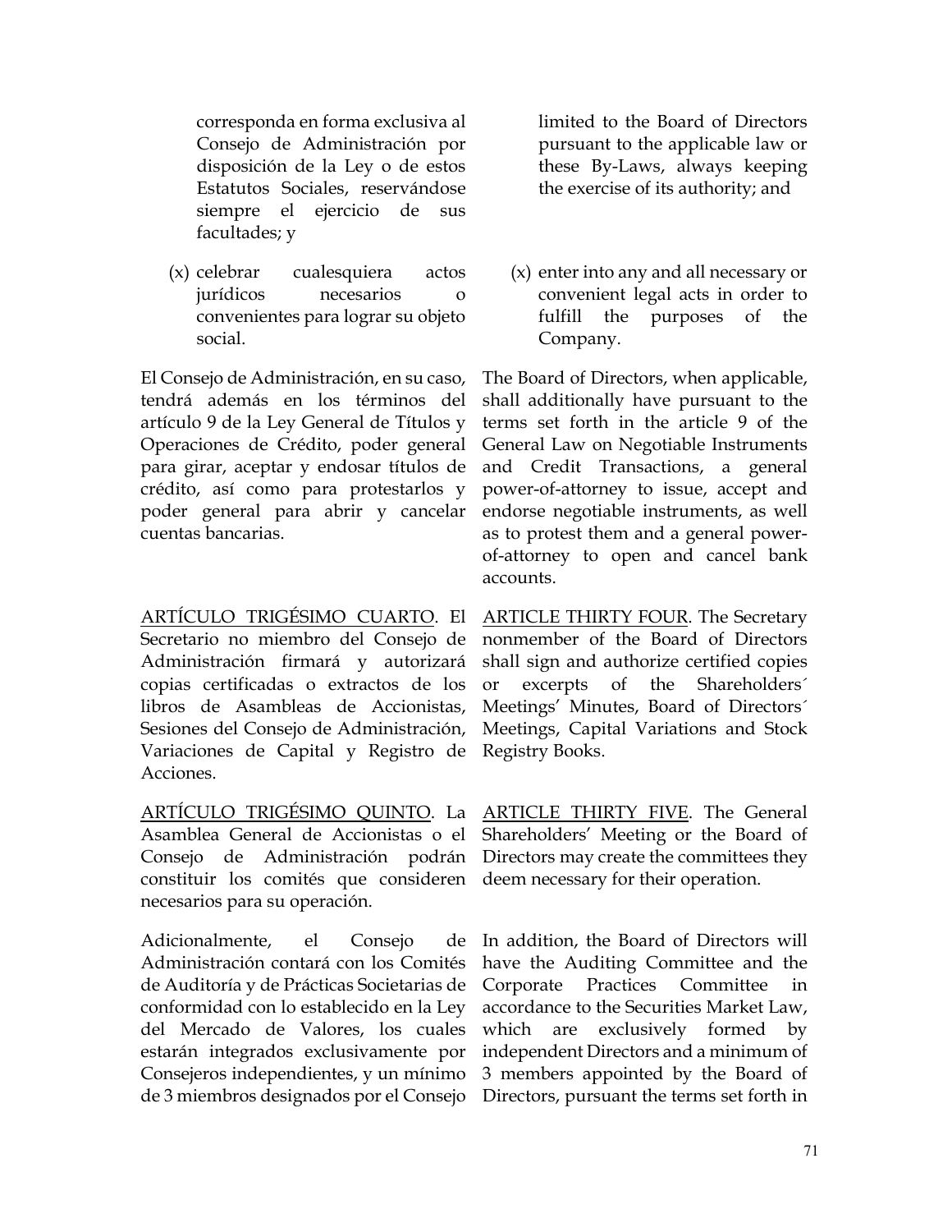corresponda en forma exclusiva al Consejo de Administración por disposición de la Ley o de estos Estatutos Sociales, reservándose siempre el ejercicio de sus facultades; y

(x) celebrar cualesquiera actos jurídicos necesarios o convenientes para lograr su objeto social.

El Consejo de Administración, en su caso, tendrá además en los términos del artículo 9 de la Ley General de Títulos y Operaciones de Crédito, poder general para girar, aceptar y endosar títulos de crédito, así como para protestarlos y poder general para abrir y cancelar cuentas bancarias.

<u>ARTÍCULO TRIGÉSIMO CUARTO</u>. El Secretario no miembro del Consejo de Administración firmará y autorizará copias certificadas o extractos de los libros de Asambleas de Accionistas, Sesiones del Consejo de Administración, Variaciones de Capital y Registro de Acciones.

<u>ARTÍCULO TRIGÉSIMO QUINTO</u>. La Asamblea General de Accionistas o el Consejo de Administración podrán constituir los comités que consideren necesarios para su operación.

Adicionalmente, el Consejo de Administración contará con los Comités de Auditoría y de Prácticas Societarias de conformidad con lo establecido en la Ley del Mercado de Valores, los cuales estarán integrados exclusivamente por Consejeros independientes, y un mínimo de 3 miembros designados por el Consejo

limited to the Board of Directors pursuant to the applicable law or these By-Laws, always keeping the exercise of its authority; and

(x) enter into any and all necessary or convenient legal acts in order to fulfill the purposes of the Company.

The Board of Directors, when applicable, shall additionally have pursuant to the terms set forth in the article 9 of the General Law on Negotiable Instruments and Credit Transactions, a general power-of-attorney to issue, accept and endorse negotiable instruments, as well as to protest them and a general power-of-attorney to open and cancel bank accounts.

<u>ARTICLE THIRTY FOUR</u>. The Secretary nonmember of the Board of Directors shall sign and authorize certified copies or excerpts of the Shareholders´ Meetings' Minutes, Board of Directors´ Meetings, Capital Variations and Stock Registry Books.

<u>ARTICLE THIRTY FIVE</u>. The General Shareholders' Meeting or the Board of Directors may create the committees they deem necessary for their operation.

In addition, the Board of Directors will have the Auditing Committee and the Corporate Practices Committee in accordance to the Securities Market Law, which are exclusively formed by independent Directors and a minimum of 3 members appointed by the Board of Directors, pursuant the terms set forth in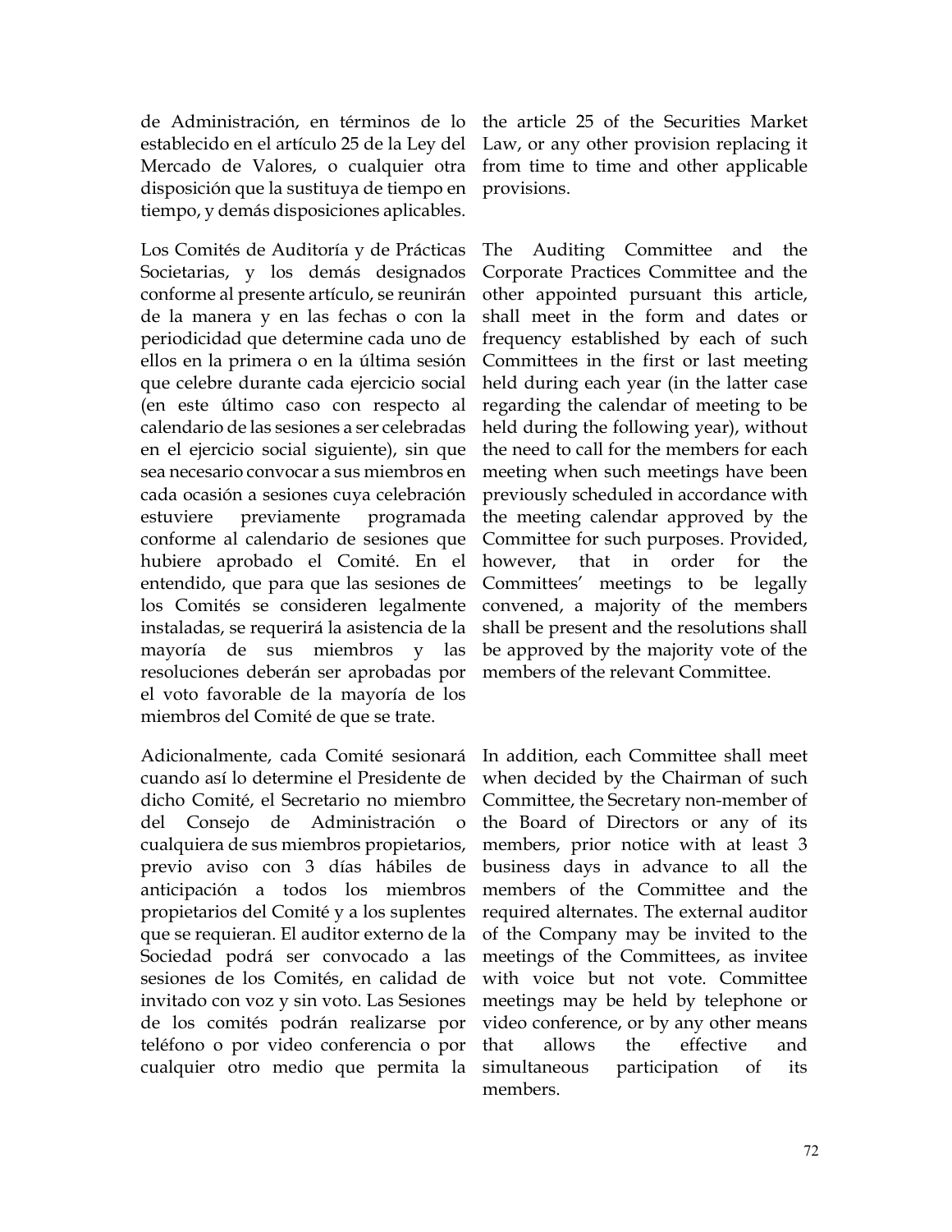de Administración, en términos de lo establecido en el artículo 25 de la Ley del Mercado de Valores, o cualquier otra disposición que la sustituya de tiempo en tiempo, y demás disposiciones aplicables.

the article 25 of the Securities Market Law, or any other provision replacing it from time to time and other applicable provisions.

Los Comités de Auditoría y de Prácticas Societarias, y los demás designados conforme al presente artículo, se reunirán de la manera y en las fechas o con la periodicidad que determine cada uno de ellos en la primera o en la última sesión que celebre durante cada ejercicio social (en este último caso con respecto al calendario de las sesiones a ser celebradas en el ejercicio social siguiente), sin que sea necesario convocar a sus miembros en cada ocasión a sesiones cuya celebración estuviere previamente programada conforme al calendario de sesiones que hubiere aprobado el Comité. En el entendido, que para que las sesiones de los Comités se consideren legalmente instaladas, se requerirá la asistencia de la mayoría de sus miembros y las resoluciones deberán ser aprobadas por el voto favorable de la mayoría de los miembros del Comité de que se trate.

The Auditing Committee and the Corporate Practices Committee and the other appointed pursuant this article, shall meet in the form and dates or frequency established by each of such Committees in the first or last meeting held during each year (in the latter case regarding the calendar of meeting to be held during the following year), without the need to call for the members for each meeting when such meetings have been previously scheduled in accordance with the meeting calendar approved by the Committee for such purposes. Provided, however, that in order for the Committees' meetings to be legally convened, a majority of the members shall be present and the resolutions shall be approved by the majority vote of the members of the relevant Committee.

Adicionalmente, cada Comité sesionará cuando así lo determine el Presidente de dicho Comité, el Secretario no miembro del Consejo de Administración o cualquiera de sus miembros propietarios, previo aviso con 3 días hábiles de anticipación a todos los miembros propietarios del Comité y a los suplentes que se requieran. El auditor externo de la Sociedad podrá ser convocado a las sesiones de los Comités, en calidad de invitado con voz y sin voto. Las Sesiones de los comités podrán realizarse por teléfono o por video conferencia o por cualquier otro medio que permita la

In addition, each Committee shall meet when decided by the Chairman of such Committee, the Secretary non-member of the Board of Directors or any of its members, prior notice with at least 3 business days in advance to all the members of the Committee and the required alternates. The external auditor of the Company may be invited to the meetings of the Committees, as invitee with voice but not vote. Committee meetings may be held by telephone or video conference, or by any other means that allows the effective and simultaneous participation of its members.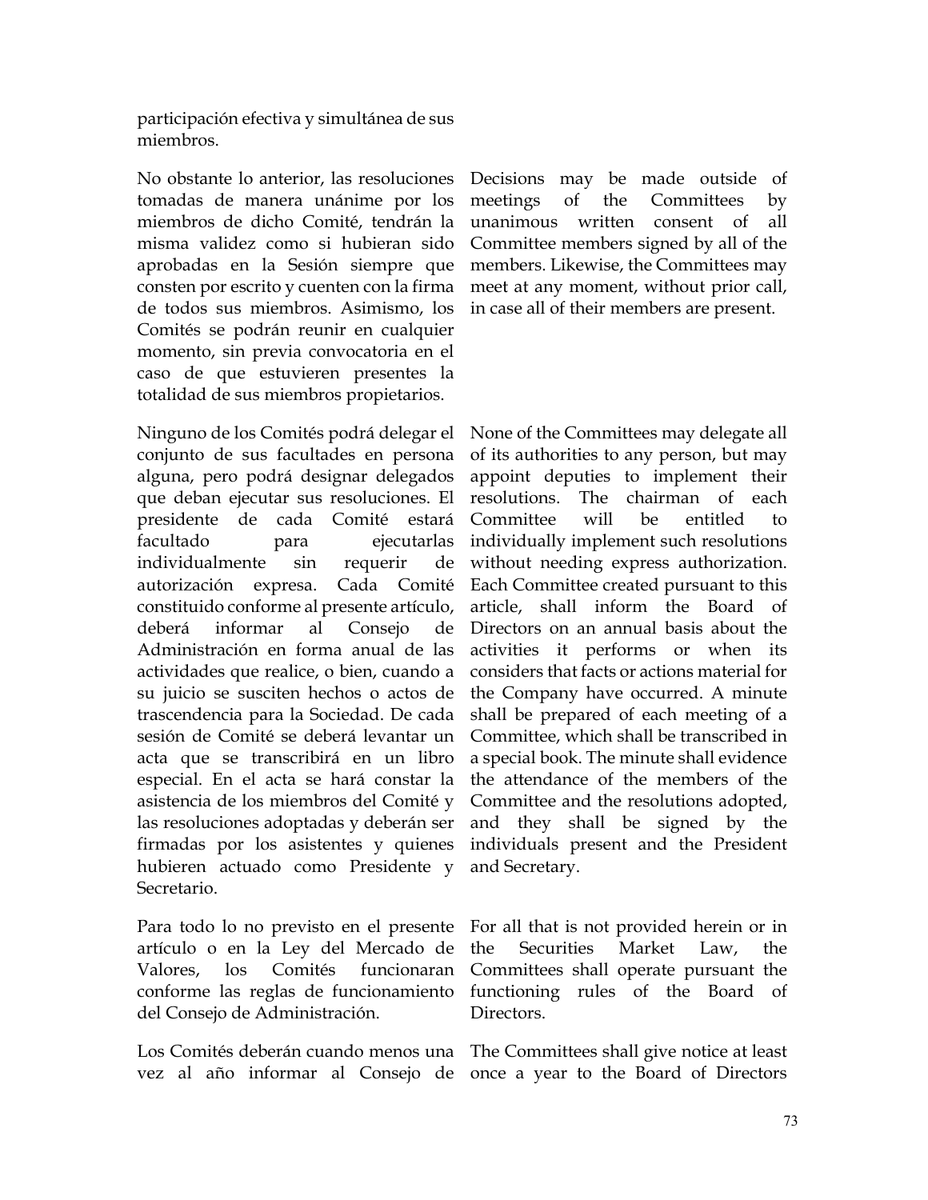participación efectiva y simultánea de sus miembros.

No obstante lo anterior, las resoluciones tomadas de manera unánime por los miembros de dicho Comité, tendrán la misma validez como si hubieran sido aprobadas en la Sesión siempre que consten por escrito y cuenten con la firma de todos sus miembros. Asimismo, los Comités se podrán reunir en cualquier momento, sin previa convocatoria en el caso de que estuvieren presentes la totalidad de sus miembros propietarios.

Decisions may be made outside of meetings of the Committees by unanimous written consent of all Committee members signed by all of the members. Likewise, the Committees may meet at any moment, without prior call, in case all of their members are present.

Ninguno de los Comités podrá delegar el conjunto de sus facultades en persona alguna, pero podrá designar delegados que deban ejecutar sus resoluciones. El presidente de cada Comité estará facultado para ejecutarlas individualmente sin requerir de autorización expresa. Cada Comité constituido conforme al presente artículo, deberá informar al Consejo de Administración en forma anual de las actividades que realice, o bien, cuando a su juicio se susciten hechos o actos de trascendencia para la Sociedad. De cada sesión de Comité se deberá levantar un acta que se transcribirá en un libro especial. En el acta se hará constar la asistencia de los miembros del Comité y las resoluciones adoptadas y deberán ser firmadas por los asistentes y quienes hubieren actuado como Presidente y Secretario.

None of the Committees may delegate all of its authorities to any person, but may appoint deputies to implement their resolutions. The chairman of each Committee will be entitled to individually implement such resolutions without needing express authorization. Each Committee created pursuant to this article, shall inform the Board of Directors on an annual basis about the activities it performs or when its considers that facts or actions material for the Company have occurred. A minute shall be prepared of each meeting of a Committee, which shall be transcribed in a special book. The minute shall evidence the attendance of the members of the Committee and the resolutions adopted, and they shall be signed by the individuals present and the President and Secretary.

Para todo lo no previsto en el presente artículo o en la Ley del Mercado de Valores, los Comités funcionaran conforme las reglas de funcionamiento del Consejo de Administración.

For all that is not provided herein or in the Securities Market Law, the Committees shall operate pursuant the functioning rules of the Board of Directors.

Los Comités deberán cuando menos una vez al año informar al Consejo de

The Committees shall give notice at least once a year to the Board of Directors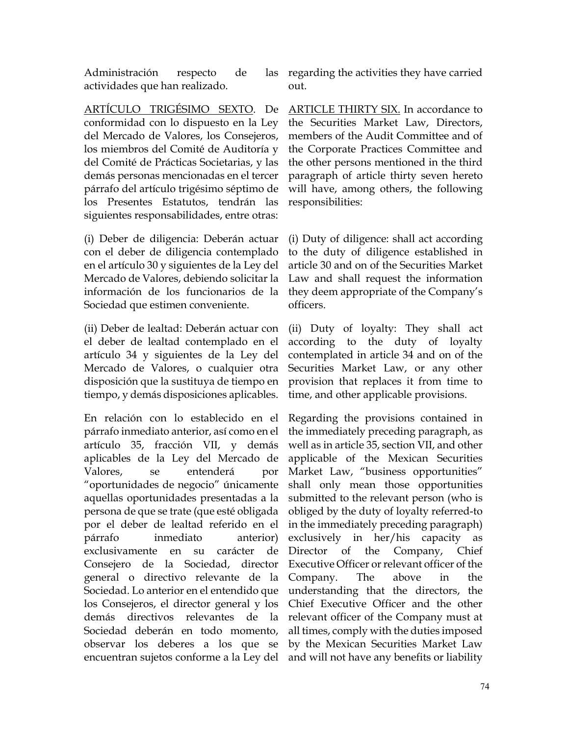Administración respecto de las actividades que han realizado.

<u>ARTÍCULO TRIGÉSIMO SEXTO</u>. De conformidad con lo dispuesto en la Ley del Mercado de Valores, los Consejeros, los miembros del Comité de Auditoría y del Comité de Prácticas Societarias, y las demás personas mencionadas en el tercer párrafo del artículo trigésimo séptimo de los Presentes Estatutos, tendrán las siguientes responsabilidades, entre otras:

(i) Deber de diligencia: Deberán actuar con el deber de diligencia contemplado en el artículo 30 y siguientes de la Ley del Mercado de Valores, debiendo solicitar la información de los funcionarios de la Sociedad que estimen conveniente.

(ii) Deber de lealtad: Deberán actuar con el deber de lealtad contemplado en el artículo 34 y siguientes de la Ley del Mercado de Valores, o cualquier otra disposición que la sustituya de tiempo en tiempo, y demás disposiciones aplicables.

En relación con lo establecido en el párrafo inmediato anterior, así como en el artículo 35, fracción VII, y demás aplicables de la Ley del Mercado de Valores, se entenderá por "oportunidades de negocio" únicamente aquellas oportunidades presentadas a la persona de que se trate (que esté obligada por el deber de lealtad referido en el párrafo inmediato anterior) exclusivamente en su carácter de Consejero de la Sociedad, director general o directivo relevante de la Sociedad. Lo anterior en el entendido que los Consejeros, el director general y los demás directivos relevantes de la Sociedad deberán en todo momento, observar los deberes a los que se encuentran sujetos conforme a la Ley del

regarding the activities they have carried out.

<u>ARTICLE THIRTY SIX.</u> In accordance to the Securities Market Law, Directors, members of the Audit Committee and of the Corporate Practices Committee and the other persons mentioned in the third paragraph of article thirty seven hereto will have, among others, the following responsibilities:

(i) Duty of diligence: shall act according to the duty of diligence established in article 30 and on of the Securities Market Law and shall request the information they deem appropriate of the Company's officers.

(ii) Duty of loyalty: They shall act according to the duty of loyalty contemplated in article 34 and on of the Securities Market Law, or any other provision that replaces it from time to time, and other applicable provisions.

Regarding the provisions contained in the immediately preceding paragraph, as well as in article 35, section VII, and other applicable of the Mexican Securities Market Law, "business opportunities" shall only mean those opportunities submitted to the relevant person (who is obliged by the duty of loyalty referred-to in the immediately preceding paragraph) exclusively in her/his capacity as Director of the Company, Chief Executive Officer or relevant officer of the Company. The above in the understanding that the directors, the Chief Executive Officer and the other relevant officer of the Company must at all times, comply with the duties imposed by the Mexican Securities Market Law and will not have any benefits or liability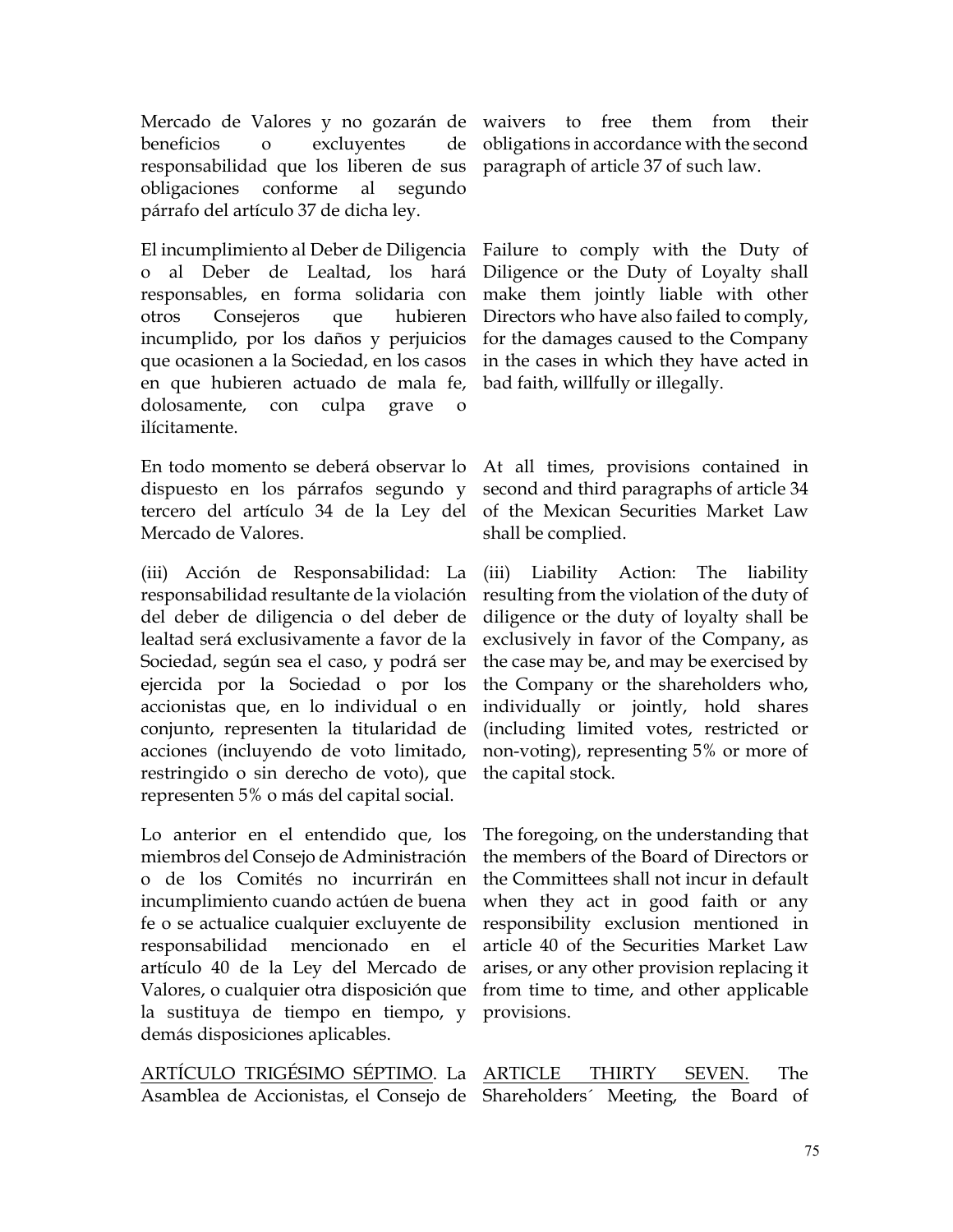Mercado de Valores y no gozarán de beneficios o excluyentes de responsabilidad que los liberen de sus obligaciones conforme al segundo párrafo del artículo 37 de dicha ley.

waivers to free them from their obligations in accordance with the second paragraph of article 37 of such law.

El incumplimiento al Deber de Diligencia o al Deber de Lealtad, los hará responsables, en forma solidaria con otros Consejeros que hubieren incumplido, por los daños y perjuicios que ocasionen a la Sociedad, en los casos en que hubieren actuado de mala fe, dolosamente, con culpa grave o ilícitamente.

Failure to comply with the Duty of Diligence or the Duty of Loyalty shall make them jointly liable with other Directors who have also failed to comply, for the damages caused to the Company in the cases in which they have acted in bad faith, willfully or illegally.

En todo momento se deberá observar lo dispuesto en los párrafos segundo y tercero del artículo 34 de la Ley del Mercado de Valores.

At all times, provisions contained in second and third paragraphs of article 34 of the Mexican Securities Market Law shall be complied.

(iii) Acción de Responsabilidad: La responsabilidad resultante de la violación del deber de diligencia o del deber de lealtad será exclusivamente a favor de la Sociedad, según sea el caso, y podrá ser ejercida por la Sociedad o por los accionistas que, en lo individual o en conjunto, representen la titularidad de acciones (incluyendo de voto limitado, restringido o sin derecho de voto), que representen 5% o más del capital social.

(iii) Liability Action: The liability resulting from the violation of the duty of diligence or the duty of loyalty shall be exclusively in favor of the Company, as the case may be, and may be exercised by the Company or the shareholders who, individually or jointly, hold shares (including limited votes, restricted or non-voting), representing 5% or more of the capital stock.

Lo anterior en el entendido que, los miembros del Consejo de Administración o de los Comités no incurrirán en incumplimiento cuando actúen de buena fe o se actualice cualquier excluyente de responsabilidad mencionado en el artículo 40 de la Ley del Mercado de Valores, o cualquier otra disposición que la sustituya de tiempo en tiempo, y demás disposiciones aplicables.

The foregoing, on the understanding that the members of the Board of Directors or the Committees shall not incur in default when they act in good faith or any responsibility exclusion mentioned in article 40 of the Securities Market Law arises, or any other provision replacing it from time to time, and other applicable provisions.

<u>ARTÍCULO TRIGÉSIMO SÉPTIMO</u>. La Asamblea de Accionistas, el Consejo de

<u>ARTICLE THIRTY SEVEN</u>. The Shareholders´ Meeting, the Board of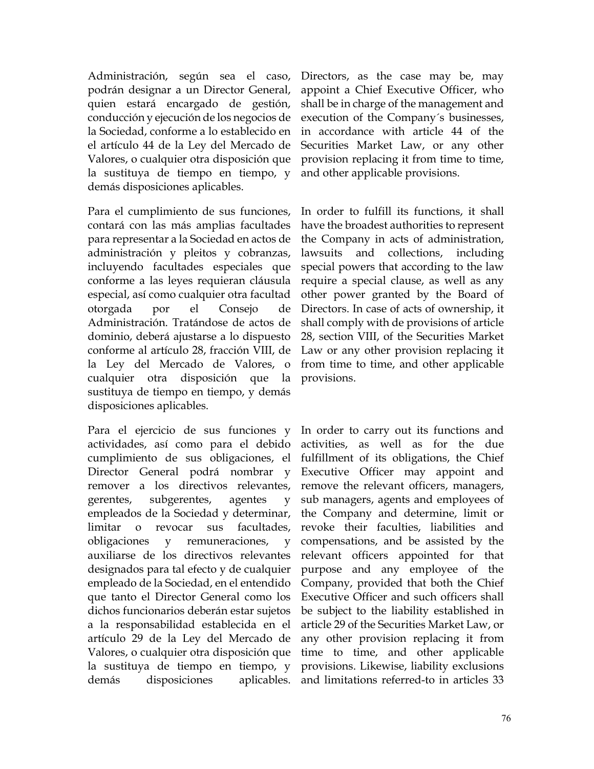Administración, según sea el caso, podrán designar a un Director General, quien estará encargado de gestión, conducción y ejecución de los negocios de la Sociedad, conforme a lo establecido en el artículo 44 de la Ley del Mercado de Valores, o cualquier otra disposición que la sustituya de tiempo en tiempo, y demás disposiciones aplicables.

Para el cumplimiento de sus funciones, contará con las más amplias facultades para representar a la Sociedad en actos de administración y pleitos y cobranzas, incluyendo facultades especiales que conforme a las leyes requieran cláusula especial, así como cualquier otra facultad otorgada por el Consejo de Administración. Tratándose de actos de dominio, deberá ajustarse a lo dispuesto conforme al artículo 28, fracción VIII, de la Ley del Mercado de Valores, o cualquier otra disposición que la sustituya de tiempo en tiempo, y demás disposiciones aplicables.

Para el ejercicio de sus funciones y actividades, así como para el debido cumplimiento de sus obligaciones, el Director General podrá nombrar y remover a los directivos relevantes, gerentes, subgerentes, agentes y empleados de la Sociedad y determinar, limitar o revocar sus facultades, obligaciones y remuneraciones, y auxiliarse de los directivos relevantes designados para tal efecto y de cualquier empleado de la Sociedad, en el entendido que tanto el Director General como los dichos funcionarios deberán estar sujetos a la responsabilidad establecida en el artículo 29 de la Ley del Mercado de Valores, o cualquier otra disposición que la sustituya de tiempo en tiempo, y demás disposiciones aplicables.

Directors, as the case may be, may appoint a Chief Executive Officer, who shall be in charge of the management and execution of the Company´s businesses, in accordance with article 44 of the Securities Market Law, or any other provision replacing it from time to time, and other applicable provisions.

In order to fulfill its functions, it shall have the broadest authorities to represent the Company in acts of administration, lawsuits and collections, including special powers that according to the law require a special clause, as well as any other power granted by the Board of Directors. In case of acts of ownership, it shall comply with de provisions of article 28, section VIII, of the Securities Market Law or any other provision replacing it from time to time, and other applicable provisions.

In order to carry out its functions and activities, as well as for the due fulfillment of its obligations, the Chief Executive Officer may appoint and remove the relevant officers, managers, sub managers, agents and employees of the Company and determine, limit or revoke their faculties, liabilities and compensations, and be assisted by the relevant officers appointed for that purpose and any employee of the Company, provided that both the Chief Executive Officer and such officers shall be subject to the liability established in article 29 of the Securities Market Law, or any other provision replacing it from time to time, and other applicable provisions. Likewise, liability exclusions and limitations referred-to in articles 33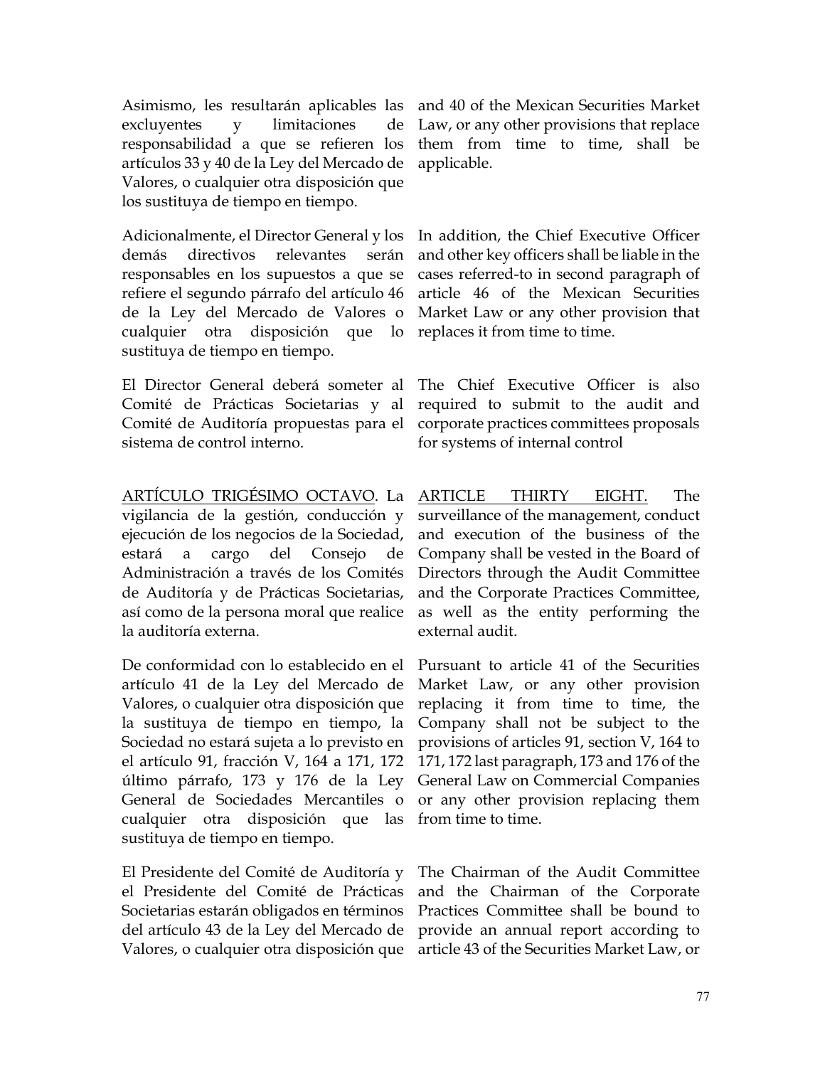Asimismo, les resultarán aplicables las excluyentes y limitaciones de responsabilidad a que se refieren los artículos 33 y 40 de la Ley del Mercado de Valores, o cualquier otra disposición que los sustituya de tiempo en tiempo.

and 40 of the Mexican Securities Market Law, or any other provisions that replace them from time to time, shall be applicable.

Adicionalmente, el Director General y los demás directivos relevantes serán responsables en los supuestos a que se refiere el segundo párrafo del artículo 46 de la Ley del Mercado de Valores o cualquier otra disposición que lo sustituya de tiempo en tiempo.

In addition, the Chief Executive Officer and other key officers shall be liable in the cases referred-to in second paragraph of article 46 of the Mexican Securities Market Law or any other provision that replaces it from time to time.

El Director General deberá someter al Comité de Prácticas Societarias y al Comité de Auditoría propuestas para el sistema de control interno.

The Chief Executive Officer is also required to submit to the audit and corporate practices committees proposals for systems of internal control

<u>ARTÍCULO TRIGÉSIMO OCTAVO</u>. La vigilancia de la gestión, conducción y ejecución de los negocios de la Sociedad, estará a cargo del Consejo de Administración a través de los Comités de Auditoría y de Prácticas Societarias, así como de la persona moral que realice la auditoría externa.

<u>ARTICLE THIRTY EIGHT.</u> The surveillance of the management, conduct and execution of the business of the Company shall be vested in the Board of Directors through the Audit Committee and the Corporate Practices Committee, as well as the entity performing the external audit.

De conformidad con lo establecido en el artículo 41 de la Ley del Mercado de Valores, o cualquier otra disposición que la sustituya de tiempo en tiempo, la Sociedad no estará sujeta a lo previsto en el artículo 91, fracción V, 164 a 171, 172 último párrafo, 173 y 176 de la Ley General de Sociedades Mercantiles o cualquier otra disposición que las sustituya de tiempo en tiempo.

Pursuant to article 41 of the Securities Market Law, or any other provision replacing it from time to time, the Company shall not be subject to the provisions of articles 91, section V, 164 to 171, 172 last paragraph, 173 and 176 of the General Law on Commercial Companies or any other provision replacing them from time to time.

El Presidente del Comité de Auditoría y el Presidente del Comité de Prácticas Societarias estarán obligados en términos del artículo 43 de la Ley del Mercado de Valores, o cualquier otra disposición que

The Chairman of the Audit Committee and the Chairman of the Corporate Practices Committee shall be bound to provide an annual report according to article 43 of the Securities Market Law, or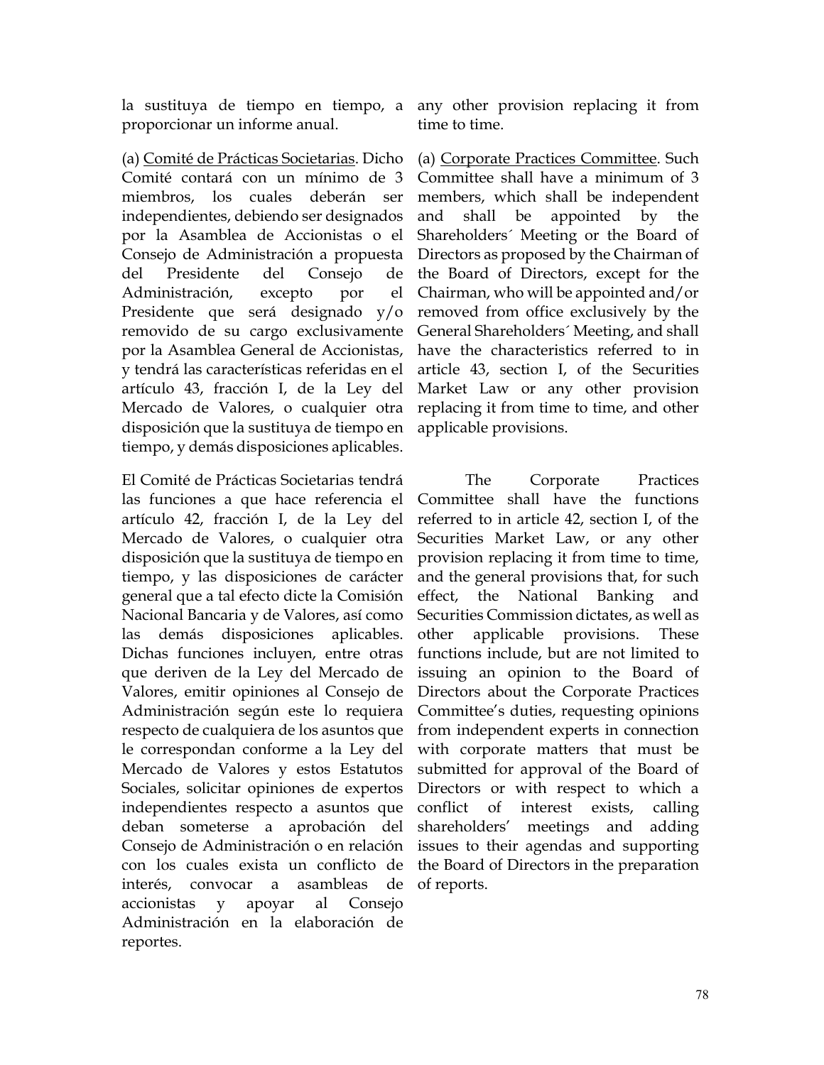la sustituya de tiempo en tiempo, a proporcionar un informe anual.

(a) Comité de Prácticas Societarias. Dicho Comité contará con un mínimo de 3 miembros, los cuales deberán ser independientes, debiendo ser designados por la Asamblea de Accionistas o el Consejo de Administración a propuesta del Presidente del Consejo de Administración, excepto por el Presidente que será designado y/o removido de su cargo exclusivamente por la Asamblea General de Accionistas, y tendrá las características referidas en el artículo 43, fracción I, de la Ley del Mercado de Valores, o cualquier otra disposición que la sustituya de tiempo en tiempo, y demás disposiciones aplicables.

El Comité de Prácticas Societarias tendrá las funciones a que hace referencia el artículo 42, fracción I, de la Ley del Mercado de Valores, o cualquier otra disposición que la sustituya de tiempo en tiempo, y las disposiciones de carácter general que a tal efecto dicte la Comisión Nacional Bancaria y de Valores, así como las demás disposiciones aplicables. Dichas funciones incluyen, entre otras que deriven de la Ley del Mercado de Valores, emitir opiniones al Consejo de Administración según este lo requiera respecto de cualquiera de los asuntos que le correspondan conforme a la Ley del Mercado de Valores y estos Estatutos Sociales, solicitar opiniones de expertos independientes respecto a asuntos que deban someterse a aprobación del Consejo de Administración o en relación con los cuales exista un conflicto de interés, convocar a asambleas de accionistas y apoyar al Consejo Administración en la elaboración de reportes.

any other provision replacing it from time to time.

(a) Corporate Practices Committee. Such Committee shall have a minimum of 3 members, which shall be independent and shall be appointed by the Shareholders´ Meeting or the Board of Directors as proposed by the Chairman of the Board of Directors, except for the Chairman, who will be appointed and/or removed from office exclusively by the General Shareholders´ Meeting, and shall have the characteristics referred to in article 43, section I, of the Securities Market Law or any other provision replacing it from time to time, and other applicable provisions.

The Corporate Practices Committee shall have the functions referred to in article 42, section I, of the Securities Market Law, or any other provision replacing it from time to time, and the general provisions that, for such effect, the National Banking and Securities Commission dictates, as well as other applicable provisions. These functions include, but are not limited to issuing an opinion to the Board of Directors about the Corporate Practices Committee's duties, requesting opinions from independent experts in connection with corporate matters that must be submitted for approval of the Board of Directors or with respect to which a conflict of interest exists, calling shareholders' meetings and adding issues to their agendas and supporting the Board of Directors in the preparation of reports.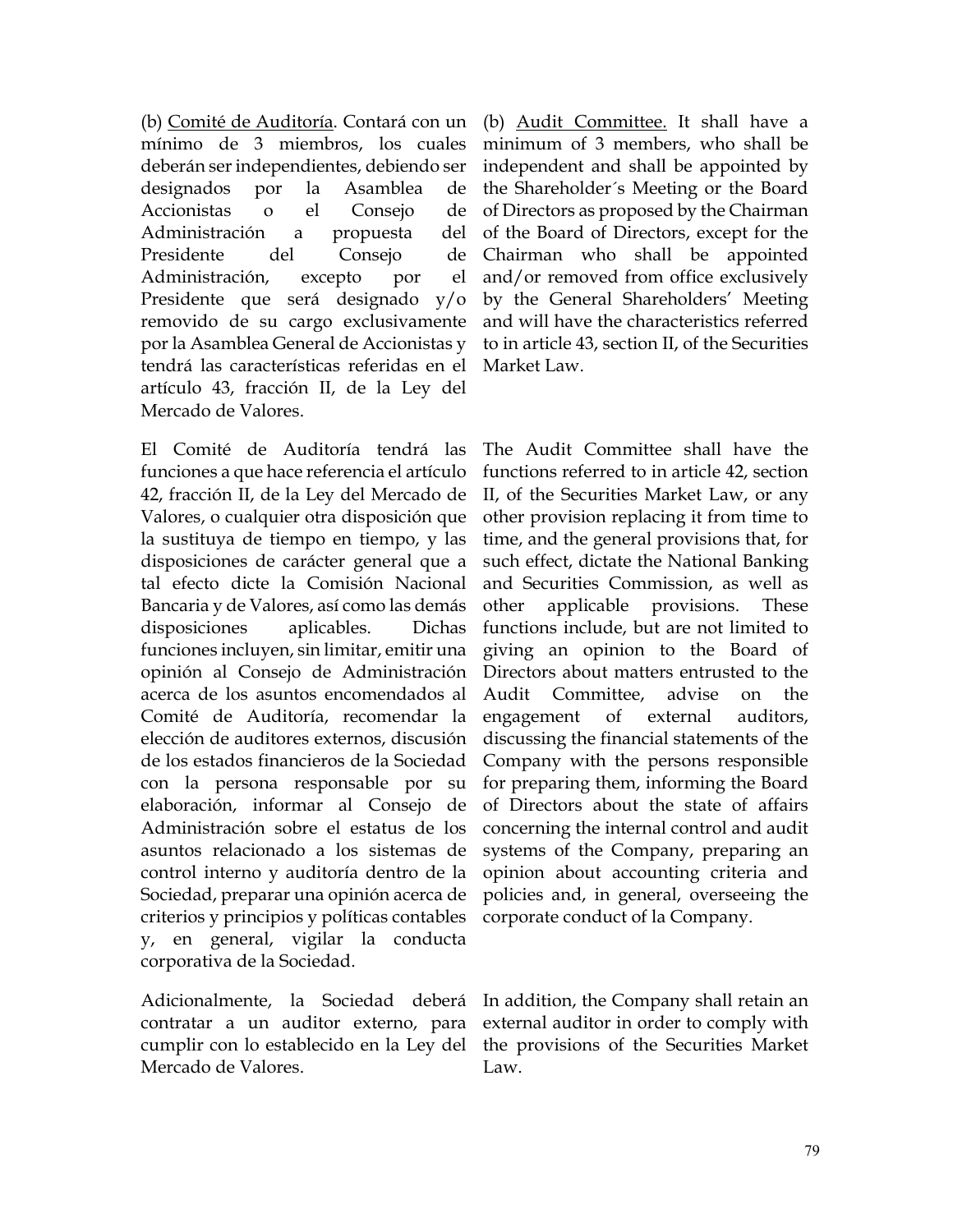(b) Comité de Auditoría. Contará con un mínimo de 3 miembros, los cuales deberán ser independientes, debiendo ser designados por la Asamblea de Accionistas o el Consejo de Administración a propuesta del Presidente del Consejo de Administración, excepto por el Presidente que será designado y/o removido de su cargo exclusivamente por la Asamblea General de Accionistas y tendrá las características referidas en el artículo 43, fracción II, de la Ley del Mercado de Valores.

El Comité de Auditoría tendrá las funciones a que hace referencia el artículo 42, fracción II, de la Ley del Mercado de Valores, o cualquier otra disposición que la sustituya de tiempo en tiempo, y las disposiciones de carácter general que a tal efecto dicte la Comisión Nacional Bancaria y de Valores, así como las demás disposiciones aplicables. Dichas funciones incluyen, sin limitar, emitir una opinión al Consejo de Administración acerca de los asuntos encomendados al Comité de Auditoría, recomendar la elección de auditores externos, discusión de los estados financieros de la Sociedad con la persona responsable por su elaboración, informar al Consejo de Administración sobre el estatus de los asuntos relacionado a los sistemas de control interno y auditoría dentro de la Sociedad, preparar una opinión acerca de criterios y principios y políticas contables y, en general, vigilar la conducta corporativa de la Sociedad.

Adicionalmente, la Sociedad deberá contratar a un auditor externo, para cumplir con lo establecido en la Ley del Mercado de Valores.

(b) Audit Committee. It shall have a minimum of 3 members, who shall be independent and shall be appointed by the Shareholder´s Meeting or the Board of Directors as proposed by the Chairman of the Board of Directors, except for the Chairman who shall be appointed and/or removed from office exclusively by the General Shareholders' Meeting and will have the characteristics referred to in article 43, section II, of the Securities Market Law.

The Audit Committee shall have the functions referred to in article 42, section II, of the Securities Market Law, or any other provision replacing it from time to time, and the general provisions that, for such effect, dictate the National Banking and Securities Commission, as well as other applicable provisions. These functions include, but are not limited to giving an opinion to the Board of Directors about matters entrusted to the Audit Committee, advise on the engagement of external auditors, discussing the financial statements of the Company with the persons responsible for preparing them, informing the Board of Directors about the state of affairs concerning the internal control and audit systems of the Company, preparing an opinion about accounting criteria and policies and, in general, overseeing the corporate conduct of la Company.

In addition, the Company shall retain an external auditor in order to comply with the provisions of the Securities Market Law.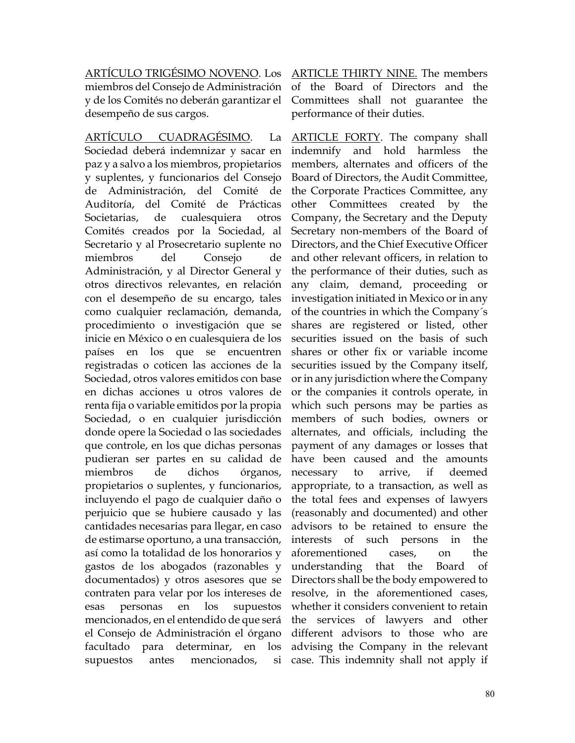<u>ARTÍCULO TRIGÉSIMO NOVENO</u>. Los miembros del Consejo de Administración y de los Comités no deberán garantizar el desempeño de sus cargos.

<u>ARTÍCULO CUADRAGÉSIMO</u>. La Sociedad deberá indemnizar y sacar en paz y a salvo a los miembros, propietarios y suplentes, y funcionarios del Consejo de Administración, del Comité de Auditoría, del Comité de Prácticas Societarias, de cualesquiera otros Comités creados por la Sociedad, al Secretario y al Prosecretario suplente no miembros del Consejo de Administración, y al Director General y otros directivos relevantes, en relación con el desempeño de su encargo, tales como cualquier reclamación, demanda, procedimiento o investigación que se inicie en México o en cualesquiera de los países en los que se encuentren registradas o coticen las acciones de la Sociedad, otros valores emitidos con base en dichas acciones u otros valores de renta fija o variable emitidos por la propia Sociedad, o en cualquier jurisdicción donde opere la Sociedad o las sociedades que controle, en los que dichas personas pudieran ser partes en su calidad de miembros de dichos órganos, propietarios o suplentes, y funcionarios, incluyendo el pago de cualquier daño o perjuicio que se hubiere causado y las cantidades necesarias para llegar, en caso de estimarse oportuno, a una transacción, así como la totalidad de los honorarios y gastos de los abogados (razonables y documentados) y otros asesores que se contraten para velar por los intereses de esas personas en los supuestos mencionados, en el entendido de que será el Consejo de Administración el órgano facultado para determinar, en los supuestos antes mencionados, si

<u>ARTICLE THIRTY NINE.</u> The members of the Board of Directors and the Committees shall not guarantee the performance of their duties.

<u>ARTICLE FORTY</u>. The company shall indemnify and hold harmless the members, alternates and officers of the Board of Directors, the Audit Committee, the Corporate Practices Committee, any other Committees created by the Company, the Secretary and the Deputy Secretary non-members of the Board of Directors, and the Chief Executive Officer and other relevant officers, in relation to the performance of their duties, such as any claim, demand, proceeding or investigation initiated in Mexico or in any of the countries in which the Company´s shares are registered or listed, other securities issued on the basis of such shares or other fix or variable income securities issued by the Company itself, or in any jurisdiction where the Company or the companies it controls operate, in which such persons may be parties as members of such bodies, owners or alternates, and officials, including the payment of any damages or losses that have been caused and the amounts necessary to arrive, if deemed appropriate, to a transaction, as well as the total fees and expenses of lawyers (reasonably and documented) and other advisors to be retained to ensure the interests of such persons in the aforementioned cases, on the understanding that the Board of Directors shall be the body empowered to resolve, in the aforementioned cases, whether it considers convenient to retain the services of lawyers and other different advisors to those who are advising the Company in the relevant case. This indemnity shall not apply if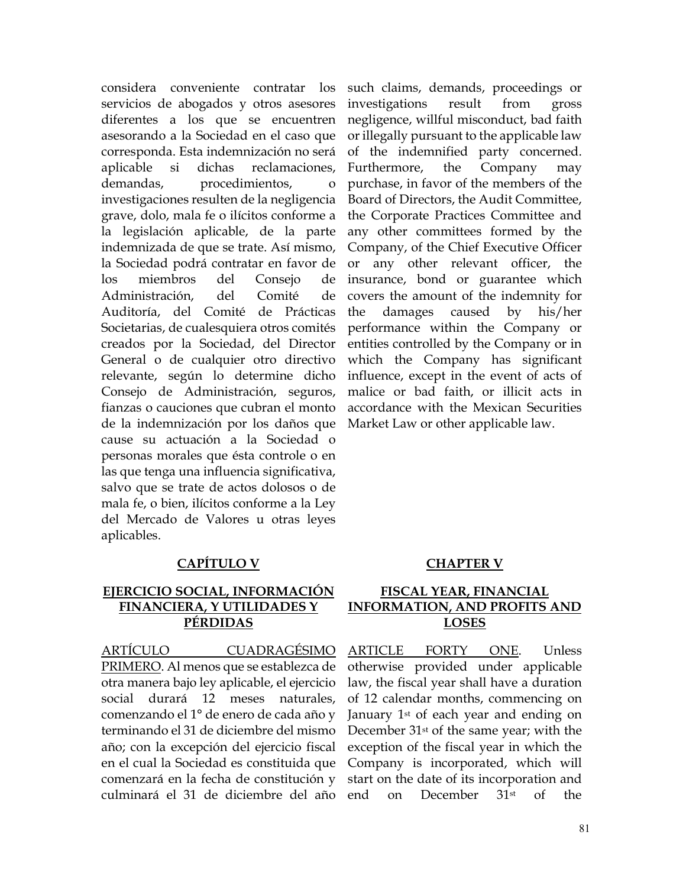considera conveniente contratar los servicios de abogados y otros asesores diferentes a los que se encuentren asesorando a la Sociedad en el caso que corresponda. Esta indemnización no será aplicable si dichas reclamaciones, demandas, procedimientos, o investigaciones resulten de la negligencia grave, dolo, mala fe o ilícitos conforme a la legislación aplicable, de la parte indemnizada de que se trate. Así mismo, la Sociedad podrá contratar en favor de los miembros del Consejo de Administración, del Comité de Auditoría, del Comité de Prácticas Societarias, de cualesquiera otros comités creados por la Sociedad, del Director General o de cualquier otro directivo relevante, según lo determine dicho Consejo de Administración, seguros, fianzas o cauciones que cubran el monto de la indemnización por los daños que cause su actuación a la Sociedad o personas morales que ésta controle o en las que tenga una influencia significativa, salvo que se trate de actos dolosos o de mala fe, o bien, ilícitos conforme a la Ley del Mercado de Valores u otras leyes aplicables.

such claims, demands, proceedings or investigations result from gross negligence, willful misconduct, bad faith or illegally pursuant to the applicable law of the indemnified party concerned. Furthermore, the Company may purchase, in favor of the members of the Board of Directors, the Audit Committee, the Corporate Practices Committee and any other committees formed by the Company, of the Chief Executive Officer or any other relevant officer, the insurance, bond or guarantee which covers the amount of the indemnity for the damages caused by his/her performance within the Company or entities controlled by the Company or in which the Company has significant influence, except in the event of acts of malice or bad faith, or illicit acts in accordance with the Mexican Securities Market Law or other applicable law.

## CAPÍTULO V

## EJERCICIO SOCIAL, INFORMACIÓN FINANCIERA, Y UTILIDADES Y PÉRDIDAS

ARTÍCULO CUADRAGÉSIMO PRIMERO. Al menos que se establezca de otra manera bajo ley aplicable, el ejercicio social durará 12 meses naturales, comenzando el 1° de enero de cada año y terminando el 31 de diciembre del mismo año; con la excepción del ejercicio fiscal en el cual la Sociedad es constituida que comenzará en la fecha de constitución y culminará el 31 de diciembre del año

## CHAPTER V

## FISCAL YEAR, FINANCIAL INFORMATION, AND PROFITS AND LOSES

ARTICLE FORTY ONE. Unless otherwise provided under applicable law, the fiscal year shall have a duration of 12 calendar months, commencing on January 1st of each year and ending on December 31st of the same year; with the exception of the fiscal year in which the Company is incorporated, which will start on the date of its incorporation and end on December 31st of the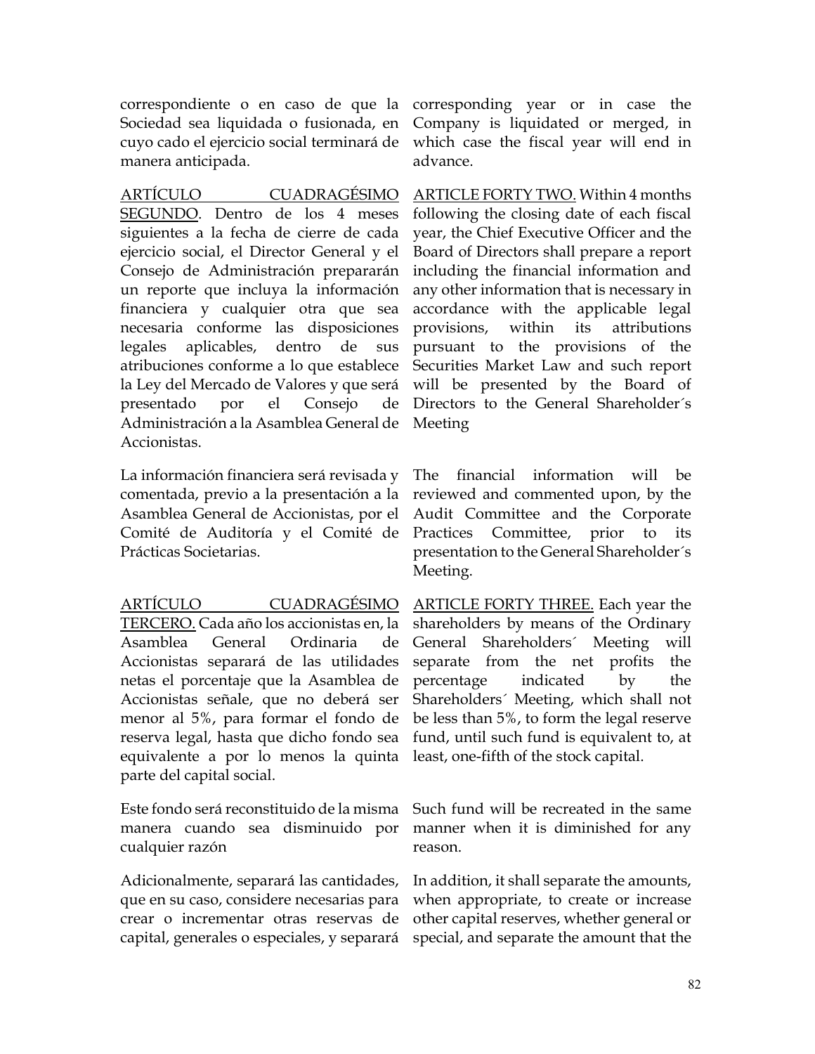correspondiente o en caso de que la Sociedad sea liquidada o fusionada, en cuyo cado el ejercicio social terminará de manera anticipada.

corresponding year or in case the Company is liquidated or merged, in which case the fiscal year will end in advance.

<u>ARTÍCULO CUADRAGÉSIMO SEGUNDO</u>. Dentro de los 4 meses siguientes a la fecha de cierre de cada ejercicio social, el Director General y el Consejo de Administración prepararán un reporte que incluya la información financiera y cualquier otra que sea necesaria conforme las disposiciones legales aplicables, dentro de sus atribuciones conforme a lo que establece la Ley del Mercado de Valores y que será presentado por el Consejo de Administración a la Asamblea General de Accionistas.

<u>ARTICLE FORTY TWO.</u> Within 4 months following the closing date of each fiscal year, the Chief Executive Officer and the Board of Directors shall prepare a report including the financial information and any other information that is necessary in accordance with the applicable legal provisions, within its attributions pursuant to the provisions of the Securities Market Law and such report will be presented by the Board of Directors to the General Shareholder´s Meeting

La información financiera será revisada y comentada, previo a la presentación a la Asamblea General de Accionistas, por el Comité de Auditoría y el Comité de Prácticas Societarias.

The financial information will be reviewed and commented upon, by the Audit Committee and the Corporate Practices Committee, prior to its presentation to the General Shareholder´s Meeting.

<u>ARTÍCULO CUADRAGÉSIMO TERCERO.</u> Cada año los accionistas en, la Asamblea General Ordinaria de Accionistas separará de las utilidades netas el porcentaje que la Asamblea de Accionistas señale, que no deberá ser menor al 5%, para formar el fondo de reserva legal, hasta que dicho fondo sea equivalente a por lo menos la quinta parte del capital social.

<u>ARTICLE FORTY THREE.</u> Each year the shareholders by means of the Ordinary General Shareholders´ Meeting will separate from the net profits the percentage indicated by the Shareholders´ Meeting, which shall not be less than 5%, to form the legal reserve fund, until such fund is equivalent to, at least, one-fifth of the stock capital.

Este fondo será reconstituido de la misma manera cuando sea disminuido por cualquier razón

Such fund will be recreated in the same manner when it is diminished for any reason.

Adicionalmente, separará las cantidades, que en su caso, considere necesarias para crear o incrementar otras reservas de capital, generales o especiales, y separará

In addition, it shall separate the amounts, when appropriate, to create or increase other capital reserves, whether general or special, and separate the amount that the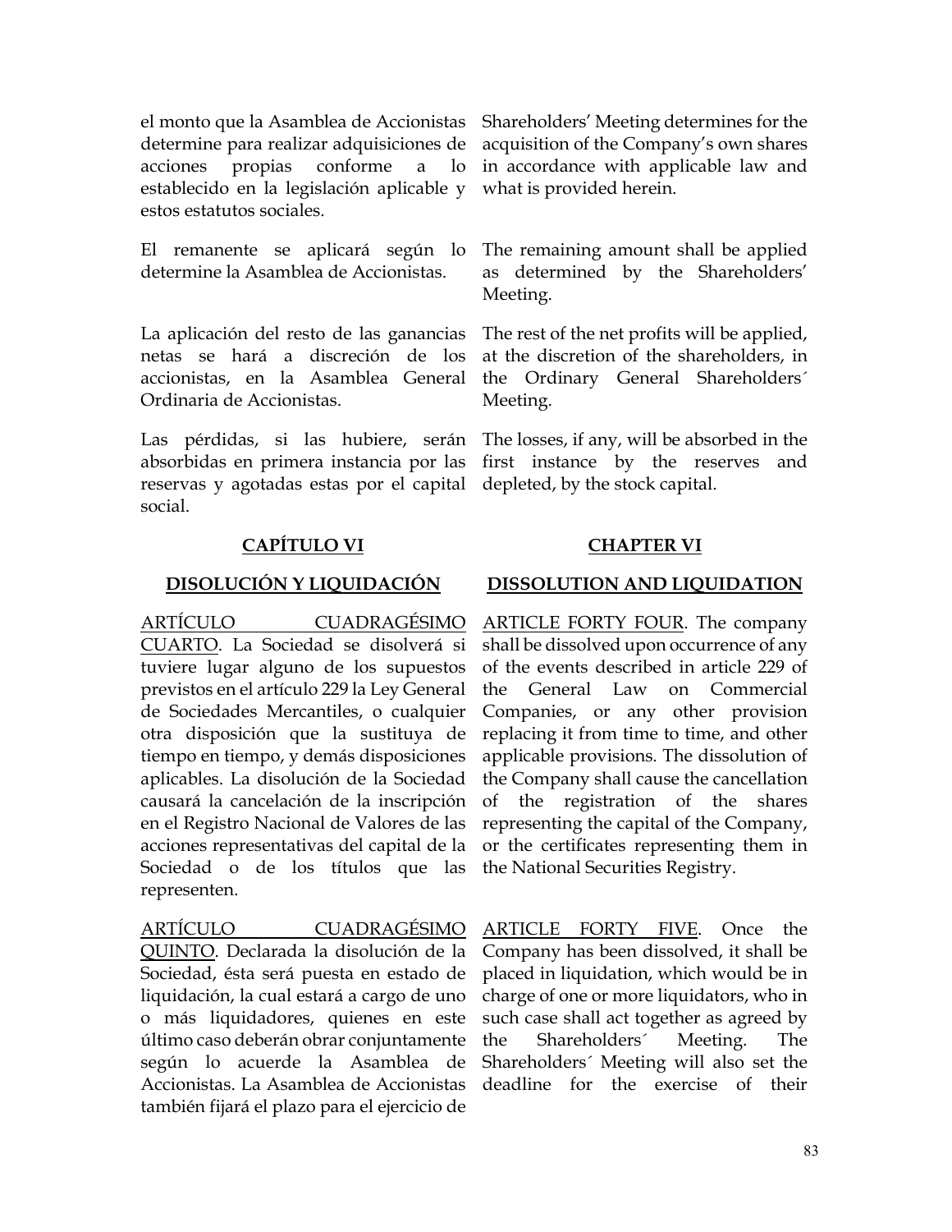el monto que la Asamblea de Accionistas determine para realizar adquisiciones de acciones propias conforme a lo establecido en la legislación aplicable y estos estatutos sociales.

Shareholders' Meeting determines for the acquisition of the Company's own shares in accordance with applicable law and what is provided herein.

El remanente se aplicará según lo determine la Asamblea de Accionistas.

The remaining amount shall be applied as determined by the Shareholders' Meeting.

La aplicación del resto de las ganancias netas se hará a discreción de los accionistas, en la Asamblea General Ordinaria de Accionistas.

The rest of the net profits will be applied, at the discretion of the shareholders, in the Ordinary General Shareholders´ Meeting.

Las pérdidas, si las hubiere, serán absorbidas en primera instancia por las reservas y agotadas estas por el capital social.

The losses, if any, will be absorbed in the first instance by the reserves and depleted, by the stock capital.

## CAPÍTULO VI

## DISOLUCIÓN Y LIQUIDACIÓN

## CHAPTER VI

## DISSOLUTION AND LIQUIDATION

ARTÍCULO CUADRAGÉSIMO CUARTO. La Sociedad se disolverá si tuviere lugar alguno de los supuestos previstos en el artículo 229 la Ley General de Sociedades Mercantiles, o cualquier otra disposición que la sustituya de tiempo en tiempo, y demás disposiciones aplicables. La disolución de la Sociedad causará la cancelación de la inscripción en el Registro Nacional de Valores de las acciones representativas del capital de la Sociedad o de los títulos que las representen.

ARTICLE FORTY FOUR. The company shall be dissolved upon occurrence of any of the events described in article 229 of the General Law on Commercial Companies, or any other provision replacing it from time to time, and other applicable provisions. The dissolution of the Company shall cause the cancellation of the registration of the shares representing the capital of the Company, or the certificates representing them in the National Securities Registry.

ARTÍCULO CUADRAGÉSIMO QUINTO. Declarada la disolución de la Sociedad, ésta será puesta en estado de liquidación, la cual estará a cargo de uno o más liquidadores, quienes en este último caso deberán obrar conjuntamente según lo acuerde la Asamblea de Accionistas. La Asamblea de Accionistas también fijará el plazo para el ejercicio de

ARTICLE FORTY FIVE. Once the Company has been dissolved, it shall be placed in liquidation, which would be in charge of one or more liquidators, who in such case shall act together as agreed by the Shareholders´ Meeting. The Shareholders´ Meeting will also set the deadline for the exercise of their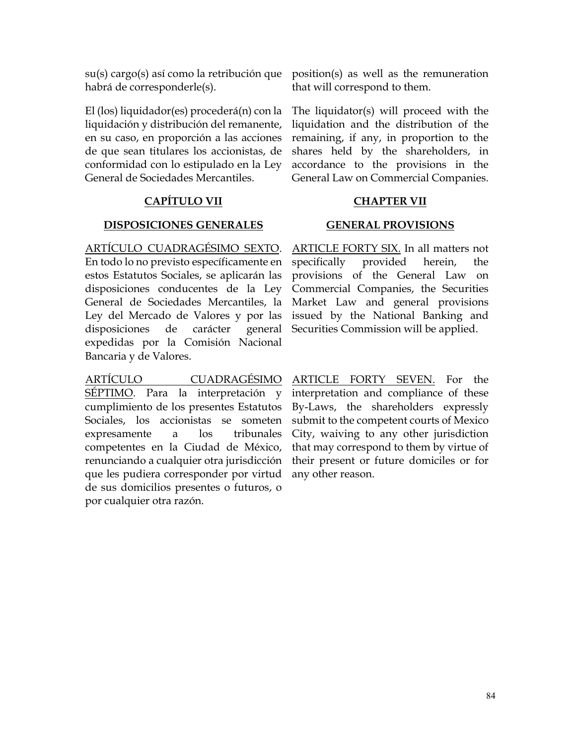su(s) cargo(s) así como la retribución que habrá de corresponderle(s).

El (los) liquidador(es) procederá(n) con la liquidación y distribución del remanente, en su caso, en proporción a las acciones de que sean titulares los accionistas, de conformidad con lo estipulado en la Ley General de Sociedades Mercantiles.

## CAPÍTULO VII

## DISPOSICIONES GENERALES

ARTÍCULO CUADRAGÉSIMO SEXTO. En todo lo no previsto específicamente en estos Estatutos Sociales, se aplicarán las disposiciones conducentes de la Ley General de Sociedades Mercantiles, la Ley del Mercado de Valores y por las disposiciones de carácter general expedidas por la Comisión Nacional Bancaria y de Valores.

ARTÍCULO CUADRAGÉSIMO SÉPTIMO. Para la interpretación y cumplimiento de los presentes Estatutos Sociales, los accionistas se someten expresamente a los tribunales competentes en la Ciudad de México, renunciando a cualquier otra jurisdicción que les pudiera corresponder por virtud de sus domicilios presentes o futuros, o por cualquier otra razón.

position(s) as well as the remuneration that will correspond to them.

The liquidator(s) will proceed with the liquidation and the distribution of the remaining, if any, in proportion to the shares held by the shareholders, in accordance to the provisions in the General Law on Commercial Companies.

## CHAPTER VII

## GENERAL PROVISIONS

ARTICLE FORTY SIX. In all matters not specifically provided herein, the provisions of the General Law on Commercial Companies, the Securities Market Law and general provisions issued by the National Banking and Securities Commission will be applied.

ARTICLE FORTY SEVEN. For the interpretation and compliance of these By-Laws, the shareholders expressly submit to the competent courts of Mexico City, waiving to any other jurisdiction that may correspond to them by virtue of their present or future domiciles or for any other reason.